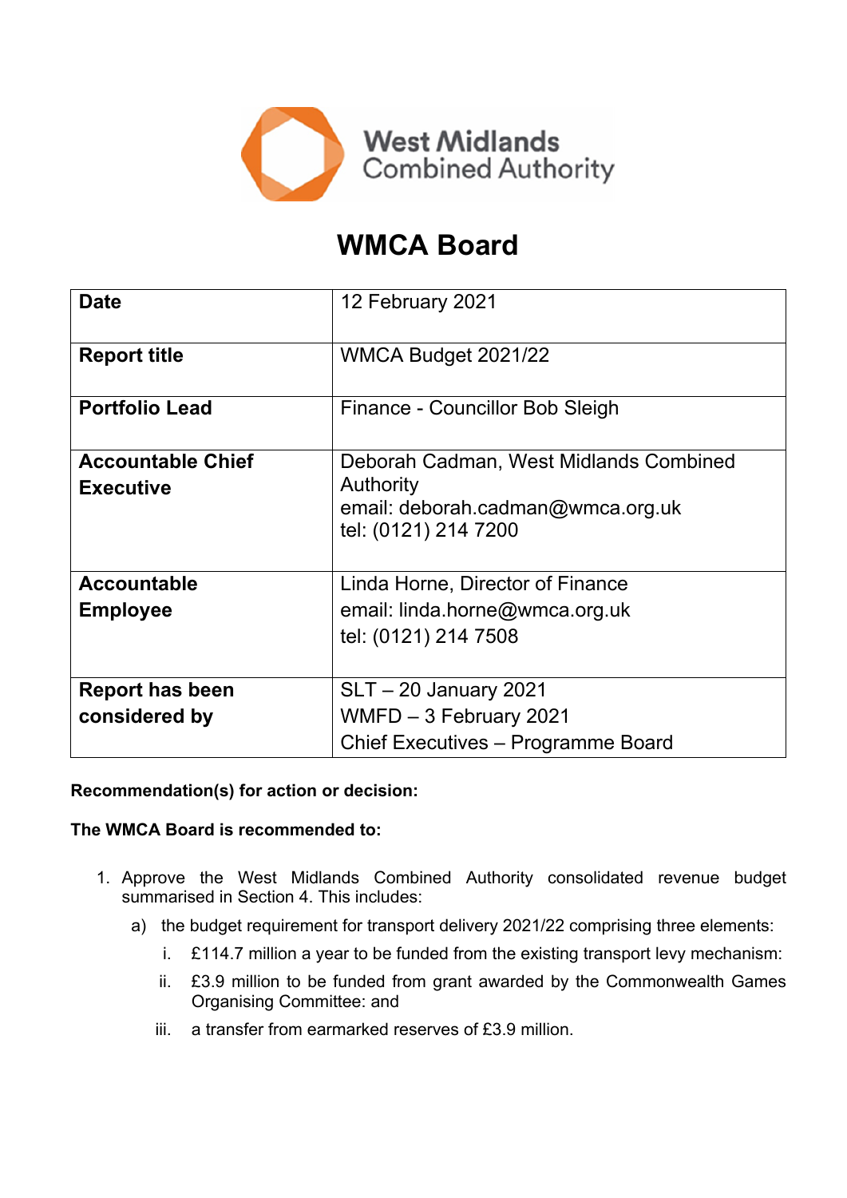West Midlands Combined Authority

# WMCA Board

| Date | 12 February 2021 |
|---|---|
| **Report title** | WMCA Budget 2021/22 |
| **Portfolio Lead** | Finance - Councillor Bob Sleigh |
| **Accountable Chief Executive** | Deborah Cadman, West Midlands Combined Authority<br>email: deborah.cadman@wmca.org.uk<br>tel: (0121) 214 7200 |
| **Accountable Employee** | Linda Horne, Director of Finance<br>email: linda.horne@wmca.org.uk<br>tel: (0121) 214 7508 |
| **Report has been considered by** | SLT – 20 January 2021<br>WMFD – 3 February 2021<br>Chief Executives – Programme Board |

**Recommendation(s) for action or decision:**

**The WMCA Board is recommended to:**

1. Approve the West Midlands Combined Authority consolidated revenue budget summarised in Section 4. This includes:
   a) the budget requirement for transport delivery 2021/22 comprising three elements:
      i. £114.7 million a year to be funded from the existing transport levy mechanism:
      ii. £3.9 million to be funded from grant awarded by the Commonwealth Games Organising Committee: and
      iii. a transfer from earmarked reserves of £3.9 million.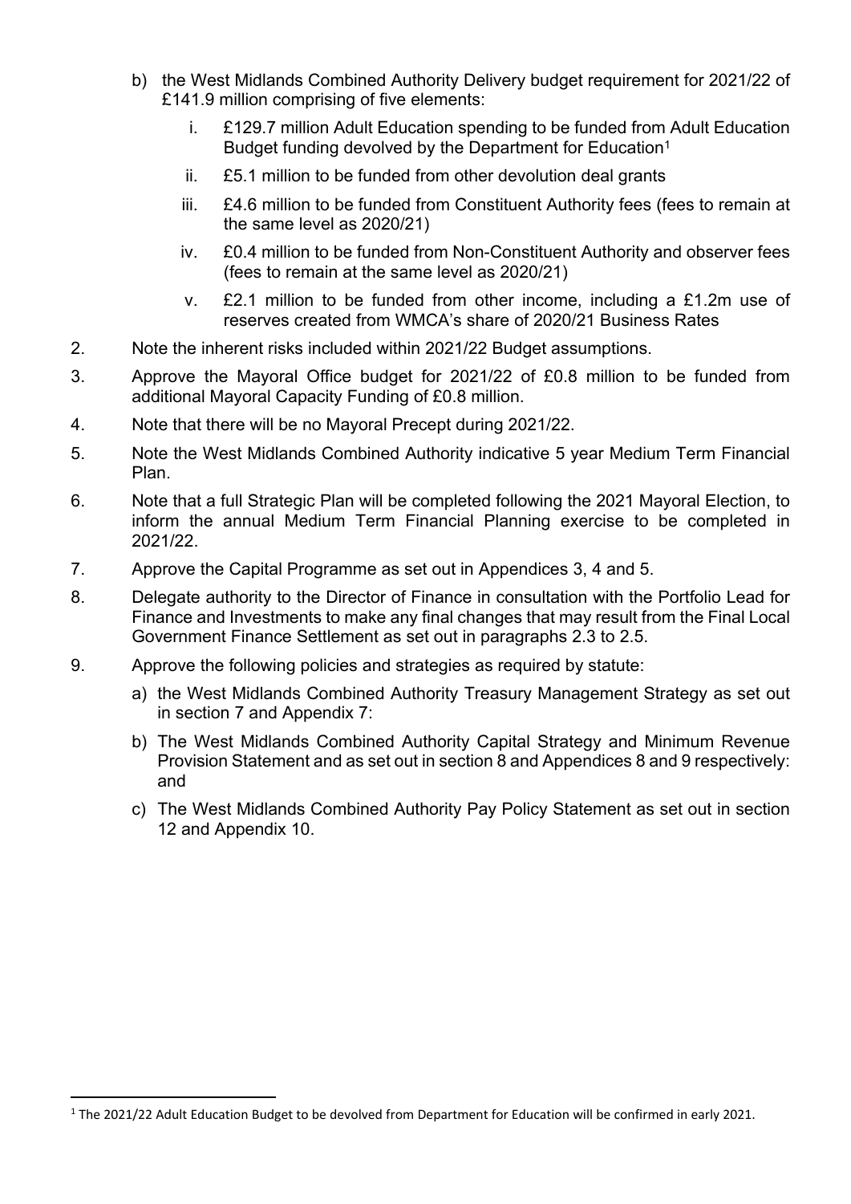b) the West Midlands Combined Authority Delivery budget requirement for 2021/22 of £141.9 million comprising of five elements:

   i. £129.7 million Adult Education spending to be funded from Adult Education Budget funding devolved by the Department for Education[1]

   ii. £5.1 million to be funded from other devolution deal grants

   iii. £4.6 million to be funded from Constituent Authority fees (fees to remain at the same level as 2020/21)

   iv. £0.4 million to be funded from Non-Constituent Authority and observer fees (fees to remain at the same level as 2020/21)

   v. £2.1 million to be funded from other income, including a £1.2m use of reserves created from WMCA's share of 2020/21 Business Rates

2. Note the inherent risks included within 2021/22 Budget assumptions.

3. Approve the Mayoral Office budget for 2021/22 of £0.8 million to be funded from additional Mayoral Capacity Funding of £0.8 million.

4. Note that there will be no Mayoral Precept during 2021/22.

5. Note the West Midlands Combined Authority indicative 5 year Medium Term Financial Plan.

6. Note that a full Strategic Plan will be completed following the 2021 Mayoral Election, to inform the annual Medium Term Financial Planning exercise to be completed in 2021/22.

7. Approve the Capital Programme as set out in Appendices 3, 4 and 5.

8. Delegate authority to the Director of Finance in consultation with the Portfolio Lead for Finance and Investments to make any final changes that may result from the Final Local Government Finance Settlement as set out in paragraphs 2.3 to 2.5.

9. Approve the following policies and strategies as required by statute:

   a) the West Midlands Combined Authority Treasury Management Strategy as set out in section 7 and Appendix 7:

   b) The West Midlands Combined Authority Capital Strategy and Minimum Revenue Provision Statement and as set out in section 8 and Appendices 8 and 9 respectively: and

   c) The West Midlands Combined Authority Pay Policy Statement as set out in section 12 and Appendix 10.

---

[1] The 2021/22 Adult Education Budget to be devolved from Department for Education will be confirmed in early 2021.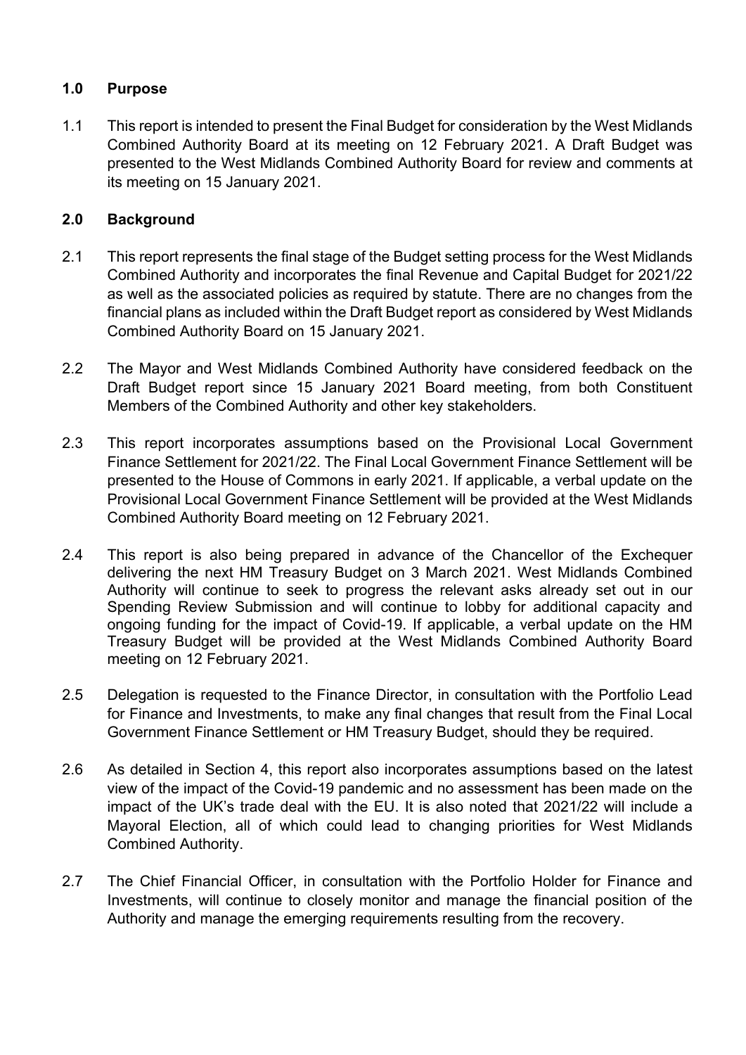## 1.0 Purpose

1.1 This report is intended to present the Final Budget for consideration by the West Midlands Combined Authority Board at its meeting on 12 February 2021. A Draft Budget was presented to the West Midlands Combined Authority Board for review and comments at its meeting on 15 January 2021.

## 2.0 Background

2.1 This report represents the final stage of the Budget setting process for the West Midlands Combined Authority and incorporates the final Revenue and Capital Budget for 2021/22 as well as the associated policies as required by statute. There are no changes from the financial plans as included within the Draft Budget report as considered by West Midlands Combined Authority Board on 15 January 2021.

2.2 The Mayor and West Midlands Combined Authority have considered feedback on the Draft Budget report since 15 January 2021 Board meeting, from both Constituent Members of the Combined Authority and other key stakeholders.

2.3 This report incorporates assumptions based on the Provisional Local Government Finance Settlement for 2021/22. The Final Local Government Finance Settlement will be presented to the House of Commons in early 2021. If applicable, a verbal update on the Provisional Local Government Finance Settlement will be provided at the West Midlands Combined Authority Board meeting on 12 February 2021.

2.4 This report is also being prepared in advance of the Chancellor of the Exchequer delivering the next HM Treasury Budget on 3 March 2021. West Midlands Combined Authority will continue to seek to progress the relevant asks already set out in our Spending Review Submission and will continue to lobby for additional capacity and ongoing funding for the impact of Covid-19. If applicable, a verbal update on the HM Treasury Budget will be provided at the West Midlands Combined Authority Board meeting on 12 February 2021.

2.5 Delegation is requested to the Finance Director, in consultation with the Portfolio Lead for Finance and Investments, to make any final changes that result from the Final Local Government Finance Settlement or HM Treasury Budget, should they be required.

2.6 As detailed in Section 4, this report also incorporates assumptions based on the latest view of the impact of the Covid-19 pandemic and no assessment has been made on the impact of the UK's trade deal with the EU. It is also noted that 2021/22 will include a Mayoral Election, all of which could lead to changing priorities for West Midlands Combined Authority.

2.7 The Chief Financial Officer, in consultation with the Portfolio Holder for Finance and Investments, will continue to closely monitor and manage the financial position of the Authority and manage the emerging requirements resulting from the recovery.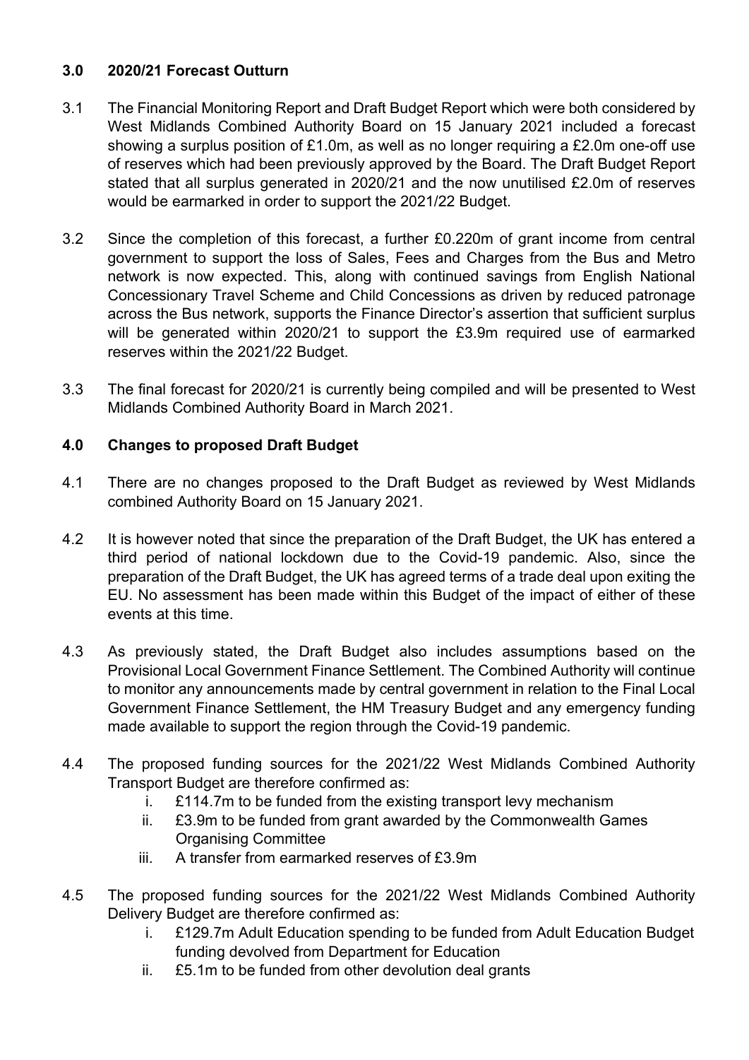## 3.0 2020/21 Forecast Outturn

3.1 The Financial Monitoring Report and Draft Budget Report which were both considered by West Midlands Combined Authority Board on 15 January 2021 included a forecast showing a surplus position of £1.0m, as well as no longer requiring a £2.0m one-off use of reserves which had been previously approved by the Board. The Draft Budget Report stated that all surplus generated in 2020/21 and the now unutilised £2.0m of reserves would be earmarked in order to support the 2021/22 Budget.

3.2 Since the completion of this forecast, a further £0.220m of grant income from central government to support the loss of Sales, Fees and Charges from the Bus and Metro network is now expected. This, along with continued savings from English National Concessionary Travel Scheme and Child Concessions as driven by reduced patronage across the Bus network, supports the Finance Director's assertion that sufficient surplus will be generated within 2020/21 to support the £3.9m required use of earmarked reserves within the 2021/22 Budget.

3.3 The final forecast for 2020/21 is currently being compiled and will be presented to West Midlands Combined Authority Board in March 2021.

## 4.0 Changes to proposed Draft Budget

4.1 There are no changes proposed to the Draft Budget as reviewed by West Midlands combined Authority Board on 15 January 2021.

4.2 It is however noted that since the preparation of the Draft Budget, the UK has entered a third period of national lockdown due to the Covid-19 pandemic. Also, since the preparation of the Draft Budget, the UK has agreed terms of a trade deal upon exiting the EU. No assessment has been made within this Budget of the impact of either of these events at this time.

4.3 As previously stated, the Draft Budget also includes assumptions based on the Provisional Local Government Finance Settlement. The Combined Authority will continue to monitor any announcements made by central government in relation to the Final Local Government Finance Settlement, the HM Treasury Budget and any emergency funding made available to support the region through the Covid-19 pandemic.

4.4 The proposed funding sources for the 2021/22 West Midlands Combined Authority Transport Budget are therefore confirmed as:

i. £114.7m to be funded from the existing transport levy mechanism
ii. £3.9m to be funded from grant awarded by the Commonwealth Games Organising Committee
iii. A transfer from earmarked reserves of £3.9m

4.5 The proposed funding sources for the 2021/22 West Midlands Combined Authority Delivery Budget are therefore confirmed as:

i. £129.7m Adult Education spending to be funded from Adult Education Budget funding devolved from Department for Education
ii. £5.1m to be funded from other devolution deal grants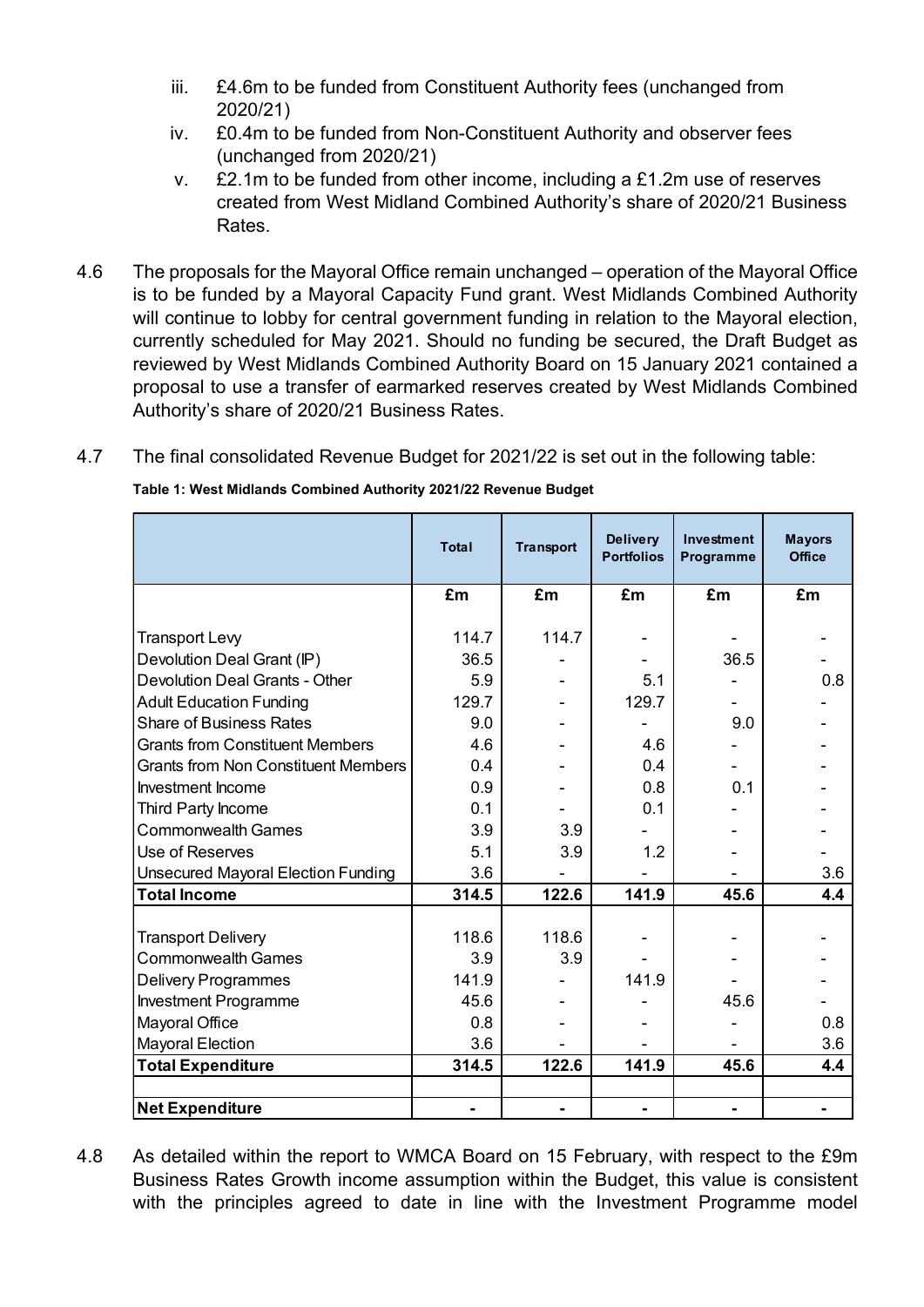iii. £4.6m to be funded from Constituent Authority fees (unchanged from 2020/21)
iv. £0.4m to be funded from Non-Constituent Authority and observer fees (unchanged from 2020/21)
v. £2.1m to be funded from other income, including a £1.2m use of reserves created from West Midland Combined Authority's share of 2020/21 Business Rates.

4.6 The proposals for the Mayoral Office remain unchanged – operation of the Mayoral Office is to be funded by a Mayoral Capacity Fund grant. West Midlands Combined Authority will continue to lobby for central government funding in relation to the Mayoral election, currently scheduled for May 2021. Should no funding be secured, the Draft Budget as reviewed by West Midlands Combined Authority Board on 15 January 2021 contained a proposal to use a transfer of earmarked reserves created by West Midlands Combined Authority's share of 2020/21 Business Rates.

4.7 The final consolidated Revenue Budget for 2021/22 is set out in the following table:

**Table 1: West Midlands Combined Authority 2021/22 Revenue Budget**

| | Total | Transport | Delivery Portfolios | Investment Programme | Mayors Office |
|---|---|---|---|---|---|
| | £m | £m | £m | £m | £m |
| Transport Levy | 114.7 | 114.7 | - | - | - |
| Devolution Deal Grant (IP) | 36.5 | - | - | 36.5 | - |
| Devolution Deal Grants - Other | 5.9 | - | 5.1 | - | 0.8 |
| Adult Education Funding | 129.7 | - | 129.7 | - | - |
| Share of Business Rates | 9.0 | - | - | 9.0 | - |
| Grants from Constituent Members | 4.6 | - | 4.6 | - | - |
| Grants from Non Constituent Members | 0.4 | - | 0.4 | - | - |
| Investment Income | 0.9 | - | 0.8 | 0.1 | - |
| Third Party Income | 0.1 | - | 0.1 | - | - |
| Commonwealth Games | 3.9 | 3.9 | - | - | - |
| Use of Reserves | 5.1 | 3.9 | 1.2 | - | - |
| Unsecured Mayoral Election Funding | 3.6 | - | - | - | 3.6 |
| **Total Income** | **314.5** | **122.6** | **141.9** | **45.6** | **4.4** |
| Transport Delivery | 118.6 | 118.6 | - | - | - |
| Commonwealth Games | 3.9 | 3.9 | - | - | - |
| Delivery Programmes | 141.9 | - | 141.9 | - | - |
| Investment Programme | 45.6 | - | - | 45.6 | - |
| Mayoral Office | 0.8 | - | - | - | 0.8 |
| Mayoral Election | 3.6 | - | - | - | 3.6 |
| **Total Expenditure** | **314.5** | **122.6** | **141.9** | **45.6** | **4.4** |
| **Net Expenditure** | **-** | **-** | **-** | **-** | **-** |

4.8 As detailed within the report to WMCA Board on 15 February, with respect to the £9m Business Rates Growth income assumption within the Budget, this value is consistent with the principles agreed to date in line with the Investment Programme model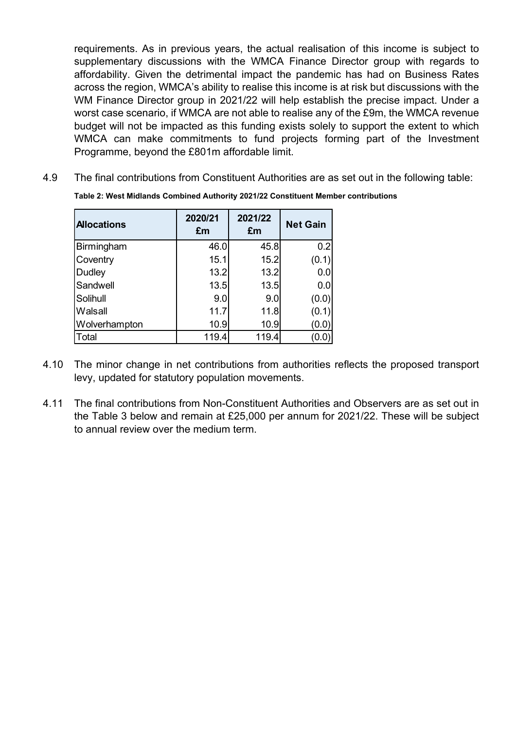requirements. As in previous years, the actual realisation of this income is subject to supplementary discussions with the WMCA Finance Director group with regards to affordability. Given the detrimental impact the pandemic has had on Business Rates across the region, WMCA's ability to realise this income is at risk but discussions with the WM Finance Director group in 2021/22 will help establish the precise impact. Under a worst case scenario, if WMCA are not able to realise any of the £9m, the WMCA revenue budget will not be impacted as this funding exists solely to support the extent to which WMCA can make commitments to fund projects forming part of the Investment Programme, beyond the £801m affordable limit.

4.9 The final contributions from Constituent Authorities are as set out in the following table:

**Table 2: West Midlands Combined Authority 2021/22 Constituent Member contributions**

| Allocations | 2020/21 £m | 2021/22 £m | Net Gain |
|---|---|---|---|
| Birmingham | 46.0 | 45.8 | 0.2 |
| Coventry | 15.1 | 15.2 | (0.1) |
| Dudley | 13.2 | 13.2 | 0.0 |
| Sandwell | 13.5 | 13.5 | 0.0 |
| Solihull | 9.0 | 9.0 | (0.0) |
| Walsall | 11.7 | 11.8 | (0.1) |
| Wolverhampton | 10.9 | 10.9 | (0.0) |
| Total | 119.4 | 119.4 | (0.0) |

4.10 The minor change in net contributions from authorities reflects the proposed transport levy, updated for statutory population movements.

4.11 The final contributions from Non-Constituent Authorities and Observers are as set out in the Table 3 below and remain at £25,000 per annum for 2021/22. These will be subject to annual review over the medium term.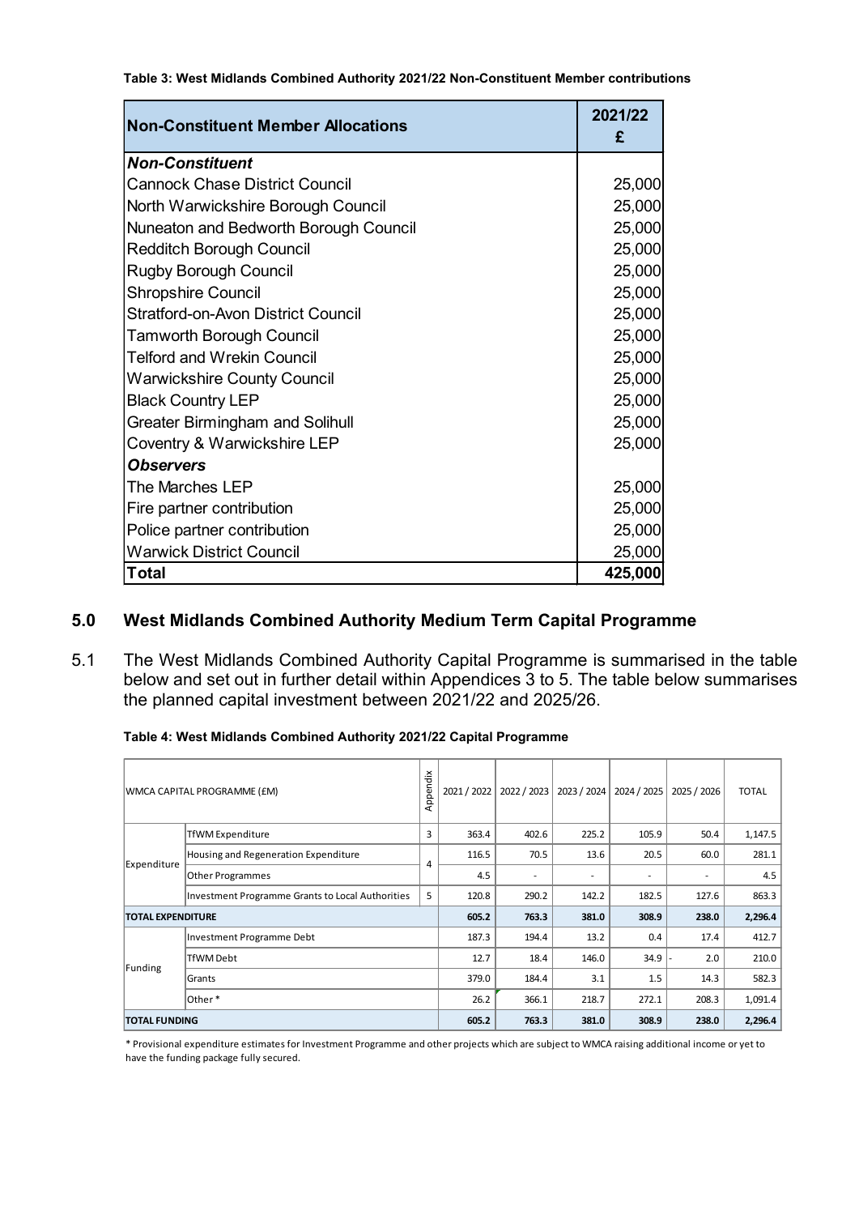**Table 3: West Midlands Combined Authority 2021/22 Non-Constituent Member contributions**

| Non-Constituent Member Allocations | 2021/22 £ |
|---|---|
| ***Non-Constituent*** | |
| Cannock Chase District Council | 25,000 |
| North Warwickshire Borough Council | 25,000 |
| Nuneaton and Bedworth Borough Council | 25,000 |
| Redditch Borough Council | 25,000 |
| Rugby Borough Council | 25,000 |
| Shropshire Council | 25,000 |
| Stratford-on-Avon District Council | 25,000 |
| Tamworth Borough Council | 25,000 |
| Telford and Wrekin Council | 25,000 |
| Warwickshire County Council | 25,000 |
| Black Country LEP | 25,000 |
| Greater Birmingham and Solihull | 25,000 |
| Coventry & Warwickshire LEP | 25,000 |
| ***Observers*** | |
| The Marches LEP | 25,000 |
| Fire partner contribution | 25,000 |
| Police partner contribution | 25,000 |
| Warwick District Council | 25,000 |
| **Total** | **425,000** |

## 5.0 West Midlands Combined Authority Medium Term Capital Programme

5.1 The West Midlands Combined Authority Capital Programme is summarised in the table below and set out in further detail within Appendices 3 to 5. The table below summarises the planned capital investment between 2021/22 and 2025/26.

**Table 4: West Midlands Combined Authority 2021/22 Capital Programme**

| WMCA CAPITAL PROGRAMME (£M) | | Appendix | 2021 / 2022 | 2022 / 2023 | 2023 / 2024 | 2024 / 2025 | 2025 / 2026 | TOTAL |
|---|---|---|---|---|---|---|---|---|
| Expenditure | TfWM Expenditure | 3 | 363.4 | 402.6 | 225.2 | 105.9 | 50.4 | 1,147.5 |
| | Housing and Regeneration Expenditure | 4 | 116.5 | 70.5 | 13.6 | 20.5 | 60.0 | 281.1 |
| | Other Programmes | | 4.5 | - | - | - | - | 4.5 |
| | Investment Programme Grants to Local Authorities | 5 | 120.8 | 290.2 | 142.2 | 182.5 | 127.6 | 863.3 |
| **TOTAL EXPENDITURE** | | | **605.2** | **763.3** | **381.0** | **308.9** | **238.0** | **2,296.4** |
| Funding | Investment Programme Debt | | 187.3 | 194.4 | 13.2 | 0.4 | 17.4 | 412.7 |
| | TfWM Debt | | 12.7 | 18.4 | 146.0 | 34.9 | - 2.0 | 210.0 |
| | Grants | | 379.0 | 184.4 | 3.1 | 1.5 | 14.3 | 582.3 |
| | Other * | | 26.2 | 366.1 | 218.7 | 272.1 | 208.3 | 1,091.4 |
| **TOTAL FUNDING** | | | **605.2** | **763.3** | **381.0** | **308.9** | **238.0** | **2,296.4** |

\* Provisional expenditure estimates for Investment Programme and other projects which are subject to WMCA raising additional income or yet to have the funding package fully secured.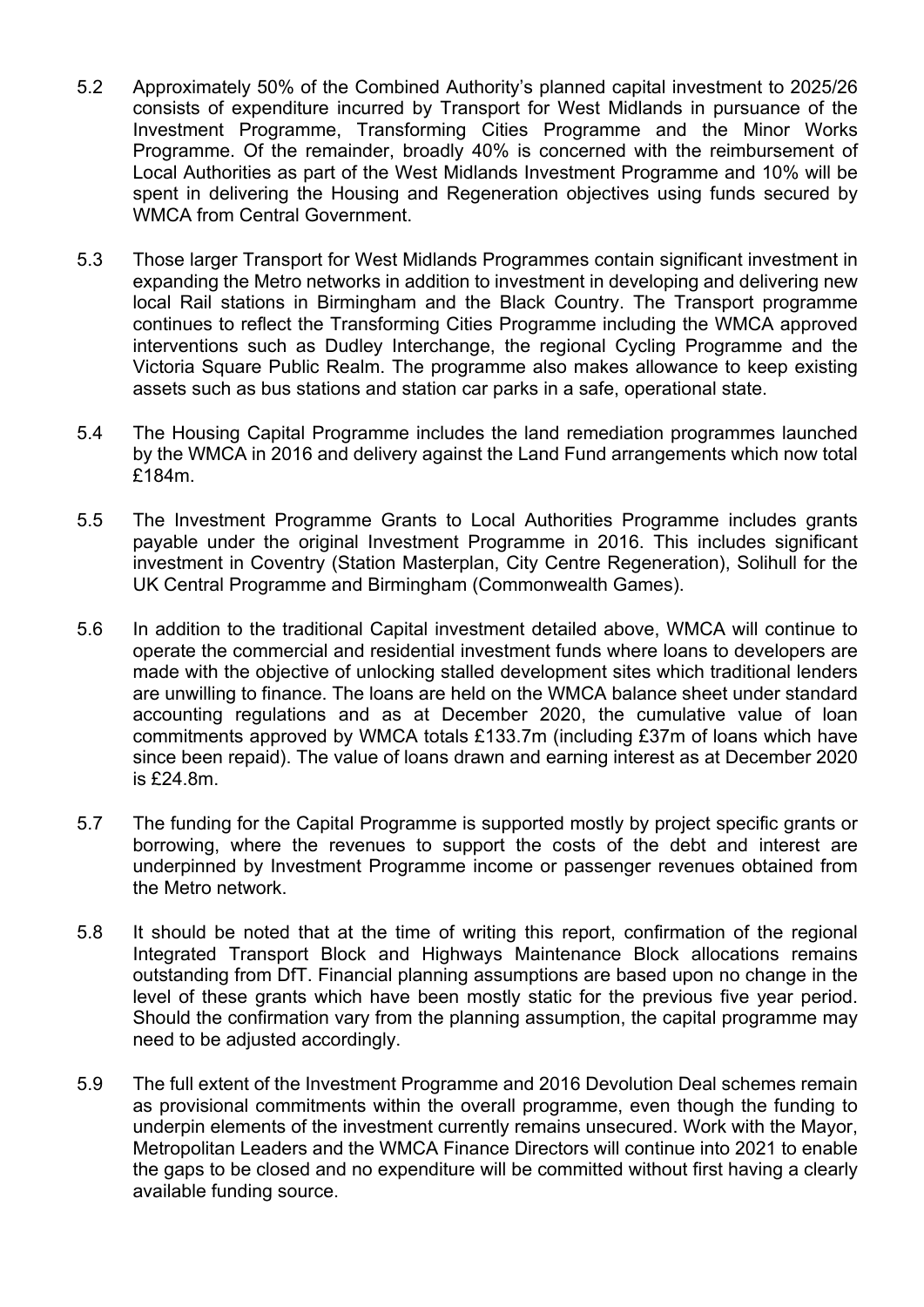5.2 Approximately 50% of the Combined Authority's planned capital investment to 2025/26 consists of expenditure incurred by Transport for West Midlands in pursuance of the Investment Programme, Transforming Cities Programme and the Minor Works Programme. Of the remainder, broadly 40% is concerned with the reimbursement of Local Authorities as part of the West Midlands Investment Programme and 10% will be spent in delivering the Housing and Regeneration objectives using funds secured by WMCA from Central Government.

5.3 Those larger Transport for West Midlands Programmes contain significant investment in expanding the Metro networks in addition to investment in developing and delivering new local Rail stations in Birmingham and the Black Country. The Transport programme continues to reflect the Transforming Cities Programme including the WMCA approved interventions such as Dudley Interchange, the regional Cycling Programme and the Victoria Square Public Realm. The programme also makes allowance to keep existing assets such as bus stations and station car parks in a safe, operational state.

5.4 The Housing Capital Programme includes the land remediation programmes launched by the WMCA in 2016 and delivery against the Land Fund arrangements which now total £184m.

5.5 The Investment Programme Grants to Local Authorities Programme includes grants payable under the original Investment Programme in 2016. This includes significant investment in Coventry (Station Masterplan, City Centre Regeneration), Solihull for the UK Central Programme and Birmingham (Commonwealth Games).

5.6 In addition to the traditional Capital investment detailed above, WMCA will continue to operate the commercial and residential investment funds where loans to developers are made with the objective of unlocking stalled development sites which traditional lenders are unwilling to finance. The loans are held on the WMCA balance sheet under standard accounting regulations and as at December 2020, the cumulative value of loan commitments approved by WMCA totals £133.7m (including £37m of loans which have since been repaid). The value of loans drawn and earning interest as at December 2020 is £24.8m.

5.7 The funding for the Capital Programme is supported mostly by project specific grants or borrowing, where the revenues to support the costs of the debt and interest are underpinned by Investment Programme income or passenger revenues obtained from the Metro network.

5.8 It should be noted that at the time of writing this report, confirmation of the regional Integrated Transport Block and Highways Maintenance Block allocations remains outstanding from DfT. Financial planning assumptions are based upon no change in the level of these grants which have been mostly static for the previous five year period. Should the confirmation vary from the planning assumption, the capital programme may need to be adjusted accordingly.

5.9 The full extent of the Investment Programme and 2016 Devolution Deal schemes remain as provisional commitments within the overall programme, even though the funding to underpin elements of the investment currently remains unsecured. Work with the Mayor, Metropolitan Leaders and the WMCA Finance Directors will continue into 2021 to enable the gaps to be closed and no expenditure will be committed without first having a clearly available funding source.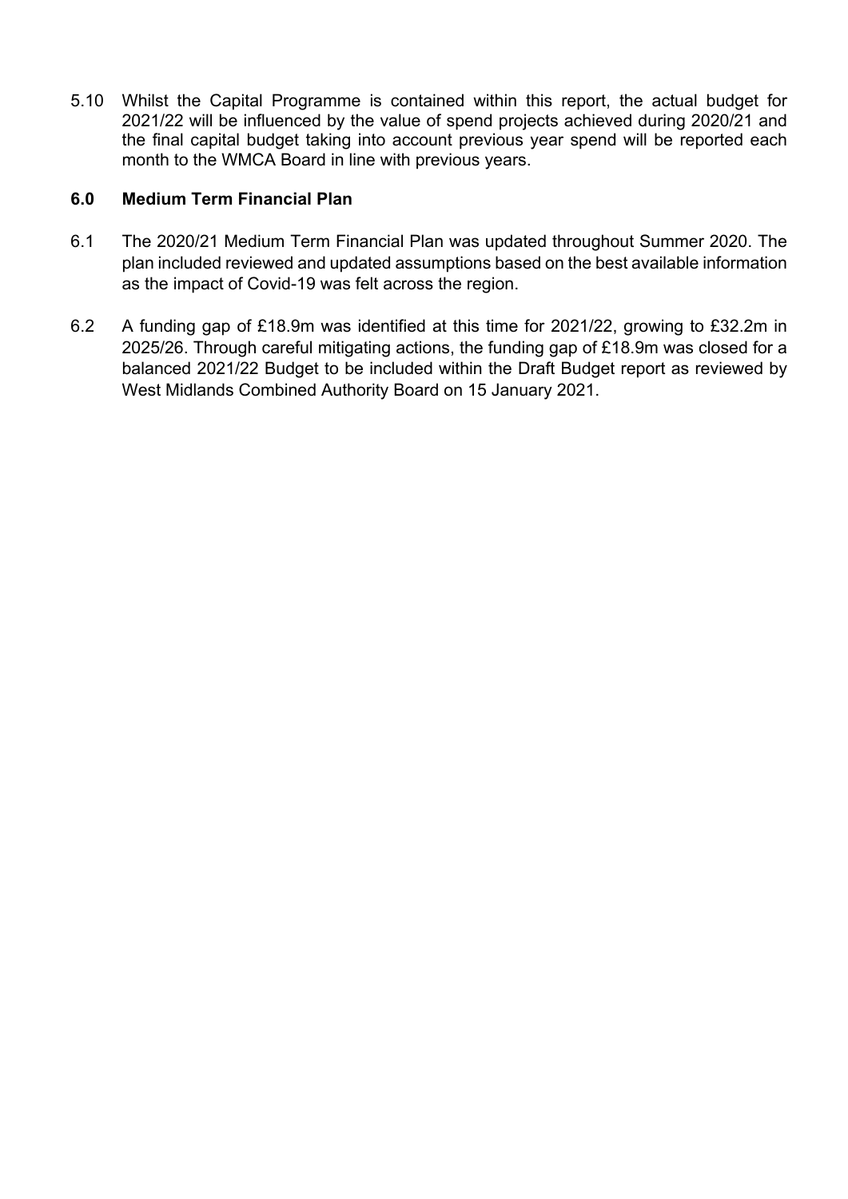5.10 Whilst the Capital Programme is contained within this report, the actual budget for 2021/22 will be influenced by the value of spend projects achieved during 2020/21 and the final capital budget taking into account previous year spend will be reported each month to the WMCA Board in line with previous years.

## 6.0 Medium Term Financial Plan

6.1 The 2020/21 Medium Term Financial Plan was updated throughout Summer 2020. The plan included reviewed and updated assumptions based on the best available information as the impact of Covid-19 was felt across the region.

6.2 A funding gap of £18.9m was identified at this time for 2021/22, growing to £32.2m in 2025/26. Through careful mitigating actions, the funding gap of £18.9m was closed for a balanced 2021/22 Budget to be included within the Draft Budget report as reviewed by West Midlands Combined Authority Board on 15 January 2021.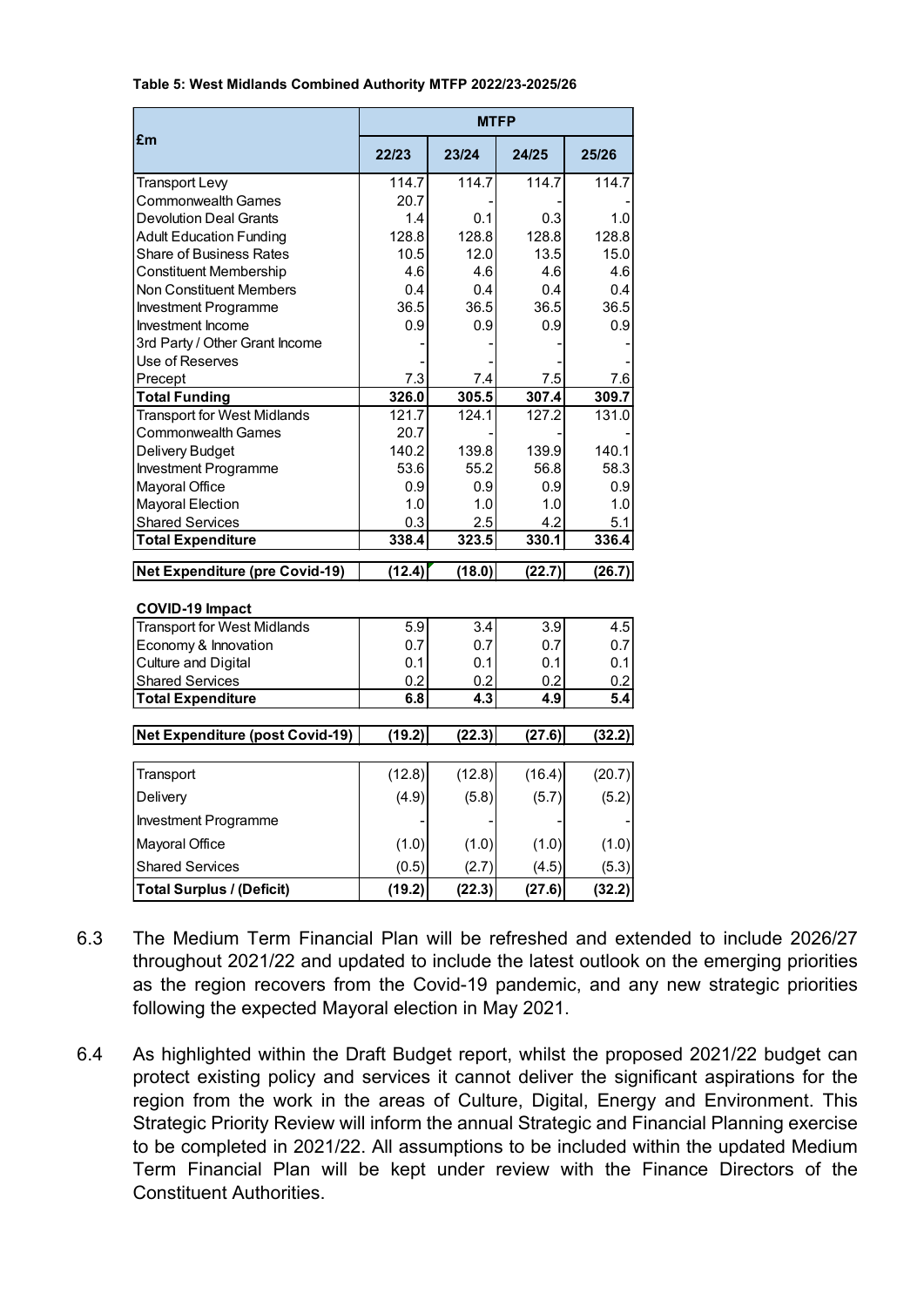**Table 5: West Midlands Combined Authority MTFP 2022/23-2025/26**

| £m | MTFP | | | |
|---|---|---|---|---|
| | 22/23 | 23/24 | 24/25 | 25/26 |
| Transport Levy | 114.7 | 114.7 | 114.7 | 114.7 |
| Commonwealth Games | 20.7 | - | - | - |
| Devolution Deal Grants | 1.4 | 0.1 | 0.3 | 1.0 |
| Adult Education Funding | 128.8 | 128.8 | 128.8 | 128.8 |
| Share of Business Rates | 10.5 | 12.0 | 13.5 | 15.0 |
| Constituent Membership | 4.6 | 4.6 | 4.6 | 4.6 |
| Non Constituent Members | 0.4 | 0.4 | 0.4 | 0.4 |
| Investment Programme | 36.5 | 36.5 | 36.5 | 36.5 |
| Investment Income | 0.9 | 0.9 | 0.9 | 0.9 |
| 3rd Party / Other Grant Income | - | - | - | - |
| Use of Reserves | - | - | - | - |
| Precept | 7.3 | 7.4 | 7.5 | 7.6 |
| **Total Funding** | **326.0** | **305.5** | **307.4** | **309.7** |
| Transport for West Midlands | 121.7 | 124.1 | 127.2 | 131.0 |
| Commonwealth Games | 20.7 | - | - | - |
| Delivery Budget | 140.2 | 139.8 | 139.9 | 140.1 |
| Investment Programme | 53.6 | 55.2 | 56.8 | 58.3 |
| Mayoral Office | 0.9 | 0.9 | 0.9 | 0.9 |
| Mayoral Election | 1.0 | 1.0 | 1.0 | 1.0 |
| Shared Services | 0.3 | 2.5 | 4.2 | 5.1 |
| **Total Expenditure** | **338.4** | **323.5** | **330.1** | **336.4** |
| **Net Expenditure (pre Covid-19)** | **(12.4)** | **(18.0)** | **(22.7)** | **(26.7)** |
| **COVID-19 Impact** | | | | |
| Transport for West Midlands | 5.9 | 3.4 | 3.9 | 4.5 |
| Economy & Innovation | 0.7 | 0.7 | 0.7 | 0.7 |
| Culture and Digital | 0.1 | 0.1 | 0.1 | 0.1 |
| Shared Services | 0.2 | 0.2 | 0.2 | 0.2 |
| **Total Expenditure** | **6.8** | **4.3** | **4.9** | **5.4** |
| **Net Expenditure (post Covid-19)** | **(19.2)** | **(22.3)** | **(27.6)** | **(32.2)** |
| Transport | (12.8) | (12.8) | (16.4) | (20.7) |
| Delivery | (4.9) | (5.8) | (5.7) | (5.2) |
| Investment Programme | - | - | - | - |
| Mayoral Office | (1.0) | (1.0) | (1.0) | (1.0) |
| Shared Services | (0.5) | (2.7) | (4.5) | (5.3) |
| **Total Surplus / (Deficit)** | **(19.2)** | **(22.3)** | **(27.6)** | **(32.2)** |

6.3 The Medium Term Financial Plan will be refreshed and extended to include 2026/27 throughout 2021/22 and updated to include the latest outlook on the emerging priorities as the region recovers from the Covid-19 pandemic, and any new strategic priorities following the expected Mayoral election in May 2021.

6.4 As highlighted within the Draft Budget report, whilst the proposed 2021/22 budget can protect existing policy and services it cannot deliver the significant aspirations for the region from the work in the areas of Culture, Digital, Energy and Environment. This Strategic Priority Review will inform the annual Strategic and Financial Planning exercise to be completed in 2021/22. All assumptions to be included within the updated Medium Term Financial Plan will be kept under review with the Finance Directors of the Constituent Authorities.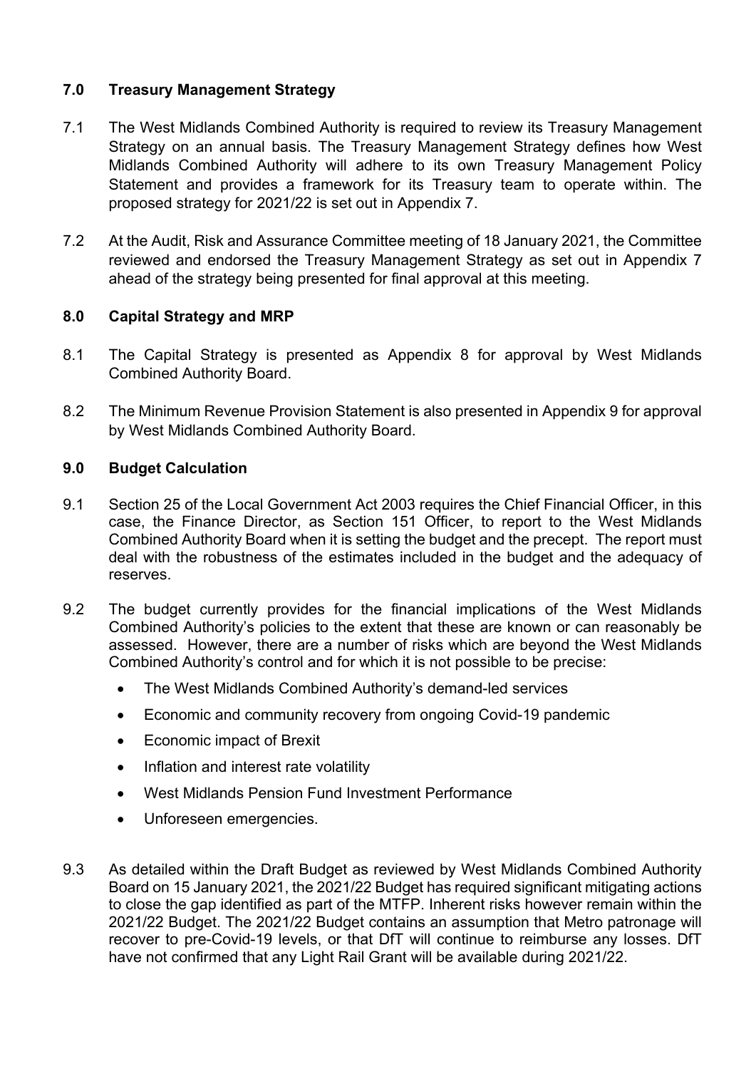## 7.0 Treasury Management Strategy

7.1 The West Midlands Combined Authority is required to review its Treasury Management Strategy on an annual basis. The Treasury Management Strategy defines how West Midlands Combined Authority will adhere to its own Treasury Management Policy Statement and provides a framework for its Treasury team to operate within. The proposed strategy for 2021/22 is set out in Appendix 7.

7.2 At the Audit, Risk and Assurance Committee meeting of 18 January 2021, the Committee reviewed and endorsed the Treasury Management Strategy as set out in Appendix 7 ahead of the strategy being presented for final approval at this meeting.

## 8.0 Capital Strategy and MRP

8.1 The Capital Strategy is presented as Appendix 8 for approval by West Midlands Combined Authority Board.

8.2 The Minimum Revenue Provision Statement is also presented in Appendix 9 for approval by West Midlands Combined Authority Board.

## 9.0 Budget Calculation

9.1 Section 25 of the Local Government Act 2003 requires the Chief Financial Officer, in this case, the Finance Director, as Section 151 Officer, to report to the West Midlands Combined Authority Board when it is setting the budget and the precept. The report must deal with the robustness of the estimates included in the budget and the adequacy of reserves.

9.2 The budget currently provides for the financial implications of the West Midlands Combined Authority's policies to the extent that these are known or can reasonably be assessed. However, there are a number of risks which are beyond the West Midlands Combined Authority's control and for which it is not possible to be precise:

- The West Midlands Combined Authority's demand-led services
- Economic and community recovery from ongoing Covid-19 pandemic
- Economic impact of Brexit
- Inflation and interest rate volatility
- West Midlands Pension Fund Investment Performance
- Unforeseen emergencies.

9.3 As detailed within the Draft Budget as reviewed by West Midlands Combined Authority Board on 15 January 2021, the 2021/22 Budget has required significant mitigating actions to close the gap identified as part of the MTFP. Inherent risks however remain within the 2021/22 Budget. The 2021/22 Budget contains an assumption that Metro patronage will recover to pre-Covid-19 levels, or that DfT will continue to reimburse any losses. DfT have not confirmed that any Light Rail Grant will be available during 2021/22.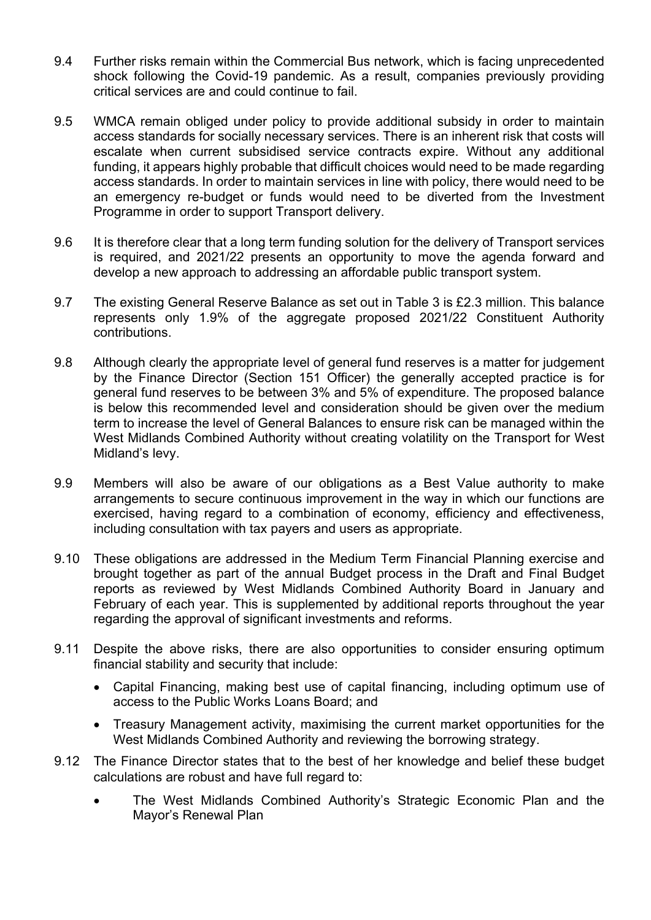9.4 Further risks remain within the Commercial Bus network, which is facing unprecedented shock following the Covid-19 pandemic. As a result, companies previously providing critical services are and could continue to fail.

9.5 WMCA remain obliged under policy to provide additional subsidy in order to maintain access standards for socially necessary services. There is an inherent risk that costs will escalate when current subsidised service contracts expire. Without any additional funding, it appears highly probable that difficult choices would need to be made regarding access standards. In order to maintain services in line with policy, there would need to be an emergency re-budget or funds would need to be diverted from the Investment Programme in order to support Transport delivery.

9.6 It is therefore clear that a long term funding solution for the delivery of Transport services is required, and 2021/22 presents an opportunity to move the agenda forward and develop a new approach to addressing an affordable public transport system.

9.7 The existing General Reserve Balance as set out in Table 3 is £2.3 million. This balance represents only 1.9% of the aggregate proposed 2021/22 Constituent Authority contributions.

9.8 Although clearly the appropriate level of general fund reserves is a matter for judgement by the Finance Director (Section 151 Officer) the generally accepted practice is for general fund reserves to be between 3% and 5% of expenditure. The proposed balance is below this recommended level and consideration should be given over the medium term to increase the level of General Balances to ensure risk can be managed within the West Midlands Combined Authority without creating volatility on the Transport for West Midland's levy.

9.9 Members will also be aware of our obligations as a Best Value authority to make arrangements to secure continuous improvement in the way in which our functions are exercised, having regard to a combination of economy, efficiency and effectiveness, including consultation with tax payers and users as appropriate.

9.10 These obligations are addressed in the Medium Term Financial Planning exercise and brought together as part of the annual Budget process in the Draft and Final Budget reports as reviewed by West Midlands Combined Authority Board in January and February of each year. This is supplemented by additional reports throughout the year regarding the approval of significant investments and reforms.

9.11 Despite the above risks, there are also opportunities to consider ensuring optimum financial stability and security that include:

- Capital Financing, making best use of capital financing, including optimum use of access to the Public Works Loans Board; and
- Treasury Management activity, maximising the current market opportunities for the West Midlands Combined Authority and reviewing the borrowing strategy.

9.12 The Finance Director states that to the best of her knowledge and belief these budget calculations are robust and have full regard to:

- The West Midlands Combined Authority's Strategic Economic Plan and the Mayor's Renewal Plan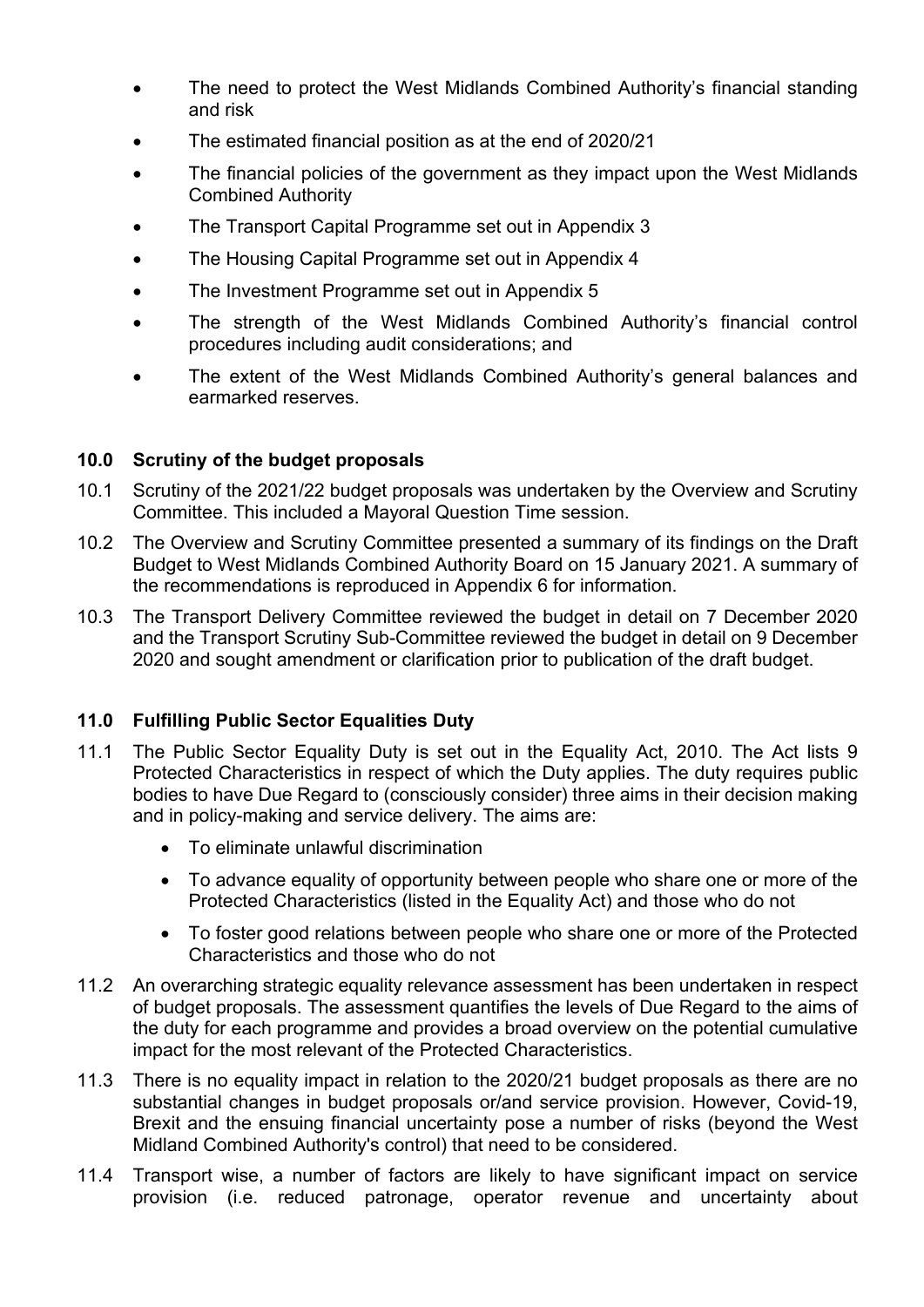- The need to protect the West Midlands Combined Authority's financial standing and risk
- The estimated financial position as at the end of 2020/21
- The financial policies of the government as they impact upon the West Midlands Combined Authority
- The Transport Capital Programme set out in Appendix 3
- The Housing Capital Programme set out in Appendix 4
- The Investment Programme set out in Appendix 5
- The strength of the West Midlands Combined Authority's financial control procedures including audit considerations; and
- The extent of the West Midlands Combined Authority's general balances and earmarked reserves.

## 10.0 Scrutiny of the budget proposals

10.1 Scrutiny of the 2021/22 budget proposals was undertaken by the Overview and Scrutiny Committee. This included a Mayoral Question Time session.

10.2 The Overview and Scrutiny Committee presented a summary of its findings on the Draft Budget to West Midlands Combined Authority Board on 15 January 2021. A summary of the recommendations is reproduced in Appendix 6 for information.

10.3 The Transport Delivery Committee reviewed the budget in detail on 7 December 2020 and the Transport Scrutiny Sub-Committee reviewed the budget in detail on 9 December 2020 and sought amendment or clarification prior to publication of the draft budget.

## 11.0 Fulfilling Public Sector Equalities Duty

11.1 The Public Sector Equality Duty is set out in the Equality Act, 2010. The Act lists 9 Protected Characteristics in respect of which the Duty applies. The duty requires public bodies to have Due Regard to (consciously consider) three aims in their decision making and in policy-making and service delivery. The aims are:

- To eliminate unlawful discrimination
- To advance equality of opportunity between people who share one or more of the Protected Characteristics (listed in the Equality Act) and those who do not
- To foster good relations between people who share one or more of the Protected Characteristics and those who do not

11.2 An overarching strategic equality relevance assessment has been undertaken in respect of budget proposals. The assessment quantifies the levels of Due Regard to the aims of the duty for each programme and provides a broad overview on the potential cumulative impact for the most relevant of the Protected Characteristics.

11.3 There is no equality impact in relation to the 2020/21 budget proposals as there are no substantial changes in budget proposals or/and service provision. However, Covid-19, Brexit and the ensuing financial uncertainty pose a number of risks (beyond the West Midland Combined Authority's control) that need to be considered.

11.4 Transport wise, a number of factors are likely to have significant impact on service provision (i.e. reduced patronage, operator revenue and uncertainty about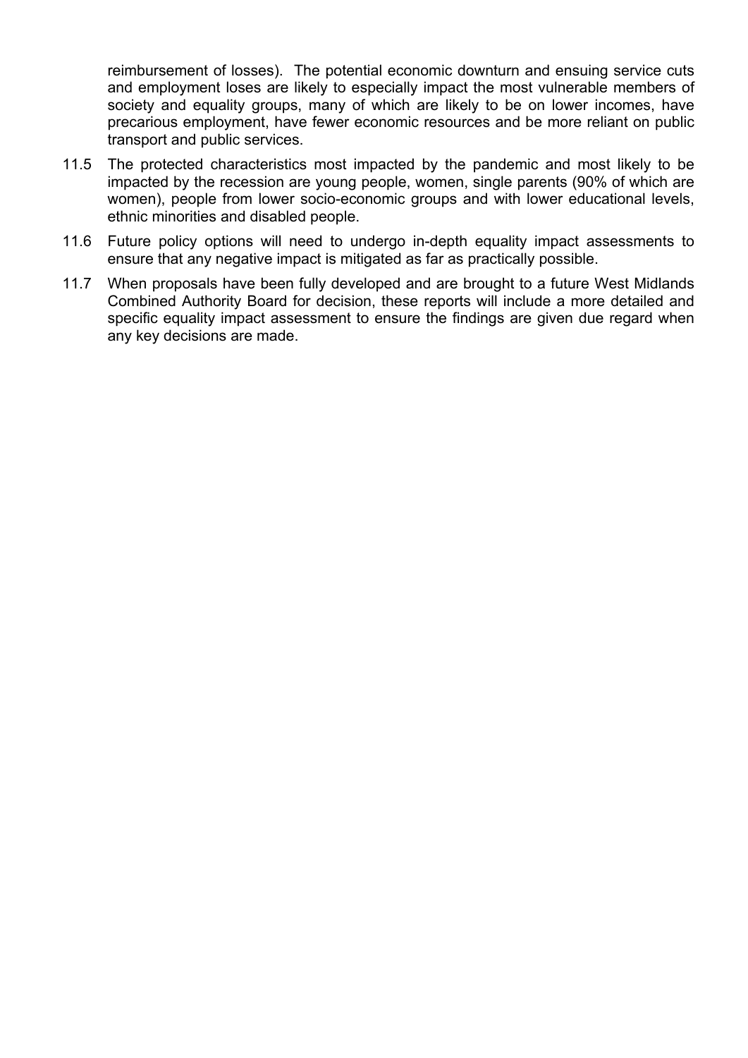reimbursement of losses). The potential economic downturn and ensuing service cuts and employment loses are likely to especially impact the most vulnerable members of society and equality groups, many of which are likely to be on lower incomes, have precarious employment, have fewer economic resources and be more reliant on public transport and public services.

11.5 The protected characteristics most impacted by the pandemic and most likely to be impacted by the recession are young people, women, single parents (90% of which are women), people from lower socio-economic groups and with lower educational levels, ethnic minorities and disabled people.

11.6 Future policy options will need to undergo in-depth equality impact assessments to ensure that any negative impact is mitigated as far as practically possible.

11.7 When proposals have been fully developed and are brought to a future West Midlands Combined Authority Board for decision, these reports will include a more detailed and specific equality impact assessment to ensure the findings are given due regard when any key decisions are made.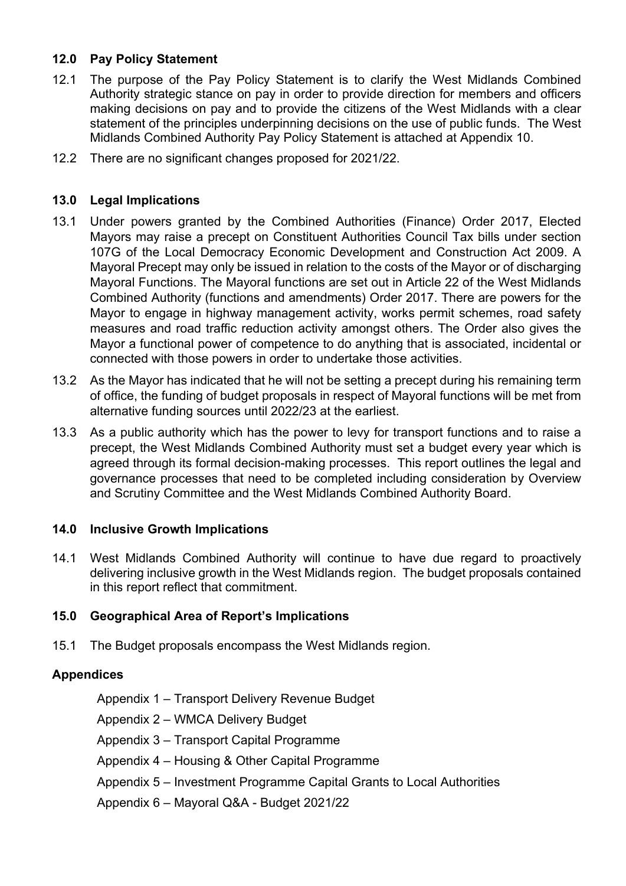## 12.0 Pay Policy Statement

12.1 The purpose of the Pay Policy Statement is to clarify the West Midlands Combined Authority strategic stance on pay in order to provide direction for members and officers making decisions on pay and to provide the citizens of the West Midlands with a clear statement of the principles underpinning decisions on the use of public funds. The West Midlands Combined Authority Pay Policy Statement is attached at Appendix 10.

12.2 There are no significant changes proposed for 2021/22.

## 13.0 Legal Implications

13.1 Under powers granted by the Combined Authorities (Finance) Order 2017, Elected Mayors may raise a precept on Constituent Authorities Council Tax bills under section 107G of the Local Democracy Economic Development and Construction Act 2009. A Mayoral Precept may only be issued in relation to the costs of the Mayor or of discharging Mayoral Functions. The Mayoral functions are set out in Article 22 of the West Midlands Combined Authority (functions and amendments) Order 2017. There are powers for the Mayor to engage in highway management activity, works permit schemes, road safety measures and road traffic reduction activity amongst others. The Order also gives the Mayor a functional power of competence to do anything that is associated, incidental or connected with those powers in order to undertake those activities.

13.2 As the Mayor has indicated that he will not be setting a precept during his remaining term of office, the funding of budget proposals in respect of Mayoral functions will be met from alternative funding sources until 2022/23 at the earliest.

13.3 As a public authority which has the power to levy for transport functions and to raise a precept, the West Midlands Combined Authority must set a budget every year which is agreed through its formal decision-making processes. This report outlines the legal and governance processes that need to be completed including consideration by Overview and Scrutiny Committee and the West Midlands Combined Authority Board.

## 14.0 Inclusive Growth Implications

14.1 West Midlands Combined Authority will continue to have due regard to proactively delivering inclusive growth in the West Midlands region. The budget proposals contained in this report reflect that commitment.

## 15.0 Geographical Area of Report's Implications

15.1 The Budget proposals encompass the West Midlands region.

## Appendices

- Appendix 1 – Transport Delivery Revenue Budget
- Appendix 2 – WMCA Delivery Budget
- Appendix 3 – Transport Capital Programme
- Appendix 4 – Housing & Other Capital Programme
- Appendix 5 – Investment Programme Capital Grants to Local Authorities
- Appendix 6 – Mayoral Q&A - Budget 2021/22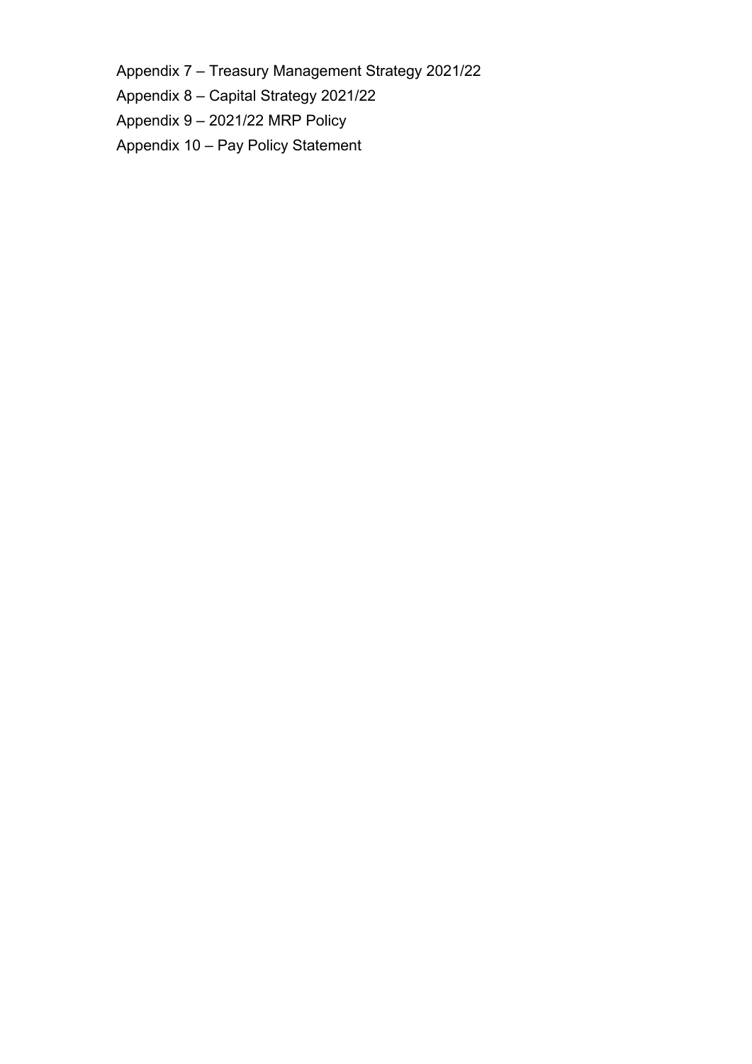Appendix 7 – Treasury Management Strategy 2021/22

Appendix 8 – Capital Strategy 2021/22

Appendix 9 – 2021/22 MRP Policy

Appendix 10 – Pay Policy Statement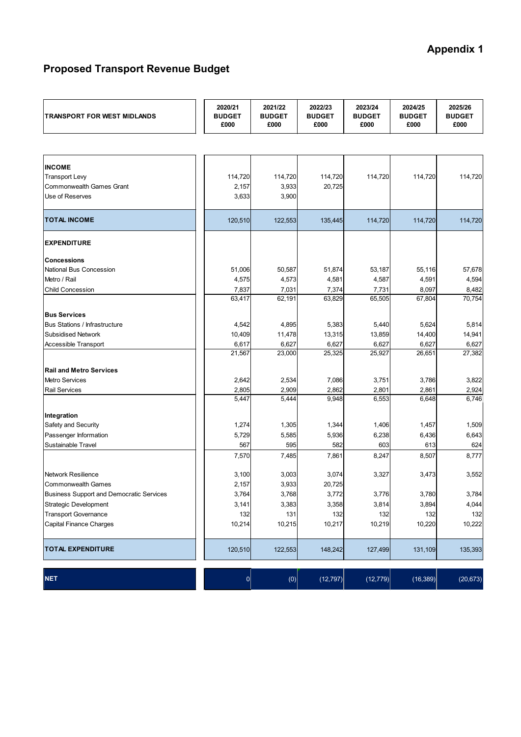# Appendix 1

## Proposed Transport Revenue Budget

| TRANSPORT FOR WEST MIDLANDS | 2020/21 BUDGET £000 | 2021/22 BUDGET £000 | 2022/23 BUDGET £000 | 2023/24 BUDGET £000 | 2024/25 BUDGET £000 | 2025/26 BUDGET £000 |
|---|---|---|---|---|---|---|
| **INCOME** | | | | | | |
| Transport Levy | 114,720 | 114,720 | 114,720 | 114,720 | 114,720 | 114,720 |
| Commonwealth Games Grant | 2,157 | 3,933 | 20,725 | | | |
| Use of Reserves | 3,633 | 3,900 | | | | |
| **TOTAL INCOME** | 120,510 | 122,553 | 135,445 | 114,720 | 114,720 | 114,720 |
| **EXPENDITURE** | | | | | | |
| **Concessions** | | | | | | |
| National Bus Concession | 51,006 | 50,587 | 51,874 | 53,187 | 55,116 | 57,678 |
| Metro / Rail | 4,575 | 4,573 | 4,581 | 4,587 | 4,591 | 4,594 |
| Child Concession | 7,837 | 7,031 | 7,374 | 7,731 | 8,097 | 8,482 |
| | 63,417 | 62,191 | 63,829 | 65,505 | 67,804 | 70,754 |
| **Bus Services** | | | | | | |
| Bus Stations / Infrastructure | 4,542 | 4,895 | 5,383 | 5,440 | 5,624 | 5,814 |
| Subsidised Network | 10,409 | 11,478 | 13,315 | 13,859 | 14,400 | 14,941 |
| Accessible Transport | 6,617 | 6,627 | 6,627 | 6,627 | 6,627 | 6,627 |
| | 21,567 | 23,000 | 25,325 | 25,927 | 26,651 | 27,382 |
| **Rail and Metro Services** | | | | | | |
| Metro Services | 2,642 | 2,534 | 7,086 | 3,751 | 3,786 | 3,822 |
| Rail Services | 2,805 | 2,909 | 2,862 | 2,801 | 2,861 | 2,924 |
| | 5,447 | 5,444 | 9,948 | 6,553 | 6,648 | 6,746 |
| **Integration** | | | | | | |
| Safety and Security | 1,274 | 1,305 | 1,344 | 1,406 | 1,457 | 1,509 |
| Passenger Information | 5,729 | 5,585 | 5,936 | 6,238 | 6,436 | 6,643 |
| Sustainable Travel | 567 | 595 | 582 | 603 | 613 | 624 |
| | 7,570 | 7,485 | 7,861 | 8,247 | 8,507 | 8,777 |
| Network Resilience | 3,100 | 3,003 | 3,074 | 3,327 | 3,473 | 3,552 |
| Commonwealth Games | 2,157 | 3,933 | 20,725 | | | |
| Business Support and Democratic Services | 3,764 | 3,768 | 3,772 | 3,776 | 3,780 | 3,784 |
| Strategic Development | 3,141 | 3,383 | 3,358 | 3,814 | 3,894 | 4,044 |
| Transport Governance | 132 | 131 | 132 | 132 | 132 | 132 |
| Capital Finance Charges | 10,214 | 10,215 | 10,217 | 10,219 | 10,220 | 10,222 |
| **TOTAL EXPENDITURE** | 120,510 | 122,553 | 148,242 | 127,499 | 131,109 | 135,393 |
| **NET** | 0 | (0) | (12,797) | (12,779) | (16,389) | (20,673) |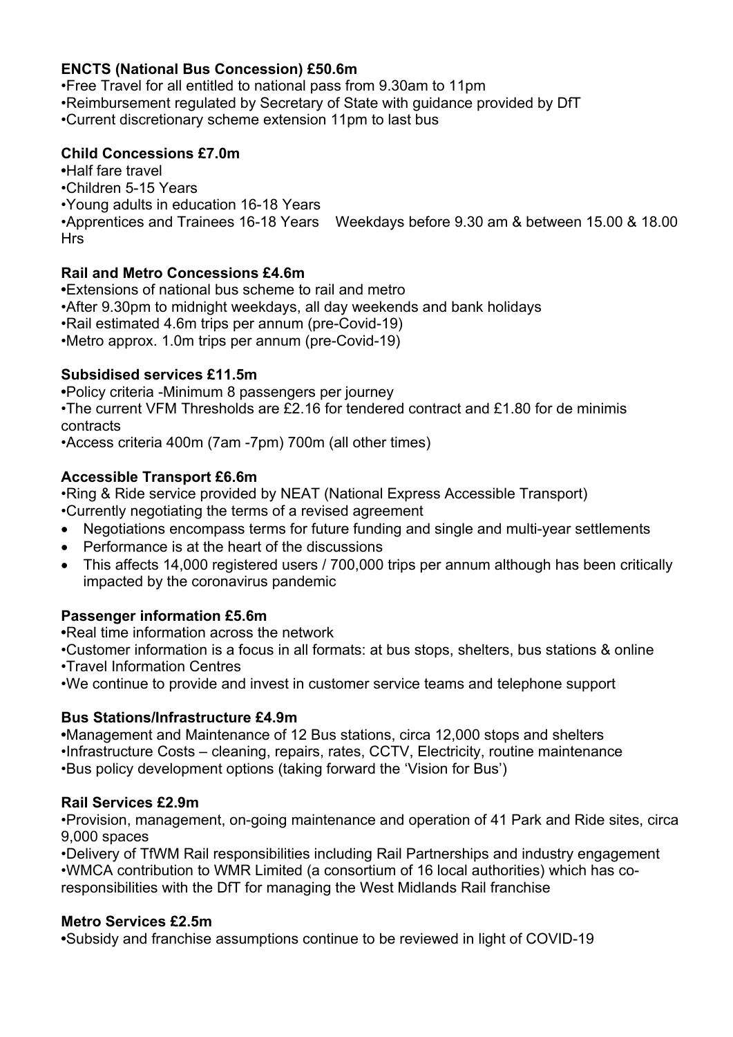**ENCTS (National Bus Concession) £50.6m**

- Free Travel for all entitled to national pass from 9.30am to 11pm
- Reimbursement regulated by Secretary of State with guidance provided by DfT
- Current discretionary scheme extension 11pm to last bus

**Child Concessions £7.0m**

- Half fare travel
- Children 5-15 Years
- Young adults in education 16-18 Years
- Apprentices and Trainees 16-18 Years Weekdays before 9.30 am & between 15.00 & 18.00 Hrs

**Rail and Metro Concessions £4.6m**

- Extensions of national bus scheme to rail and metro
- After 9.30pm to midnight weekdays, all day weekends and bank holidays
- Rail estimated 4.6m trips per annum (pre-Covid-19)
- Metro approx. 1.0m trips per annum (pre-Covid-19)

**Subsidised services £11.5m**

- Policy criteria -Minimum 8 passengers per journey
- The current VFM Thresholds are £2.16 for tendered contract and £1.80 for de minimis contracts
- Access criteria 400m (7am -7pm) 700m (all other times)

**Accessible Transport £6.6m**

- Ring & Ride service provided by NEAT (National Express Accessible Transport)
- Currently negotiating the terms of a revised agreement
- Negotiations encompass terms for future funding and single and multi-year settlements
- Performance is at the heart of the discussions
- This affects 14,000 registered users / 700,000 trips per annum although has been critically impacted by the coronavirus pandemic

**Passenger information £5.6m**

- Real time information across the network
- Customer information is a focus in all formats: at bus stops, shelters, bus stations & online
- Travel Information Centres
- We continue to provide and invest in customer service teams and telephone support

**Bus Stations/Infrastructure £4.9m**

- Management and Maintenance of 12 Bus stations, circa 12,000 stops and shelters
- Infrastructure Costs – cleaning, repairs, rates, CCTV, Electricity, routine maintenance
- Bus policy development options (taking forward the 'Vision for Bus')

**Rail Services £2.9m**

- Provision, management, on-going maintenance and operation of 41 Park and Ride sites, circa 9,000 spaces
- Delivery of TfWM Rail responsibilities including Rail Partnerships and industry engagement
- WMCA contribution to WMR Limited (a consortium of 16 local authorities) which has co-responsibilities with the DfT for managing the West Midlands Rail franchise

**Metro Services £2.5m**

- Subsidy and franchise assumptions continue to be reviewed in light of COVID-19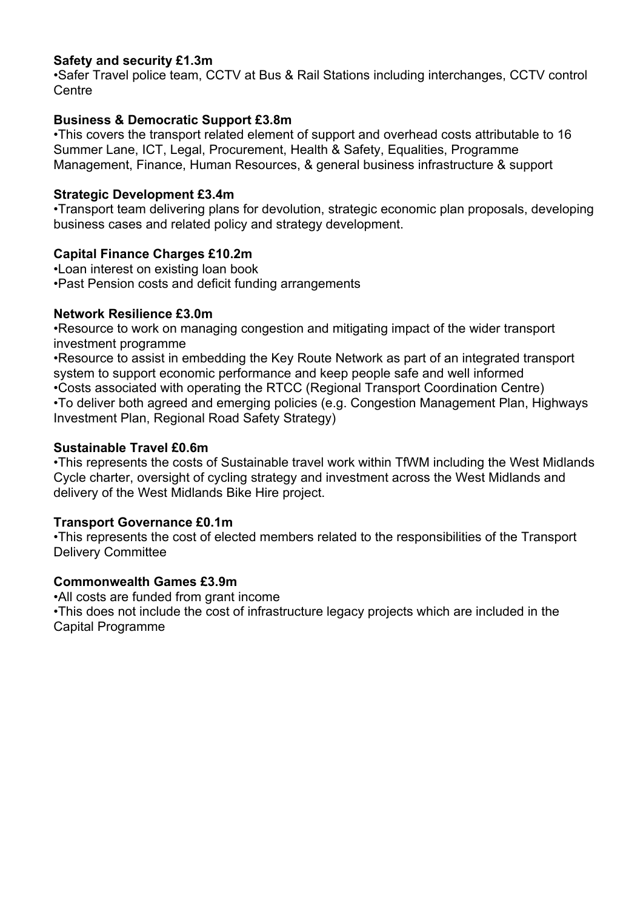**Safety and security £1.3m**
•Safer Travel police team, CCTV at Bus & Rail Stations including interchanges, CCTV control Centre

**Business & Democratic Support £3.8m**
•This covers the transport related element of support and overhead costs attributable to 16 Summer Lane, ICT, Legal, Procurement, Health & Safety, Equalities, Programme Management, Finance, Human Resources, & general business infrastructure & support

**Strategic Development £3.4m**
•Transport team delivering plans for devolution, strategic economic plan proposals, developing business cases and related policy and strategy development.

**Capital Finance Charges £10.2m**
•Loan interest on existing loan book
•Past Pension costs and deficit funding arrangements

**Network Resilience £3.0m**
•Resource to work on managing congestion and mitigating impact of the wider transport investment programme
•Resource to assist in embedding the Key Route Network as part of an integrated transport system to support economic performance and keep people safe and well informed
•Costs associated with operating the RTCC (Regional Transport Coordination Centre)
•To deliver both agreed and emerging policies (e.g. Congestion Management Plan, Highways Investment Plan, Regional Road Safety Strategy)

**Sustainable Travel £0.6m**
•This represents the costs of Sustainable travel work within TfWM including the West Midlands Cycle charter, oversight of cycling strategy and investment across the West Midlands and delivery of the West Midlands Bike Hire project.

**Transport Governance £0.1m**
•This represents the cost of elected members related to the responsibilities of the Transport Delivery Committee

**Commonwealth Games £3.9m**
•All costs are funded from grant income
•This does not include the cost of infrastructure legacy projects which are included in the Capital Programme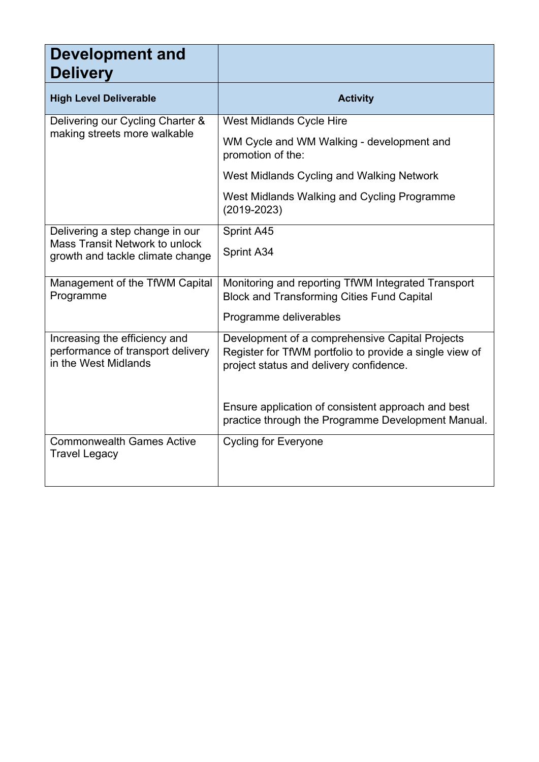| Development and Delivery | |
|---|---|
| **High Level Deliverable** | **Activity** |
| Delivering our Cycling Charter & making streets more walkable | West Midlands Cycle Hire<br><br>WM Cycle and WM Walking - development and promotion of the:<br><br>West Midlands Cycling and Walking Network<br><br>West Midlands Walking and Cycling Programme (2019-2023) |
| Delivering a step change in our Mass Transit Network to unlock growth and tackle climate change | Sprint A45<br><br>Sprint A34 |
| Management of the TfWM Capital Programme | Monitoring and reporting TfWM Integrated Transport Block and Transforming Cities Fund Capital<br><br>Programme deliverables |
| Increasing the efficiency and performance of transport delivery in the West Midlands | Development of a comprehensive Capital Projects Register for TfWM portfolio to provide a single view of project status and delivery confidence.<br><br>Ensure application of consistent approach and best practice through the Programme Development Manual. |
| Commonwealth Games Active Travel Legacy | Cycling for Everyone |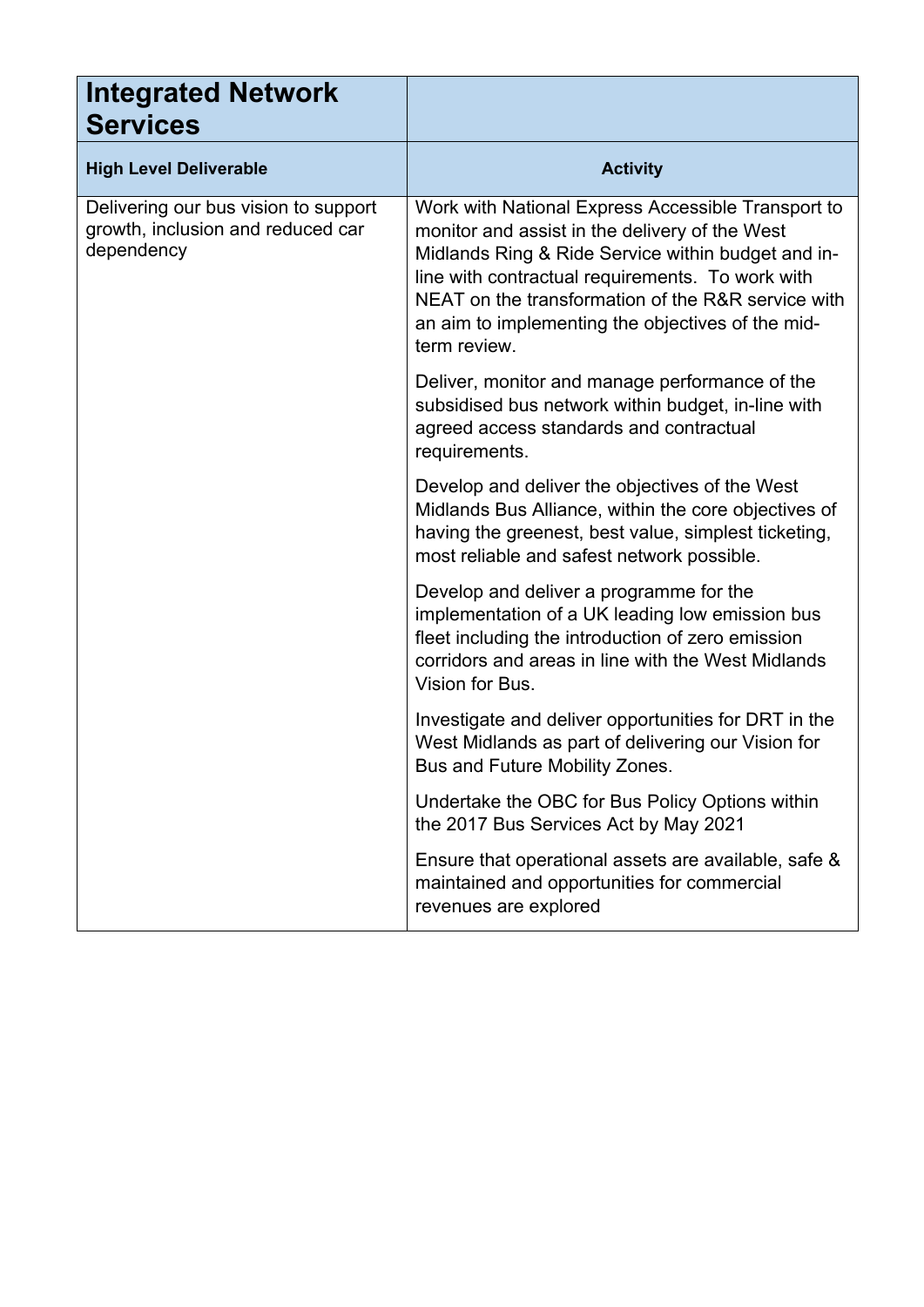| Integrated Network Services | |
|---|---|
| **High Level Deliverable** | **Activity** |
| Delivering our bus vision to support growth, inclusion and reduced car dependency | Work with National Express Accessible Transport to monitor and assist in the delivery of the West Midlands Ring & Ride Service within budget and in-line with contractual requirements. To work with NEAT on the transformation of the R&R service with an aim to implementing the objectives of the mid-term review. |
| | Deliver, monitor and manage performance of the subsidised bus network within budget, in-line with agreed access standards and contractual requirements. |
| | Develop and deliver the objectives of the West Midlands Bus Alliance, within the core objectives of having the greenest, best value, simplest ticketing, most reliable and safest network possible. |
| | Develop and deliver a programme for the implementation of a UK leading low emission bus fleet including the introduction of zero emission corridors and areas in line with the West Midlands Vision for Bus. |
| | Investigate and deliver opportunities for DRT in the West Midlands as part of delivering our Vision for Bus and Future Mobility Zones. |
| | Undertake the OBC for Bus Policy Options within the 2017 Bus Services Act by May 2021 |
| | Ensure that operational assets are available, safe & maintained and opportunities for commercial revenues are explored |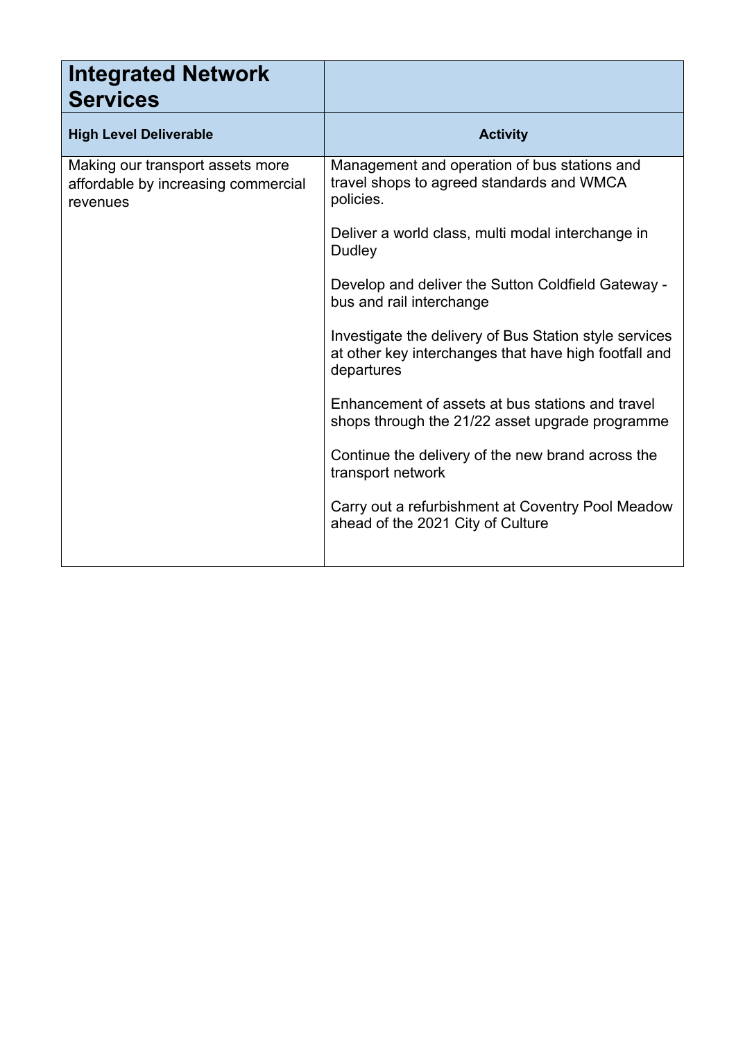| Integrated Network Services | |
|---|---|
| **High Level Deliverable** | **Activity** |
| Making our transport assets more affordable by increasing commercial revenues | Management and operation of bus stations and travel shops to agreed standards and WMCA policies.<br><br>Deliver a world class, multi modal interchange in Dudley<br><br>Develop and deliver the Sutton Coldfield Gateway - bus and rail interchange<br><br>Investigate the delivery of Bus Station style services at other key interchanges that have high footfall and departures<br><br>Enhancement of assets at bus stations and travel shops through the 21/22 asset upgrade programme<br><br>Continue the delivery of the new brand across the transport network<br><br>Carry out a refurbishment at Coventry Pool Meadow ahead of the 2021 City of Culture |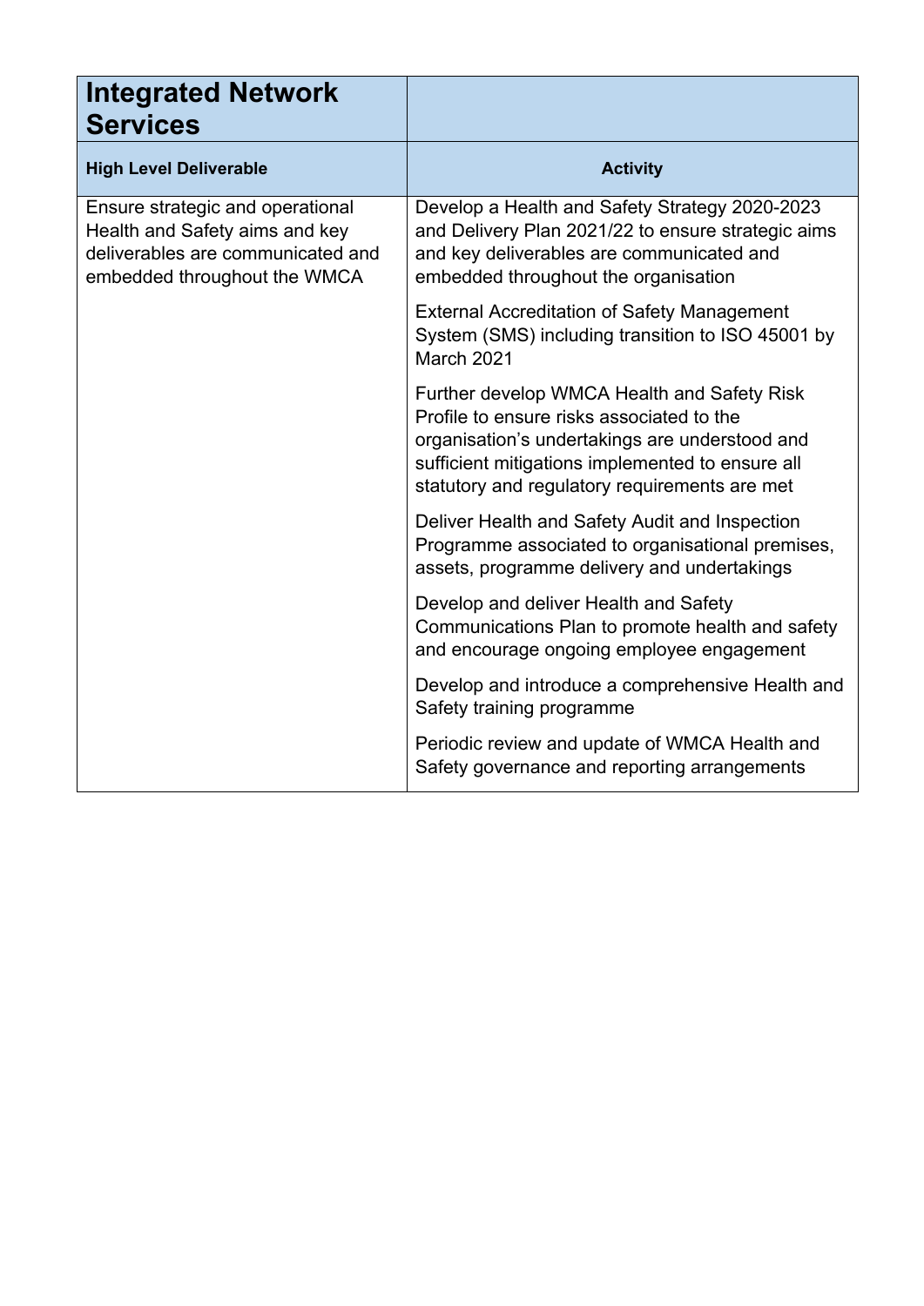| Integrated Network Services | |
|---|---|
| **High Level Deliverable** | **Activity** |
| Ensure strategic and operational Health and Safety aims and key deliverables are communicated and embedded throughout the WMCA | Develop a Health and Safety Strategy 2020-2023 and Delivery Plan 2021/22 to ensure strategic aims and key deliverables are communicated and embedded throughout the organisation |
| | External Accreditation of Safety Management System (SMS) including transition to ISO 45001 by March 2021 |
| | Further develop WMCA Health and Safety Risk Profile to ensure risks associated to the organisation's undertakings are understood and sufficient mitigations implemented to ensure all statutory and regulatory requirements are met |
| | Deliver Health and Safety Audit and Inspection Programme associated to organisational premises, assets, programme delivery and undertakings |
| | Develop and deliver Health and Safety Communications Plan to promote health and safety and encourage ongoing employee engagement |
| | Develop and introduce a comprehensive Health and Safety training programme |
| | Periodic review and update of WMCA Health and Safety governance and reporting arrangements |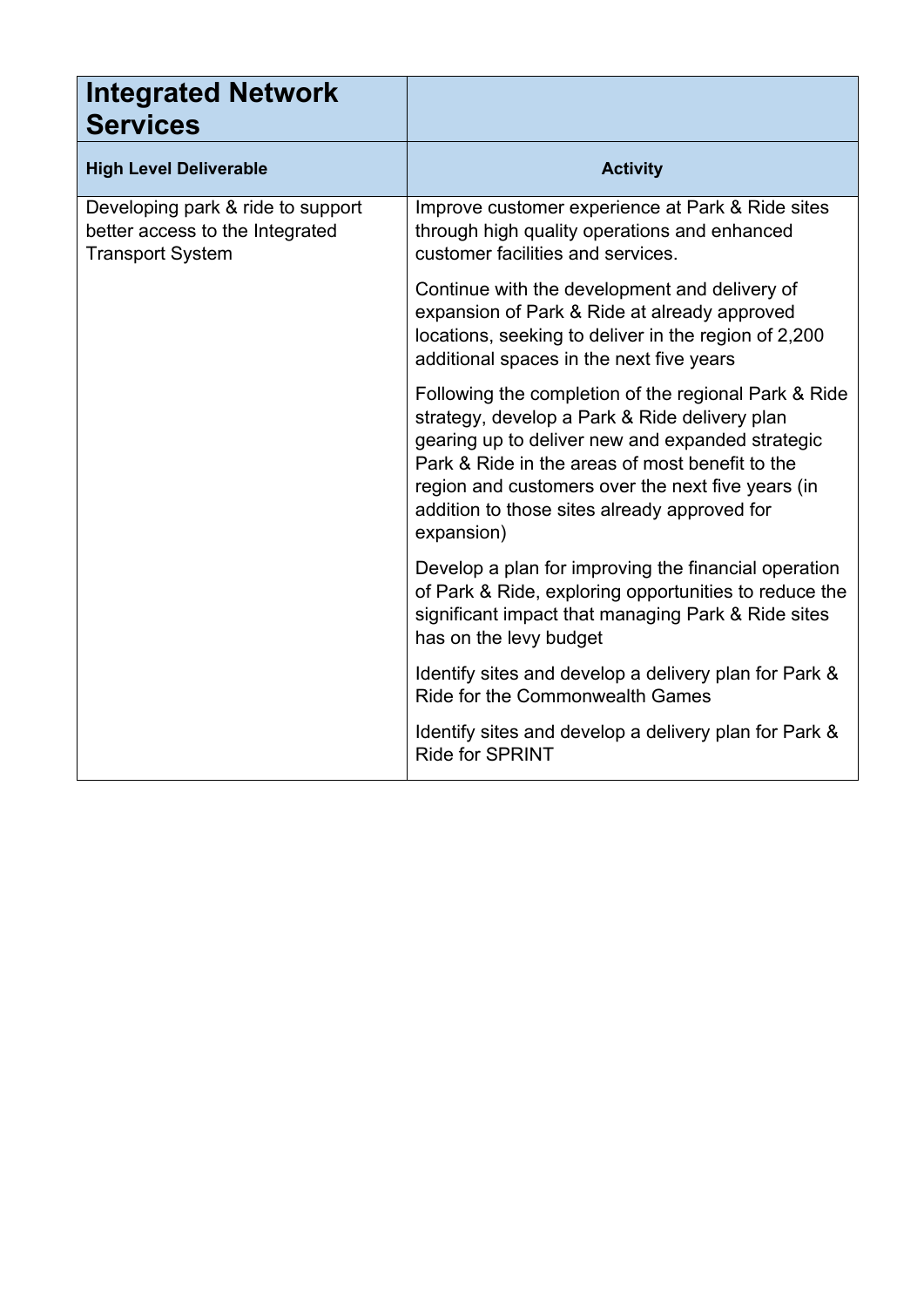| Integrated Network Services | |
|---|---|
| **High Level Deliverable** | **Activity** |
| Developing park & ride to support better access to the Integrated Transport System | Improve customer experience at Park & Ride sites through high quality operations and enhanced customer facilities and services. |
| | Continue with the development and delivery of expansion of Park & Ride at already approved locations, seeking to deliver in the region of 2,200 additional spaces in the next five years |
| | Following the completion of the regional Park & Ride strategy, develop a Park & Ride delivery plan gearing up to deliver new and expanded strategic Park & Ride in the areas of most benefit to the region and customers over the next five years (in addition to those sites already approved for expansion) |
| | Develop a plan for improving the financial operation of Park & Ride, exploring opportunities to reduce the significant impact that managing Park & Ride sites has on the levy budget |
| | Identify sites and develop a delivery plan for Park & Ride for the Commonwealth Games |
| | Identify sites and develop a delivery plan for Park & Ride for SPRINT |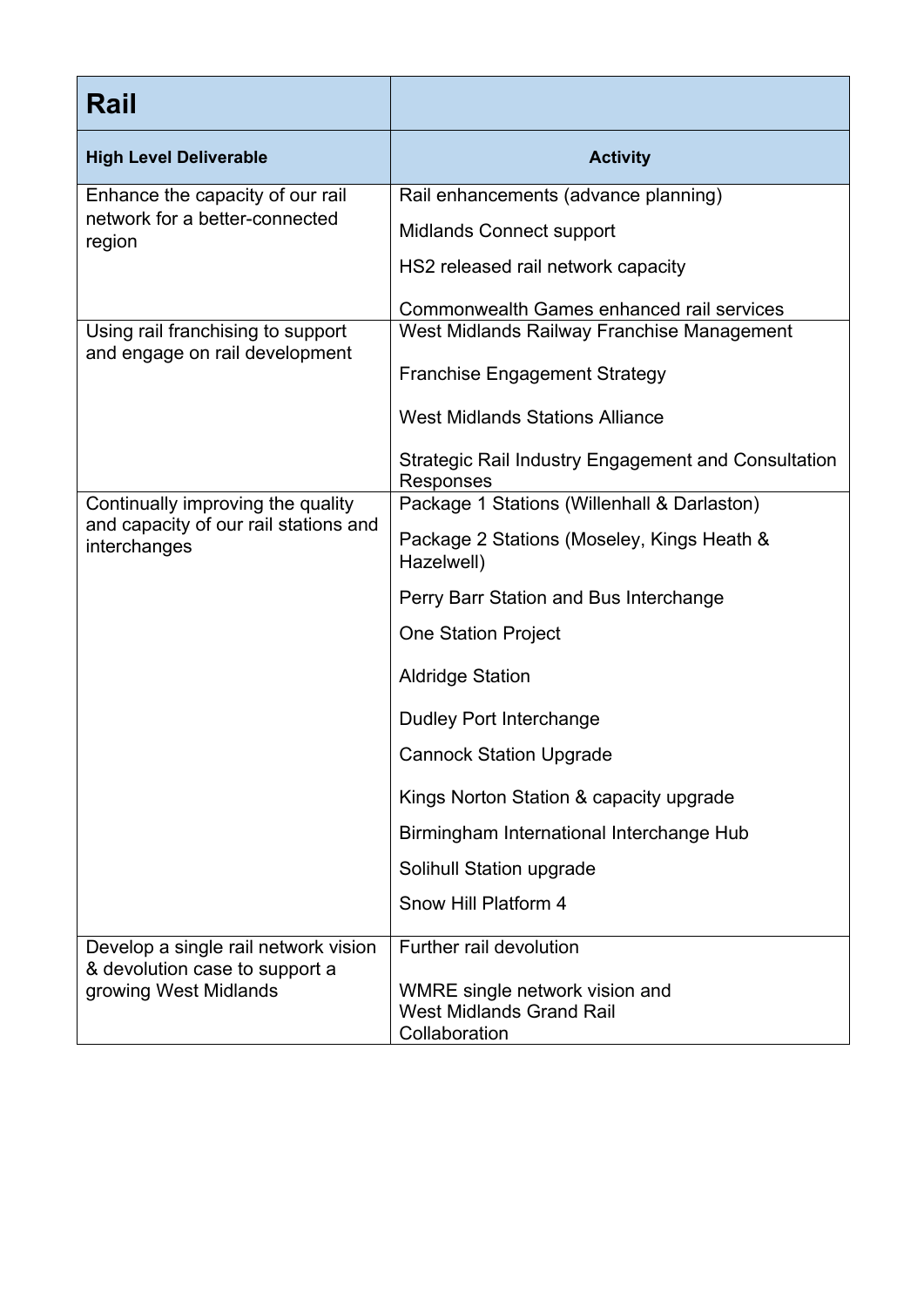| Rail | |
|---|---|
| **High Level Deliverable** | **Activity** |
| Enhance the capacity of our rail network for a better-connected region | Rail enhancements (advance planning)<br>Midlands Connect support<br>HS2 released rail network capacity<br>Commonwealth Games enhanced rail services |
| Using rail franchising to support and engage on rail development | West Midlands Railway Franchise Management<br>Franchise Engagement Strategy<br>West Midlands Stations Alliance<br>Strategic Rail Industry Engagement and Consultation Responses |
| Continually improving the quality and capacity of our rail stations and interchanges | Package 1 Stations (Willenhall & Darlaston)<br>Package 2 Stations (Moseley, Kings Heath & Hazelwell)<br>Perry Barr Station and Bus Interchange<br>One Station Project<br>Aldridge Station<br>Dudley Port Interchange<br>Cannock Station Upgrade<br>Kings Norton Station & capacity upgrade<br>Birmingham International Interchange Hub<br>Solihull Station upgrade<br>Snow Hill Platform 4 |
| Develop a single rail network vision & devolution case to support a growing West Midlands | Further rail devolution<br>WMRE single network vision and West Midlands Grand Rail Collaboration |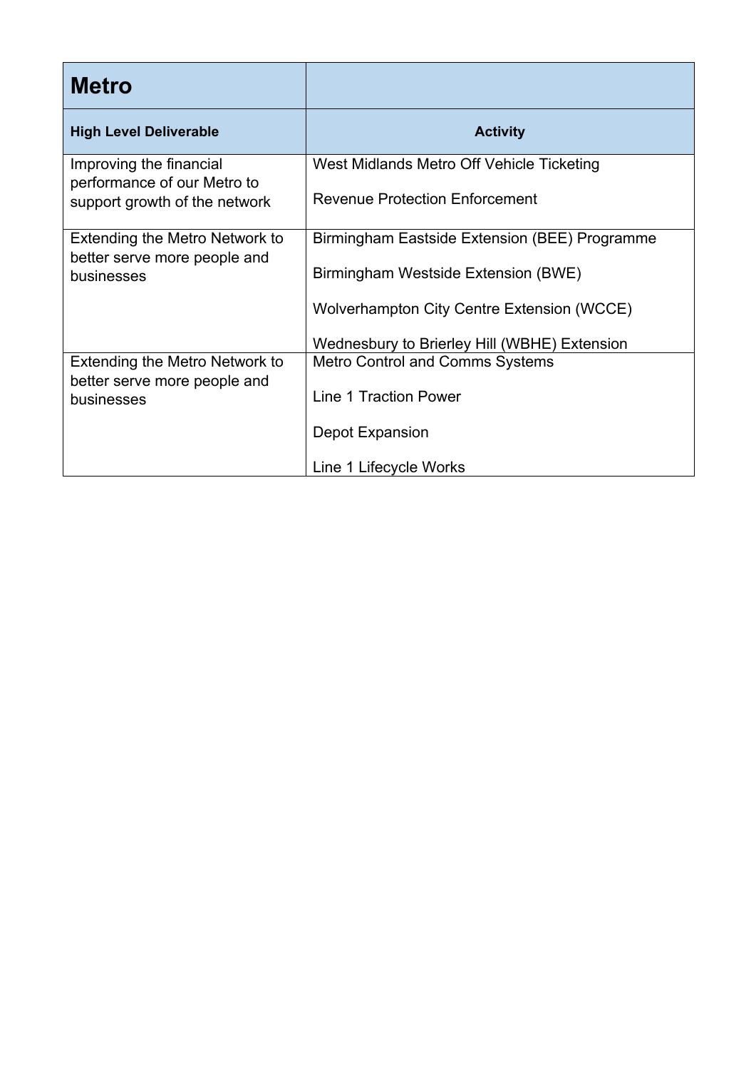| **Metro** | |
|---|---|
| **High Level Deliverable** | **Activity** |
| Improving the financial performance of our Metro to support growth of the network | West Midlands Metro Off Vehicle Ticketing<br><br>Revenue Protection Enforcement |
| Extending the Metro Network to better serve more people and businesses | Birmingham Eastside Extension (BEE) Programme<br><br>Birmingham Westside Extension (BWE)<br><br>Wolverhampton City Centre Extension (WCCE)<br><br>Wednesbury to Brierley Hill (WBHE) Extension |
| Extending the Metro Network to better serve more people and businesses | Metro Control and Comms Systems<br><br>Line 1 Traction Power<br><br>Depot Expansion<br><br>Line 1 Lifecycle Works |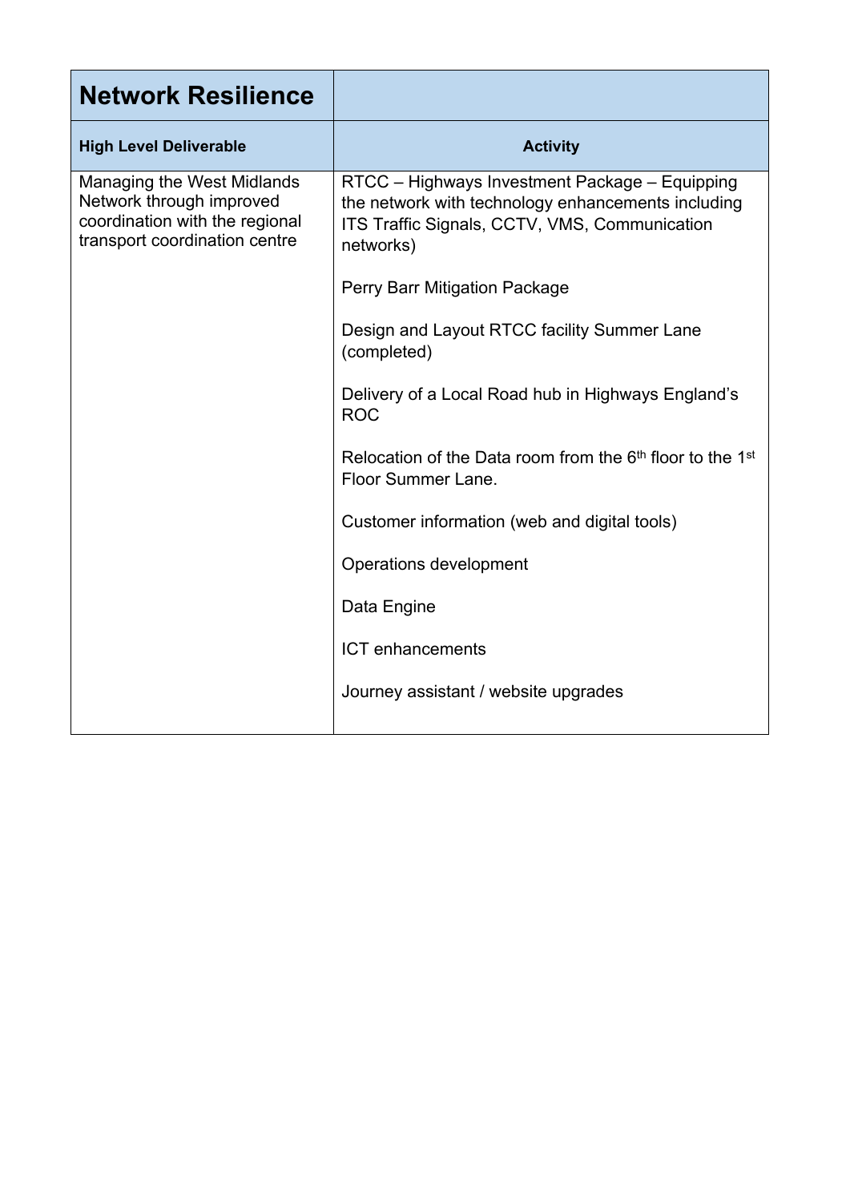| Network Resilience | |
|---|---|
| **High Level Deliverable** | **Activity** |
| Managing the West Midlands Network through improved coordination with the regional transport coordination centre | RTCC – Highways Investment Package – Equipping the network with technology enhancements including ITS Traffic Signals, CCTV, VMS, Communication networks)<br><br>Perry Barr Mitigation Package<br><br>Design and Layout RTCC facility Summer Lane (completed)<br><br>Delivery of a Local Road hub in Highways England's ROC<br><br>Relocation of the Data room from the 6th floor to the 1st Floor Summer Lane.<br><br>Customer information (web and digital tools)<br><br>Operations development<br><br>Data Engine<br><br>ICT enhancements<br><br>Journey assistant / website upgrades |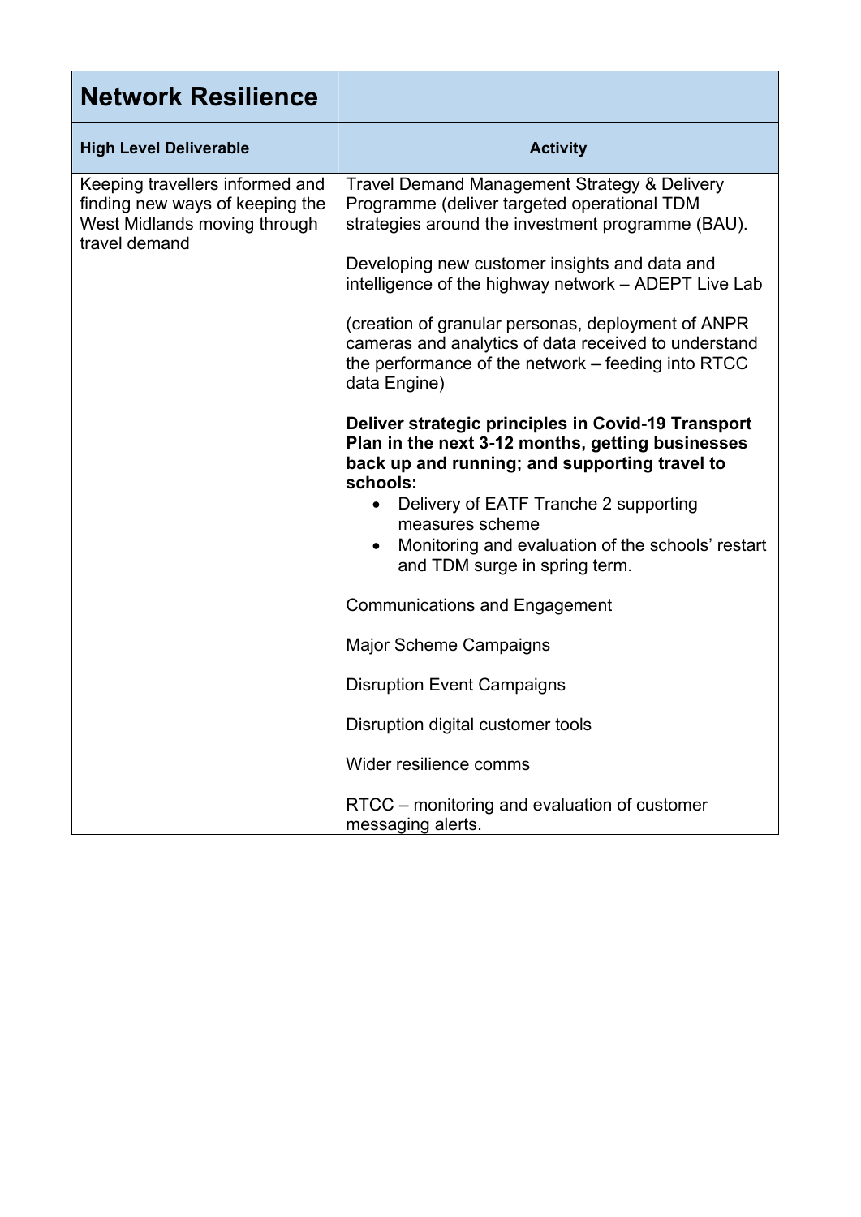| **Network Resilience** | |
|---|---|
| **High Level Deliverable** | **Activity** |
| Keeping travellers informed and finding new ways of keeping the West Midlands moving through travel demand | Travel Demand Management Strategy & Delivery Programme (deliver targeted operational TDM strategies around the investment programme (BAU).<br><br>Developing new customer insights and data and intelligence of the highway network – ADEPT Live Lab<br><br>(creation of granular personas, deployment of ANPR cameras and analytics of data received to understand the performance of the network – feeding into RTCC data Engine)<br><br>**Deliver strategic principles in Covid-19 Transport Plan in the next 3-12 months, getting businesses back up and running; and supporting travel to schools:**<br>• Delivery of EATF Tranche 2 supporting measures scheme<br>• Monitoring and evaluation of the schools' restart and TDM surge in spring term.<br><br>Communications and Engagement<br><br>Major Scheme Campaigns<br><br>Disruption Event Campaigns<br><br>Disruption digital customer tools<br><br>Wider resilience comms<br><br>RTCC – monitoring and evaluation of customer messaging alerts. |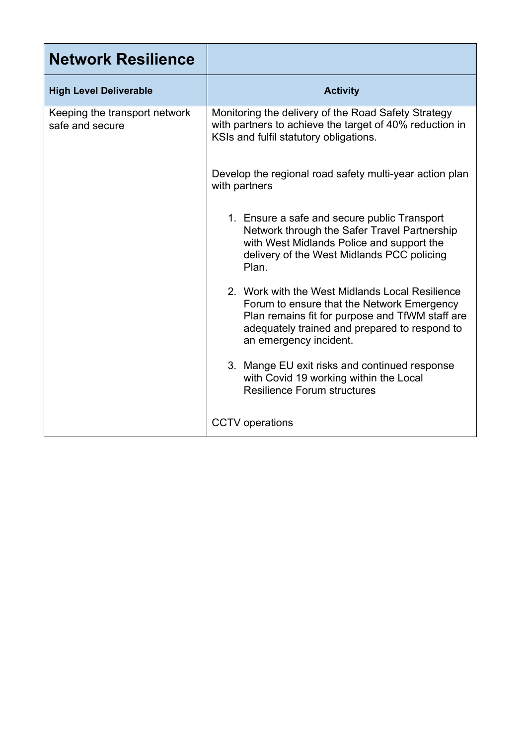| Network Resilience | |
|---|---|
| **High Level Deliverable** | **Activity** |
| Keeping the transport network safe and secure | Monitoring the delivery of the Road Safety Strategy with partners to achieve the target of 40% reduction in KSIs and fulfil statutory obligations.<br><br>Develop the regional road safety multi-year action plan with partners<br><br>1. Ensure a safe and secure public Transport Network through the Safer Travel Partnership with West Midlands Police and support the delivery of the West Midlands PCC policing Plan.<br>2. Work with the West Midlands Local Resilience Forum to ensure that the Network Emergency Plan remains fit for purpose and TfWM staff are adequately trained and prepared to respond to an emergency incident.<br>3. Mange EU exit risks and continued response with Covid 19 working within the Local Resilience Forum structures<br><br>CCTV operations |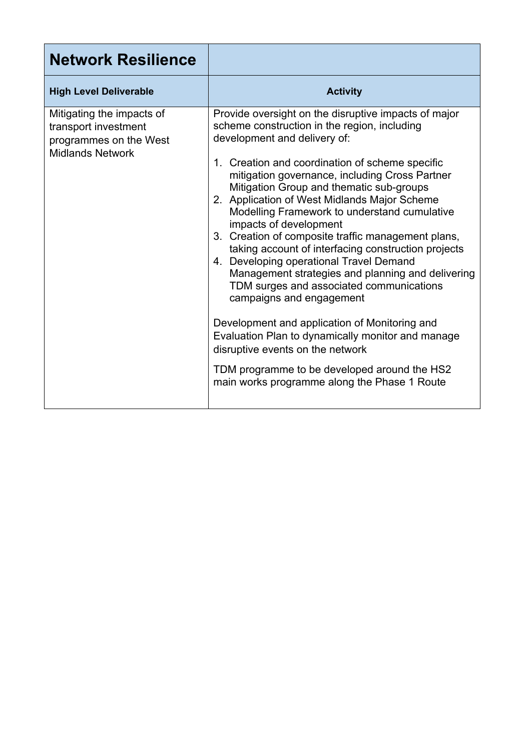| Network Resilience | |
|---|---|
| **High Level Deliverable** | **Activity** |
| Mitigating the impacts of transport investment programmes on the West Midlands Network | Provide oversight on the disruptive impacts of major scheme construction in the region, including development and delivery of:<br><br>1. Creation and coordination of scheme specific mitigation governance, including Cross Partner Mitigation Group and thematic sub-groups<br>2. Application of West Midlands Major Scheme Modelling Framework to understand cumulative impacts of development<br>3. Creation of composite traffic management plans, taking account of interfacing construction projects<br>4. Developing operational Travel Demand Management strategies and planning and delivering TDM surges and associated communications campaigns and engagement<br><br>Development and application of Monitoring and Evaluation Plan to dynamically monitor and manage disruptive events on the network<br><br>TDM programme to be developed around the HS2 main works programme along the Phase 1 Route |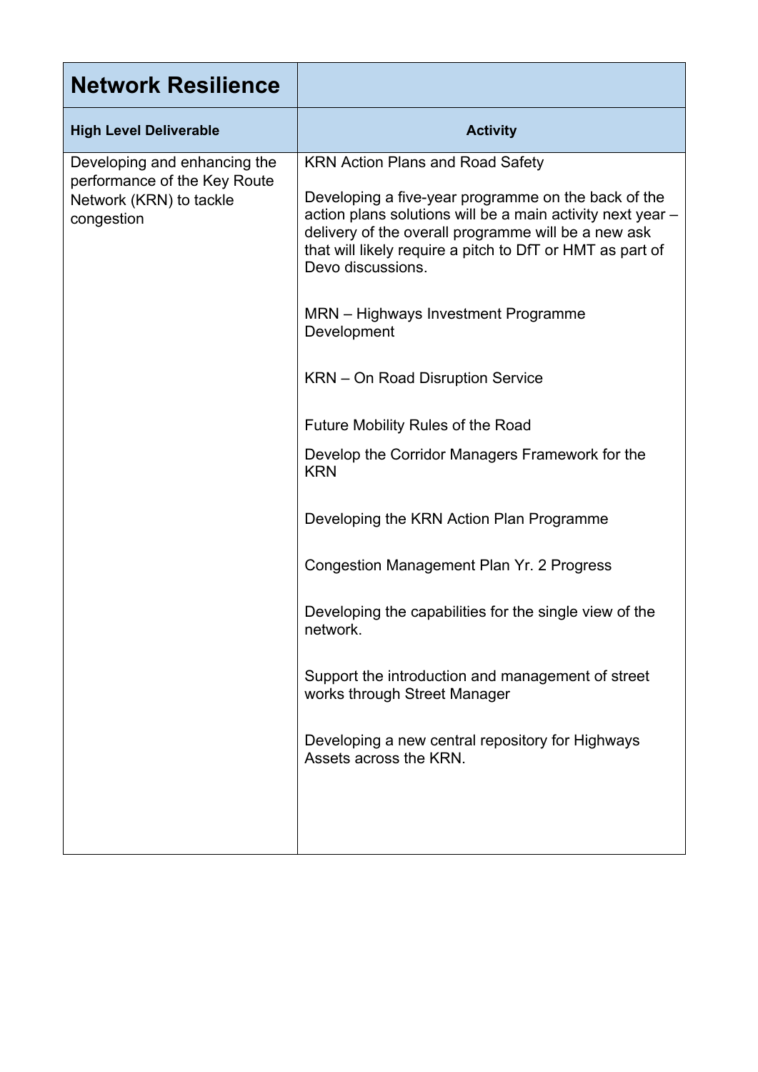| Network Resilience | |
| --- | --- |
| **High Level Deliverable** | **Activity** |
| Developing and enhancing the performance of the Key Route Network (KRN) to tackle congestion | KRN Action Plans and Road Safety<br><br>Developing a five-year programme on the back of the action plans solutions will be a main activity next year – delivery of the overall programme will be a new ask that will likely require a pitch to DfT or HMT as part of Devo discussions.<br><br>MRN – Highways Investment Programme Development<br><br>KRN – On Road Disruption Service<br><br>Future Mobility Rules of the Road<br><br>Develop the Corridor Managers Framework for the KRN<br><br>Developing the KRN Action Plan Programme<br><br>Congestion Management Plan Yr. 2 Progress<br><br>Developing the capabilities for the single view of the network.<br><br>Support the introduction and management of street works through Street Manager<br><br>Developing a new central repository for Highways Assets across the KRN. |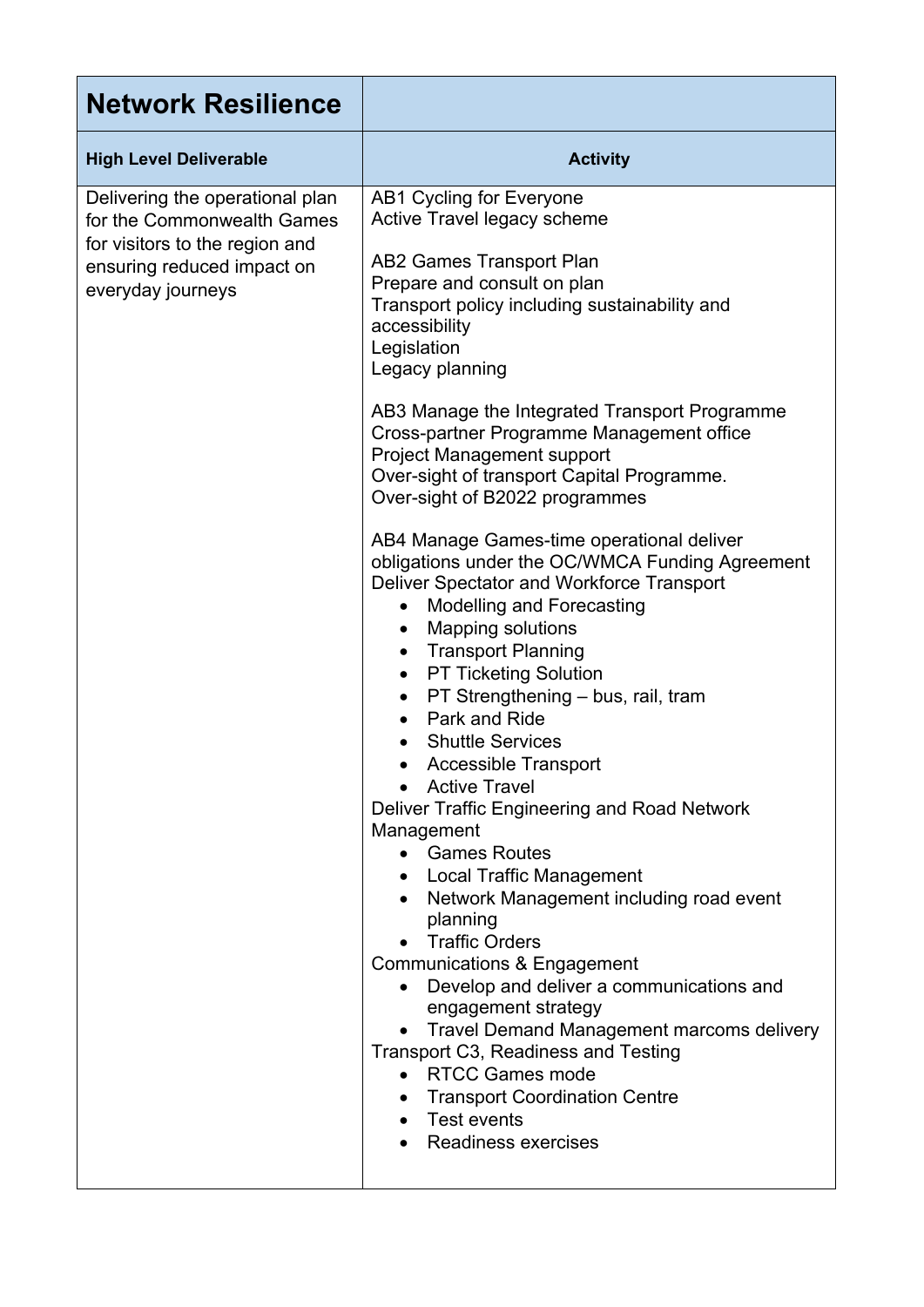| Network Resilience | |
|---|---|
| **High Level Deliverable** | **Activity** |
| Delivering the operational plan for the Commonwealth Games for visitors to the region and ensuring reduced impact on everyday journeys | AB1 Cycling for Everyone<br>Active Travel legacy scheme<br><br>AB2 Games Transport Plan<br>Prepare and consult on plan<br>Transport policy including sustainability and accessibility<br>Legislation<br>Legacy planning<br><br>AB3 Manage the Integrated Transport Programme<br>Cross-partner Programme Management office<br>Project Management support<br>Over-sight of transport Capital Programme.<br>Over-sight of B2022 programmes<br><br>AB4 Manage Games-time operational deliver obligations under the OC/WMCA Funding Agreement<br>Deliver Spectator and Workforce Transport<br>• Modelling and Forecasting<br>• Mapping solutions<br>• Transport Planning<br>• PT Ticketing Solution<br>• PT Strengthening – bus, rail, tram<br>• Park and Ride<br>• Shuttle Services<br>• Accessible Transport<br>• Active Travel<br>Deliver Traffic Engineering and Road Network Management<br>• Games Routes<br>• Local Traffic Management<br>• Network Management including road event planning<br>• Traffic Orders<br>Communications & Engagement<br>• Develop and deliver a communications and engagement strategy<br>• Travel Demand Management marcoms delivery<br>Transport C3, Readiness and Testing<br>• RTCC Games mode<br>• Transport Coordination Centre<br>• Test events<br>• Readiness exercises |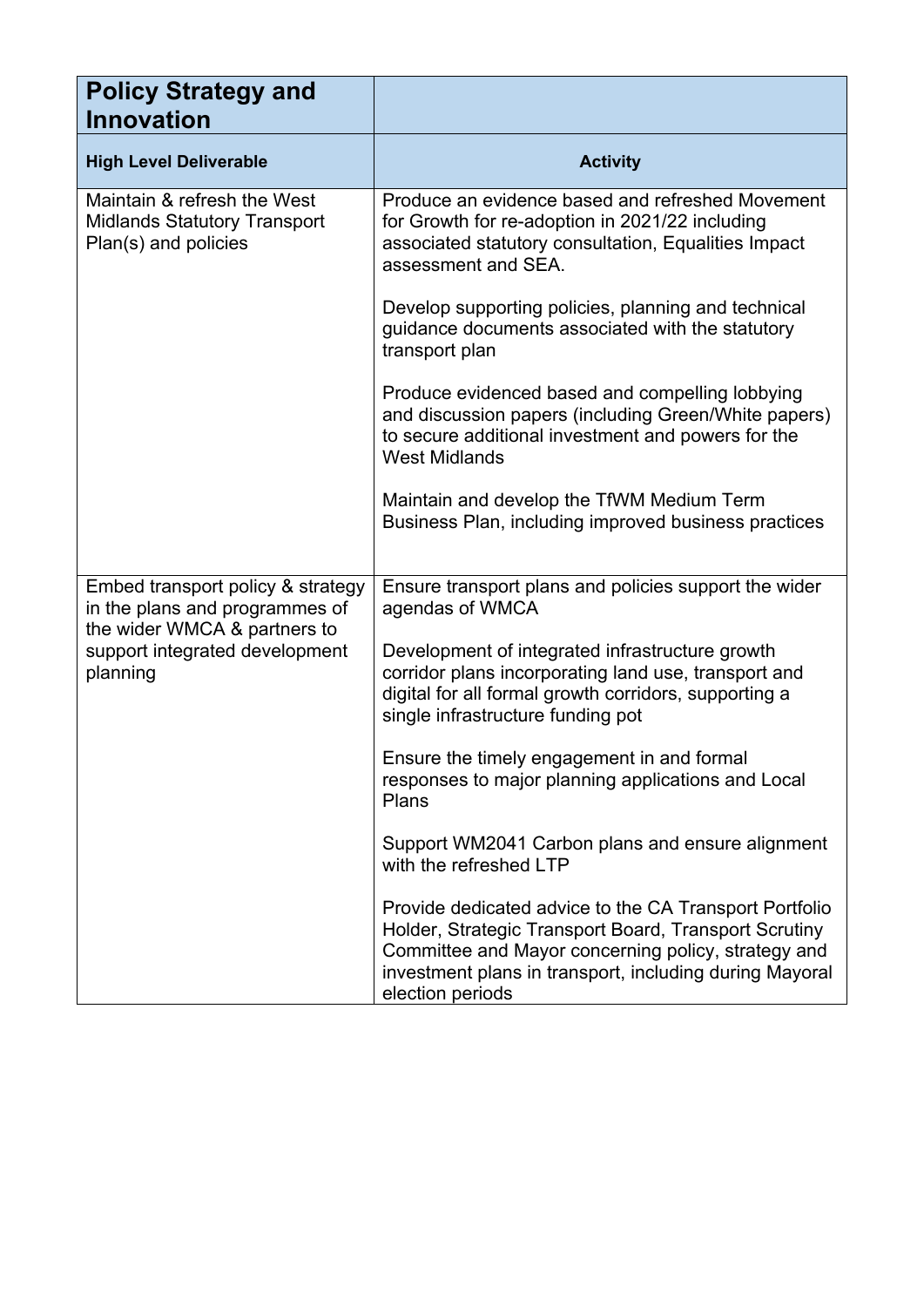| Policy Strategy and Innovation | |
|---|---|
| **High Level Deliverable** | **Activity** |
| Maintain & refresh the West Midlands Statutory Transport Plan(s) and policies | Produce an evidence based and refreshed Movement for Growth for re-adoption in 2021/22 including associated statutory consultation, Equalities Impact assessment and SEA.<br><br>Develop supporting policies, planning and technical guidance documents associated with the statutory transport plan<br><br>Produce evidenced based and compelling lobbying and discussion papers (including Green/White papers) to secure additional investment and powers for the West Midlands<br><br>Maintain and develop the TfWM Medium Term Business Plan, including improved business practices |
| Embed transport policy & strategy in the plans and programmes of the wider WMCA & partners to support integrated development planning | Ensure transport plans and policies support the wider agendas of WMCA<br><br>Development of integrated infrastructure growth corridor plans incorporating land use, transport and digital for all formal growth corridors, supporting a single infrastructure funding pot<br><br>Ensure the timely engagement in and formal responses to major planning applications and Local Plans<br><br>Support WM2041 Carbon plans and ensure alignment with the refreshed LTP<br><br>Provide dedicated advice to the CA Transport Portfolio Holder, Strategic Transport Board, Transport Scrutiny Committee and Mayor concerning policy, strategy and investment plans in transport, including during Mayoral election periods |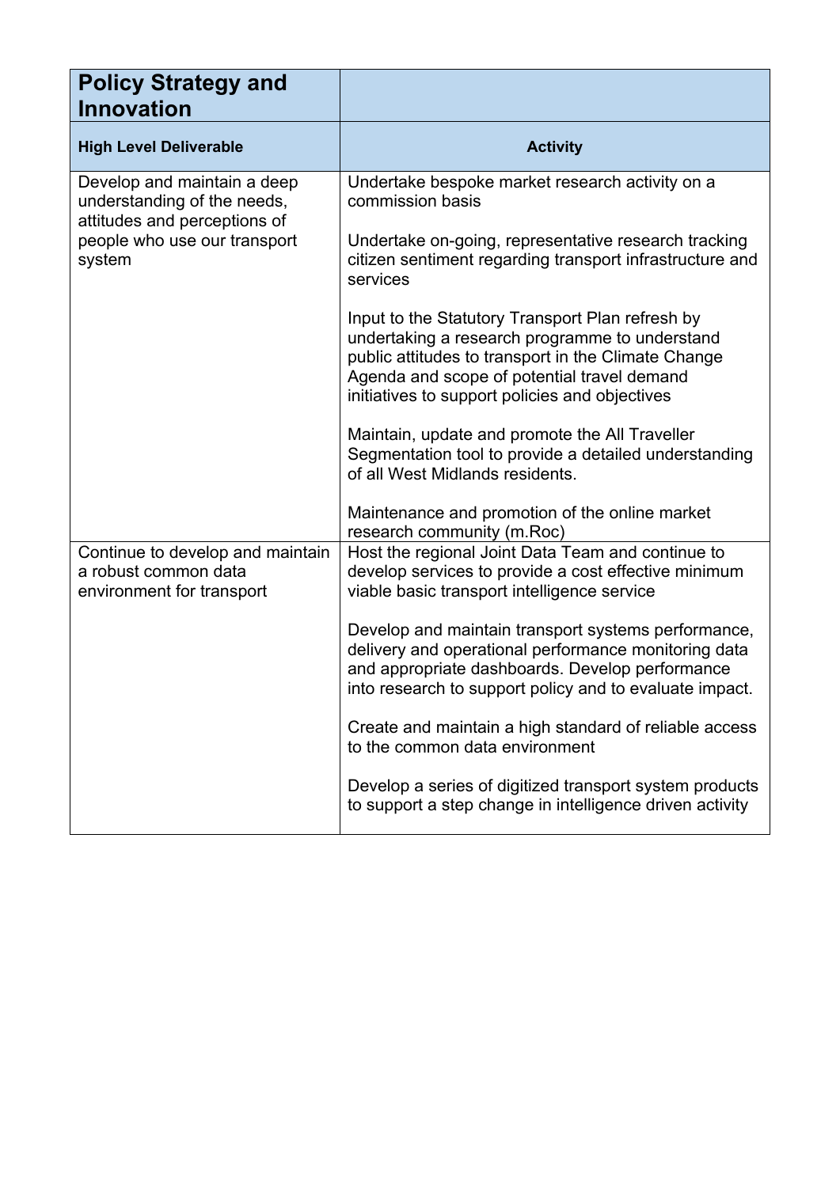| **Policy Strategy and Innovation** | |
|---|---|
| **High Level Deliverable** | **Activity** |
| Develop and maintain a deep understanding of the needs, attitudes and perceptions of people who use our transport system | Undertake bespoke market research activity on a commission basis<br><br>Undertake on-going, representative research tracking citizen sentiment regarding transport infrastructure and services<br><br>Input to the Statutory Transport Plan refresh by undertaking a research programme to understand public attitudes to transport in the Climate Change Agenda and scope of potential travel demand initiatives to support policies and objectives<br><br>Maintain, update and promote the All Traveller Segmentation tool to provide a detailed understanding of all West Midlands residents.<br><br>Maintenance and promotion of the online market research community (m.Roc) |
| Continue to develop and maintain a robust common data environment for transport | Host the regional Joint Data Team and continue to develop services to provide a cost effective minimum viable basic transport intelligence service<br><br>Develop and maintain transport systems performance, delivery and operational performance monitoring data and appropriate dashboards. Develop performance into research to support policy and to evaluate impact.<br><br>Create and maintain a high standard of reliable access to the common data environment<br><br>Develop a series of digitized transport system products to support a step change in intelligence driven activity |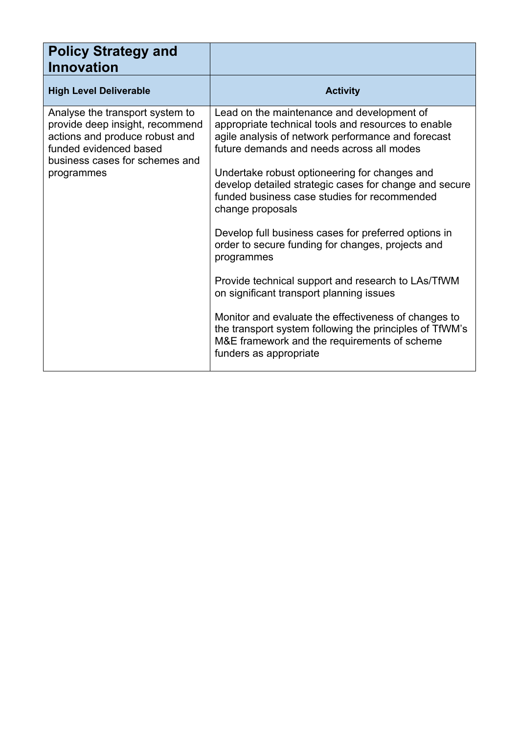| Policy Strategy and Innovation | |
|---|---|
| **High Level Deliverable** | **Activity** |
| Analyse the transport system to provide deep insight, recommend actions and produce robust and funded evidenced based business cases for schemes and programmes | Lead on the maintenance and development of appropriate technical tools and resources to enable agile analysis of network performance and forecast future demands and needs across all modes<br><br>Undertake robust optioneering for changes and develop detailed strategic cases for change and secure funded business case studies for recommended change proposals<br><br>Develop full business cases for preferred options in order to secure funding for changes, projects and programmes<br><br>Provide technical support and research to LAs/TfWM on significant transport planning issues<br><br>Monitor and evaluate the effectiveness of changes to the transport system following the principles of TfWM's M&E framework and the requirements of scheme funders as appropriate |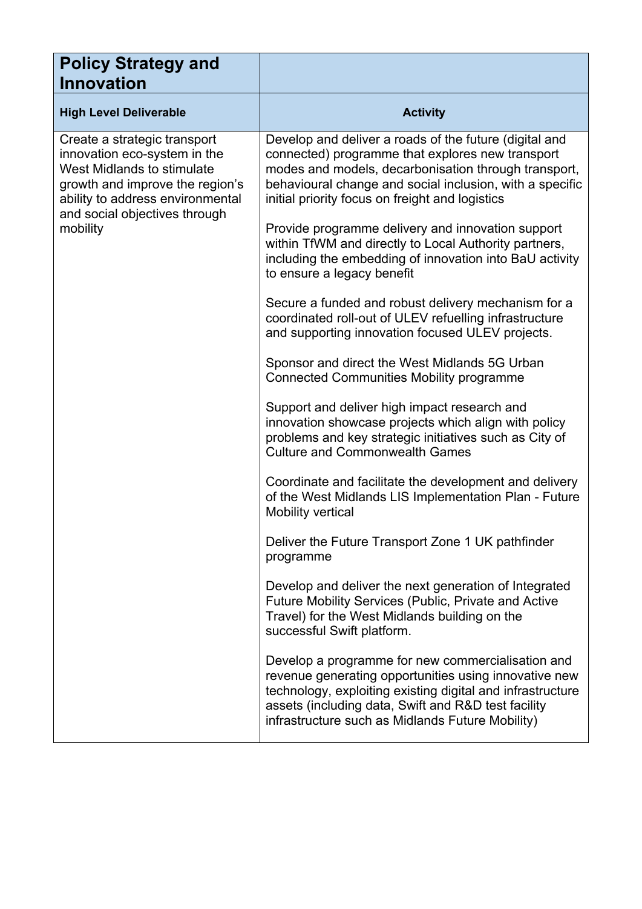| Policy Strategy and Innovation | |
|---|---|
| **High Level Deliverable** | **Activity** |
| Create a strategic transport innovation eco-system in the West Midlands to stimulate growth and improve the region's ability to address environmental and social objectives through mobility | Develop and deliver a roads of the future (digital and connected) programme that explores new transport modes and models, decarbonisation through transport, behavioural change and social inclusion, with a specific initial priority focus on freight and logistics |
| | Provide programme delivery and innovation support within TfWM and directly to Local Authority partners, including the embedding of innovation into BaU activity to ensure a legacy benefit |
| | Secure a funded and robust delivery mechanism for a coordinated roll-out of ULEV refuelling infrastructure and supporting innovation focused ULEV projects. |
| | Sponsor and direct the West Midlands 5G Urban Connected Communities Mobility programme |
| | Support and deliver high impact research and innovation showcase projects which align with policy problems and key strategic initiatives such as City of Culture and Commonwealth Games |
| | Coordinate and facilitate the development and delivery of the West Midlands LIS Implementation Plan - Future Mobility vertical |
| | Deliver the Future Transport Zone 1 UK pathfinder programme |
| | Develop and deliver the next generation of Integrated Future Mobility Services (Public, Private and Active Travel) for the West Midlands building on the successful Swift platform. |
| | Develop a programme for new commercialisation and revenue generating opportunities using innovative new technology, exploiting existing digital and infrastructure assets (including data, Swift and R&D test facility infrastructure such as Midlands Future Mobility) |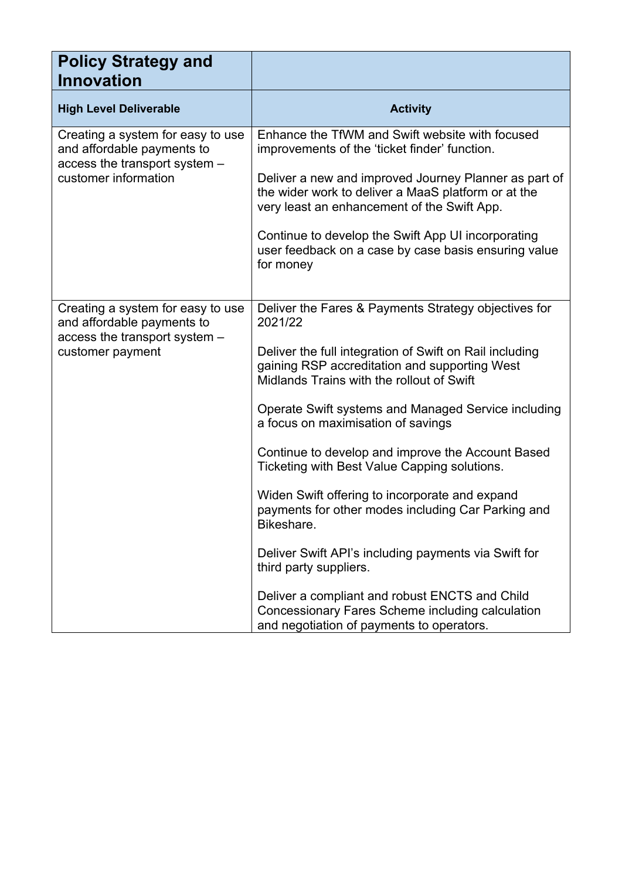| **Policy Strategy and Innovation** | |
|---|---|
| **High Level Deliverable** | **Activity** |
| Creating a system for easy to use and affordable payments to access the transport system – customer information | Enhance the TfWM and Swift website with focused improvements of the ‘ticket finder’ function.<br><br>Deliver a new and improved Journey Planner as part of the wider work to deliver a MaaS platform or at the very least an enhancement of the Swift App.<br><br>Continue to develop the Swift App UI incorporating user feedback on a case by case basis ensuring value for money |
| Creating a system for easy to use and affordable payments to access the transport system – customer payment | Deliver the Fares & Payments Strategy objectives for 2021/22<br><br>Deliver the full integration of Swift on Rail including gaining RSP accreditation and supporting West Midlands Trains with the rollout of Swift<br><br>Operate Swift systems and Managed Service including a focus on maximisation of savings<br><br>Continue to develop and improve the Account Based Ticketing with Best Value Capping solutions.<br><br>Widen Swift offering to incorporate and expand payments for other modes including Car Parking and Bikeshare.<br><br>Deliver Swift API’s including payments via Swift for third party suppliers.<br><br>Deliver a compliant and robust ENCTS and Child Concessionary Fares Scheme including calculation and negotiation of payments to operators. |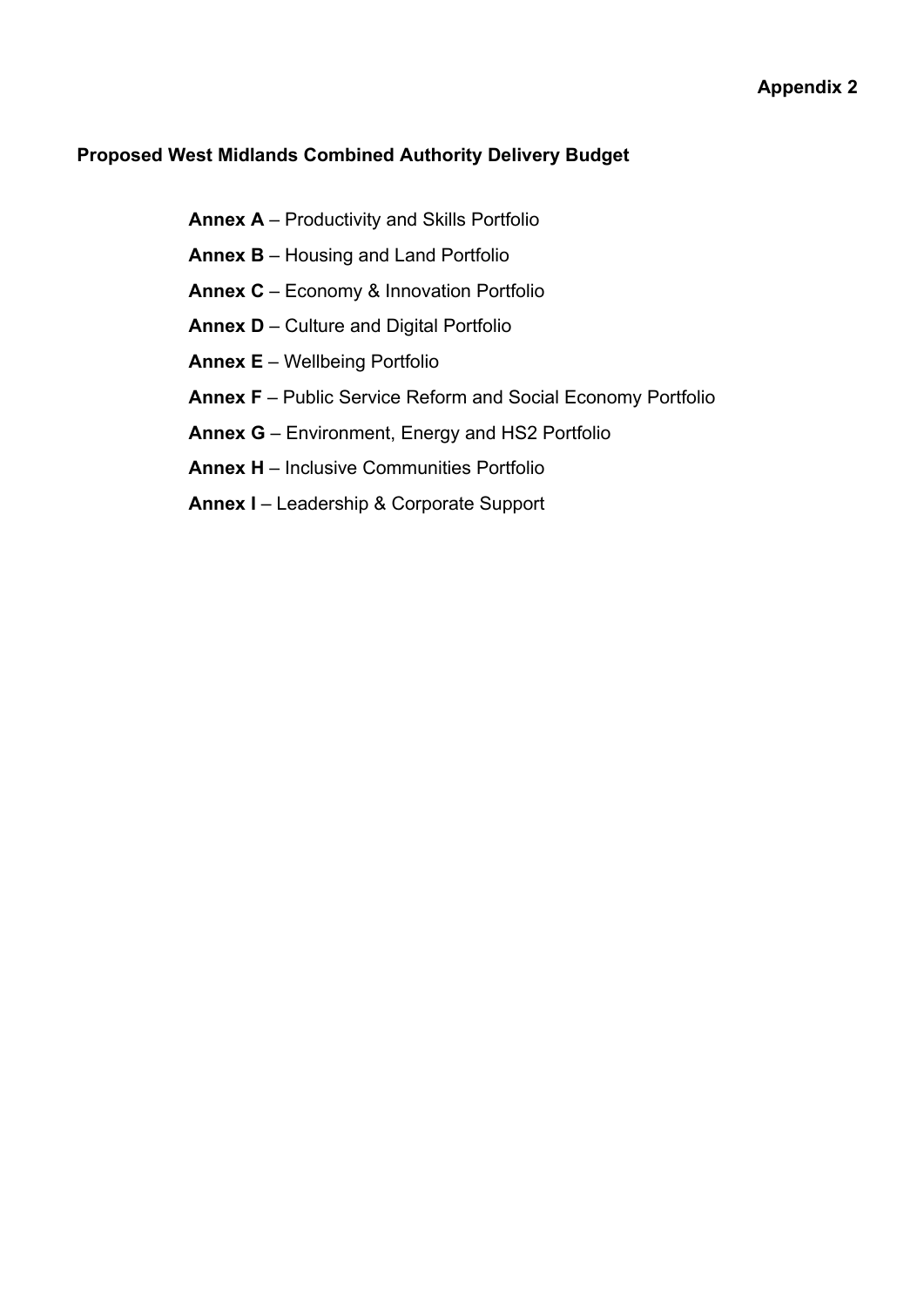**Appendix 2**

## Proposed West Midlands Combined Authority Delivery Budget

- **Annex A** – Productivity and Skills Portfolio
- **Annex B** – Housing and Land Portfolio
- **Annex C** – Economy & Innovation Portfolio
- **Annex D** – Culture and Digital Portfolio
- **Annex E** – Wellbeing Portfolio
- **Annex F** – Public Service Reform and Social Economy Portfolio
- **Annex G** – Environment, Energy and HS2 Portfolio
- **Annex H** – Inclusive Communities Portfolio
- **Annex I** – Leadership & Corporate Support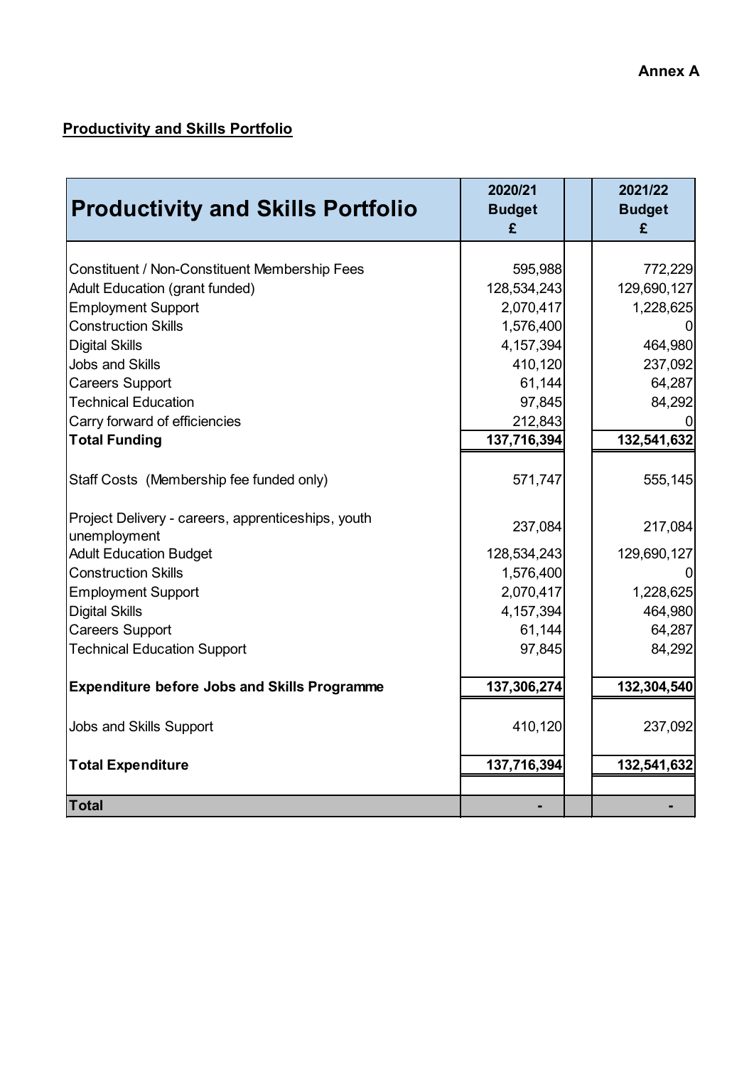**Annex A**

**Productivity and Skills Portfolio**

| Productivity and Skills Portfolio | 2020/21 Budget £ | | 2021/22 Budget £ |
|---|---|---|---|
| Constituent / Non-Constituent Membership Fees | 595,988 | | 772,229 |
| Adult Education (grant funded) | 128,534,243 | | 129,690,127 |
| Employment Support | 2,070,417 | | 1,228,625 |
| Construction Skills | 1,576,400 | | 0 |
| Digital Skills | 4,157,394 | | 464,980 |
| Jobs and Skills | 410,120 | | 237,092 |
| Careers Support | 61,144 | | 64,287 |
| Technical Education | 97,845 | | 84,292 |
| Carry forward of efficiencies | 212,843 | | 0 |
| **Total Funding** | **137,716,394** | | **132,541,632** |
| Staff Costs (Membership fee funded only) | 571,747 | | 555,145 |
| Project Delivery - careers, apprenticeships, youth unemployment | 237,084 | | 217,084 |
| Adult Education Budget | 128,534,243 | | 129,690,127 |
| Construction Skills | 1,576,400 | | 0 |
| Employment Support | 2,070,417 | | 1,228,625 |
| Digital Skills | 4,157,394 | | 464,980 |
| Careers Support | 61,144 | | 64,287 |
| Technical Education Support | 97,845 | | 84,292 |
| **Expenditure before Jobs and Skills Programme** | **137,306,274** | | **132,304,540** |
| Jobs and Skills Support | 410,120 | | 237,092 |
| **Total Expenditure** | **137,716,394** | | **132,541,632** |
| **Total** | **-** | | **-** |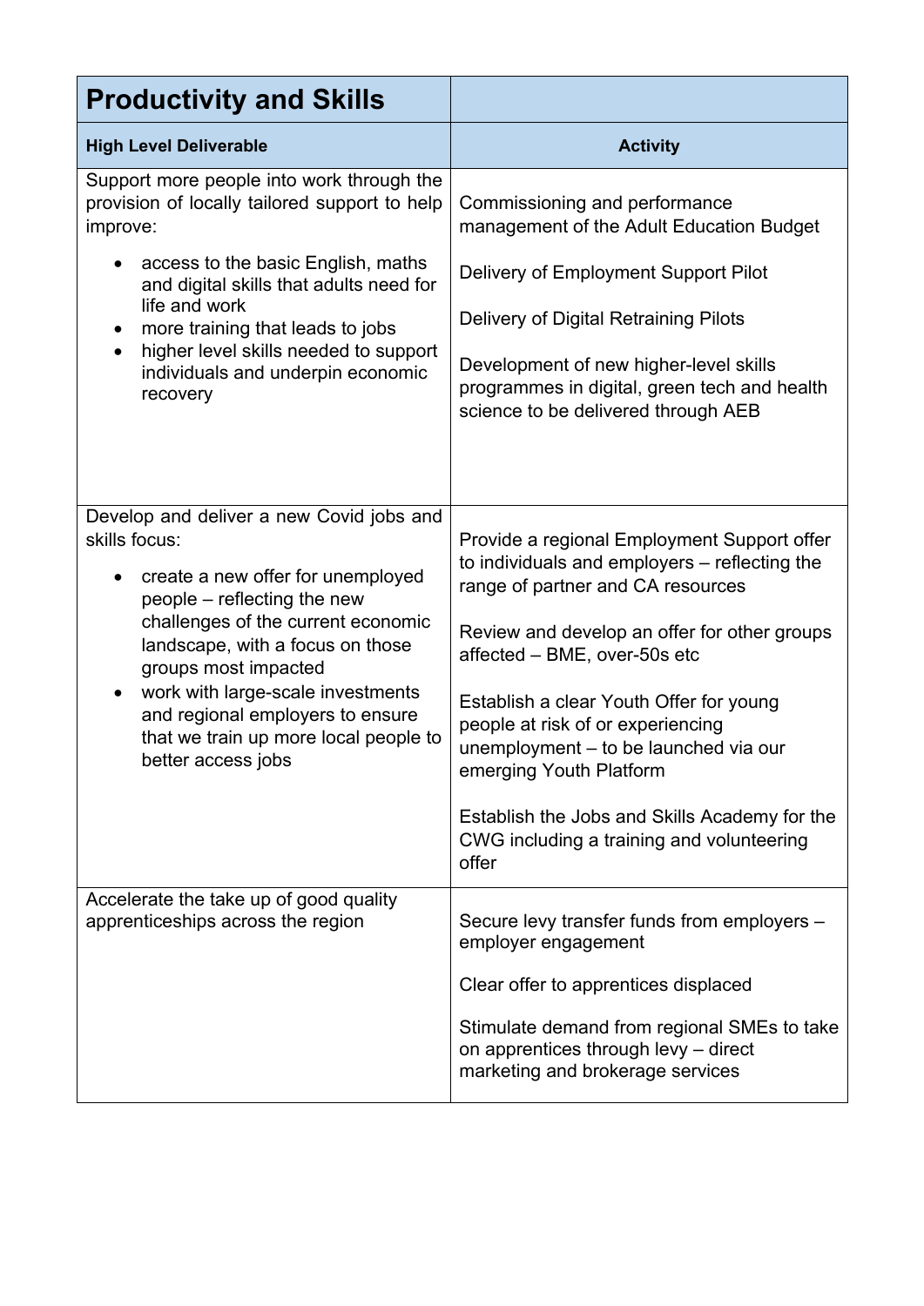| Productivity and Skills | |
|---|---|
| **High Level Deliverable** | **Activity** |
| Support more people into work through the provision of locally tailored support to help improve:<br>• access to the basic English, maths and digital skills that adults need for life and work<br>• more training that leads to jobs<br>• higher level skills needed to support individuals and underpin economic recovery | Commissioning and performance management of the Adult Education Budget<br><br>Delivery of Employment Support Pilot<br><br>Delivery of Digital Retraining Pilots<br><br>Development of new higher-level skills programmes in digital, green tech and health science to be delivered through AEB |
| Develop and deliver a new Covid jobs and skills focus:<br>• create a new offer for unemployed people – reflecting the new challenges of the current economic landscape, with a focus on those groups most impacted<br>• work with large-scale investments and regional employers to ensure that we train up more local people to better access jobs | Provide a regional Employment Support offer to individuals and employers – reflecting the range of partner and CA resources<br><br>Review and develop an offer for other groups affected – BME, over-50s etc<br><br>Establish a clear Youth Offer for young people at risk of or experiencing unemployment – to be launched via our emerging Youth Platform<br><br>Establish the Jobs and Skills Academy for the CWG including a training and volunteering offer |
| Accelerate the take up of good quality apprenticeships across the region | Secure levy transfer funds from employers – employer engagement<br><br>Clear offer to apprentices displaced<br><br>Stimulate demand from regional SMEs to take on apprentices through levy – direct marketing and brokerage services |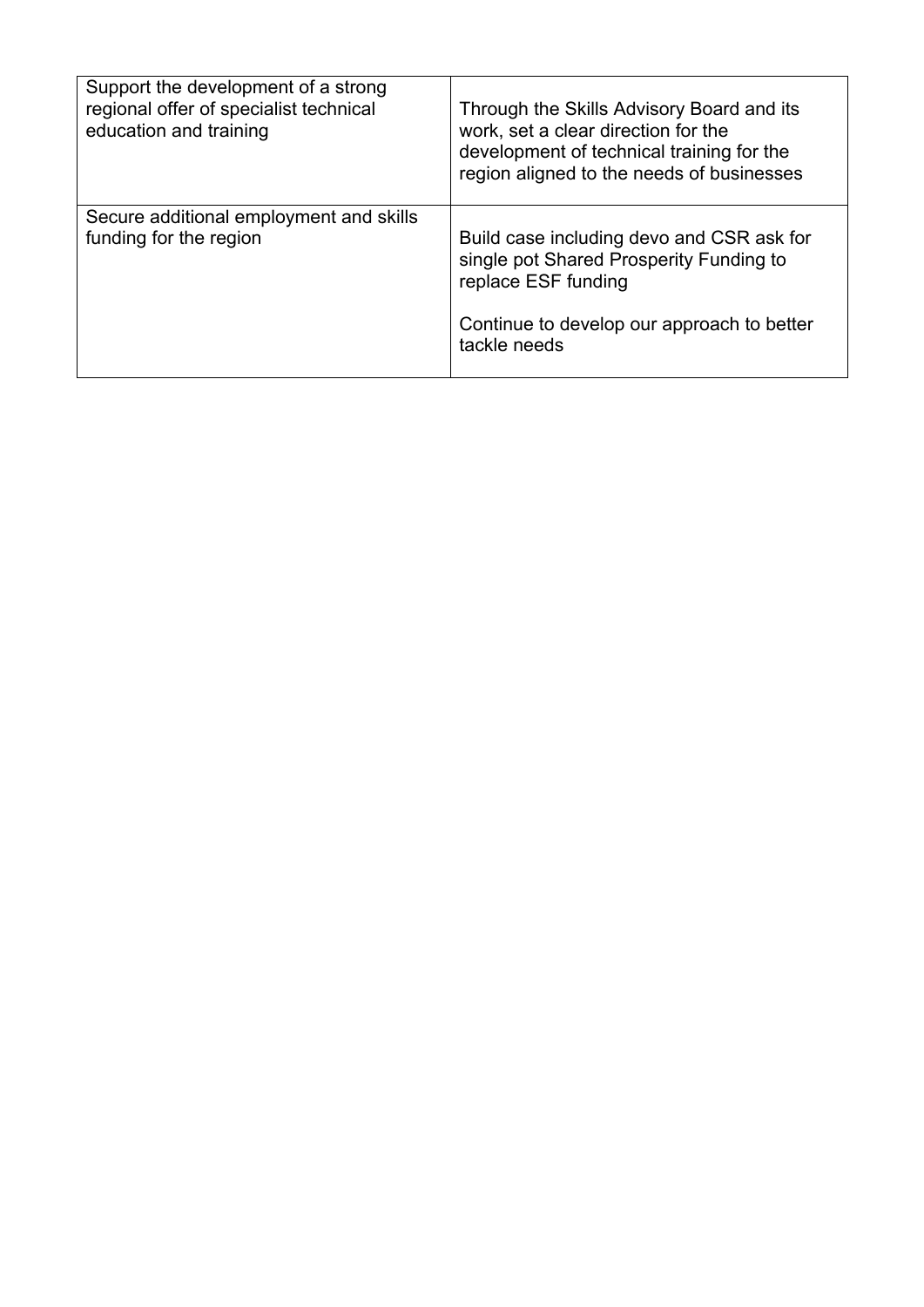| | |
|---|---|
| Support the development of a strong regional offer of specialist technical education and training | Through the Skills Advisory Board and its work, set a clear direction for the development of technical training for the region aligned to the needs of businesses |
| Secure additional employment and skills funding for the region | Build case including devo and CSR ask for single pot Shared Prosperity Funding to replace ESF funding<br><br>Continue to develop our approach to better tackle needs |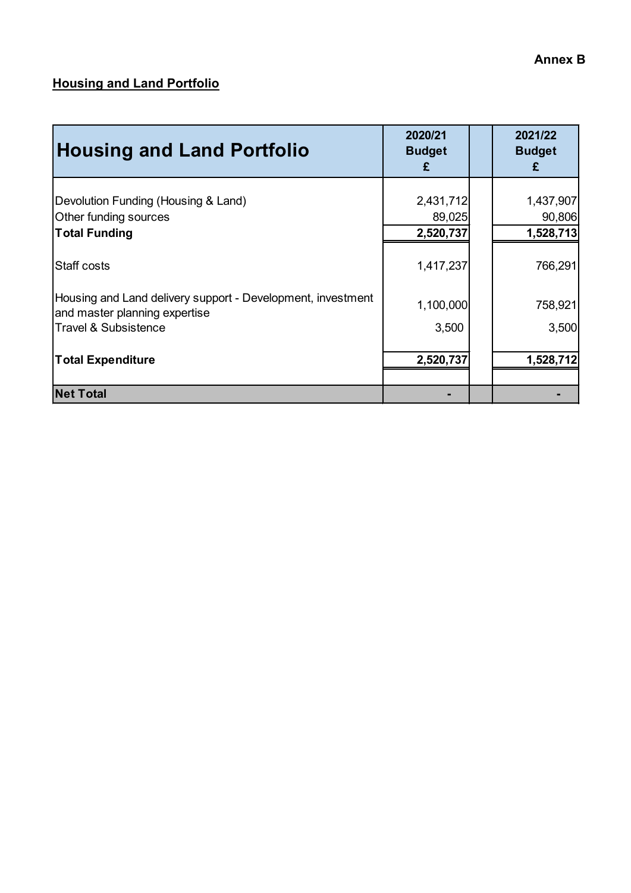Annex B

## Housing and Land Portfolio

| Housing and Land Portfolio | 2020/21 Budget £ | | 2021/22 Budget £ |
|---|---|---|---|
| Devolution Funding (Housing & Land) | 2,431,712 | | 1,437,907 |
| Other funding sources | 89,025 | | 90,806 |
| **Total Funding** | **2,520,737** | | **1,528,713** |
| Staff costs | 1,417,237 | | 766,291 |
| Housing and Land delivery support - Development, investment and master planning expertise | 1,100,000 | | 758,921 |
| Travel & Subsistence | 3,500 | | 3,500 |
| **Total Expenditure** | **2,520,737** | | **1,528,712** |
| **Net Total** | **-** | | **-** |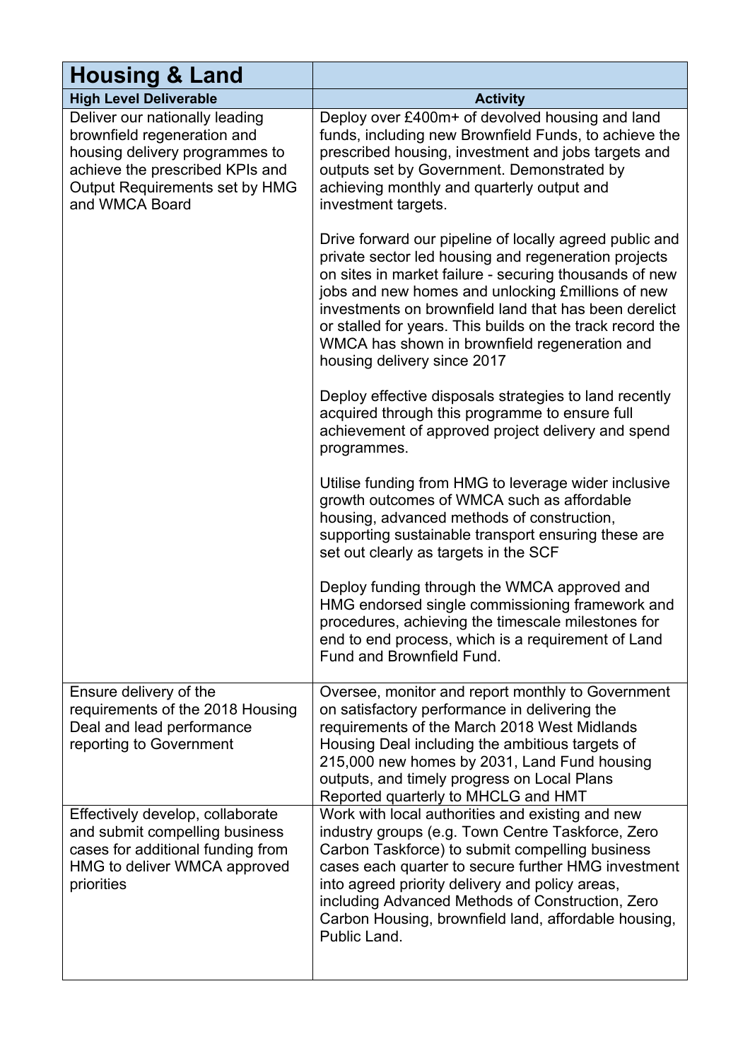| Housing & Land | |
|---|---|
| **High Level Deliverable** | **Activity** |
| Deliver our nationally leading brownfield regeneration and housing delivery programmes to achieve the prescribed KPIs and Output Requirements set by HMG and WMCA Board | Deploy over £400m+ of devolved housing and land funds, including new Brownfield Funds, to achieve the prescribed housing, investment and jobs targets and outputs set by Government. Demonstrated by achieving monthly and quarterly output and investment targets.<br><br>Drive forward our pipeline of locally agreed public and private sector led housing and regeneration projects on sites in market failure - securing thousands of new jobs and new homes and unlocking £millions of new investments on brownfield land that has been derelict or stalled for years. This builds on the track record the WMCA has shown in brownfield regeneration and housing delivery since 2017<br><br>Deploy effective disposals strategies to land recently acquired through this programme to ensure full achievement of approved project delivery and spend programmes.<br><br>Utilise funding from HMG to leverage wider inclusive growth outcomes of WMCA such as affordable housing, advanced methods of construction, supporting sustainable transport ensuring these are set out clearly as targets in the SCF<br><br>Deploy funding through the WMCA approved and HMG endorsed single commissioning framework and procedures, achieving the timescale milestones for end to end process, which is a requirement of Land Fund and Brownfield Fund. |
| Ensure delivery of the requirements of the 2018 Housing Deal and lead performance reporting to Government | Oversee, monitor and report monthly to Government on satisfactory performance in delivering the requirements of the March 2018 West Midlands Housing Deal including the ambitious targets of 215,000 new homes by 2031, Land Fund housing outputs, and timely progress on Local Plans Reported quarterly to MHCLG and HMT |
| Effectively develop, collaborate and submit compelling business cases for additional funding from HMG to deliver WMCA approved priorities | Work with local authorities and existing and new industry groups (e.g. Town Centre Taskforce, Zero Carbon Taskforce) to submit compelling business cases each quarter to secure further HMG investment into agreed priority delivery and policy areas, including Advanced Methods of Construction, Zero Carbon Housing, brownfield land, affordable housing, Public Land. |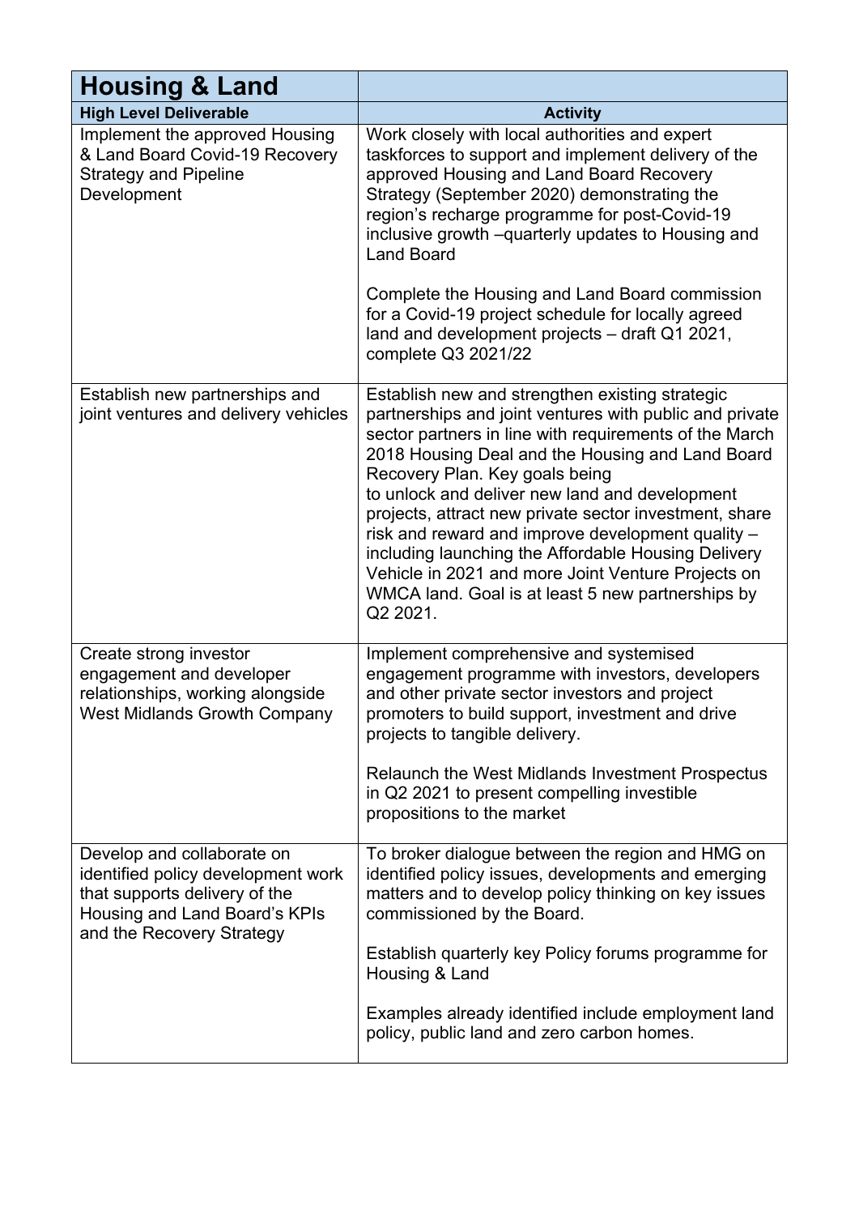| Housing & Land | |
|---|---|
| **High Level Deliverable** | **Activity** |
| Implement the approved Housing & Land Board Covid-19 Recovery Strategy and Pipeline Development | Work closely with local authorities and expert taskforces to support and implement delivery of the approved Housing and Land Board Recovery Strategy (September 2020) demonstrating the region's recharge programme for post-Covid-19 inclusive growth –quarterly updates to Housing and Land Board<br><br>Complete the Housing and Land Board commission for a Covid-19 project schedule for locally agreed land and development projects – draft Q1 2021, complete Q3 2021/22 |
| Establish new partnerships and joint ventures and delivery vehicles | Establish new and strengthen existing strategic partnerships and joint ventures with public and private sector partners in line with requirements of the March 2018 Housing Deal and the Housing and Land Board Recovery Plan. Key goals being to unlock and deliver new land and development projects, attract new private sector investment, share risk and reward and improve development quality – including launching the Affordable Housing Delivery Vehicle in 2021 and more Joint Venture Projects on WMCA land. Goal is at least 5 new partnerships by Q2 2021. |
| Create strong investor engagement and developer relationships, working alongside West Midlands Growth Company | Implement comprehensive and systemised engagement programme with investors, developers and other private sector investors and project promoters to build support, investment and drive projects to tangible delivery.<br><br>Relaunch the West Midlands Investment Prospectus in Q2 2021 to present compelling investible propositions to the market |
| Develop and collaborate on identified policy development work that supports delivery of the Housing and Land Board's KPIs and the Recovery Strategy | To broker dialogue between the region and HMG on identified policy issues, developments and emerging matters and to develop policy thinking on key issues commissioned by the Board.<br><br>Establish quarterly key Policy forums programme for Housing & Land<br><br>Examples already identified include employment land policy, public land and zero carbon homes. |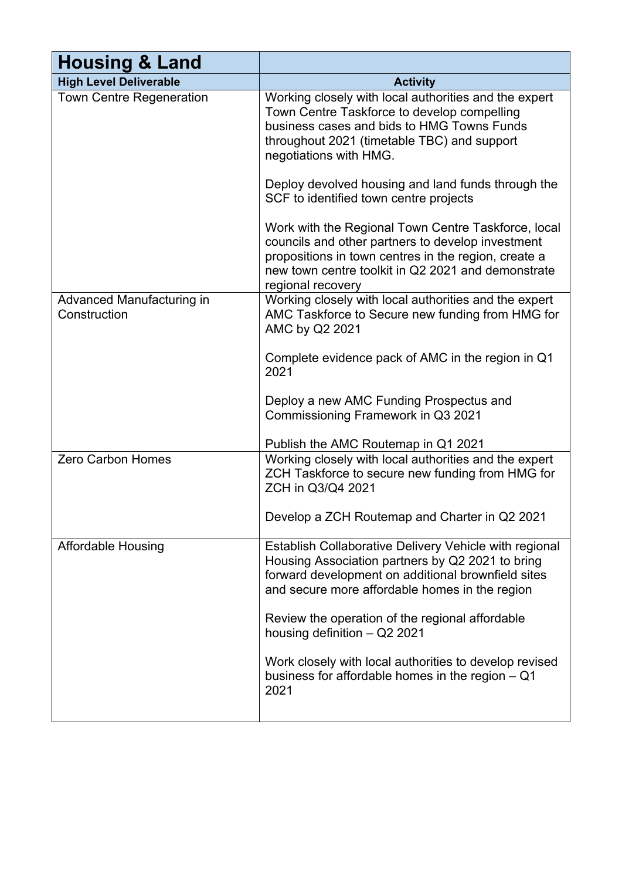| Housing & Land | |
|---|---|
| **High Level Deliverable** | **Activity** |
| Town Centre Regeneration | Working closely with local authorities and the expert Town Centre Taskforce to develop compelling business cases and bids to HMG Towns Funds throughout 2021 (timetable TBC) and support negotiations with HMG.<br><br>Deploy devolved housing and land funds through the SCF to identified town centre projects<br><br>Work with the Regional Town Centre Taskforce, local councils and other partners to develop investment propositions in town centres in the region, create a new town centre toolkit in Q2 2021 and demonstrate regional recovery |
| Advanced Manufacturing in Construction | Working closely with local authorities and the expert AMC Taskforce to Secure new funding from HMG for AMC by Q2 2021<br><br>Complete evidence pack of AMC in the region in Q1 2021<br><br>Deploy a new AMC Funding Prospectus and Commissioning Framework in Q3 2021<br><br>Publish the AMC Routemap in Q1 2021 |
| Zero Carbon Homes | Working closely with local authorities and the expert ZCH Taskforce to secure new funding from HMG for ZCH in Q3/Q4 2021<br><br>Develop a ZCH Routemap and Charter in Q2 2021 |
| Affordable Housing | Establish Collaborative Delivery Vehicle with regional Housing Association partners by Q2 2021 to bring forward development on additional brownfield sites and secure more affordable homes in the region<br><br>Review the operation of the regional affordable housing definition – Q2 2021<br><br>Work closely with local authorities to develop revised business for affordable homes in the region – Q1 2021 |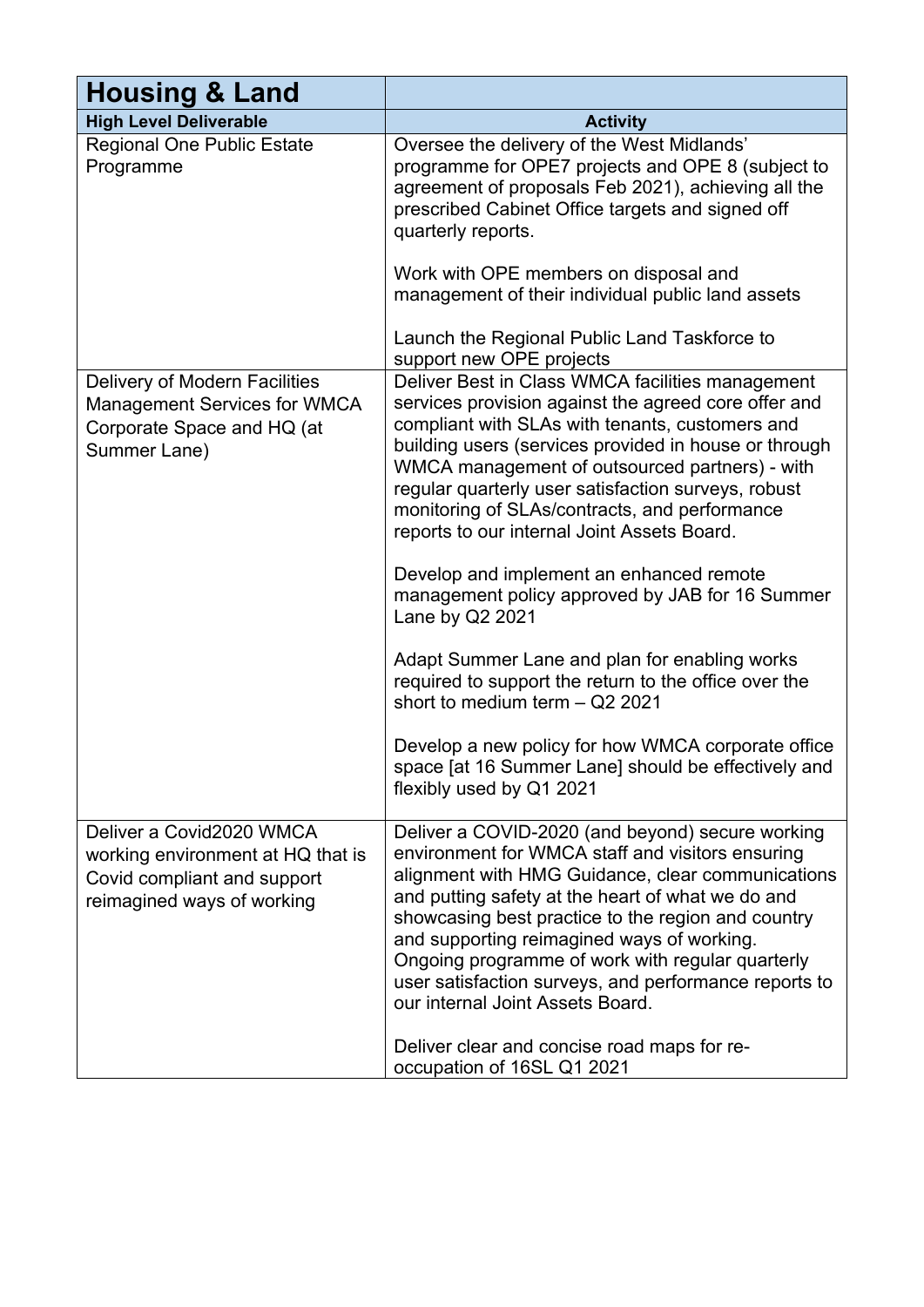| **Housing & Land** | |
|---|---|
| **High Level Deliverable** | **Activity** |
| Regional One Public Estate Programme | Oversee the delivery of the West Midlands' programme for OPE7 projects and OPE 8 (subject to agreement of proposals Feb 2021), achieving all the prescribed Cabinet Office targets and signed off quarterly reports.<br><br>Work with OPE members on disposal and management of their individual public land assets<br><br>Launch the Regional Public Land Taskforce to support new OPE projects |
| Delivery of Modern Facilities Management Services for WMCA Corporate Space and HQ (at Summer Lane) | Deliver Best in Class WMCA facilities management services provision against the agreed core offer and compliant with SLAs with tenants, customers and building users (services provided in house or through WMCA management of outsourced partners) - with regular quarterly user satisfaction surveys, robust monitoring of SLAs/contracts, and performance reports to our internal Joint Assets Board.<br><br>Develop and implement an enhanced remote management policy approved by JAB for 16 Summer Lane by Q2 2021<br><br>Adapt Summer Lane and plan for enabling works required to support the return to the office over the short to medium term – Q2 2021<br><br>Develop a new policy for how WMCA corporate office space [at 16 Summer Lane] should be effectively and flexibly used by Q1 2021 |
| Deliver a Covid2020 WMCA working environment at HQ that is Covid compliant and support reimagined ways of working | Deliver a COVID-2020 (and beyond) secure working environment for WMCA staff and visitors ensuring alignment with HMG Guidance, clear communications and putting safety at the heart of what we do and showcasing best practice to the region and country and supporting reimagined ways of working. Ongoing programme of work with regular quarterly user satisfaction surveys, and performance reports to our internal Joint Assets Board.<br><br>Deliver clear and concise road maps for re-occupation of 16SL Q1 2021 |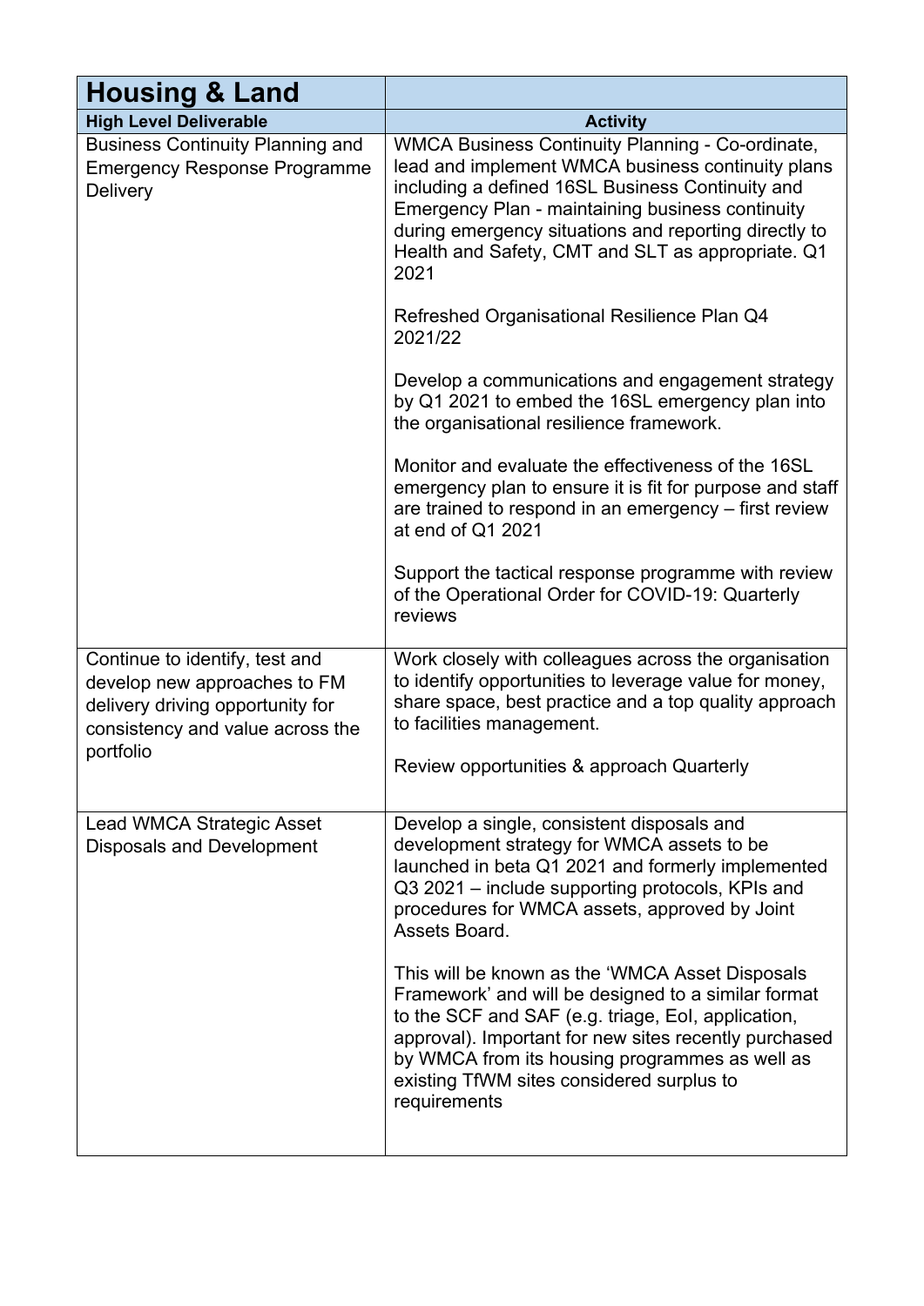| Housing & Land | |
|---|---|
| **High Level Deliverable** | **Activity** |
| Business Continuity Planning and Emergency Response Programme Delivery | WMCA Business Continuity Planning - Co-ordinate, lead and implement WMCA business continuity plans including a defined 16SL Business Continuity and Emergency Plan - maintaining business continuity during emergency situations and reporting directly to Health and Safety, CMT and SLT as appropriate. Q1 2021<br><br>Refreshed Organisational Resilience Plan Q4 2021/22<br><br>Develop a communications and engagement strategy by Q1 2021 to embed the 16SL emergency plan into the organisational resilience framework.<br><br>Monitor and evaluate the effectiveness of the 16SL emergency plan to ensure it is fit for purpose and staff are trained to respond in an emergency – first review at end of Q1 2021<br><br>Support the tactical response programme with review of the Operational Order for COVID-19: Quarterly reviews |
| Continue to identify, test and develop new approaches to FM delivery driving opportunity for consistency and value across the portfolio | Work closely with colleagues across the organisation to identify opportunities to leverage value for money, share space, best practice and a top quality approach to facilities management.<br><br>Review opportunities & approach Quarterly |
| Lead WMCA Strategic Asset Disposals and Development | Develop a single, consistent disposals and development strategy for WMCA assets to be launched in beta Q1 2021 and formerly implemented Q3 2021 – include supporting protocols, KPIs and procedures for WMCA assets, approved by Joint Assets Board.<br><br>This will be known as the 'WMCA Asset Disposals Framework' and will be designed to a similar format to the SCF and SAF (e.g. triage, EoI, application, approval). Important for new sites recently purchased by WMCA from its housing programmes as well as existing TfWM sites considered surplus to requirements |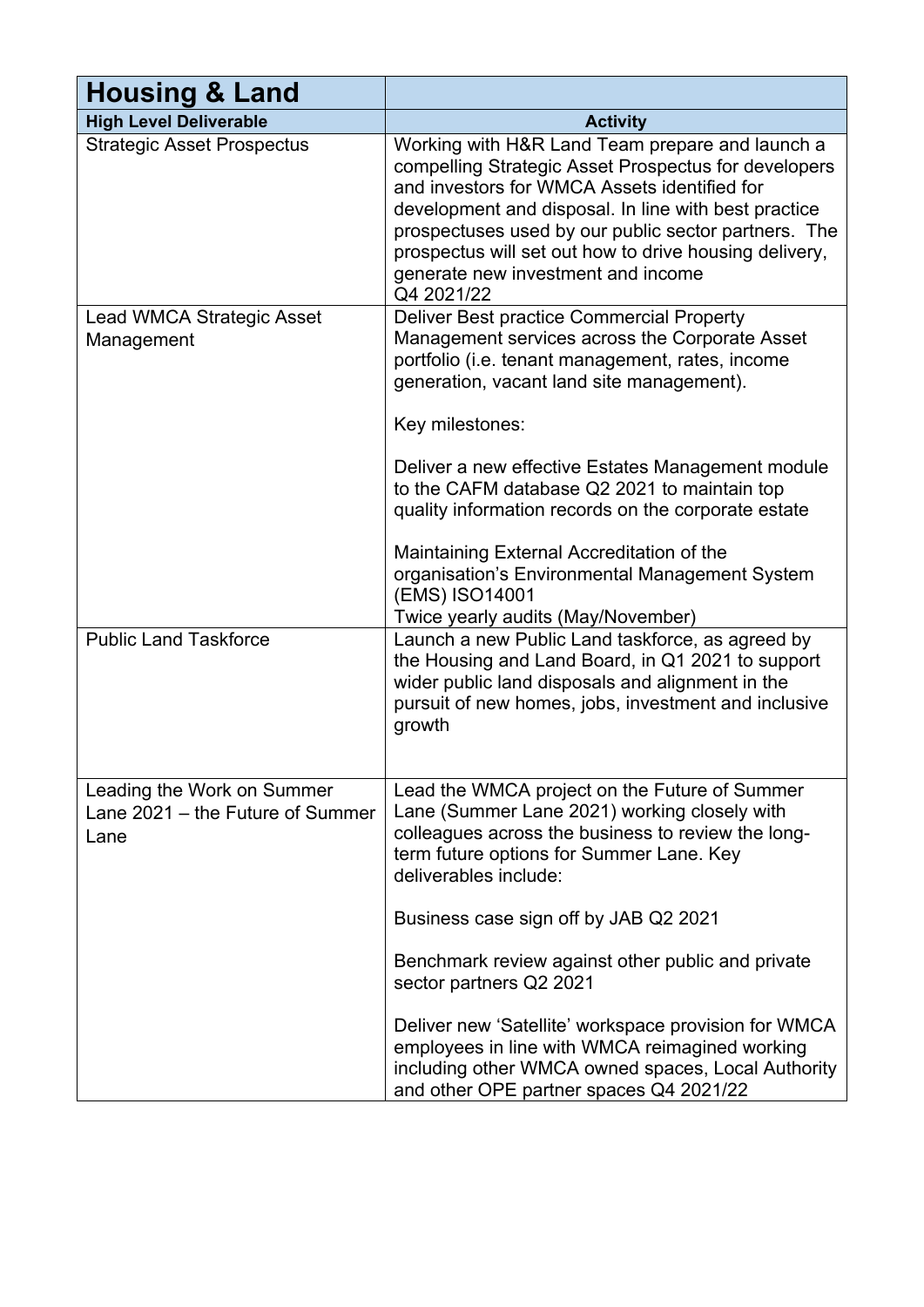| Housing & Land | |
|---|---|
| **High Level Deliverable** | **Activity** |
| Strategic Asset Prospectus | Working with H&R Land Team prepare and launch a compelling Strategic Asset Prospectus for developers and investors for WMCA Assets identified for development and disposal. In line with best practice prospectuses used by our public sector partners. The prospectus will set out how to drive housing delivery, generate new investment and income<br>Q4 2021/22 |
| Lead WMCA Strategic Asset Management | Deliver Best practice Commercial Property Management services across the Corporate Asset portfolio (i.e. tenant management, rates, income generation, vacant land site management).<br><br>Key milestones:<br><br>Deliver a new effective Estates Management module to the CAFM database Q2 2021 to maintain top quality information records on the corporate estate<br><br>Maintaining External Accreditation of the organisation's Environmental Management System (EMS) ISO14001<br>Twice yearly audits (May/November) |
| Public Land Taskforce | Launch a new Public Land taskforce, as agreed by the Housing and Land Board, in Q1 2021 to support wider public land disposals and alignment in the pursuit of new homes, jobs, investment and inclusive growth |
| Leading the Work on Summer Lane 2021 – the Future of Summer Lane | Lead the WMCA project on the Future of Summer Lane (Summer Lane 2021) working closely with colleagues across the business to review the long-term future options for Summer Lane. Key deliverables include:<br><br>Business case sign off by JAB Q2 2021<br><br>Benchmark review against other public and private sector partners Q2 2021<br><br>Deliver new 'Satellite' workspace provision for WMCA employees in line with WMCA reimagined working including other WMCA owned spaces, Local Authority and other OPE partner spaces Q4 2021/22 |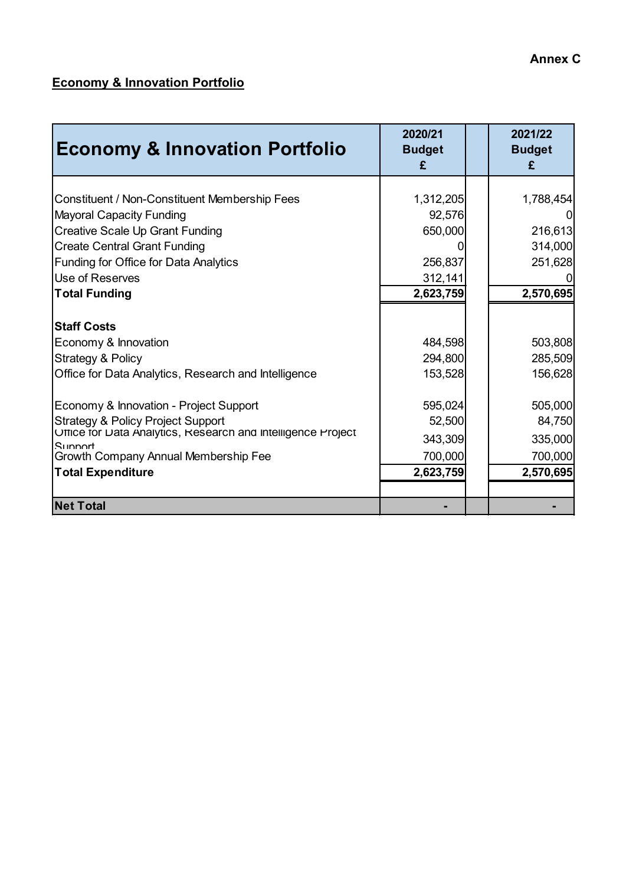**Annex C**

## Economy & Innovation Portfolio

| Economy & Innovation Portfolio | 2020/21 Budget £ | | 2021/22 Budget £ |
|---|---|---|---|
| Constituent / Non-Constituent Membership Fees | 1,312,205 | | 1,788,454 |
| Mayoral Capacity Funding | 92,576 | | 0 |
| Creative Scale Up Grant Funding | 650,000 | | 216,613 |
| Create Central Grant Funding | 0 | | 314,000 |
| Funding for Office for Data Analytics | 256,837 | | 251,628 |
| Use of Reserves | 312,141 | | 0 |
| **Total Funding** | **2,623,759** | | **2,570,695** |
| **Staff Costs** | | | |
| Economy & Innovation | 484,598 | | 503,808 |
| Strategy & Policy | 294,800 | | 285,509 |
| Office for Data Analytics, Research and Intelligence | 153,528 | | 156,628 |
| Economy & Innovation - Project Support | 595,024 | | 505,000 |
| Strategy & Policy Project Support | 52,500 | | 84,750 |
| Office for Data Analytics, Research and Intelligence Project Support | 343,309 | | 335,000 |
| Growth Company Annual Membership Fee | 700,000 | | 700,000 |
| **Total Expenditure** | **2,623,759** | | **2,570,695** |
| **Net Total** | - | | - |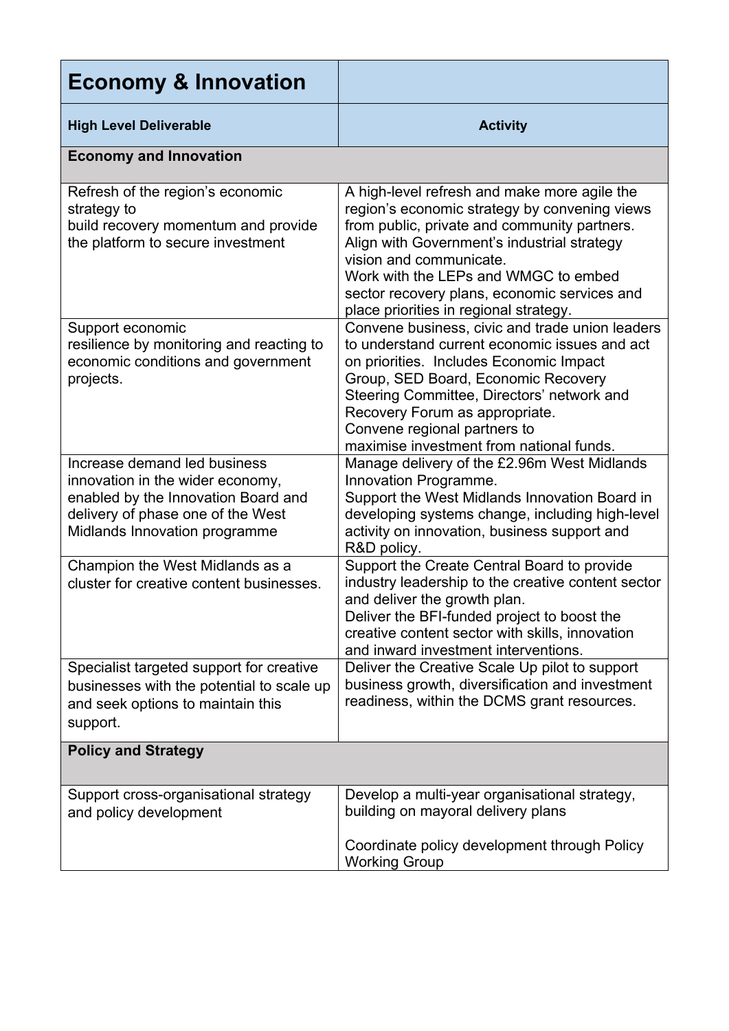| Economy & Innovation | |
|---|---|
| **High Level Deliverable** | **Activity** |
| **Economy and Innovation** | |
| Refresh of the region's economic strategy to build recovery momentum and provide the platform to secure investment | A high-level refresh and make more agile the region's economic strategy by convening views from public, private and community partners. Align with Government's industrial strategy vision and communicate. Work with the LEPs and WMGC to embed sector recovery plans, economic services and place priorities in regional strategy. |
| Support economic resilience by monitoring and reacting to economic conditions and government projects. | Convene business, civic and trade union leaders to understand current economic issues and act on priorities. Includes Economic Impact Group, SED Board, Economic Recovery Steering Committee, Directors' network and Recovery Forum as appropriate. Convene regional partners to maximise investment from national funds. |
| Increase demand led business innovation in the wider economy, enabled by the Innovation Board and delivery of phase one of the West Midlands Innovation programme | Manage delivery of the £2.96m West Midlands Innovation Programme. Support the West Midlands Innovation Board in developing systems change, including high-level activity on innovation, business support and R&D policy. |
| Champion the West Midlands as a cluster for creative content businesses. | Support the Create Central Board to provide industry leadership to the creative content sector and deliver the growth plan. Deliver the BFI-funded project to boost the creative content sector with skills, innovation and inward investment interventions. |
| Specialist targeted support for creative businesses with the potential to scale up and seek options to maintain this support. | Deliver the Creative Scale Up pilot to support business growth, diversification and investment readiness, within the DCMS grant resources. |
| **Policy and Strategy** | |
| Support cross-organisational strategy and policy development | Develop a multi-year organisational strategy, building on mayoral delivery plans<br><br>Coordinate policy development through Policy Working Group |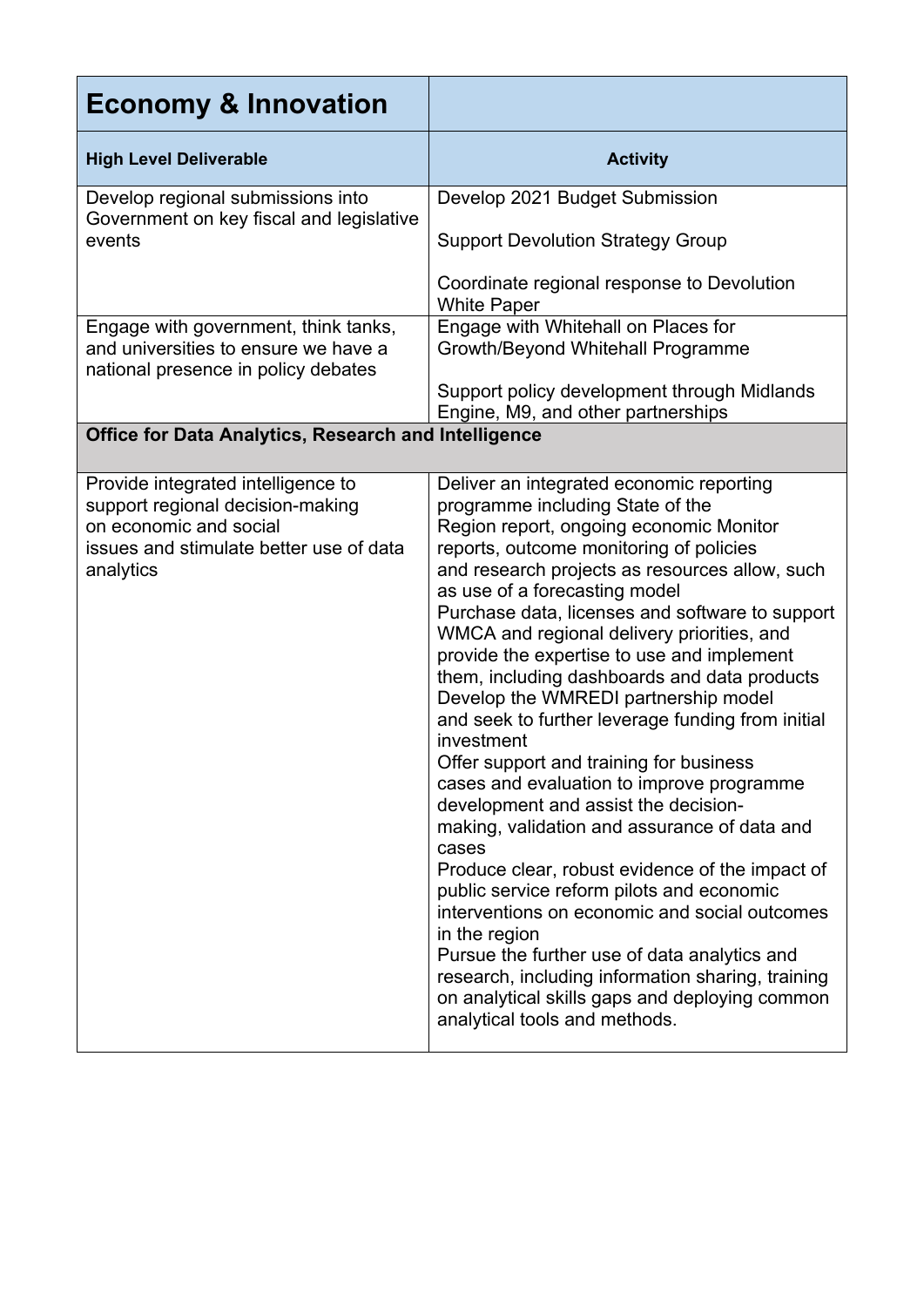| **Economy & Innovation** | |
|---|---|
| **High Level Deliverable** | **Activity** |
| Develop regional submissions into Government on key fiscal and legislative events | Develop 2021 Budget Submission<br><br>Support Devolution Strategy Group<br><br>Coordinate regional response to Devolution White Paper |
| Engage with government, think tanks, and universities to ensure we have a national presence in policy debates | Engage with Whitehall on Places for Growth/Beyond Whitehall Programme<br><br>Support policy development through Midlands Engine, M9, and other partnerships |
| **Office for Data Analytics, Research and Intelligence** | |
| Provide integrated intelligence to support regional decision-making on economic and social issues and stimulate better use of data analytics | Deliver an integrated economic reporting programme including State of the Region report, ongoing economic Monitor reports, outcome monitoring of policies and research projects as resources allow, such as use of a forecasting model<br>Purchase data, licenses and software to support WMCA and regional delivery priorities, and provide the expertise to use and implement them, including dashboards and data products<br>Develop the WMREDI partnership model and seek to further leverage funding from initial investment<br>Offer support and training for business cases and evaluation to improve programme development and assist the decision-making, validation and assurance of data and cases<br>Produce clear, robust evidence of the impact of public service reform pilots and economic interventions on economic and social outcomes in the region<br>Pursue the further use of data analytics and research, including information sharing, training on analytical skills gaps and deploying common analytical tools and methods. |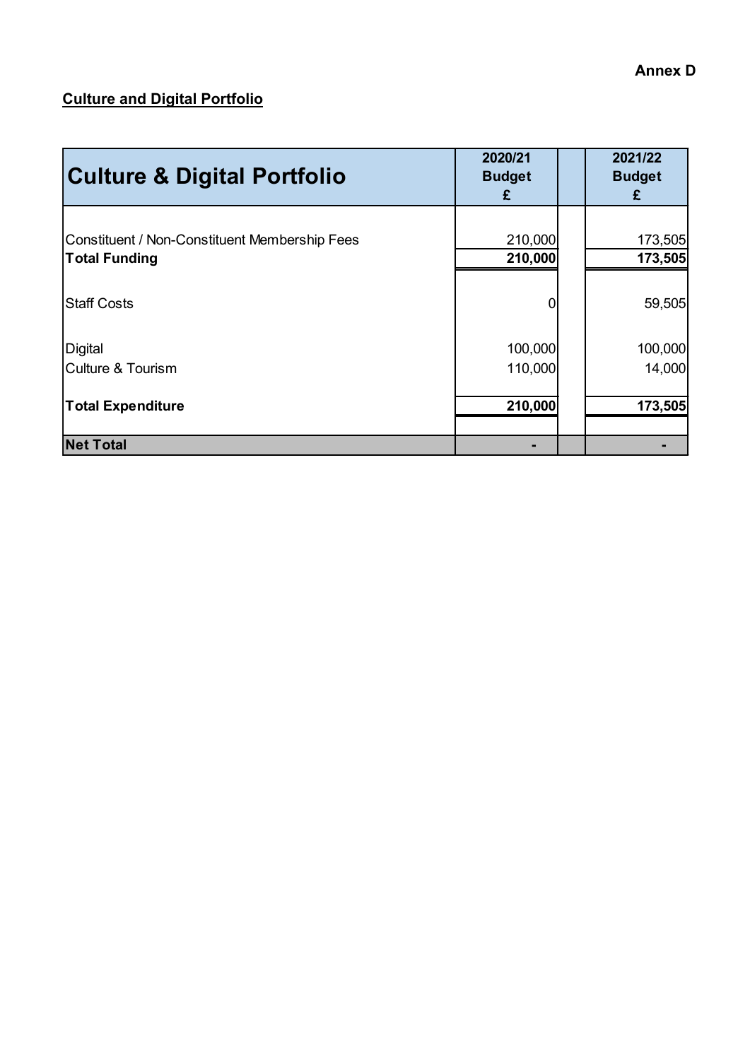Annex D

**Culture and Digital Portfolio**

| Culture & Digital Portfolio | 2020/21 Budget £ | | 2021/22 Budget £ |
|---|---|---|---|
| Constituent / Non-Constituent Membership Fees | 210,000 | | 173,505 |
| **Total Funding** | **210,000** | | **173,505** |
| Staff Costs | 0 | | 59,505 |
| Digital | 100,000 | | 100,000 |
| Culture & Tourism | 110,000 | | 14,000 |
| **Total Expenditure** | **210,000** | | **173,505** |
| **Net Total** | **-** | | **-** |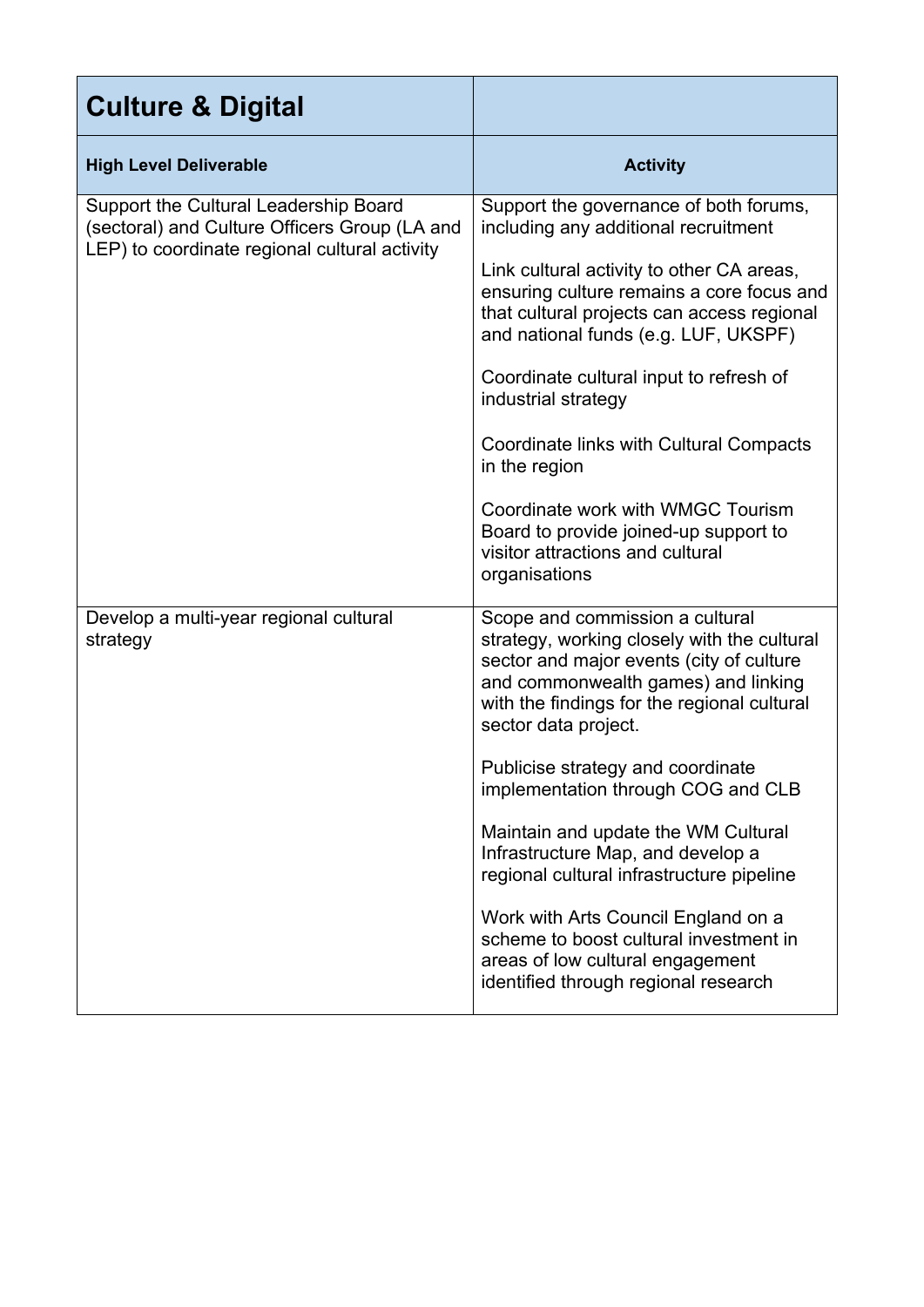| Culture & Digital | |
|---|---|
| **High Level Deliverable** | **Activity** |
| Support the Cultural Leadership Board (sectoral) and Culture Officers Group (LA and LEP) to coordinate regional cultural activity | Support the governance of both forums, including any additional recruitment<br><br>Link cultural activity to other CA areas, ensuring culture remains a core focus and that cultural projects can access regional and national funds (e.g. LUF, UKSPF)<br><br>Coordinate cultural input to refresh of industrial strategy<br><br>Coordinate links with Cultural Compacts in the region<br><br>Coordinate work with WMGC Tourism Board to provide joined-up support to visitor attractions and cultural organisations |
| Develop a multi-year regional cultural strategy | Scope and commission a cultural strategy, working closely with the cultural sector and major events (city of culture and commonwealth games) and linking with the findings for the regional cultural sector data project.<br><br>Publicise strategy and coordinate implementation through COG and CLB<br><br>Maintain and update the WM Cultural Infrastructure Map, and develop a regional cultural infrastructure pipeline<br><br>Work with Arts Council England on a scheme to boost cultural investment in areas of low cultural engagement identified through regional research |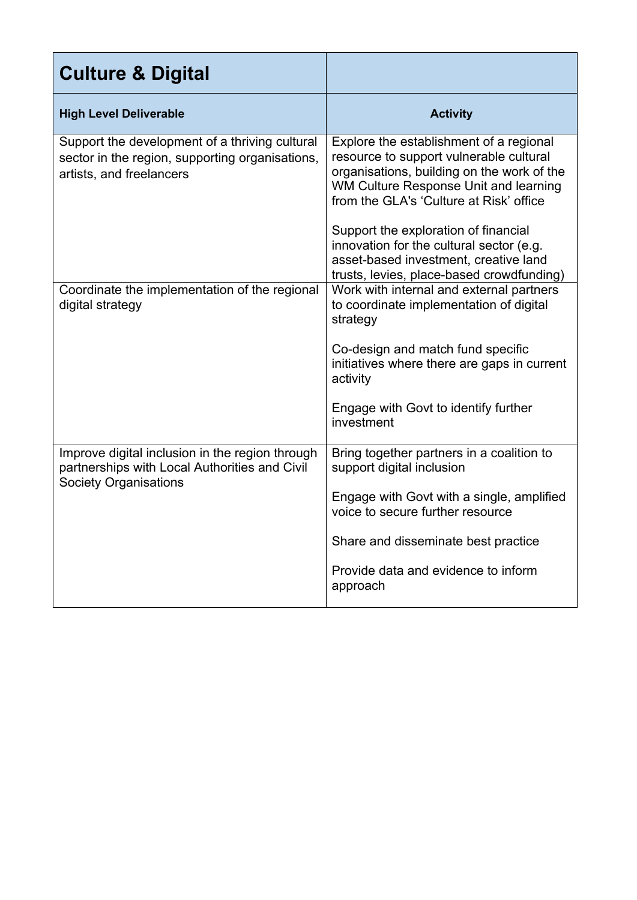| Culture & Digital | |
|---|---|
| **High Level Deliverable** | **Activity** |
| Support the development of a thriving cultural sector in the region, supporting organisations, artists, and freelancers | Explore the establishment of a regional resource to support vulnerable cultural organisations, building on the work of the WM Culture Response Unit and learning from the GLA's 'Culture at Risk' office<br><br>Support the exploration of financial innovation for the cultural sector (e.g. asset-based investment, creative land trusts, levies, place-based crowdfunding) |
| Coordinate the implementation of the regional digital strategy | Work with internal and external partners to coordinate implementation of digital strategy<br><br>Co-design and match fund specific initiatives where there are gaps in current activity<br><br>Engage with Govt to identify further investment |
| Improve digital inclusion in the region through partnerships with Local Authorities and Civil Society Organisations | Bring together partners in a coalition to support digital inclusion<br><br>Engage with Govt with a single, amplified voice to secure further resource<br><br>Share and disseminate best practice<br><br>Provide data and evidence to inform approach |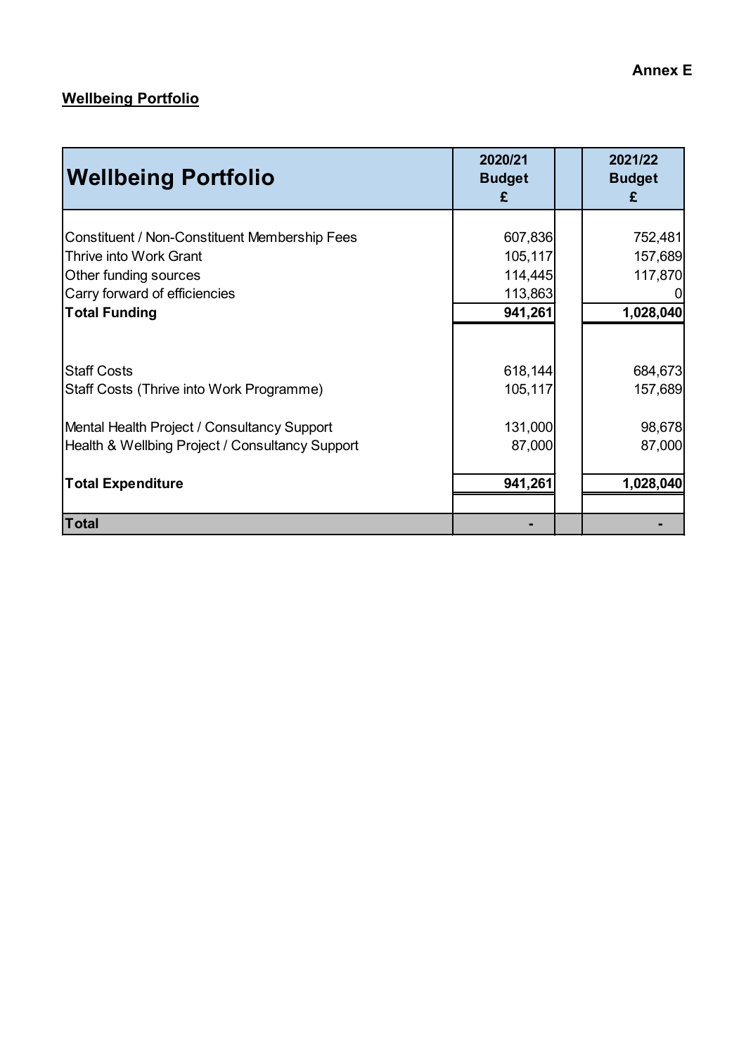**Annex E**

**Wellbeing Portfolio**

| Wellbeing Portfolio | 2020/21 Budget £ | | 2021/22 Budget £ |
|---|---|---|---|
| Constituent / Non-Constituent Membership Fees | 607,836 | | 752,481 |
| Thrive into Work Grant | 105,117 | | 157,689 |
| Other funding sources | 114,445 | | 117,870 |
| Carry forward of efficiencies | 113,863 | | 0 |
| **Total Funding** | **941,261** | | **1,028,040** |
| | | | |
| Staff Costs | 618,144 | | 684,673 |
| Staff Costs (Thrive into Work Programme) | 105,117 | | 157,689 |
| | | | |
| Mental Health Project / Consultancy Support | 131,000 | | 98,678 |
| Health & Wellbing Project / Consultancy Support | 87,000 | | 87,000 |
| | | | |
| **Total Expenditure** | **941,261** | | **1,028,040** |
| | | | |
| **Total** | **-** | | **-** |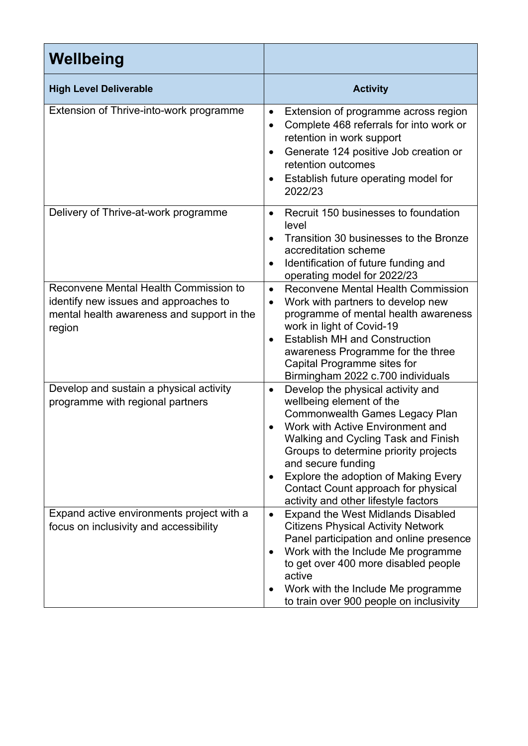| Wellbeing | |
|---|---|
| **High Level Deliverable** | **Activity** |
| Extension of Thrive-into-work programme | • Extension of programme across region<br>• Complete 468 referrals for into work or retention in work support<br>• Generate 124 positive Job creation or retention outcomes<br>• Establish future operating model for 2022/23 |
| Delivery of Thrive-at-work programme | • Recruit 150 businesses to foundation level<br>• Transition 30 businesses to the Bronze accreditation scheme<br>• Identification of future funding and operating model for 2022/23 |
| Reconvene Mental Health Commission to identify new issues and approaches to mental health awareness and support in the region | • Reconvene Mental Health Commission<br>• Work with partners to develop new programme of mental health awareness work in light of Covid-19<br>• Establish MH and Construction awareness Programme for the three Capital Programme sites for Birmingham 2022 c.700 individuals |
| Develop and sustain a physical activity programme with regional partners | • Develop the physical activity and wellbeing element of the Commonwealth Games Legacy Plan<br>• Work with Active Environment and Walking and Cycling Task and Finish Groups to determine priority projects and secure funding<br>• Explore the adoption of Making Every Contact Count approach for physical activity and other lifestyle factors |
| Expand active environments project with a focus on inclusivity and accessibility | • Expand the West Midlands Disabled Citizens Physical Activity Network Panel participation and online presence<br>• Work with the Include Me programme to get over 400 more disabled people active<br>• Work with the Include Me programme to train over 900 people on inclusivity |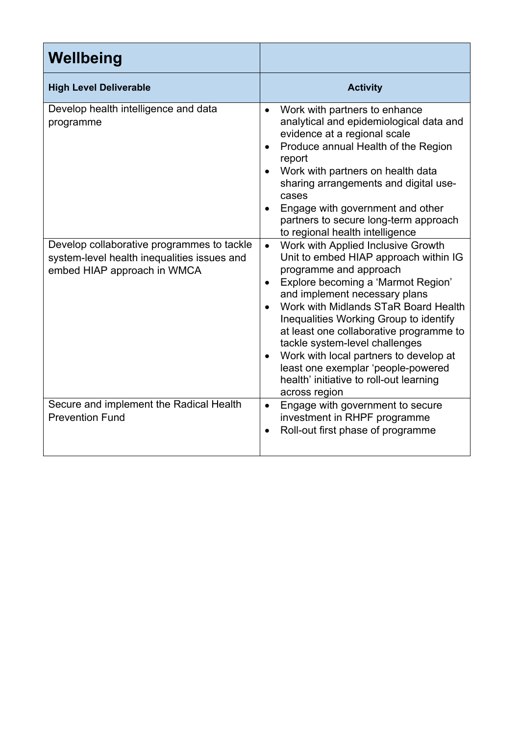| **Wellbeing** | |
|---|---|
| **High Level Deliverable** | **Activity** |
| Develop health intelligence and data programme | • Work with partners to enhance analytical and epidemiological data and evidence at a regional scale<br>• Produce annual Health of the Region report<br>• Work with partners on health data sharing arrangements and digital use-cases<br>• Engage with government and other partners to secure long-term approach to regional health intelligence |
| Develop collaborative programmes to tackle system-level health inequalities issues and embed HIAP approach in WMCA | • Work with Applied Inclusive Growth Unit to embed HIAP approach within IG programme and approach<br>• Explore becoming a 'Marmot Region' and implement necessary plans<br>• Work with Midlands STaR Board Health Inequalities Working Group to identify at least one collaborative programme to tackle system-level challenges<br>• Work with local partners to develop at least one exemplar 'people-powered health' initiative to roll-out learning across region |
| Secure and implement the Radical Health Prevention Fund | • Engage with government to secure investment in RHPF programme<br>• Roll-out first phase of programme |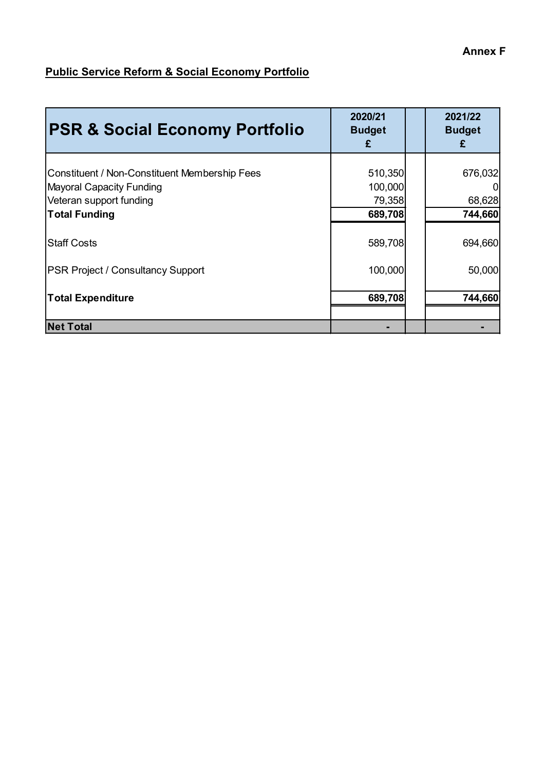Annex F

**Public Service Reform & Social Economy Portfolio**

| PSR & Social Economy Portfolio | 2020/21 Budget £ | | 2021/22 Budget £ |
|---|---|---|---|
| Constituent / Non-Constituent Membership Fees | 510,350 | | 676,032 |
| Mayoral Capacity Funding | 100,000 | | 0 |
| Veteran support funding | 79,358 | | 68,628 |
| **Total Funding** | **689,708** | | **744,660** |
| Staff Costs | 589,708 | | 694,660 |
| PSR Project / Consultancy Support | 100,000 | | 50,000 |
| **Total Expenditure** | **689,708** | | **744,660** |
| **Net Total** | **-** | | **-** |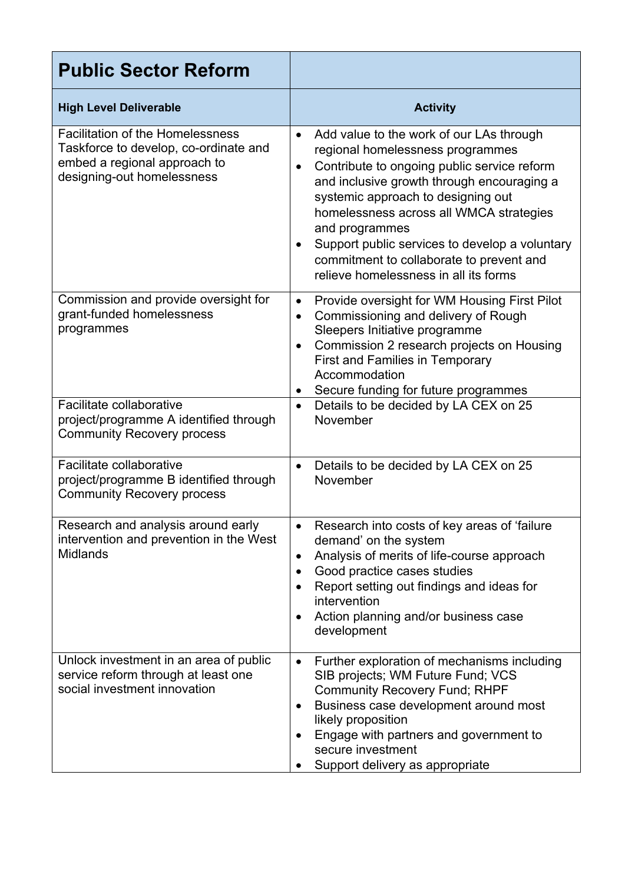| Public Sector Reform | |
|---|---|
| **High Level Deliverable** | **Activity** |
| Facilitation of the Homelessness Taskforce to develop, co-ordinate and embed a regional approach to designing-out homelessness | • Add value to the work of our LAs through regional homelessness programmes<br>• Contribute to ongoing public service reform and inclusive growth through encouraging a systemic approach to designing out homelessness across all WMCA strategies and programmes<br>• Support public services to develop a voluntary commitment to collaborate to prevent and relieve homelessness in all its forms |
| Commission and provide oversight for grant-funded homelessness programmes | • Provide oversight for WM Housing First Pilot<br>• Commissioning and delivery of Rough Sleepers Initiative programme<br>• Commission 2 research projects on Housing First and Families in Temporary Accommodation<br>• Secure funding for future programmes |
| Facilitate collaborative project/programme A identified through Community Recovery process | • Details to be decided by LA CEX on 25 November |
| Facilitate collaborative project/programme B identified through Community Recovery process | • Details to be decided by LA CEX on 25 November |
| Research and analysis around early intervention and prevention in the West Midlands | • Research into costs of key areas of 'failure demand' on the system<br>• Analysis of merits of life-course approach<br>• Good practice cases studies<br>• Report setting out findings and ideas for intervention<br>• Action planning and/or business case development |
| Unlock investment in an area of public service reform through at least one social investment innovation | • Further exploration of mechanisms including SIB projects; WM Future Fund; VCS Community Recovery Fund; RHPF<br>• Business case development around most likely proposition<br>• Engage with partners and government to secure investment<br>• Support delivery as appropriate |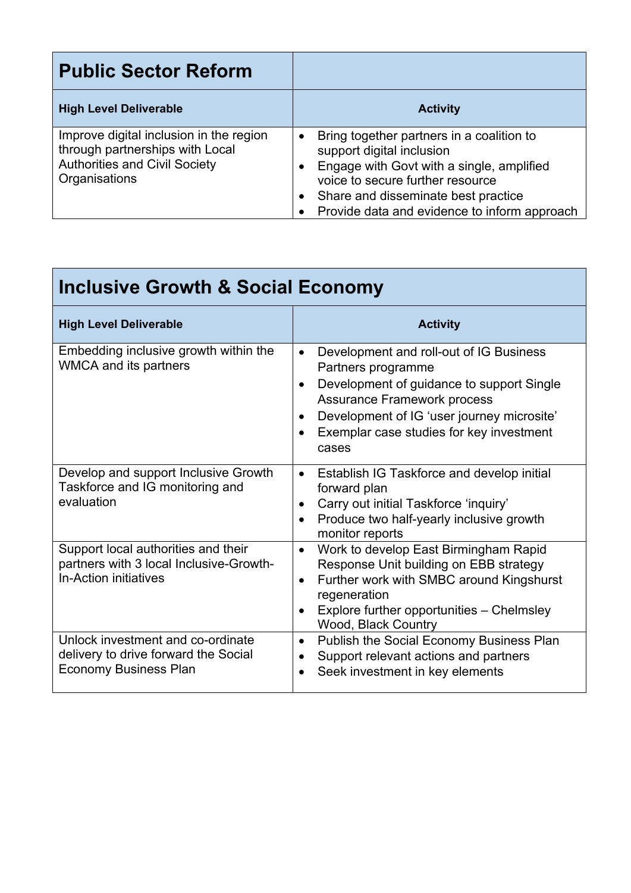## Public Sector Reform

| High Level Deliverable | Activity |
| --- | --- |
| Improve digital inclusion in the region through partnerships with Local Authorities and Civil Society Organisations | • Bring together partners in a coalition to support digital inclusion<br>• Engage with Govt with a single, amplified voice to secure further resource<br>• Share and disseminate best practice<br>• Provide data and evidence to inform approach |

## Inclusive Growth & Social Economy

| High Level Deliverable | Activity |
| --- | --- |
| Embedding inclusive growth within the WMCA and its partners | • Development and roll-out of IG Business Partners programme<br>• Development of guidance to support Single Assurance Framework process<br>• Development of IG 'user journey microsite'<br>• Exemplar case studies for key investment cases |
| Develop and support Inclusive Growth Taskforce and IG monitoring and evaluation | • Establish IG Taskforce and develop initial forward plan<br>• Carry out initial Taskforce 'inquiry'<br>• Produce two half-yearly inclusive growth monitor reports |
| Support local authorities and their partners with 3 local Inclusive-Growth-In-Action initiatives | • Work to develop East Birmingham Rapid Response Unit building on EBB strategy<br>• Further work with SMBC around Kingshurst regeneration<br>• Explore further opportunities – Chelmsley Wood, Black Country |
| Unlock investment and co-ordinate delivery to drive forward the Social Economy Business Plan | • Publish the Social Economy Business Plan<br>• Support relevant actions and partners<br>• Seek investment in key elements |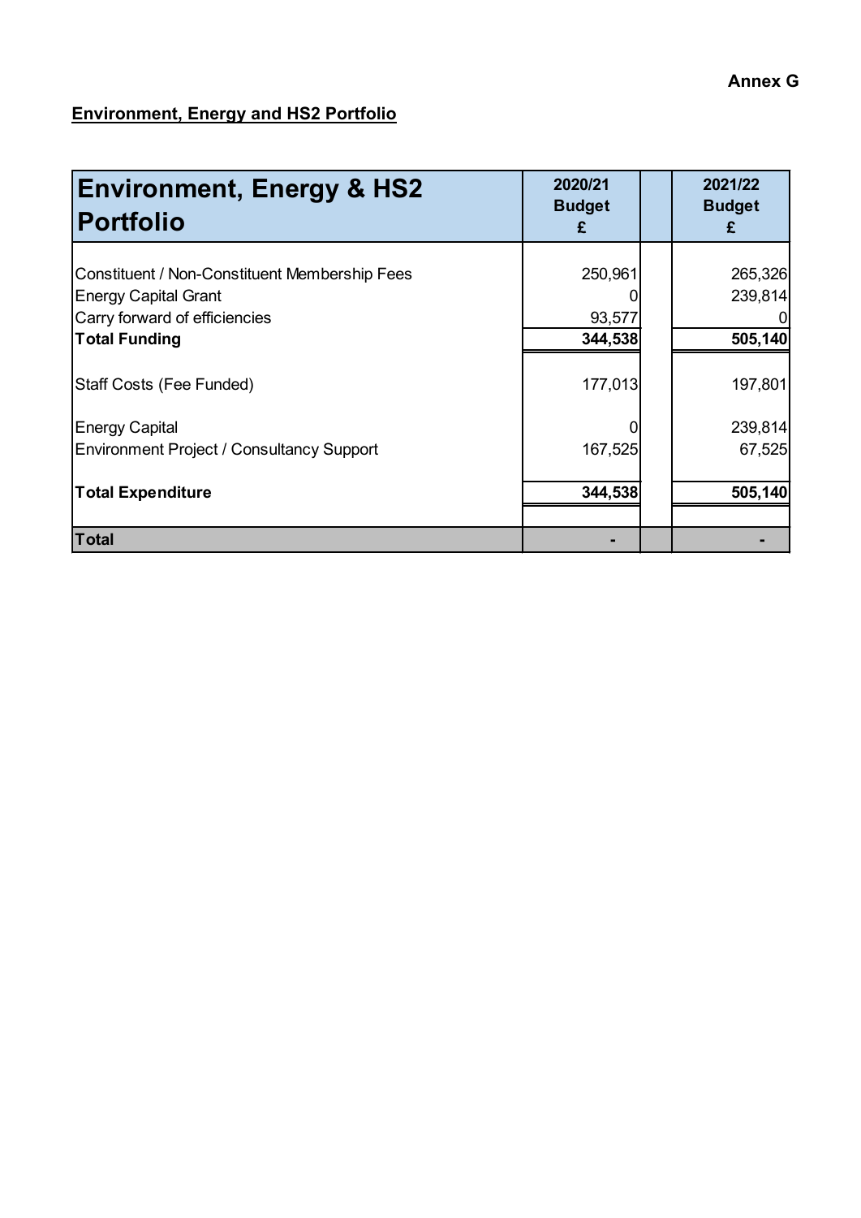Annex G

**Environment, Energy and HS2 Portfolio**

| Environment, Energy & HS2 Portfolio | 2020/21 Budget £ | | 2021/22 Budget £ |
|---|---|---|---|
| Constituent / Non-Constituent Membership Fees | 250,961 | | 265,326 |
| Energy Capital Grant | 0 | | 239,814 |
| Carry forward of efficiencies | 93,577 | | 0 |
| **Total Funding** | **344,538** | | **505,140** |
| Staff Costs (Fee Funded) | 177,013 | | 197,801 |
| Energy Capital | 0 | | 239,814 |
| Environment Project / Consultancy Support | 167,525 | | 67,525 |
| **Total Expenditure** | **344,538** | | **505,140** |
| **Total** | **-** | | **-** |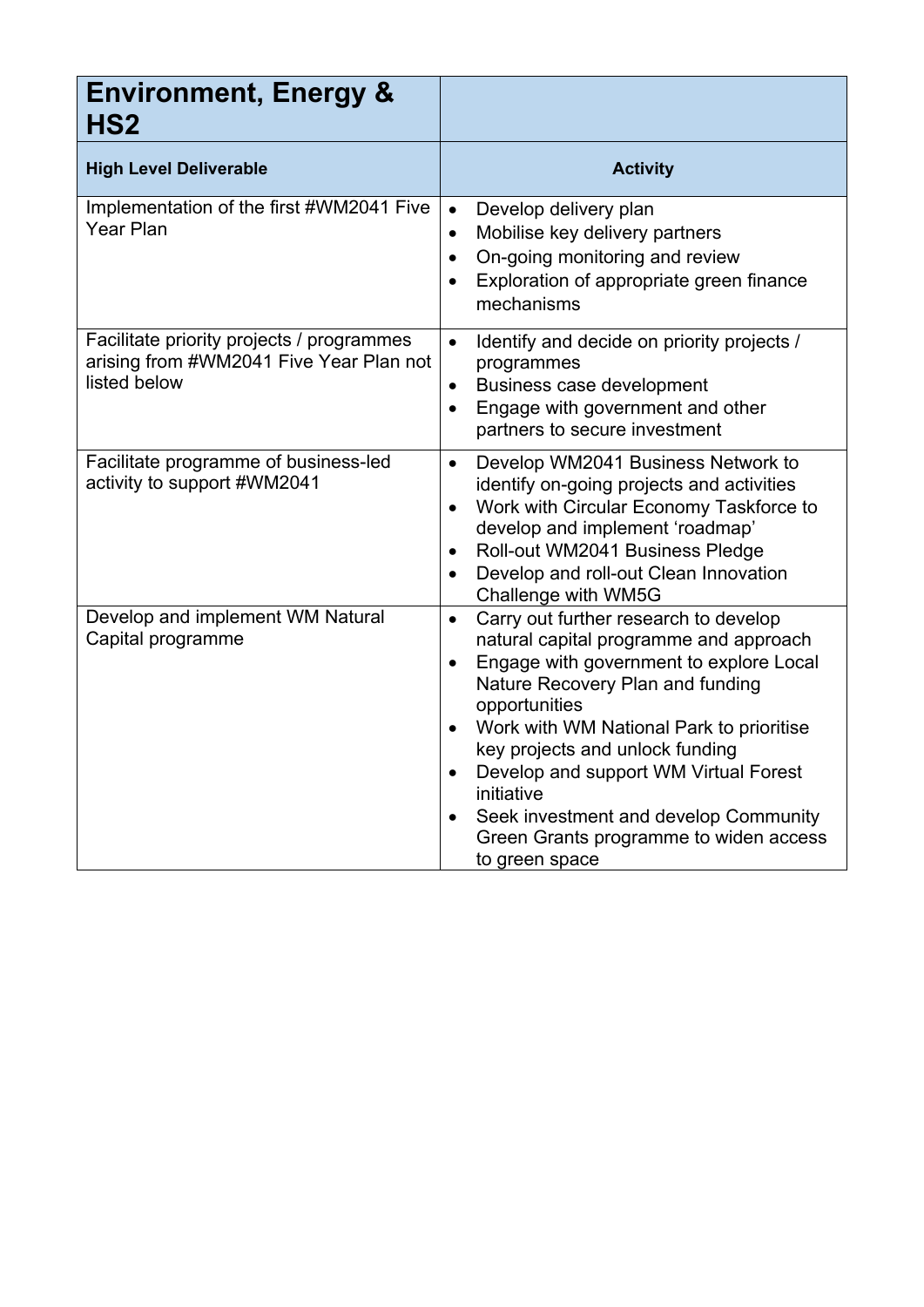| Environment, Energy & HS2 | |
|---|---|
| **High Level Deliverable** | **Activity** |
| Implementation of the first #WM2041 Five Year Plan | • Develop delivery plan<br>• Mobilise key delivery partners<br>• On-going monitoring and review<br>• Exploration of appropriate green finance mechanisms |
| Facilitate priority projects / programmes arising from #WM2041 Five Year Plan not listed below | • Identify and decide on priority projects / programmes<br>• Business case development<br>• Engage with government and other partners to secure investment |
| Facilitate programme of business-led activity to support #WM2041 | • Develop WM2041 Business Network to identify on-going projects and activities<br>• Work with Circular Economy Taskforce to develop and implement 'roadmap'<br>• Roll-out WM2041 Business Pledge<br>• Develop and roll-out Clean Innovation Challenge with WM5G |
| Develop and implement WM Natural Capital programme | • Carry out further research to develop natural capital programme and approach<br>• Engage with government to explore Local Nature Recovery Plan and funding opportunities<br>• Work with WM National Park to prioritise key projects and unlock funding<br>• Develop and support WM Virtual Forest initiative<br>• Seek investment and develop Community Green Grants programme to widen access to green space |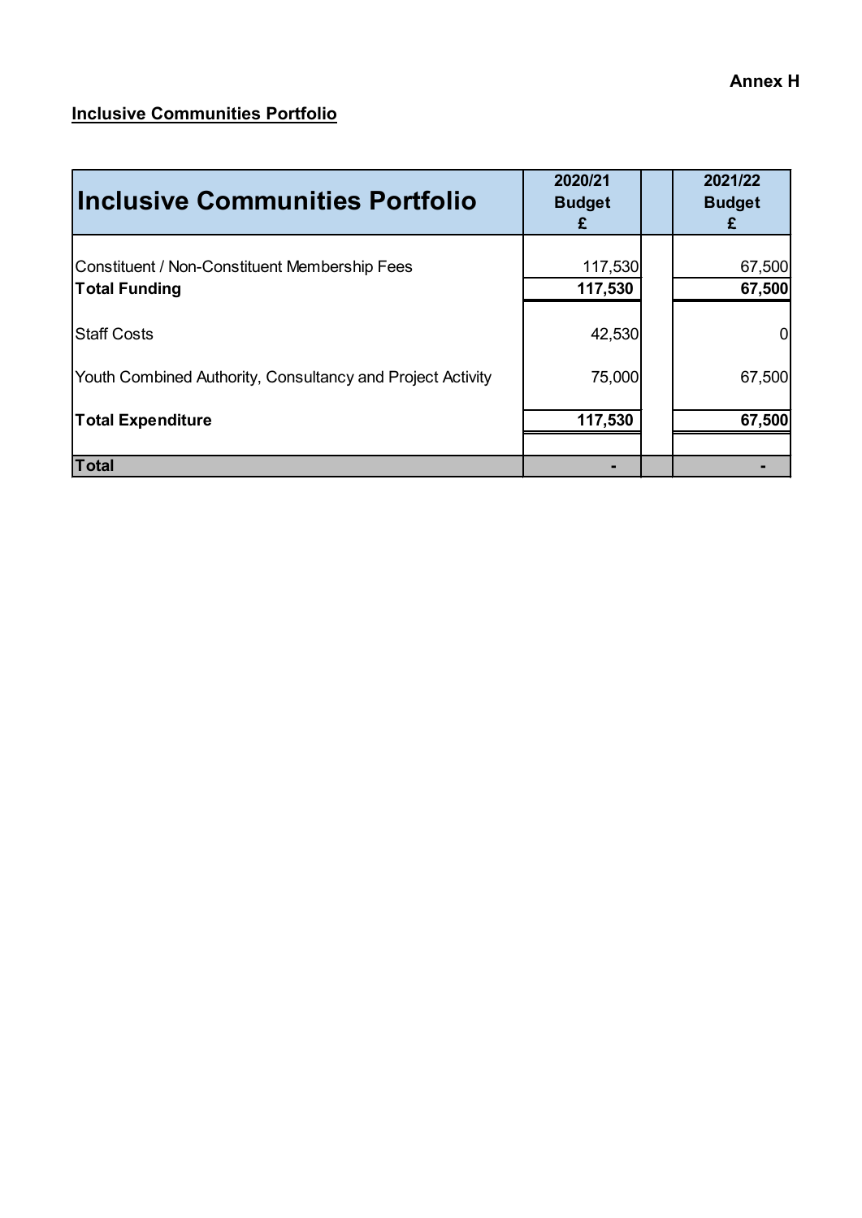**Annex H**

**Inclusive Communities Portfolio**

| Inclusive Communities Portfolio | 2020/21 Budget £ | | 2021/22 Budget £ |
|---|---|---|---|
| Constituent / Non-Constituent Membership Fees | 117,530 | | 67,500 |
| **Total Funding** | **117,530** | | **67,500** |
| Staff Costs | 42,530 | | 0 |
| Youth Combined Authority, Consultancy and Project Activity | 75,000 | | 67,500 |
| **Total Expenditure** | **117,530** | | **67,500** |
| **Total** | **-** | | **-** |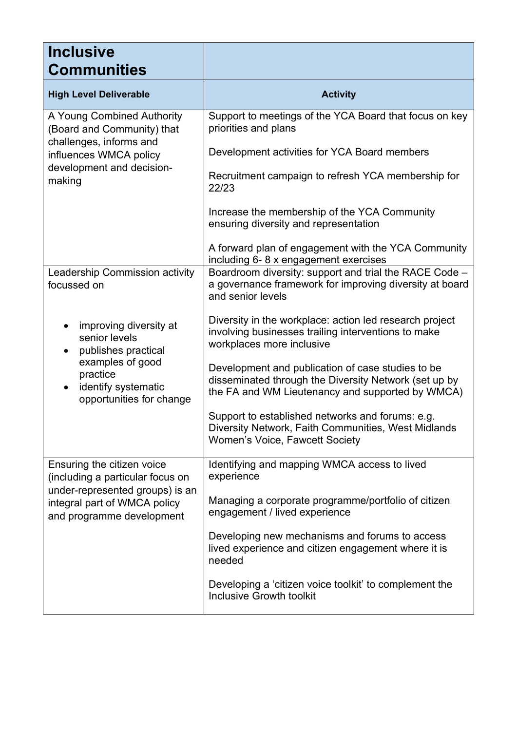| Inclusive Communities | |
|---|---|
| **High Level Deliverable** | **Activity** |
| A Young Combined Authority (Board and Community) that challenges, informs and influences WMCA policy development and decision-making | Support to meetings of the YCA Board that focus on key priorities and plans<br><br>Development activities for YCA Board members<br><br>Recruitment campaign to refresh YCA membership for 22/23<br><br>Increase the membership of the YCA Community ensuring diversity and representation<br><br>A forward plan of engagement with the YCA Community including 6- 8 x engagement exercises |
| Leadership Commission activity focussed on<br><br>• improving diversity at senior levels<br>• publishes practical examples of good practice<br>• identify systematic opportunities for change | Boardroom diversity: support and trial the RACE Code – a governance framework for improving diversity at board and senior levels<br><br>Diversity in the workplace: action led research project involving businesses trailing interventions to make workplaces more inclusive<br><br>Development and publication of case studies to be disseminated through the Diversity Network (set up by the FA and WM Lieutenancy and supported by WMCA)<br><br>Support to established networks and forums: e.g. Diversity Network, Faith Communities, West Midlands Women's Voice, Fawcett Society |
| Ensuring the citizen voice (including a particular focus on under-represented groups) is an integral part of WMCA policy and programme development | Identifying and mapping WMCA access to lived experience<br><br>Managing a corporate programme/portfolio of citizen engagement / lived experience<br><br>Developing new mechanisms and forums to access lived experience and citizen engagement where it is needed<br><br>Developing a 'citizen voice toolkit' to complement the Inclusive Growth toolkit |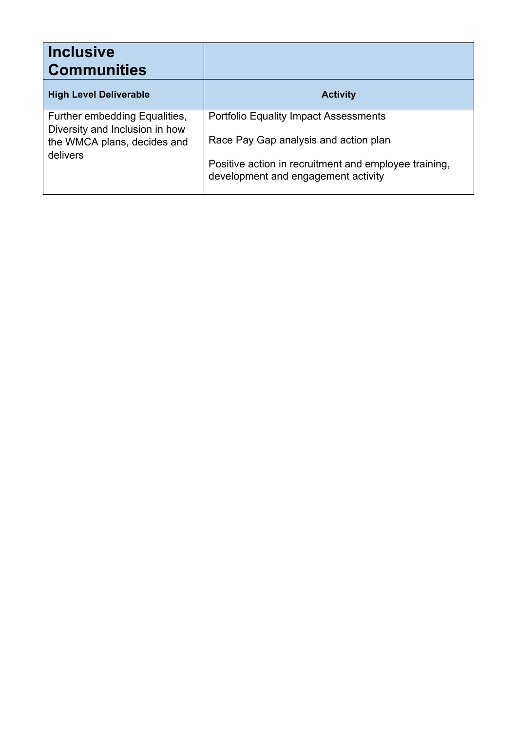| Inclusive Communities | |
|---|---|
| **High Level Deliverable** | **Activity** |
| Further embedding Equalities, Diversity and Inclusion in how the WMCA plans, decides and delivers | Portfolio Equality Impact Assessments<br><br>Race Pay Gap analysis and action plan<br><br>Positive action in recruitment and employee training, development and engagement activity |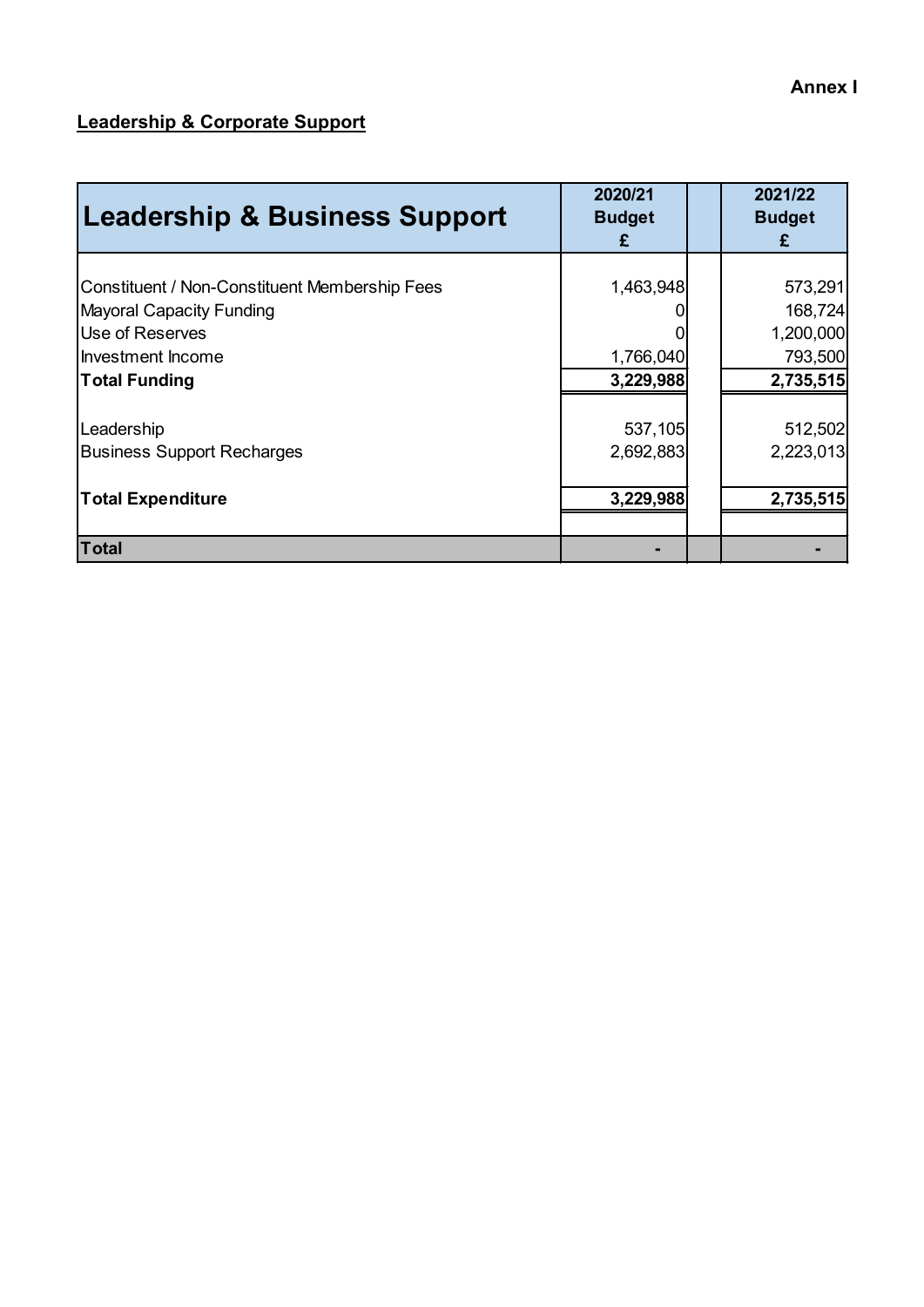**Annex I**

**Leadership & Corporate Support**

| Leadership & Business Support | 2020/21 Budget £ | | 2021/22 Budget £ |
|---|---|---|---|
| Constituent / Non-Constituent Membership Fees | 1,463,948 | | 573,291 |
| Mayoral Capacity Funding | 0 | | 168,724 |
| Use of Reserves | 0 | | 1,200,000 |
| Investment Income | 1,766,040 | | 793,500 |
| **Total Funding** | **3,229,988** | | **2,735,515** |
| Leadership | 537,105 | | 512,502 |
| Business Support Recharges | 2,692,883 | | 2,223,013 |
| **Total Expenditure** | **3,229,988** | | **2,735,515** |
| **Total** | **-** | | **-** |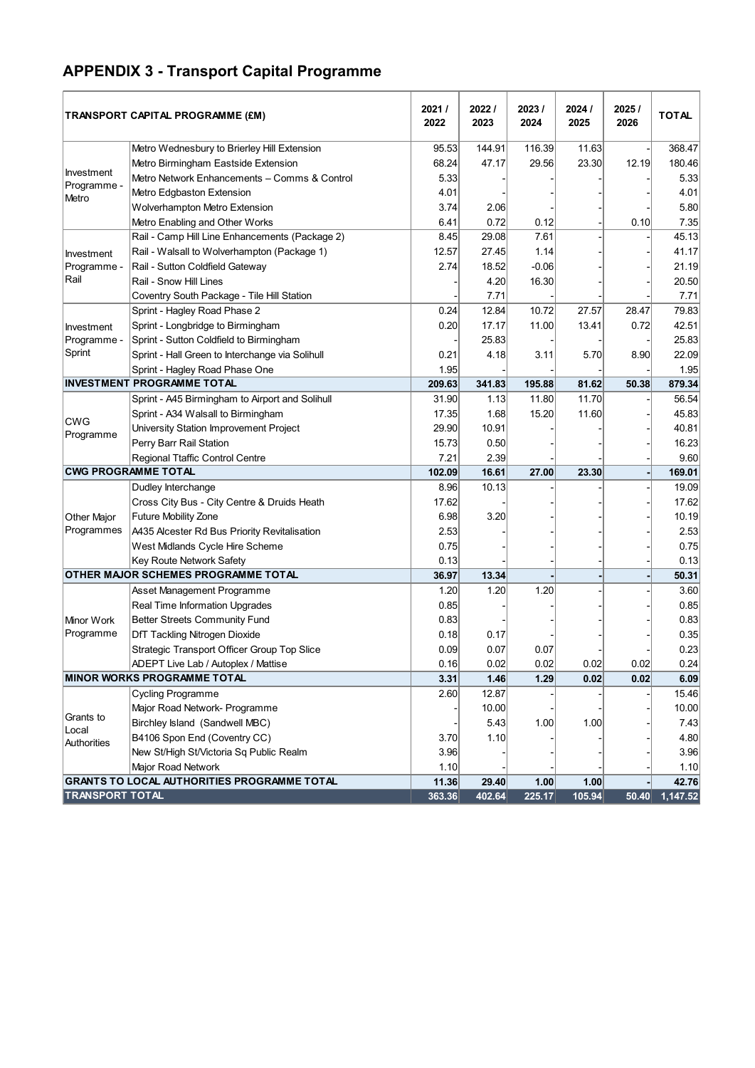# APPENDIX 3 - Transport Capital Programme

| TRANSPORT CAPITAL PROGRAMME (£M) | | 2021 / 2022 | 2022 / 2023 | 2023 / 2024 | 2024 / 2025 | 2025 / 2026 | TOTAL |
|---|---|---|---|---|---|---|---|
| Investment Programme - Metro | Metro Wednesbury to Brierley Hill Extension | 95.53 | 144.91 | 116.39 | 11.63 | - | 368.47 |
| | Metro Birmingham Eastside Extension | 68.24 | 47.17 | 29.56 | 23.30 | 12.19 | 180.46 |
| | Metro Network Enhancements – Comms & Control | 5.33 | - | - | - | - | 5.33 |
| | Metro Edgbaston Extension | 4.01 | - | - | - | - | 4.01 |
| | Wolverhampton Metro Extension | 3.74 | 2.06 | - | - | - | 5.80 |
| | Metro Enabling and Other Works | 6.41 | 0.72 | 0.12 | - | 0.10 | 7.35 |
| Investment Programme - Rail | Rail - Camp Hill Line Enhancements (Package 2) | 8.45 | 29.08 | 7.61 | - | - | 45.13 |
| | Rail - Walsall to Wolverhampton (Package 1) | 12.57 | 27.45 | 1.14 | - | - | 41.17 |
| | Rail - Sutton Coldfield Gateway | 2.74 | 18.52 | -0.06 | - | - | 21.19 |
| | Rail - Snow Hill Lines | - | 4.20 | 16.30 | - | - | 20.50 |
| | Coventry South Package - Tile Hill Station | - | 7.71 | - | - | - | 7.71 |
| Investment Programme - Sprint | Sprint - Hagley Road Phase 2 | 0.24 | 12.84 | 10.72 | 27.57 | 28.47 | 79.83 |
| | Sprint - Longbridge to Birmingham | 0.20 | 17.17 | 11.00 | 13.41 | 0.72 | 42.51 |
| | Sprint - Sutton Coldfield to Birmingham | - | 25.83 | - | - | - | 25.83 |
| | Sprint - Hall Green to Interchange via Solihull | 0.21 | 4.18 | 3.11 | 5.70 | 8.90 | 22.09 |
| | Sprint - Hagley Road Phase One | 1.95 | - | - | - | - | 1.95 |
| **INVESTMENT PROGRAMME TOTAL** | | **209.63** | **341.83** | **195.88** | **81.62** | **50.38** | **879.34** |
| CWG Programme | Sprint - A45 Birmingham to Airport and Solihull | 31.90 | 1.13 | 11.80 | 11.70 | - | 56.54 |
| | Sprint - A34 Walsall to Birmingham | 17.35 | 1.68 | 15.20 | 11.60 | - | 45.83 |
| | University Station Improvement Project | 29.90 | 10.91 | - | - | - | 40.81 |
| | Perry Barr Rail Station | 15.73 | 0.50 | - | - | - | 16.23 |
| | Regional Ttaffic Control Centre | 7.21 | 2.39 | - | - | - | 9.60 |
| **CWG PROGRAMME TOTAL** | | **102.09** | **16.61** | **27.00** | **23.30** | **-** | **169.01** |
| Other Major Programmes | Dudley Interchange | 8.96 | 10.13 | - | - | - | 19.09 |
| | Cross City Bus - City Centre & Druids Heath | 17.62 | - | - | - | - | 17.62 |
| | Future Mobility Zone | 6.98 | 3.20 | - | - | - | 10.19 |
| | A435 Alcester Rd Bus Priority Revitalisation | 2.53 | - | - | - | - | 2.53 |
| | West Midlands Cycle Hire Scheme | 0.75 | - | - | - | - | 0.75 |
| | Key Route Network Safety | 0.13 | - | - | - | - | 0.13 |
| **OTHER MAJOR SCHEMES PROGRAMME TOTAL** | | **36.97** | **13.34** | **-** | **-** | **-** | **50.31** |
| Minor Work Programme | Asset Management Programme | 1.20 | 1.20 | 1.20 | - | - | 3.60 |
| | Real Time Information Upgrades | 0.85 | - | - | - | - | 0.85 |
| | Better Streets Community Fund | 0.83 | - | - | - | - | 0.83 |
| | DfT Tackling Nitrogen Dioxide | 0.18 | 0.17 | - | - | - | 0.35 |
| | Strategic Transport Officer Group Top Slice | 0.09 | 0.07 | 0.07 | - | - | 0.23 |
| | ADEPT Live Lab / Autoplex / Mattise | 0.16 | 0.02 | 0.02 | 0.02 | 0.02 | 0.24 |
| **MINOR WORKS PROGRAMME TOTAL** | | **3.31** | **1.46** | **1.29** | **0.02** | **0.02** | **6.09** |
| Grants to Local Authorities | Cycling Programme | 2.60 | 12.87 | - | - | - | 15.46 |
| | Major Road Network- Programme | - | 10.00 | - | - | - | 10.00 |
| | Birchley Island (Sandwell MBC) | - | 5.43 | 1.00 | 1.00 | - | 7.43 |
| | B4106 Spon End (Coventry CC) | 3.70 | 1.10 | - | - | - | 4.80 |
| | New St/High St/Victoria Sq Public Realm | 3.96 | - | - | - | - | 3.96 |
| | Major Road Network | 1.10 | - | - | - | - | 1.10 |
| **GRANTS TO LOCAL AUTHORITIES PROGRAMME TOTAL** | | **11.36** | **29.40** | **1.00** | **1.00** | **-** | **42.76** |
| **TRANSPORT TOTAL** | | **363.36** | **402.64** | **225.17** | **105.94** | **50.40** | **1,147.52** |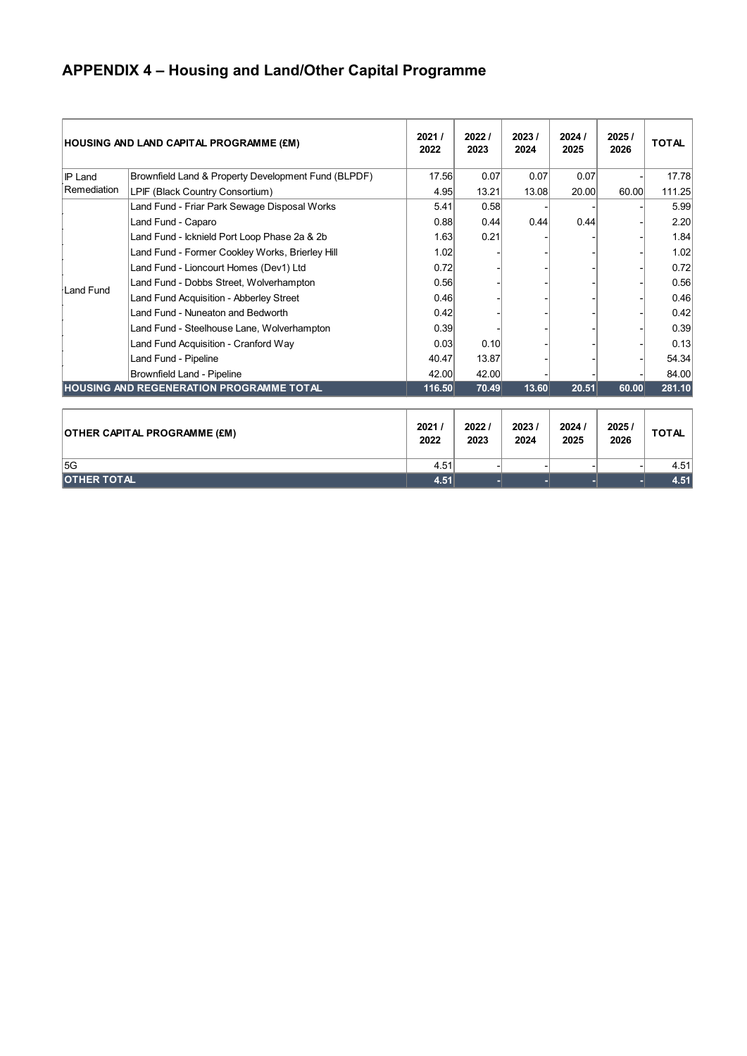## APPENDIX 4 – Housing and Land/Other Capital Programme

| HOUSING AND LAND CAPITAL PROGRAMME (£M) | | 2021 / 2022 | 2022 / 2023 | 2023 / 2024 | 2024 / 2025 | 2025 / 2026 | TOTAL |
|---|---|---|---|---|---|---|---|
| IP Land Remediation | Brownfield Land & Property Development Fund (BLPDF) | 17.56 | 0.07 | 0.07 | 0.07 | - | 17.78 |
| | LPIF (Black Country Consortium) | 4.95 | 13.21 | 13.08 | 20.00 | 60.00 | 111.25 |
| Land Fund | Land Fund - Friar Park Sewage Disposal Works | 5.41 | 0.58 | - | - | - | 5.99 |
| | Land Fund - Caparo | 0.88 | 0.44 | 0.44 | 0.44 | - | 2.20 |
| | Land Fund - Icknield Port Loop Phase 2a & 2b | 1.63 | 0.21 | - | - | - | 1.84 |
| | Land Fund - Former Cookley Works, Brierley Hill | 1.02 | - | - | - | - | 1.02 |
| | Land Fund - Lioncourt Homes (Dev1) Ltd | 0.72 | - | - | - | - | 0.72 |
| | Land Fund - Dobbs Street, Wolverhampton | 0.56 | - | - | - | - | 0.56 |
| | Land Fund Acquisition - Abberley Street | 0.46 | - | - | - | - | 0.46 |
| | Land Fund - Nuneaton and Bedworth | 0.42 | - | - | - | - | 0.42 |
| | Land Fund - Steelhouse Lane, Wolverhampton | 0.39 | - | - | - | - | 0.39 |
| | Land Fund Acquisition - Cranford Way | 0.03 | 0.10 | - | - | - | 0.13 |
| | Land Fund - Pipeline | 40.47 | 13.87 | - | - | - | 54.34 |
| | Brownfield Land - Pipeline | 42.00 | 42.00 | - | - | - | 84.00 |
| **HOUSING AND REGENERATION PROGRAMME TOTAL** | | **116.50** | **70.49** | **13.60** | **20.51** | **60.00** | **281.10** |

| OTHER CAPITAL PROGRAMME (£M) | 2021 / 2022 | 2022 / 2023 | 2023 / 2024 | 2024 / 2025 | 2025 / 2026 | TOTAL |
|---|---|---|---|---|---|---|
| 5G | 4.51 | - | - | - | - | 4.51 |
| **OTHER TOTAL** | **4.51** | **-** | **-** | **-** | **-** | **4.51** |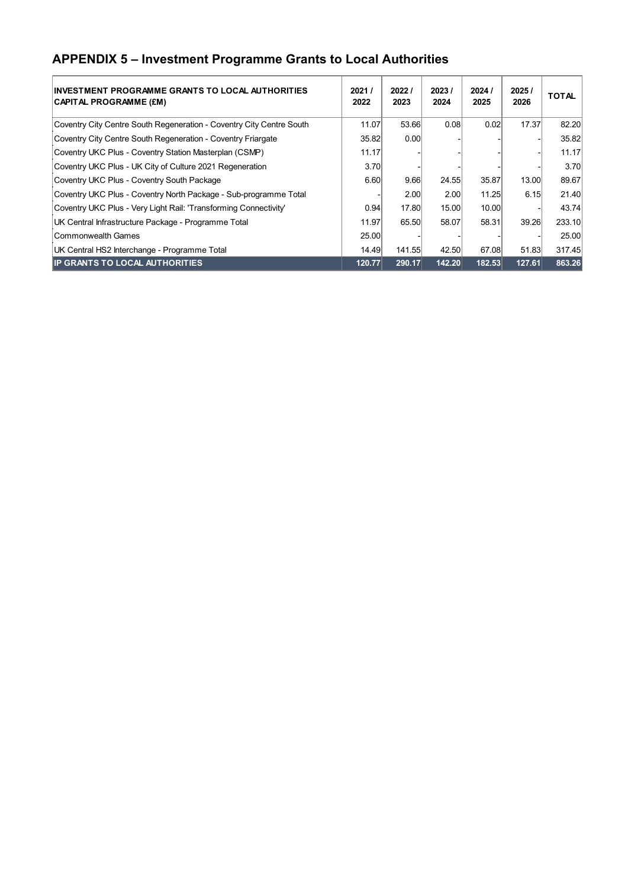## APPENDIX 5 – Investment Programme Grants to Local Authorities

| INVESTMENT PROGRAMME GRANTS TO LOCAL AUTHORITIES CAPITAL PROGRAMME (£M) | 2021 / 2022 | 2022 / 2023 | 2023 / 2024 | 2024 / 2025 | 2025 / 2026 | TOTAL |
|---|---|---|---|---|---|---|
| Coventry City Centre South Regeneration - Coventry City Centre South | 11.07 | 53.66 | 0.08 | 0.02 | 17.37 | 82.20 |
| Coventry City Centre South Regeneration - Coventry Friargate | 35.82 | 0.00 | - | - | - | 35.82 |
| Coventry UKC Plus - Coventry Station Masterplan (CSMP) | 11.17 | - | - | - | - | 11.17 |
| Coventry UKC Plus - UK City of Culture 2021 Regeneration | 3.70 | - | - | - | - | 3.70 |
| Coventry UKC Plus - Coventry South Package | 6.60 | 9.66 | 24.55 | 35.87 | 13.00 | 89.67 |
| Coventry UKC Plus - Coventry North Package - Sub-programme Total | - | 2.00 | 2.00 | 11.25 | 6.15 | 21.40 |
| Coventry UKC Plus - Very Light Rail: 'Transforming Connectivity' | 0.94 | 17.80 | 15.00 | 10.00 | - | 43.74 |
| UK Central Infrastructure Package - Programme Total | 11.97 | 65.50 | 58.07 | 58.31 | 39.26 | 233.10 |
| Commonwealth Games | 25.00 | - | - | - | - | 25.00 |
| UK Central HS2 Interchange - Programme Total | 14.49 | 141.55 | 42.50 | 67.08 | 51.83 | 317.45 |
| **IP GRANTS TO LOCAL AUTHORITIES** | **120.77** | **290.17** | **142.20** | **182.53** | **127.61** | **863.26** |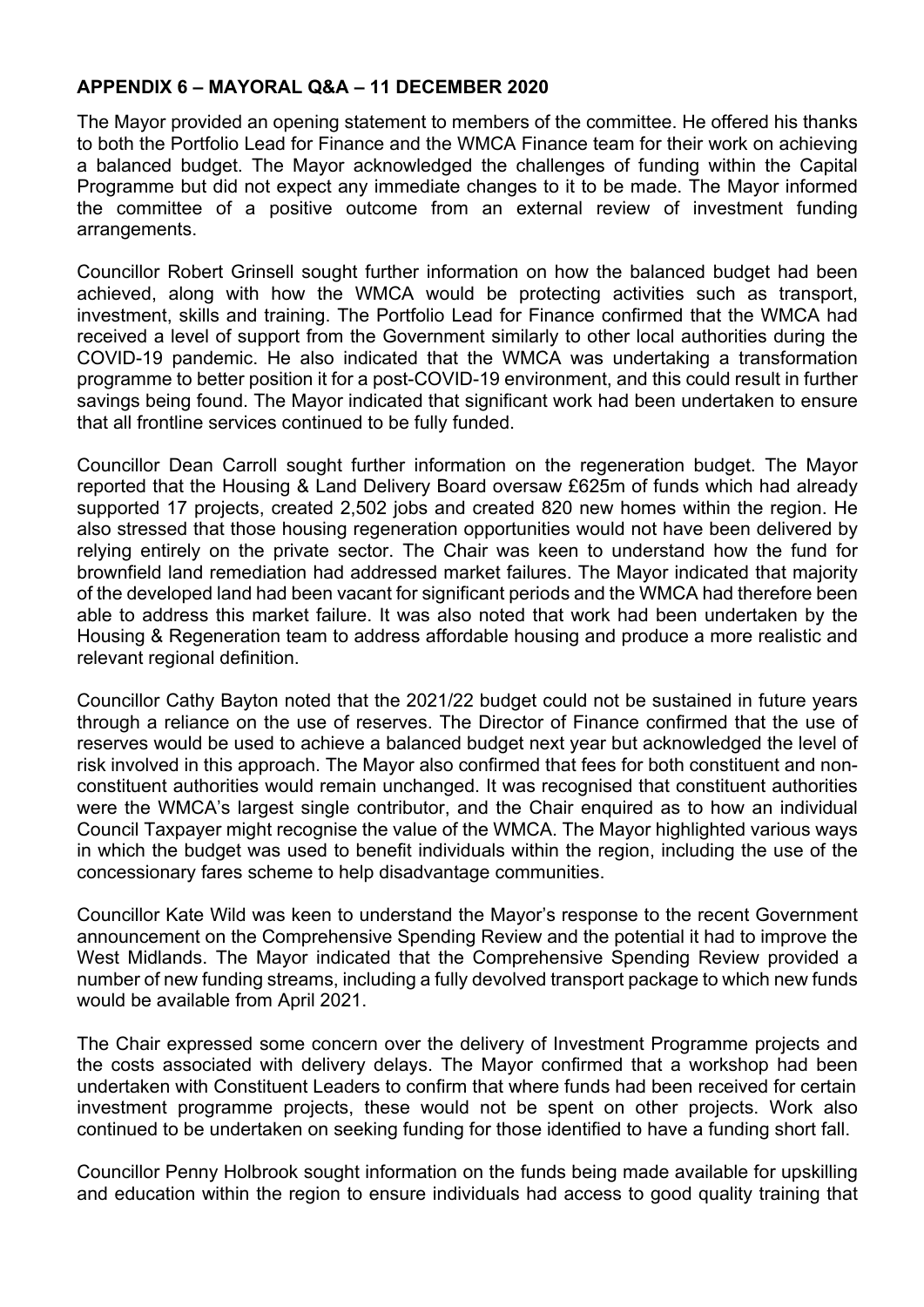**APPENDIX 6 – MAYORAL Q&A – 11 DECEMBER 2020**

The Mayor provided an opening statement to members of the committee. He offered his thanks to both the Portfolio Lead for Finance and the WMCA Finance team for their work on achieving a balanced budget. The Mayor acknowledged the challenges of funding within the Capital Programme but did not expect any immediate changes to it to be made. The Mayor informed the committee of a positive outcome from an external review of investment funding arrangements.

Councillor Robert Grinsell sought further information on how the balanced budget had been achieved, along with how the WMCA would be protecting activities such as transport, investment, skills and training. The Portfolio Lead for Finance confirmed that the WMCA had received a level of support from the Government similarly to other local authorities during the COVID-19 pandemic. He also indicated that the WMCA was undertaking a transformation programme to better position it for a post-COVID-19 environment, and this could result in further savings being found. The Mayor indicated that significant work had been undertaken to ensure that all frontline services continued to be fully funded.

Councillor Dean Carroll sought further information on the regeneration budget. The Mayor reported that the Housing & Land Delivery Board oversaw £625m of funds which had already supported 17 projects, created 2,502 jobs and created 820 new homes within the region. He also stressed that those housing regeneration opportunities would not have been delivered by relying entirely on the private sector. The Chair was keen to understand how the fund for brownfield land remediation had addressed market failures. The Mayor indicated that majority of the developed land had been vacant for significant periods and the WMCA had therefore been able to address this market failure. It was also noted that work had been undertaken by the Housing & Regeneration team to address affordable housing and produce a more realistic and relevant regional definition.

Councillor Cathy Bayton noted that the 2021/22 budget could not be sustained in future years through a reliance on the use of reserves. The Director of Finance confirmed that the use of reserves would be used to achieve a balanced budget next year but acknowledged the level of risk involved in this approach. The Mayor also confirmed that fees for both constituent and non-constituent authorities would remain unchanged. It was recognised that constituent authorities were the WMCA's largest single contributor, and the Chair enquired as to how an individual Council Taxpayer might recognise the value of the WMCA. The Mayor highlighted various ways in which the budget was used to benefit individuals within the region, including the use of the concessionary fares scheme to help disadvantage communities.

Councillor Kate Wild was keen to understand the Mayor's response to the recent Government announcement on the Comprehensive Spending Review and the potential it had to improve the West Midlands. The Mayor indicated that the Comprehensive Spending Review provided a number of new funding streams, including a fully devolved transport package to which new funds would be available from April 2021.

The Chair expressed some concern over the delivery of Investment Programme projects and the costs associated with delivery delays. The Mayor confirmed that a workshop had been undertaken with Constituent Leaders to confirm that where funds had been received for certain investment programme projects, these would not be spent on other projects. Work also continued to be undertaken on seeking funding for those identified to have a funding short fall.

Councillor Penny Holbrook sought information on the funds being made available for upskilling and education within the region to ensure individuals had access to good quality training that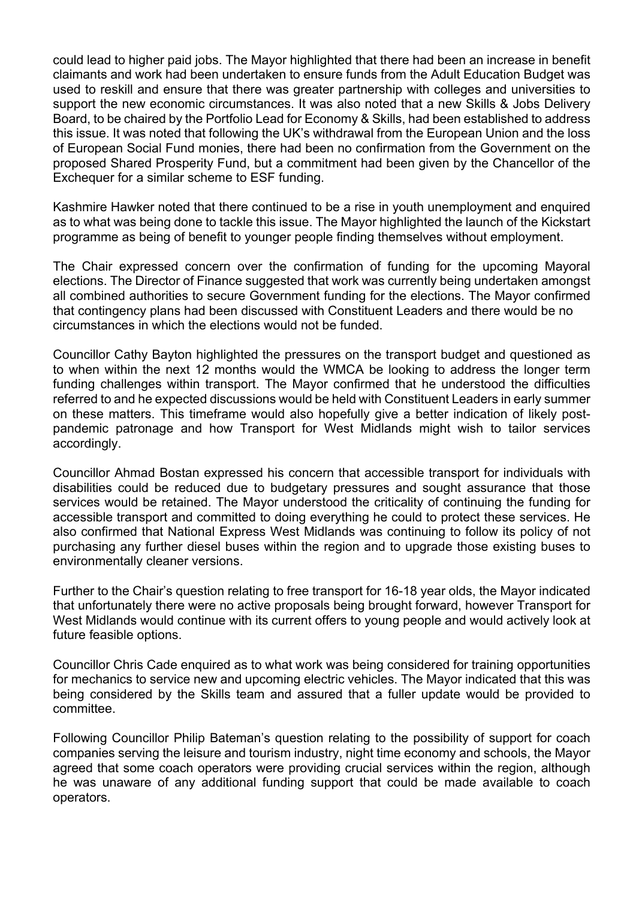could lead to higher paid jobs. The Mayor highlighted that there had been an increase in benefit claimants and work had been undertaken to ensure funds from the Adult Education Budget was used to reskill and ensure that there was greater partnership with colleges and universities to support the new economic circumstances. It was also noted that a new Skills & Jobs Delivery Board, to be chaired by the Portfolio Lead for Economy & Skills, had been established to address this issue. It was noted that following the UK's withdrawal from the European Union and the loss of European Social Fund monies, there had been no confirmation from the Government on the proposed Shared Prosperity Fund, but a commitment had been given by the Chancellor of the Exchequer for a similar scheme to ESF funding.

Kashmire Hawker noted that there continued to be a rise in youth unemployment and enquired as to what was being done to tackle this issue. The Mayor highlighted the launch of the Kickstart programme as being of benefit to younger people finding themselves without employment.

The Chair expressed concern over the confirmation of funding for the upcoming Mayoral elections. The Director of Finance suggested that work was currently being undertaken amongst all combined authorities to secure Government funding for the elections. The Mayor confirmed that contingency plans had been discussed with Constituent Leaders and there would be no circumstances in which the elections would not be funded.

Councillor Cathy Bayton highlighted the pressures on the transport budget and questioned as to when within the next 12 months would the WMCA be looking to address the longer term funding challenges within transport. The Mayor confirmed that he understood the difficulties referred to and he expected discussions would be held with Constituent Leaders in early summer on these matters. This timeframe would also hopefully give a better indication of likely post-pandemic patronage and how Transport for West Midlands might wish to tailor services accordingly.

Councillor Ahmad Bostan expressed his concern that accessible transport for individuals with disabilities could be reduced due to budgetary pressures and sought assurance that those services would be retained. The Mayor understood the criticality of continuing the funding for accessible transport and committed to doing everything he could to protect these services. He also confirmed that National Express West Midlands was continuing to follow its policy of not purchasing any further diesel buses within the region and to upgrade those existing buses to environmentally cleaner versions.

Further to the Chair's question relating to free transport for 16-18 year olds, the Mayor indicated that unfortunately there were no active proposals being brought forward, however Transport for West Midlands would continue with its current offers to young people and would actively look at future feasible options.

Councillor Chris Cade enquired as to what work was being considered for training opportunities for mechanics to service new and upcoming electric vehicles. The Mayor indicated that this was being considered by the Skills team and assured that a fuller update would be provided to committee.

Following Councillor Philip Bateman's question relating to the possibility of support for coach companies serving the leisure and tourism industry, night time economy and schools, the Mayor agreed that some coach operators were providing crucial services within the region, although he was unaware of any additional funding support that could be made available to coach operators.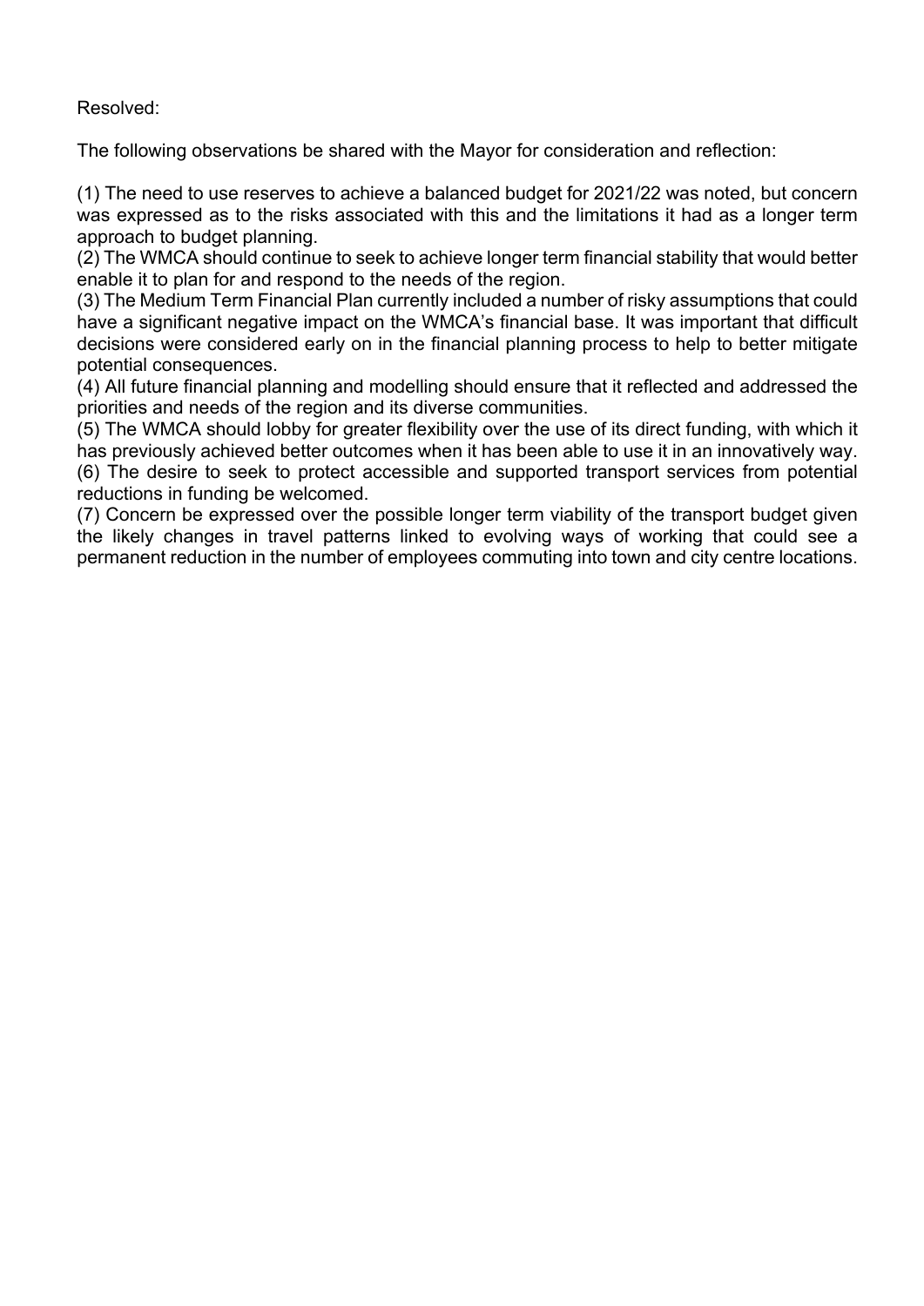Resolved:

The following observations be shared with the Mayor for consideration and reflection:

(1) The need to use reserves to achieve a balanced budget for 2021/22 was noted, but concern was expressed as to the risks associated with this and the limitations it had as a longer term approach to budget planning.
(2) The WMCA should continue to seek to achieve longer term financial stability that would better enable it to plan for and respond to the needs of the region.
(3) The Medium Term Financial Plan currently included a number of risky assumptions that could have a significant negative impact on the WMCA's financial base. It was important that difficult decisions were considered early on in the financial planning process to help to better mitigate potential consequences.
(4) All future financial planning and modelling should ensure that it reflected and addressed the priorities and needs of the region and its diverse communities.
(5) The WMCA should lobby for greater flexibility over the use of its direct funding, with which it has previously achieved better outcomes when it has been able to use it in an innovatively way.
(6) The desire to seek to protect accessible and supported transport services from potential reductions in funding be welcomed.
(7) Concern be expressed over the possible longer term viability of the transport budget given the likely changes in travel patterns linked to evolving ways of working that could see a permanent reduction in the number of employees commuting into town and city centre locations.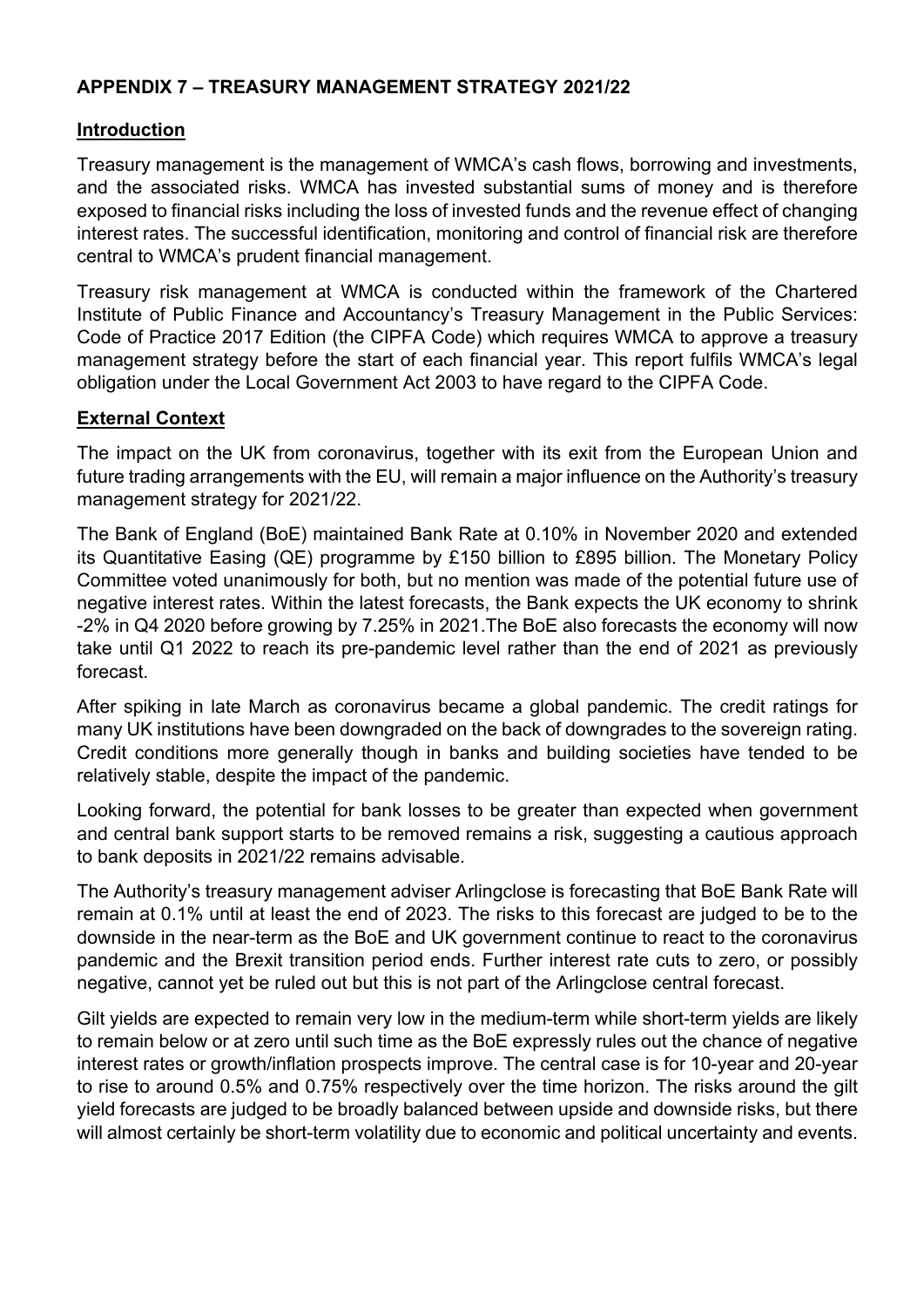## APPENDIX 7 – TREASURY MANAGEMENT STRATEGY 2021/22

### Introduction

Treasury management is the management of WMCA's cash flows, borrowing and investments, and the associated risks. WMCA has invested substantial sums of money and is therefore exposed to financial risks including the loss of invested funds and the revenue effect of changing interest rates. The successful identification, monitoring and control of financial risk are therefore central to WMCA's prudent financial management.

Treasury risk management at WMCA is conducted within the framework of the Chartered Institute of Public Finance and Accountancy's Treasury Management in the Public Services: Code of Practice 2017 Edition (the CIPFA Code) which requires WMCA to approve a treasury management strategy before the start of each financial year. This report fulfils WMCA's legal obligation under the Local Government Act 2003 to have regard to the CIPFA Code.

### External Context

The impact on the UK from coronavirus, together with its exit from the European Union and future trading arrangements with the EU, will remain a major influence on the Authority's treasury management strategy for 2021/22.

The Bank of England (BoE) maintained Bank Rate at 0.10% in November 2020 and extended its Quantitative Easing (QE) programme by £150 billion to £895 billion. The Monetary Policy Committee voted unanimously for both, but no mention was made of the potential future use of negative interest rates. Within the latest forecasts, the Bank expects the UK economy to shrink -2% in Q4 2020 before growing by 7.25% in 2021.The BoE also forecasts the economy will now take until Q1 2022 to reach its pre-pandemic level rather than the end of 2021 as previously forecast.

After spiking in late March as coronavirus became a global pandemic. The credit ratings for many UK institutions have been downgraded on the back of downgrades to the sovereign rating. Credit conditions more generally though in banks and building societies have tended to be relatively stable, despite the impact of the pandemic.

Looking forward, the potential for bank losses to be greater than expected when government and central bank support starts to be removed remains a risk, suggesting a cautious approach to bank deposits in 2021/22 remains advisable.

The Authority's treasury management adviser Arlingclose is forecasting that BoE Bank Rate will remain at 0.1% until at least the end of 2023. The risks to this forecast are judged to be to the downside in the near-term as the BoE and UK government continue to react to the coronavirus pandemic and the Brexit transition period ends. Further interest rate cuts to zero, or possibly negative, cannot yet be ruled out but this is not part of the Arlingclose central forecast.

Gilt yields are expected to remain very low in the medium-term while short-term yields are likely to remain below or at zero until such time as the BoE expressly rules out the chance of negative interest rates or growth/inflation prospects improve. The central case is for 10-year and 20-year to rise to around 0.5% and 0.75% respectively over the time horizon. The risks around the gilt yield forecasts are judged to be broadly balanced between upside and downside risks, but there will almost certainly be short-term volatility due to economic and political uncertainty and events.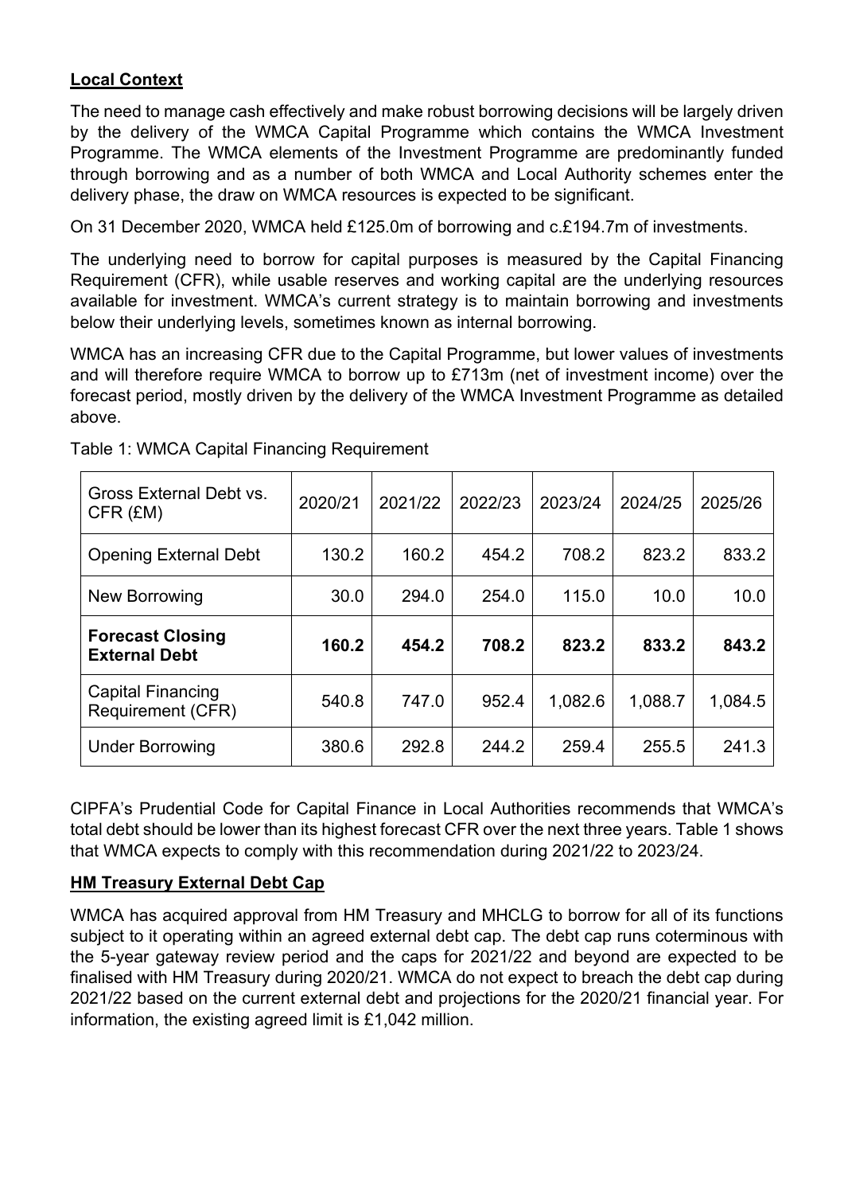**Local Context**

The need to manage cash effectively and make robust borrowing decisions will be largely driven by the delivery of the WMCA Capital Programme which contains the WMCA Investment Programme. The WMCA elements of the Investment Programme are predominantly funded through borrowing and as a number of both WMCA and Local Authority schemes enter the delivery phase, the draw on WMCA resources is expected to be significant.

On 31 December 2020, WMCA held £125.0m of borrowing and c.£194.7m of investments.

The underlying need to borrow for capital purposes is measured by the Capital Financing Requirement (CFR), while usable reserves and working capital are the underlying resources available for investment. WMCA's current strategy is to maintain borrowing and investments below their underlying levels, sometimes known as internal borrowing.

WMCA has an increasing CFR due to the Capital Programme, but lower values of investments and will therefore require WMCA to borrow up to £713m (net of investment income) over the forecast period, mostly driven by the delivery of the WMCA Investment Programme as detailed above.

Table 1: WMCA Capital Financing Requirement

| Gross External Debt vs. CFR (£M) | 2020/21 | 2021/22 | 2022/23 | 2023/24 | 2024/25 | 2025/26 |
|---|---|---|---|---|---|---|
| Opening External Debt | 130.2 | 160.2 | 454.2 | 708.2 | 823.2 | 833.2 |
| New Borrowing | 30.0 | 294.0 | 254.0 | 115.0 | 10.0 | 10.0 |
| **Forecast Closing External Debt** | **160.2** | **454.2** | **708.2** | **823.2** | **833.2** | **843.2** |
| Capital Financing Requirement (CFR) | 540.8 | 747.0 | 952.4 | 1,082.6 | 1,088.7 | 1,084.5 |
| Under Borrowing | 380.6 | 292.8 | 244.2 | 259.4 | 255.5 | 241.3 |

CIPFA's Prudential Code for Capital Finance in Local Authorities recommends that WMCA's total debt should be lower than its highest forecast CFR over the next three years. Table 1 shows that WMCA expects to comply with this recommendation during 2021/22 to 2023/24.

**HM Treasury External Debt Cap**

WMCA has acquired approval from HM Treasury and MHCLG to borrow for all of its functions subject to it operating within an agreed external debt cap. The debt cap runs coterminous with the 5-year gateway review period and the caps for 2021/22 and beyond are expected to be finalised with HM Treasury during 2020/21. WMCA do not expect to breach the debt cap during 2021/22 based on the current external debt and projections for the 2020/21 financial year. For information, the existing agreed limit is £1,042 million.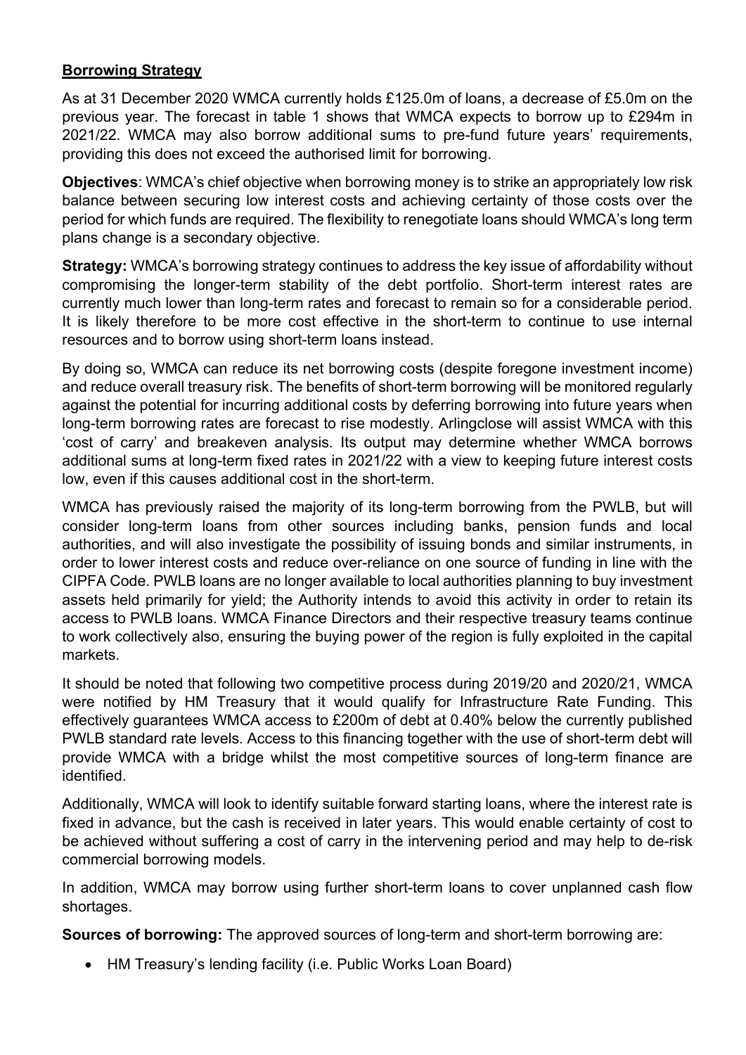**Borrowing Strategy**

As at 31 December 2020 WMCA currently holds £125.0m of loans, a decrease of £5.0m on the previous year. The forecast in table 1 shows that WMCA expects to borrow up to £294m in 2021/22. WMCA may also borrow additional sums to pre-fund future years' requirements, providing this does not exceed the authorised limit for borrowing.

**Objectives**: WMCA's chief objective when borrowing money is to strike an appropriately low risk balance between securing low interest costs and achieving certainty of those costs over the period for which funds are required. The flexibility to renegotiate loans should WMCA's long term plans change is a secondary objective.

**Strategy:** WMCA's borrowing strategy continues to address the key issue of affordability without compromising the longer-term stability of the debt portfolio. Short-term interest rates are currently much lower than long-term rates and forecast to remain so for a considerable period. It is likely therefore to be more cost effective in the short-term to continue to use internal resources and to borrow using short-term loans instead.

By doing so, WMCA can reduce its net borrowing costs (despite foregone investment income) and reduce overall treasury risk. The benefits of short-term borrowing will be monitored regularly against the potential for incurring additional costs by deferring borrowing into future years when long-term borrowing rates are forecast to rise modestly. Arlingclose will assist WMCA with this 'cost of carry' and breakeven analysis. Its output may determine whether WMCA borrows additional sums at long-term fixed rates in 2021/22 with a view to keeping future interest costs low, even if this causes additional cost in the short-term.

WMCA has previously raised the majority of its long-term borrowing from the PWLB, but will consider long-term loans from other sources including banks, pension funds and local authorities, and will also investigate the possibility of issuing bonds and similar instruments, in order to lower interest costs and reduce over-reliance on one source of funding in line with the CIPFA Code. PWLB loans are no longer available to local authorities planning to buy investment assets held primarily for yield; the Authority intends to avoid this activity in order to retain its access to PWLB loans. WMCA Finance Directors and their respective treasury teams continue to work collectively also, ensuring the buying power of the region is fully exploited in the capital markets.

It should be noted that following two competitive process during 2019/20 and 2020/21, WMCA were notified by HM Treasury that it would qualify for Infrastructure Rate Funding. This effectively guarantees WMCA access to £200m of debt at 0.40% below the currently published PWLB standard rate levels. Access to this financing together with the use of short-term debt will provide WMCA with a bridge whilst the most competitive sources of long-term finance are identified.

Additionally, WMCA will look to identify suitable forward starting loans, where the interest rate is fixed in advance, but the cash is received in later years. This would enable certainty of cost to be achieved without suffering a cost of carry in the intervening period and may help to de-risk commercial borrowing models.

In addition, WMCA may borrow using further short-term loans to cover unplanned cash flow shortages.

**Sources of borrowing:** The approved sources of long-term and short-term borrowing are:

- HM Treasury's lending facility (i.e. Public Works Loan Board)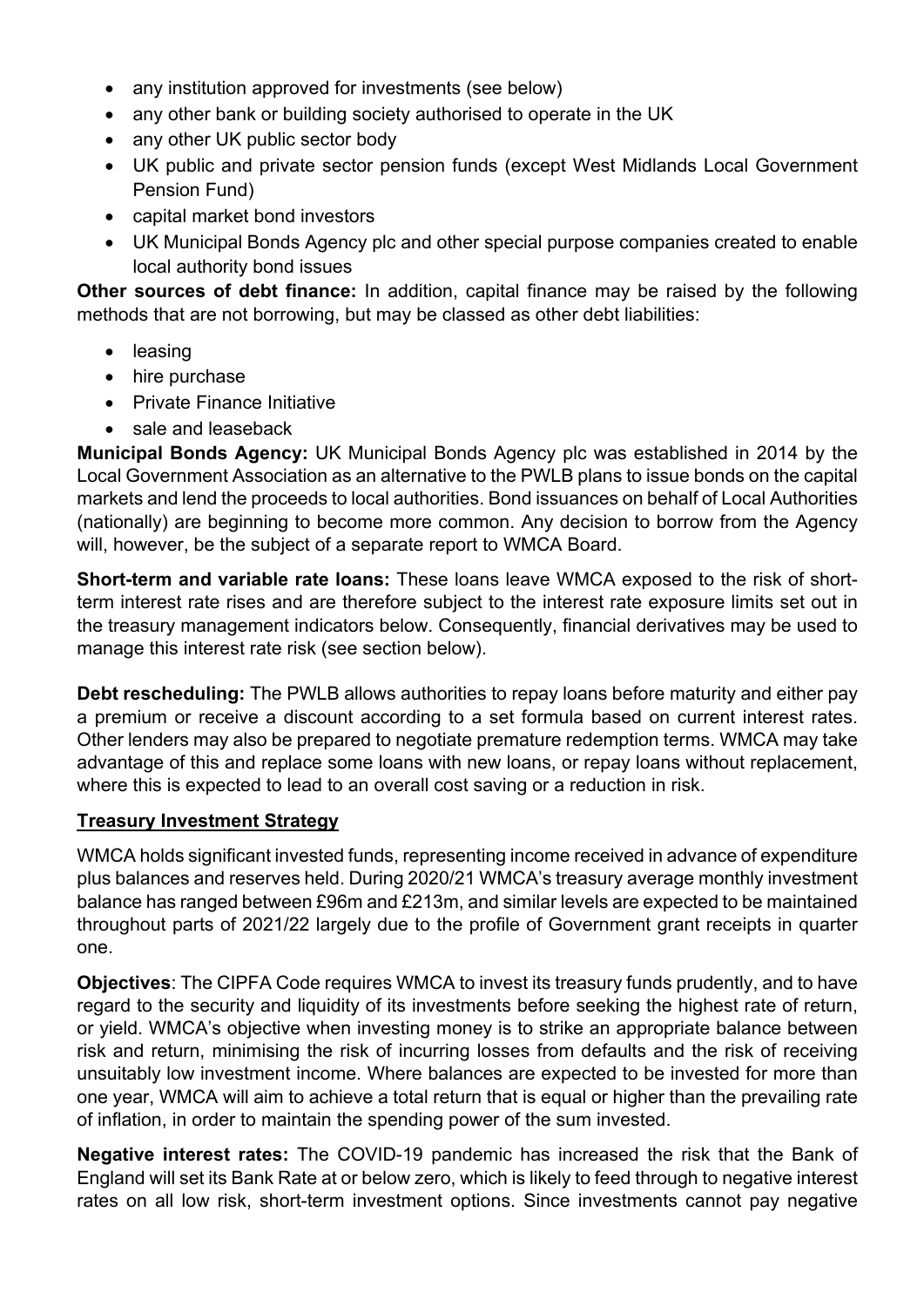- any institution approved for investments (see below)
- any other bank or building society authorised to operate in the UK
- any other UK public sector body
- UK public and private sector pension funds (except West Midlands Local Government Pension Fund)
- capital market bond investors
- UK Municipal Bonds Agency plc and other special purpose companies created to enable local authority bond issues

**Other sources of debt finance:** In addition, capital finance may be raised by the following methods that are not borrowing, but may be classed as other debt liabilities:

- leasing
- hire purchase
- Private Finance Initiative
- sale and leaseback

**Municipal Bonds Agency:** UK Municipal Bonds Agency plc was established in 2014 by the Local Government Association as an alternative to the PWLB plans to issue bonds on the capital markets and lend the proceeds to local authorities. Bond issuances on behalf of Local Authorities (nationally) are beginning to become more common. Any decision to borrow from the Agency will, however, be the subject of a separate report to WMCA Board.

**Short-term and variable rate loans:** These loans leave WMCA exposed to the risk of short-term interest rate rises and are therefore subject to the interest rate exposure limits set out in the treasury management indicators below. Consequently, financial derivatives may be used to manage this interest rate risk (see section below).

**Debt rescheduling:** The PWLB allows authorities to repay loans before maturity and either pay a premium or receive a discount according to a set formula based on current interest rates. Other lenders may also be prepared to negotiate premature redemption terms. WMCA may take advantage of this and replace some loans with new loans, or repay loans without replacement, where this is expected to lead to an overall cost saving or a reduction in risk.

## Treasury Investment Strategy

WMCA holds significant invested funds, representing income received in advance of expenditure plus balances and reserves held. During 2020/21 WMCA's treasury average monthly investment balance has ranged between £96m and £213m, and similar levels are expected to be maintained throughout parts of 2021/22 largely due to the profile of Government grant receipts in quarter one.

**Objectives**: The CIPFA Code requires WMCA to invest its treasury funds prudently, and to have regard to the security and liquidity of its investments before seeking the highest rate of return, or yield. WMCA's objective when investing money is to strike an appropriate balance between risk and return, minimising the risk of incurring losses from defaults and the risk of receiving unsuitably low investment income. Where balances are expected to be invested for more than one year, WMCA will aim to achieve a total return that is equal or higher than the prevailing rate of inflation, in order to maintain the spending power of the sum invested.

**Negative interest rates:** The COVID-19 pandemic has increased the risk that the Bank of England will set its Bank Rate at or below zero, which is likely to feed through to negative interest rates on all low risk, short-term investment options. Since investments cannot pay negative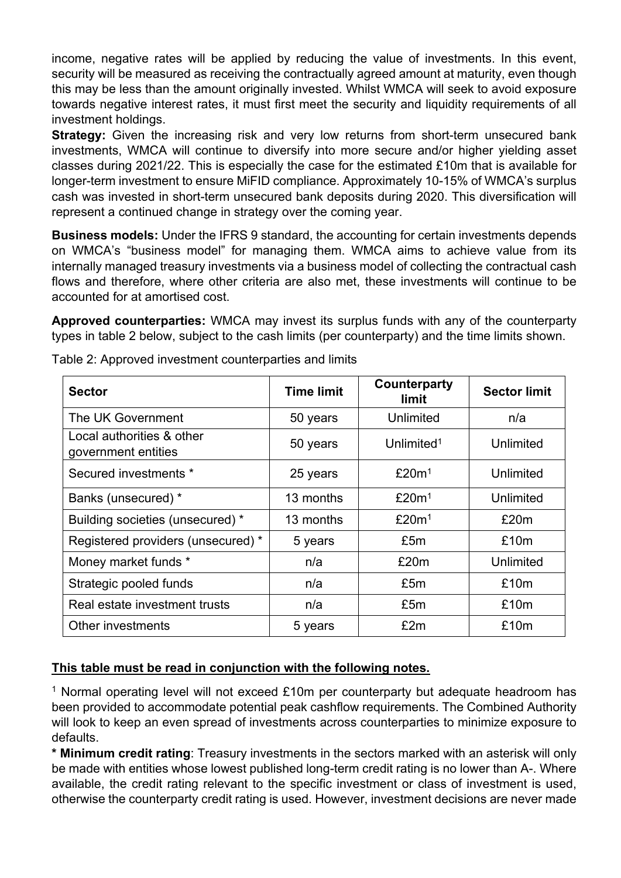income, negative rates will be applied by reducing the value of investments. In this event, security will be measured as receiving the contractually agreed amount at maturity, even though this may be less than the amount originally invested. Whilst WMCA will seek to avoid exposure towards negative interest rates, it must first meet the security and liquidity requirements of all investment holdings.

**Strategy:** Given the increasing risk and very low returns from short-term unsecured bank investments, WMCA will continue to diversify into more secure and/or higher yielding asset classes during 2021/22. This is especially the case for the estimated £10m that is available for longer-term investment to ensure MiFID compliance. Approximately 10-15% of WMCA's surplus cash was invested in short-term unsecured bank deposits during 2020. This diversification will represent a continued change in strategy over the coming year.

**Business models:** Under the IFRS 9 standard, the accounting for certain investments depends on WMCA's "business model" for managing them. WMCA aims to achieve value from its internally managed treasury investments via a business model of collecting the contractual cash flows and therefore, where other criteria are also met, these investments will continue to be accounted for at amortised cost.

**Approved counterparties:** WMCA may invest its surplus funds with any of the counterparty types in table 2 below, subject to the cash limits (per counterparty) and the time limits shown.

Table 2: Approved investment counterparties and limits

| Sector | Time limit | Counterparty limit | Sector limit |
|---|---|---|---|
| The UK Government | 50 years | Unlimited | n/a |
| Local authorities & other government entities | 50 years | Unlimited[1] | Unlimited |
| Secured investments * | 25 years | £20m[1] | Unlimited |
| Banks (unsecured) * | 13 months | £20m[1] | Unlimited |
| Building societies (unsecured) * | 13 months | £20m[1] | £20m |
| Registered providers (unsecured) * | 5 years | £5m | £10m |
| Money market funds * | n/a | £20m | Unlimited |
| Strategic pooled funds | n/a | £5m | £10m |
| Real estate investment trusts | n/a | £5m | £10m |
| Other investments | 5 years | £2m | £10m |

<u>**This table must be read in conjunction with the following notes.**</u>

[1] Normal operating level will not exceed £10m per counterparty but adequate headroom has been provided to accommodate potential peak cashflow requirements. The Combined Authority will look to keep an even spread of investments across counterparties to minimize exposure to defaults.

**\* Minimum credit rating**: Treasury investments in the sectors marked with an asterisk will only be made with entities whose lowest published long-term credit rating is no lower than A-. Where available, the credit rating relevant to the specific investment or class of investment is used, otherwise the counterparty credit rating is used. However, investment decisions are never made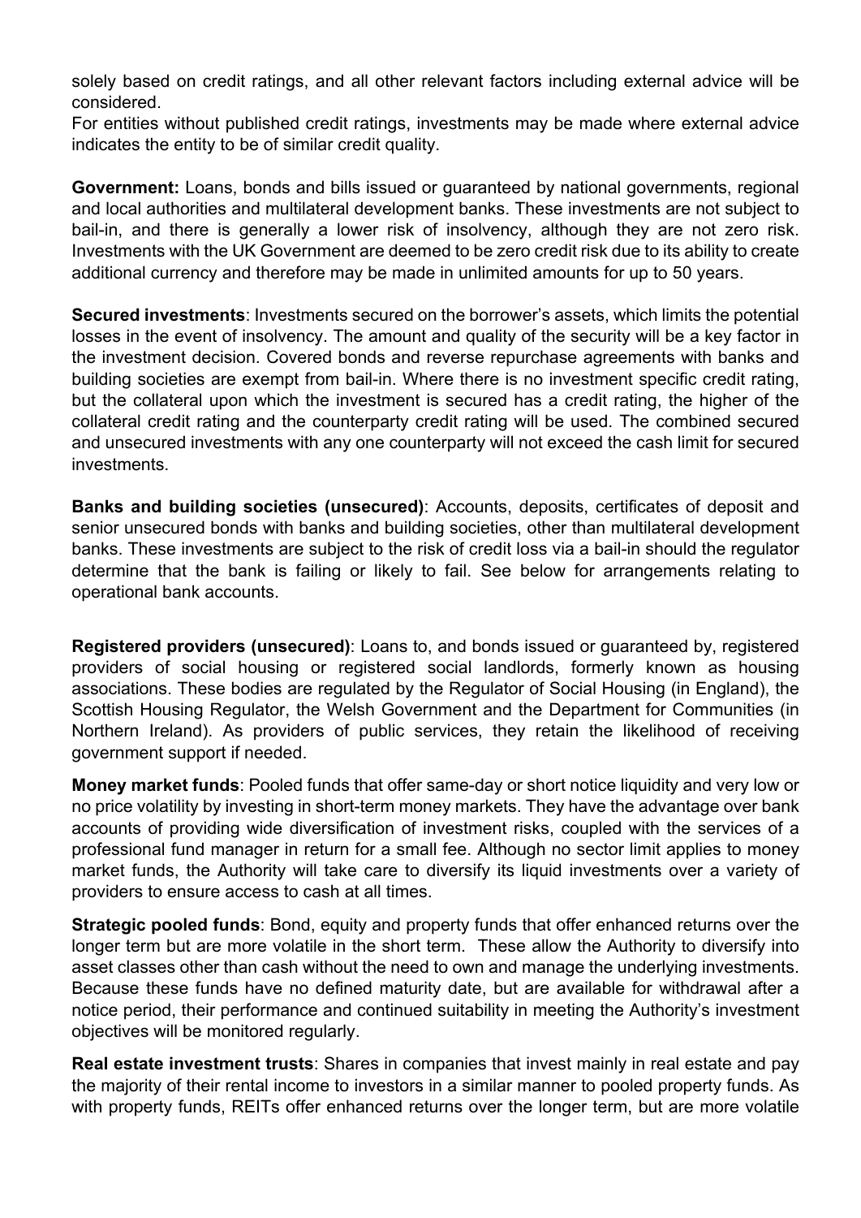solely based on credit ratings, and all other relevant factors including external advice will be considered.

For entities without published credit ratings, investments may be made where external advice indicates the entity to be of similar credit quality.

**Government:** Loans, bonds and bills issued or guaranteed by national governments, regional and local authorities and multilateral development banks. These investments are not subject to bail-in, and there is generally a lower risk of insolvency, although they are not zero risk. Investments with the UK Government are deemed to be zero credit risk due to its ability to create additional currency and therefore may be made in unlimited amounts for up to 50 years.

**Secured investments**: Investments secured on the borrower's assets, which limits the potential losses in the event of insolvency. The amount and quality of the security will be a key factor in the investment decision. Covered bonds and reverse repurchase agreements with banks and building societies are exempt from bail-in. Where there is no investment specific credit rating, but the collateral upon which the investment is secured has a credit rating, the higher of the collateral credit rating and the counterparty credit rating will be used. The combined secured and unsecured investments with any one counterparty will not exceed the cash limit for secured investments.

**Banks and building societies (unsecured)**: Accounts, deposits, certificates of deposit and senior unsecured bonds with banks and building societies, other than multilateral development banks. These investments are subject to the risk of credit loss via a bail-in should the regulator determine that the bank is failing or likely to fail. See below for arrangements relating to operational bank accounts.

**Registered providers (unsecured)**: Loans to, and bonds issued or guaranteed by, registered providers of social housing or registered social landlords, formerly known as housing associations. These bodies are regulated by the Regulator of Social Housing (in England), the Scottish Housing Regulator, the Welsh Government and the Department for Communities (in Northern Ireland). As providers of public services, they retain the likelihood of receiving government support if needed.

**Money market funds**: Pooled funds that offer same-day or short notice liquidity and very low or no price volatility by investing in short-term money markets. They have the advantage over bank accounts of providing wide diversification of investment risks, coupled with the services of a professional fund manager in return for a small fee. Although no sector limit applies to money market funds, the Authority will take care to diversify its liquid investments over a variety of providers to ensure access to cash at all times.

**Strategic pooled funds**: Bond, equity and property funds that offer enhanced returns over the longer term but are more volatile in the short term. These allow the Authority to diversify into asset classes other than cash without the need to own and manage the underlying investments. Because these funds have no defined maturity date, but are available for withdrawal after a notice period, their performance and continued suitability in meeting the Authority's investment objectives will be monitored regularly.

**Real estate investment trusts**: Shares in companies that invest mainly in real estate and pay the majority of their rental income to investors in a similar manner to pooled property funds. As with property funds, REITs offer enhanced returns over the longer term, but are more volatile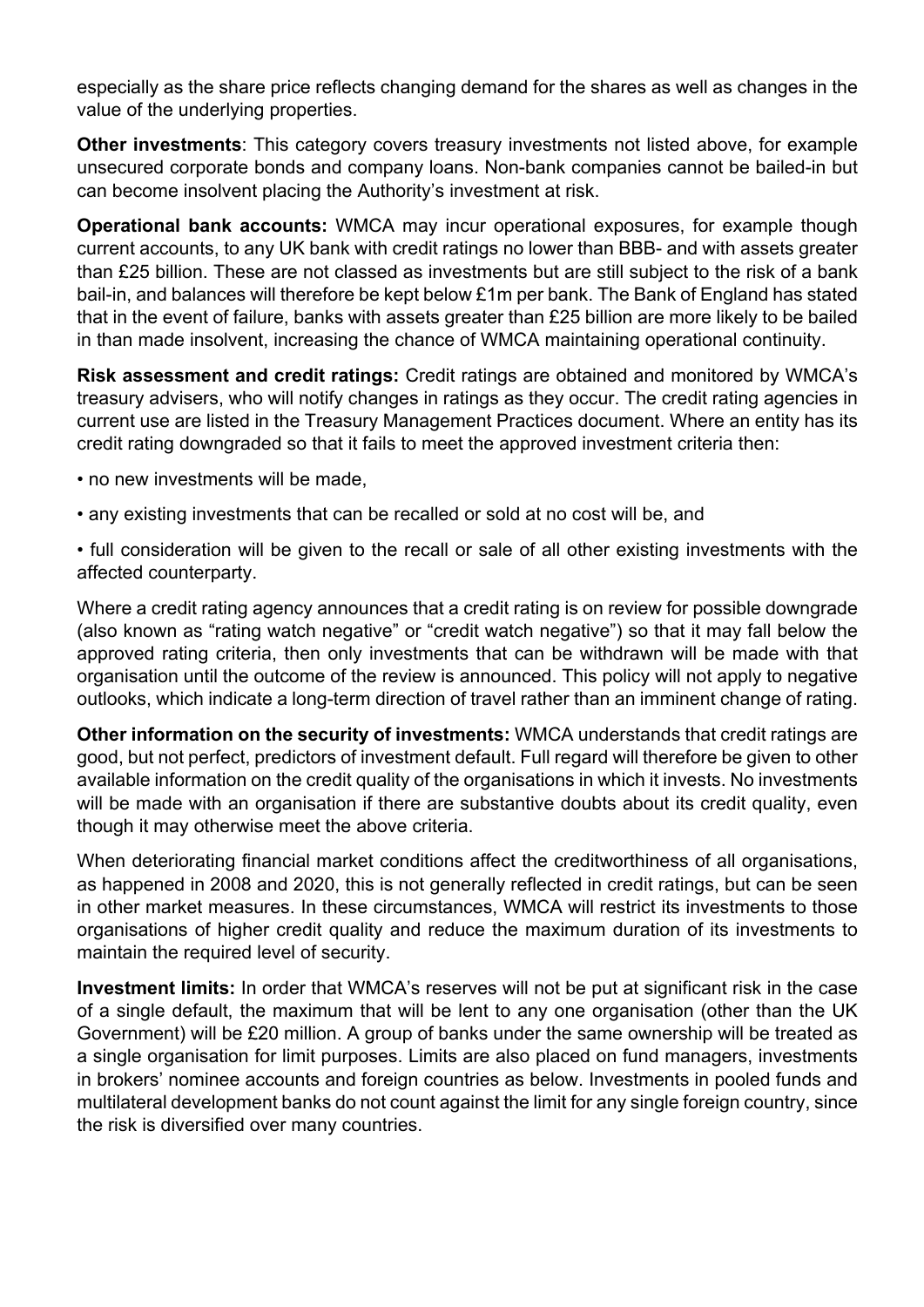especially as the share price reflects changing demand for the shares as well as changes in the value of the underlying properties.

**Other investments**: This category covers treasury investments not listed above, for example unsecured corporate bonds and company loans. Non-bank companies cannot be bailed-in but can become insolvent placing the Authority's investment at risk.

**Operational bank accounts:** WMCA may incur operational exposures, for example though current accounts, to any UK bank with credit ratings no lower than BBB- and with assets greater than £25 billion. These are not classed as investments but are still subject to the risk of a bank bail-in, and balances will therefore be kept below £1m per bank. The Bank of England has stated that in the event of failure, banks with assets greater than £25 billion are more likely to be bailed in than made insolvent, increasing the chance of WMCA maintaining operational continuity.

**Risk assessment and credit ratings:** Credit ratings are obtained and monitored by WMCA's treasury advisers, who will notify changes in ratings as they occur. The credit rating agencies in current use are listed in the Treasury Management Practices document. Where an entity has its credit rating downgraded so that it fails to meet the approved investment criteria then:

- no new investments will be made,
- any existing investments that can be recalled or sold at no cost will be, and
- full consideration will be given to the recall or sale of all other existing investments with the affected counterparty.

Where a credit rating agency announces that a credit rating is on review for possible downgrade (also known as "rating watch negative" or "credit watch negative") so that it may fall below the approved rating criteria, then only investments that can be withdrawn will be made with that organisation until the outcome of the review is announced. This policy will not apply to negative outlooks, which indicate a long-term direction of travel rather than an imminent change of rating.

**Other information on the security of investments:** WMCA understands that credit ratings are good, but not perfect, predictors of investment default. Full regard will therefore be given to other available information on the credit quality of the organisations in which it invests. No investments will be made with an organisation if there are substantive doubts about its credit quality, even though it may otherwise meet the above criteria.

When deteriorating financial market conditions affect the creditworthiness of all organisations, as happened in 2008 and 2020, this is not generally reflected in credit ratings, but can be seen in other market measures. In these circumstances, WMCA will restrict its investments to those organisations of higher credit quality and reduce the maximum duration of its investments to maintain the required level of security.

**Investment limits:** In order that WMCA's reserves will not be put at significant risk in the case of a single default, the maximum that will be lent to any one organisation (other than the UK Government) will be £20 million. A group of banks under the same ownership will be treated as a single organisation for limit purposes. Limits are also placed on fund managers, investments in brokers' nominee accounts and foreign countries as below. Investments in pooled funds and multilateral development banks do not count against the limit for any single foreign country, since the risk is diversified over many countries.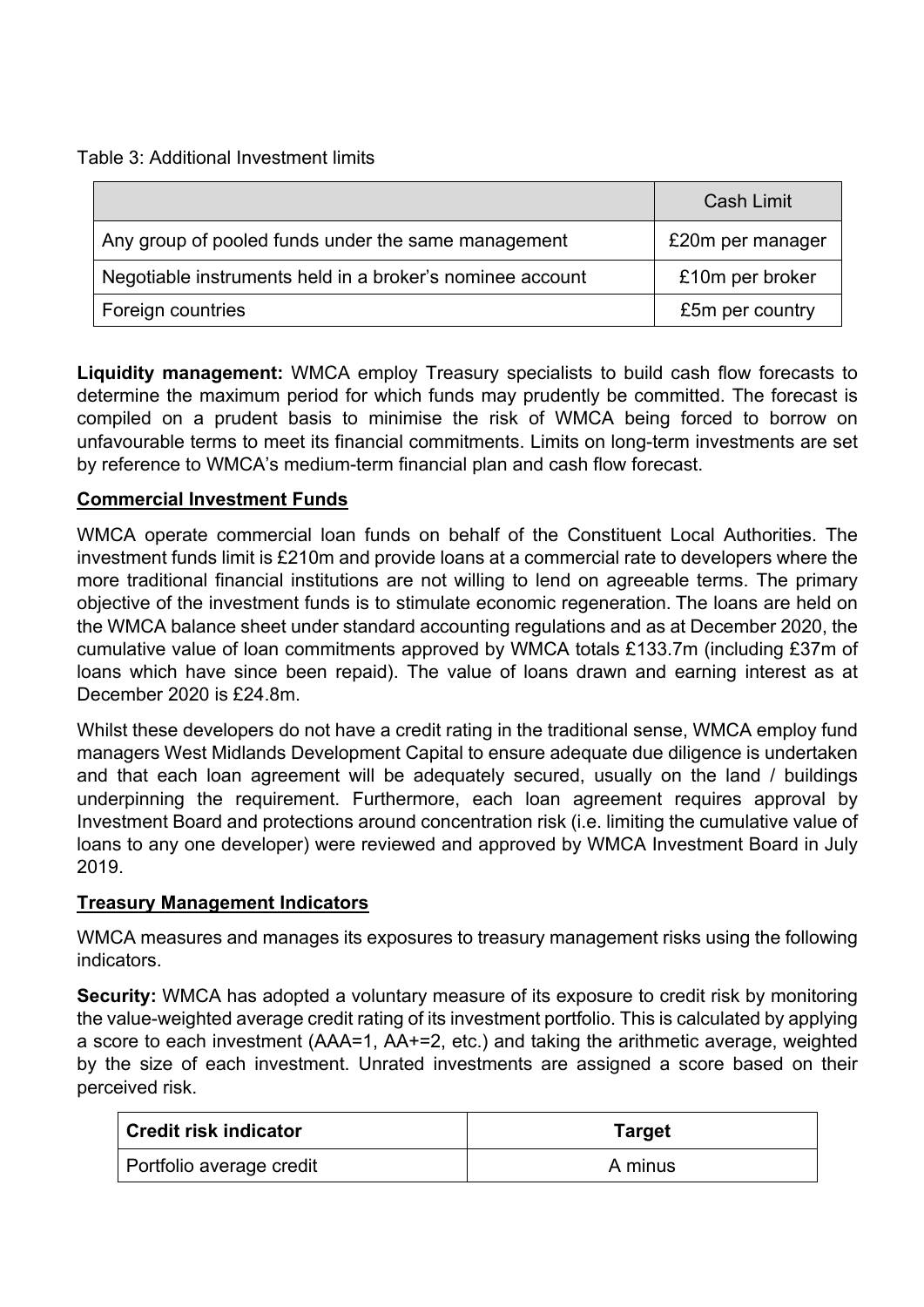Table 3: Additional Investment limits

| | Cash Limit |
|---|---|
| Any group of pooled funds under the same management | £20m per manager |
| Negotiable instruments held in a broker's nominee account | £10m per broker |
| Foreign countries | £5m per country |

**Liquidity management:** WMCA employ Treasury specialists to build cash flow forecasts to determine the maximum period for which funds may prudently be committed. The forecast is compiled on a prudent basis to minimise the risk of WMCA being forced to borrow on unfavourable terms to meet its financial commitments. Limits on long-term investments are set by reference to WMCA's medium-term financial plan and cash flow forecast.

## Commercial Investment Funds

WMCA operate commercial loan funds on behalf of the Constituent Local Authorities. The investment funds limit is £210m and provide loans at a commercial rate to developers where the more traditional financial institutions are not willing to lend on agreeable terms. The primary objective of the investment funds is to stimulate economic regeneration. The loans are held on the WMCA balance sheet under standard accounting regulations and as at December 2020, the cumulative value of loan commitments approved by WMCA totals £133.7m (including £37m of loans which have since been repaid). The value of loans drawn and earning interest as at December 2020 is £24.8m.

Whilst these developers do not have a credit rating in the traditional sense, WMCA employ fund managers West Midlands Development Capital to ensure adequate due diligence is undertaken and that each loan agreement will be adequately secured, usually on the land / buildings underpinning the requirement. Furthermore, each loan agreement requires approval by Investment Board and protections around concentration risk (i.e. limiting the cumulative value of loans to any one developer) were reviewed and approved by WMCA Investment Board in July 2019.

## Treasury Management Indicators

WMCA measures and manages its exposures to treasury management risks using the following indicators.

**Security:** WMCA has adopted a voluntary measure of its exposure to credit risk by monitoring the value-weighted average credit rating of its investment portfolio. This is calculated by applying a score to each investment (AAA=1, AA+=2, etc.) and taking the arithmetic average, weighted by the size of each investment. Unrated investments are assigned a score based on their perceived risk.

| Credit risk indicator | Target |
|---|---|
| Portfolio average credit | A minus |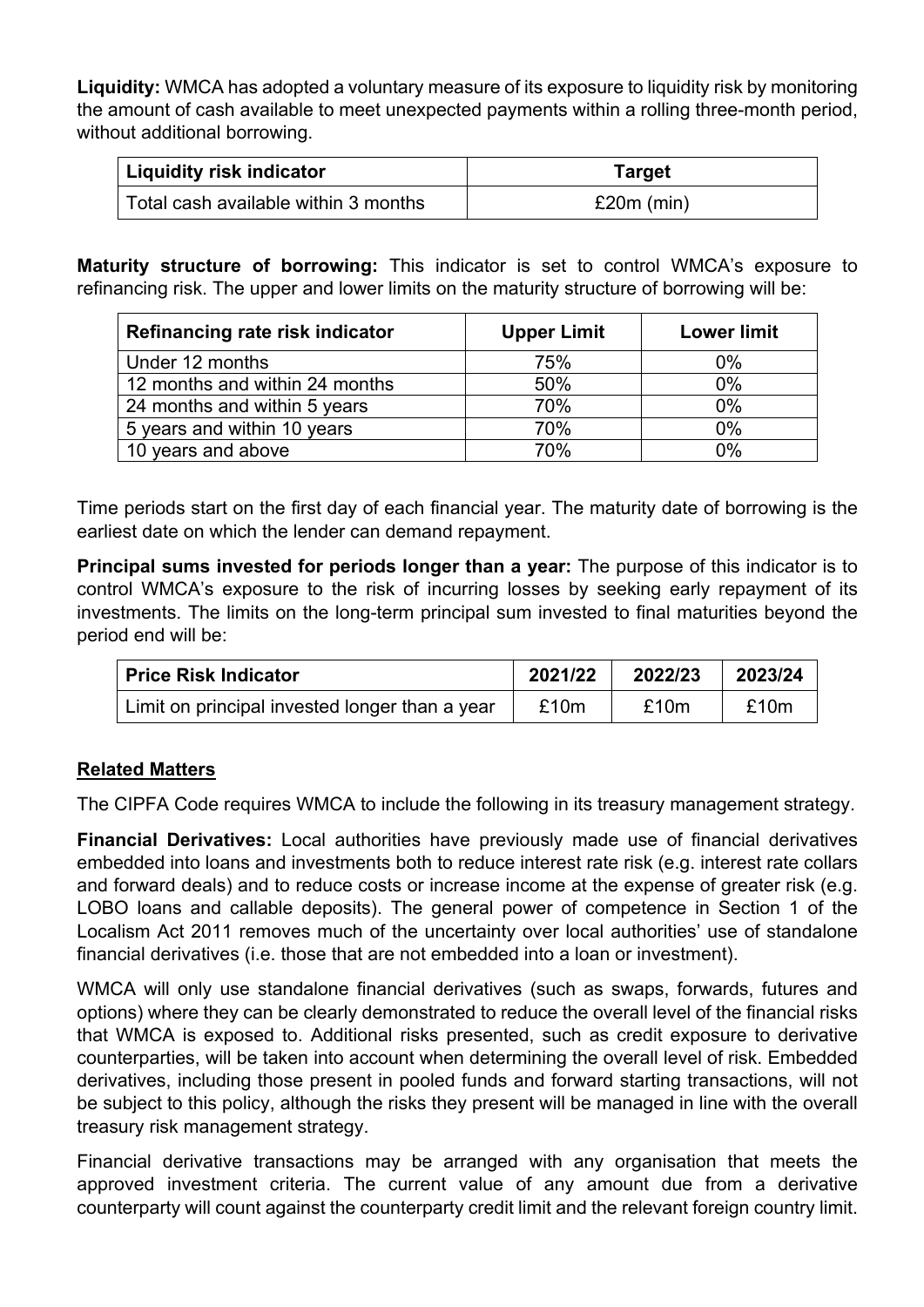**Liquidity:** WMCA has adopted a voluntary measure of its exposure to liquidity risk by monitoring the amount of cash available to meet unexpected payments within a rolling three-month period, without additional borrowing.

| Liquidity risk indicator | Target |
|---|---|
| Total cash available within 3 months | £20m (min) |

**Maturity structure of borrowing:** This indicator is set to control WMCA's exposure to refinancing risk. The upper and lower limits on the maturity structure of borrowing will be:

| Refinancing rate risk indicator | Upper Limit | Lower limit |
|---|---|---|
| Under 12 months | 75% | 0% |
| 12 months and within 24 months | 50% | 0% |
| 24 months and within 5 years | 70% | 0% |
| 5 years and within 10 years | 70% | 0% |
| 10 years and above | 70% | 0% |

Time periods start on the first day of each financial year. The maturity date of borrowing is the earliest date on which the lender can demand repayment.

**Principal sums invested for periods longer than a year:** The purpose of this indicator is to control WMCA's exposure to the risk of incurring losses by seeking early repayment of its investments. The limits on the long-term principal sum invested to final maturities beyond the period end will be:

| Price Risk Indicator | 2021/22 | 2022/23 | 2023/24 |
|---|---|---|---|
| Limit on principal invested longer than a year | £10m | £10m | £10m |

## Related Matters

The CIPFA Code requires WMCA to include the following in its treasury management strategy.

**Financial Derivatives:** Local authorities have previously made use of financial derivatives embedded into loans and investments both to reduce interest rate risk (e.g. interest rate collars and forward deals) and to reduce costs or increase income at the expense of greater risk (e.g. LOBO loans and callable deposits). The general power of competence in Section 1 of the Localism Act 2011 removes much of the uncertainty over local authorities' use of standalone financial derivatives (i.e. those that are not embedded into a loan or investment).

WMCA will only use standalone financial derivatives (such as swaps, forwards, futures and options) where they can be clearly demonstrated to reduce the overall level of the financial risks that WMCA is exposed to. Additional risks presented, such as credit exposure to derivative counterparties, will be taken into account when determining the overall level of risk. Embedded derivatives, including those present in pooled funds and forward starting transactions, will not be subject to this policy, although the risks they present will be managed in line with the overall treasury risk management strategy.

Financial derivative transactions may be arranged with any organisation that meets the approved investment criteria. The current value of any amount due from a derivative counterparty will count against the counterparty credit limit and the relevant foreign country limit.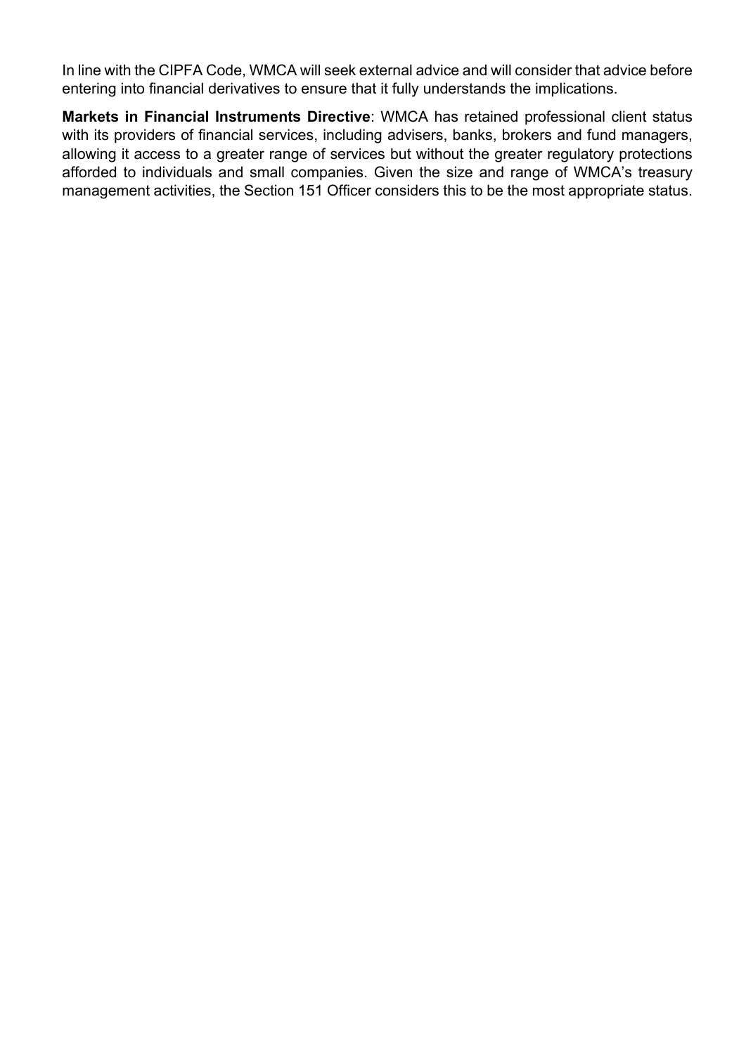In line with the CIPFA Code, WMCA will seek external advice and will consider that advice before entering into financial derivatives to ensure that it fully understands the implications.

**Markets in Financial Instruments Directive**: WMCA has retained professional client status with its providers of financial services, including advisers, banks, brokers and fund managers, allowing it access to a greater range of services but without the greater regulatory protections afforded to individuals and small companies. Given the size and range of WMCA's treasury management activities, the Section 151 Officer considers this to be the most appropriate status.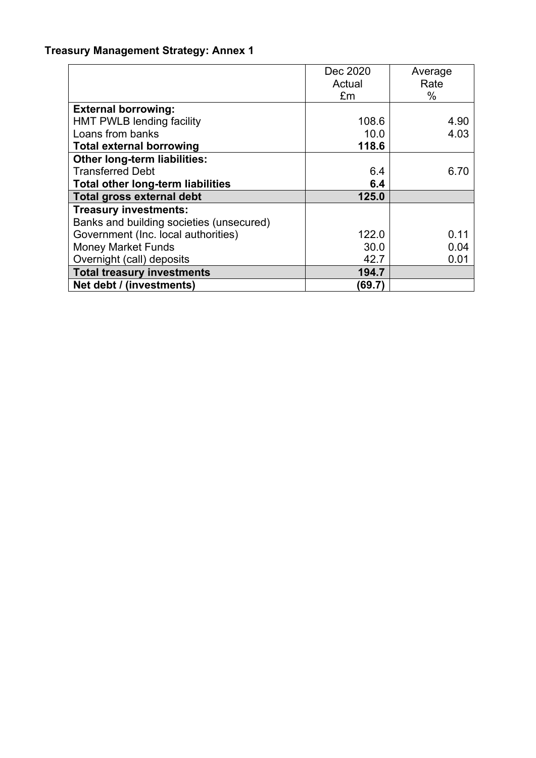**Treasury Management Strategy: Annex 1**

| | Dec 2020 Actual £m | Average Rate % |
|---|---|---|
| **External borrowing:** | | |
| HMT PWLB lending facility | 108.6 | 4.90 |
| Loans from banks | 10.0 | 4.03 |
| **Total external borrowing** | **118.6** | |
| **Other long-term liabilities:** | | |
| Transferred Debt | 6.4 | 6.70 |
| **Total other long-term liabilities** | **6.4** | |
| **Total gross external debt** | **125.0** | |
| **Treasury investments:** | | |
| Banks and building societies (unsecured) | | |
| Government (Inc. local authorities) | 122.0 | 0.11 |
| Money Market Funds | 30.0 | 0.04 |
| Overnight (call) deposits | 42.7 | 0.01 |
| **Total treasury investments** | **194.7** | |
| **Net debt / (investments)** | **(69.7)** | |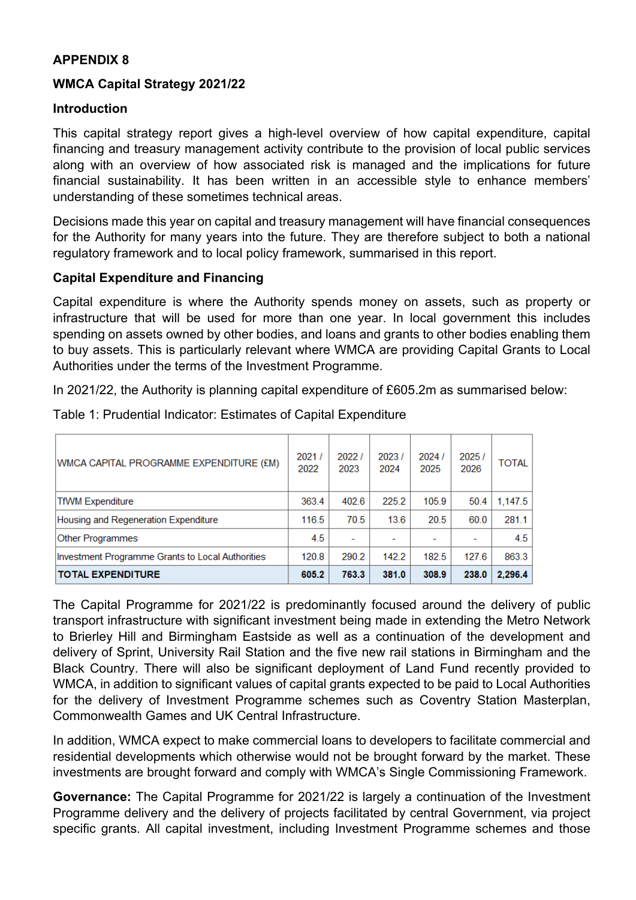**APPENDIX 8**

**WMCA Capital Strategy 2021/22**

**Introduction**

This capital strategy report gives a high-level overview of how capital expenditure, capital financing and treasury management activity contribute to the provision of local public services along with an overview of how associated risk is managed and the implications for future financial sustainability. It has been written in an accessible style to enhance members' understanding of these sometimes technical areas.

Decisions made this year on capital and treasury management will have financial consequences for the Authority for many years into the future. They are therefore subject to both a national regulatory framework and to local policy framework, summarised in this report.

**Capital Expenditure and Financing**

Capital expenditure is where the Authority spends money on assets, such as property or infrastructure that will be used for more than one year. In local government this includes spending on assets owned by other bodies, and loans and grants to other bodies enabling them to buy assets. This is particularly relevant where WMCA are providing Capital Grants to Local Authorities under the terms of the Investment Programme.

In 2021/22, the Authority is planning capital expenditure of £605.2m as summarised below:

Table 1: Prudential Indicator: Estimates of Capital Expenditure

| WMCA CAPITAL PROGRAMME EXPENDITURE (£M) | 2021 / 2022 | 2022 / 2023 | 2023 / 2024 | 2024 / 2025 | 2025 / 2026 | TOTAL |
|---|---|---|---|---|---|---|
| TfWM Expenditure | 363.4 | 402.6 | 225.2 | 105.9 | 50.4 | 1,147.5 |
| Housing and Regeneration Expenditure | 116.5 | 70.5 | 13.6 | 20.5 | 60.0 | 281.1 |
| Other Programmes | 4.5 | - | - | - | - | 4.5 |
| Investment Programme Grants to Local Authorities | 120.8 | 290.2 | 142.2 | 182.5 | 127.6 | 863.3 |
| **TOTAL EXPENDITURE** | **605.2** | **763.3** | **381.0** | **308.9** | **238.0** | **2,296.4** |

The Capital Programme for 2021/22 is predominantly focused around the delivery of public transport infrastructure with significant investment being made in extending the Metro Network to Brierley Hill and Birmingham Eastside as well as a continuation of the development and delivery of Sprint, University Rail Station and the five new rail stations in Birmingham and the Black Country. There will also be significant deployment of Land Fund recently provided to WMCA, in addition to significant values of capital grants expected to be paid to Local Authorities for the delivery of Investment Programme schemes such as Coventry Station Masterplan, Commonwealth Games and UK Central Infrastructure.

In addition, WMCA expect to make commercial loans to developers to facilitate commercial and residential developments which otherwise would not be brought forward by the market. These investments are brought forward and comply with WMCA's Single Commissioning Framework.

**Governance:** The Capital Programme for 2021/22 is largely a continuation of the Investment Programme delivery and the delivery of projects facilitated by central Government, via project specific grants. All capital investment, including Investment Programme schemes and those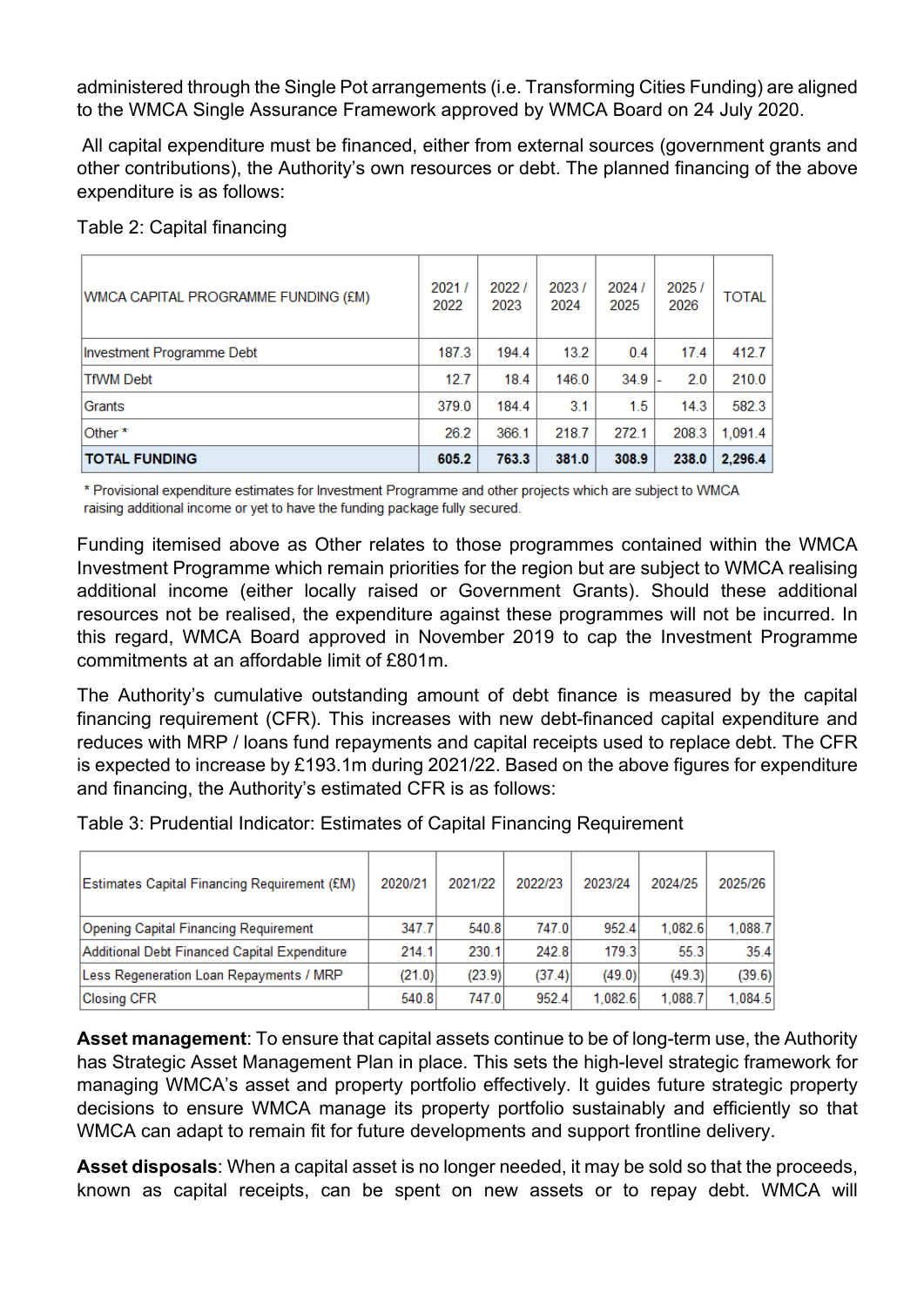administered through the Single Pot arrangements (i.e. Transforming Cities Funding) are aligned to the WMCA Single Assurance Framework approved by WMCA Board on 24 July 2020.

All capital expenditure must be financed, either from external sources (government grants and other contributions), the Authority's own resources or debt. The planned financing of the above expenditure is as follows:

Table 2: Capital financing

| WMCA CAPITAL PROGRAMME FUNDING (£M) | 2021 / 2022 | 2022 / 2023 | 2023 / 2024 | 2024 / 2025 | 2025 / 2026 | TOTAL |
|---|---|---|---|---|---|---|
| Investment Programme Debt | 187.3 | 194.4 | 13.2 | 0.4 | 17.4 | 412.7 |
| TfWM Debt | 12.7 | 18.4 | 146.0 | 34.9 | - 2.0 | 210.0 |
| Grants | 379.0 | 184.4 | 3.1 | 1.5 | 14.3 | 582.3 |
| Other * | 26.2 | 366.1 | 218.7 | 272.1 | 208.3 | 1,091.4 |
| **TOTAL FUNDING** | **605.2** | **763.3** | **381.0** | **308.9** | **238.0** | **2,296.4** |

* Provisional expenditure estimates for Investment Programme and other projects which are subject to WMCA raising additional income or yet to have the funding package fully secured.

Funding itemised above as Other relates to those programmes contained within the WMCA Investment Programme which remain priorities for the region but are subject to WMCA realising additional income (either locally raised or Government Grants). Should these additional resources not be realised, the expenditure against these programmes will not be incurred. In this regard, WMCA Board approved in November 2019 to cap the Investment Programme commitments at an affordable limit of £801m.

The Authority's cumulative outstanding amount of debt finance is measured by the capital financing requirement (CFR). This increases with new debt-financed capital expenditure and reduces with MRP / loans fund repayments and capital receipts used to replace debt. The CFR is expected to increase by £193.1m during 2021/22. Based on the above figures for expenditure and financing, the Authority's estimated CFR is as follows:

Table 3: Prudential Indicator: Estimates of Capital Financing Requirement

| Estimates Capital Financing Requirement (£M) | 2020/21 | 2021/22 | 2022/23 | 2023/24 | 2024/25 | 2025/26 |
|---|---|---|---|---|---|---|
| Opening Capital Financing Requirement | 347.7 | 540.8 | 747.0 | 952.4 | 1,082.6 | 1,088.7 |
| Additional Debt Financed Capital Expenditure | 214.1 | 230.1 | 242.8 | 179.3 | 55.3 | 35.4 |
| Less Regeneration Loan Repayments / MRP | (21.0) | (23.9) | (37.4) | (49.0) | (49.3) | (39.6) |
| Closing CFR | 540.8 | 747.0 | 952.4 | 1,082.6 | 1,088.7 | 1,084.5 |

**Asset management**: To ensure that capital assets continue to be of long-term use, the Authority has Strategic Asset Management Plan in place. This sets the high-level strategic framework for managing WMCA's asset and property portfolio effectively. It guides future strategic property decisions to ensure WMCA manage its property portfolio sustainably and efficiently so that WMCA can adapt to remain fit for future developments and support frontline delivery.

**Asset disposals**: When a capital asset is no longer needed, it may be sold so that the proceeds, known as capital receipts, can be spent on new assets or to repay debt. WMCA will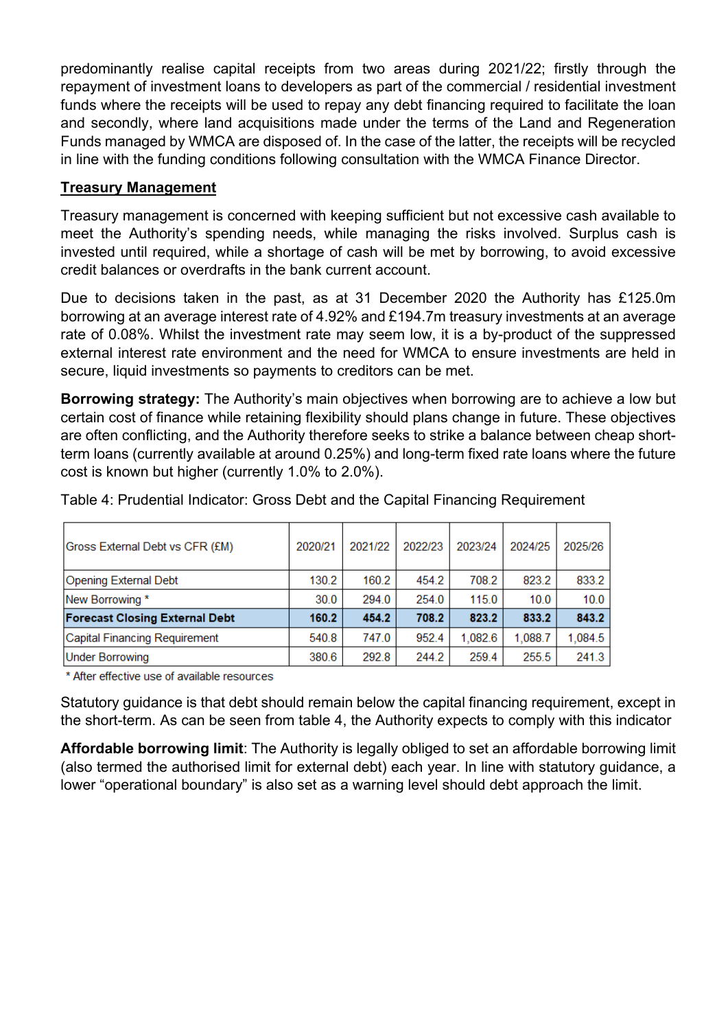predominantly realise capital receipts from two areas during 2021/22; firstly through the repayment of investment loans to developers as part of the commercial / residential investment funds where the receipts will be used to repay any debt financing required to facilitate the loan and secondly, where land acquisitions made under the terms of the Land and Regeneration Funds managed by WMCA are disposed of. In the case of the latter, the receipts will be recycled in line with the funding conditions following consultation with the WMCA Finance Director.

**Treasury Management**

Treasury management is concerned with keeping sufficient but not excessive cash available to meet the Authority's spending needs, while managing the risks involved. Surplus cash is invested until required, while a shortage of cash will be met by borrowing, to avoid excessive credit balances or overdrafts in the bank current account.

Due to decisions taken in the past, as at 31 December 2020 the Authority has £125.0m borrowing at an average interest rate of 4.92% and £194.7m treasury investments at an average rate of 0.08%. Whilst the investment rate may seem low, it is a by-product of the suppressed external interest rate environment and the need for WMCA to ensure investments are held in secure, liquid investments so payments to creditors can be met.

**Borrowing strategy:** The Authority's main objectives when borrowing are to achieve a low but certain cost of finance while retaining flexibility should plans change in future. These objectives are often conflicting, and the Authority therefore seeks to strike a balance between cheap short-term loans (currently available at around 0.25%) and long-term fixed rate loans where the future cost is known but higher (currently 1.0% to 2.0%).

Table 4: Prudential Indicator: Gross Debt and the Capital Financing Requirement

| Gross External Debt vs CFR (£M) | 2020/21 | 2021/22 | 2022/23 | 2023/24 | 2024/25 | 2025/26 |
|---|---|---|---|---|---|---|
| Opening External Debt | 130.2 | 160.2 | 454.2 | 708.2 | 823.2 | 833.2 |
| New Borrowing * | 30.0 | 294.0 | 254.0 | 115.0 | 10.0 | 10.0 |
| **Forecast Closing External Debt** | **160.2** | **454.2** | **708.2** | **823.2** | **833.2** | **843.2** |
| Capital Financing Requirement | 540.8 | 747.0 | 952.4 | 1,082.6 | 1,088.7 | 1,084.5 |
| Under Borrowing | 380.6 | 292.8 | 244.2 | 259.4 | 255.5 | 241.3 |

* After effective use of available resources

Statutory guidance is that debt should remain below the capital financing requirement, except in the short-term. As can be seen from table 4, the Authority expects to comply with this indicator

**Affordable borrowing limit**: The Authority is legally obliged to set an affordable borrowing limit (also termed the authorised limit for external debt) each year. In line with statutory guidance, a lower "operational boundary" is also set as a warning level should debt approach the limit.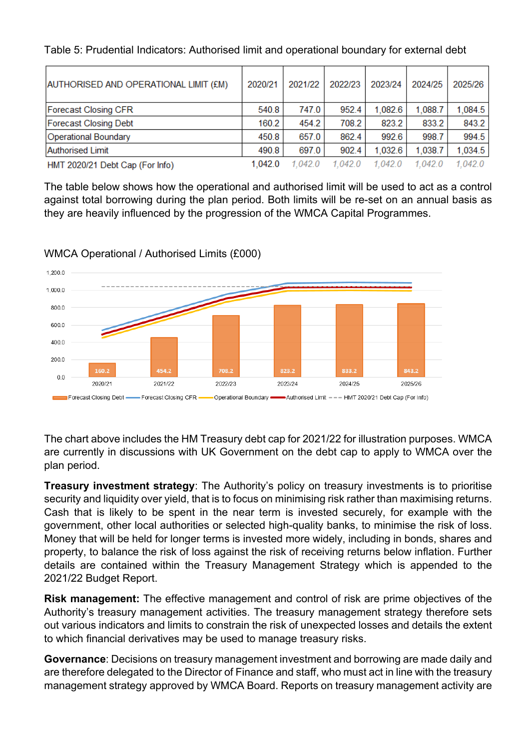Table 5: Prudential Indicators: Authorised limit and operational boundary for external debt

| AUTHORISED AND OPERATIONAL LIMIT (£M) | 2020/21 | 2021/22 | 2022/23 | 2023/24 | 2024/25 | 2025/26 |
|---|---|---|---|---|---|---|
| Forecast Closing CFR | 540.8 | 747.0 | 952.4 | 1,082.6 | 1,088.7 | 1,084.5 |
| Forecast Closing Debt | 160.2 | 454.2 | 708.2 | 823.2 | 833.2 | 843.2 |
| Operational Boundary | 450.8 | 657.0 | 862.4 | 992.6 | 998.7 | 994.5 |
| Authorised Limit | 490.8 | 697.0 | 902.4 | 1,032.6 | 1,038.7 | 1,034.5 |
| HMT 2020/21 Debt Cap (For Info) | 1,042.0 | *1,042.0* | *1,042.0* | *1,042.0* | *1,042.0* | *1,042.0* |

The table below shows how the operational and authorised limit will be used to act as a control against total borrowing during the plan period. Both limits will be re-set on an annual basis as they are heavily influenced by the progression of the WMCA Capital Programmes.

WMCA Operational / Authorised Limits (£000)

The chart above includes the HM Treasury debt cap for 2021/22 for illustration purposes. WMCA are currently in discussions with UK Government on the debt cap to apply to WMCA over the plan period.

**Treasury investment strategy**: The Authority's policy on treasury investments is to prioritise security and liquidity over yield, that is to focus on minimising risk rather than maximising returns. Cash that is likely to be spent in the near term is invested securely, for example with the government, other local authorities or selected high-quality banks, to minimise the risk of loss. Money that will be held for longer terms is invested more widely, including in bonds, shares and property, to balance the risk of loss against the risk of receiving returns below inflation. Further details are contained within the Treasury Management Strategy which is appended to the 2021/22 Budget Report.

**Risk management:** The effective management and control of risk are prime objectives of the Authority's treasury management activities. The treasury management strategy therefore sets out various indicators and limits to constrain the risk of unexpected losses and details the extent to which financial derivatives may be used to manage treasury risks.

**Governance**: Decisions on treasury management investment and borrowing are made daily and are therefore delegated to the Director of Finance and staff, who must act in line with the treasury management strategy approved by WMCA Board. Reports on treasury management activity are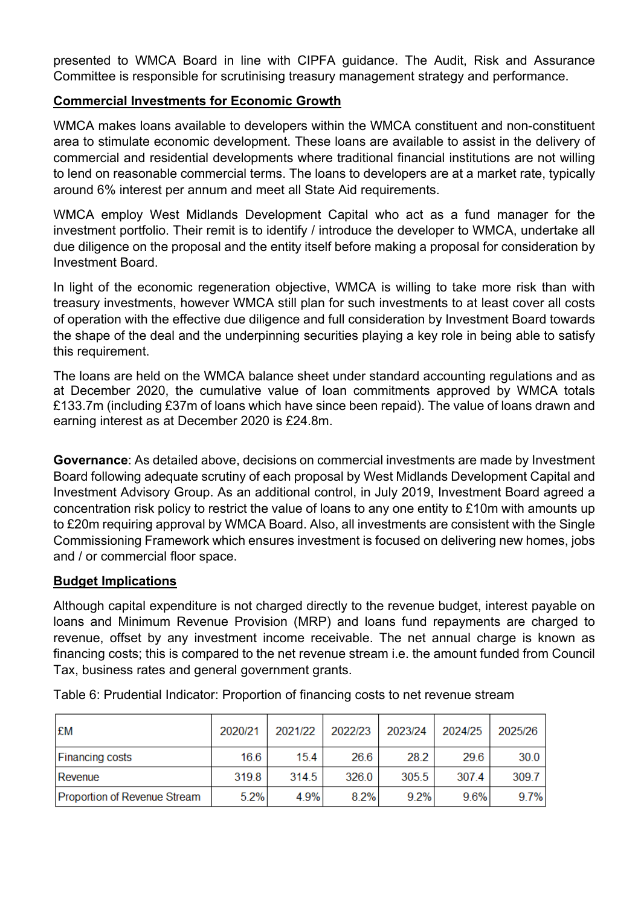presented to WMCA Board in line with CIPFA guidance. The Audit, Risk and Assurance Committee is responsible for scrutinising treasury management strategy and performance.

**Commercial Investments for Economic Growth**

WMCA makes loans available to developers within the WMCA constituent and non-constituent area to stimulate economic development. These loans are available to assist in the delivery of commercial and residential developments where traditional financial institutions are not willing to lend on reasonable commercial terms. The loans to developers are at a market rate, typically around 6% interest per annum and meet all State Aid requirements.

WMCA employ West Midlands Development Capital who act as a fund manager for the investment portfolio. Their remit is to identify / introduce the developer to WMCA, undertake all due diligence on the proposal and the entity itself before making a proposal for consideration by Investment Board.

In light of the economic regeneration objective, WMCA is willing to take more risk than with treasury investments, however WMCA still plan for such investments to at least cover all costs of operation with the effective due diligence and full consideration by Investment Board towards the shape of the deal and the underpinning securities playing a key role in being able to satisfy this requirement.

The loans are held on the WMCA balance sheet under standard accounting regulations and as at December 2020, the cumulative value of loan commitments approved by WMCA totals £133.7m (including £37m of loans which have since been repaid). The value of loans drawn and earning interest as at December 2020 is £24.8m.

**Governance**: As detailed above, decisions on commercial investments are made by Investment Board following adequate scrutiny of each proposal by West Midlands Development Capital and Investment Advisory Group. As an additional control, in July 2019, Investment Board agreed a concentration risk policy to restrict the value of loans to any one entity to £10m with amounts up to £20m requiring approval by WMCA Board. Also, all investments are consistent with the Single Commissioning Framework which ensures investment is focused on delivering new homes, jobs and / or commercial floor space.

**Budget Implications**

Although capital expenditure is not charged directly to the revenue budget, interest payable on loans and Minimum Revenue Provision (MRP) and loans fund repayments are charged to revenue, offset by any investment income receivable. The net annual charge is known as financing costs; this is compared to the net revenue stream i.e. the amount funded from Council Tax, business rates and general government grants.

Table 6: Prudential Indicator: Proportion of financing costs to net revenue stream

| £M | 2020/21 | 2021/22 | 2022/23 | 2023/24 | 2024/25 | 2025/26 |
|---|---|---|---|---|---|---|
| Financing costs | 16.6 | 15.4 | 26.6 | 28.2 | 29.6 | 30.0 |
| Revenue | 319.8 | 314.5 | 326.0 | 305.5 | 307.4 | 309.7 |
| Proportion of Revenue Stream | 5.2% | 4.9% | 8.2% | 9.2% | 9.6% | 9.7% |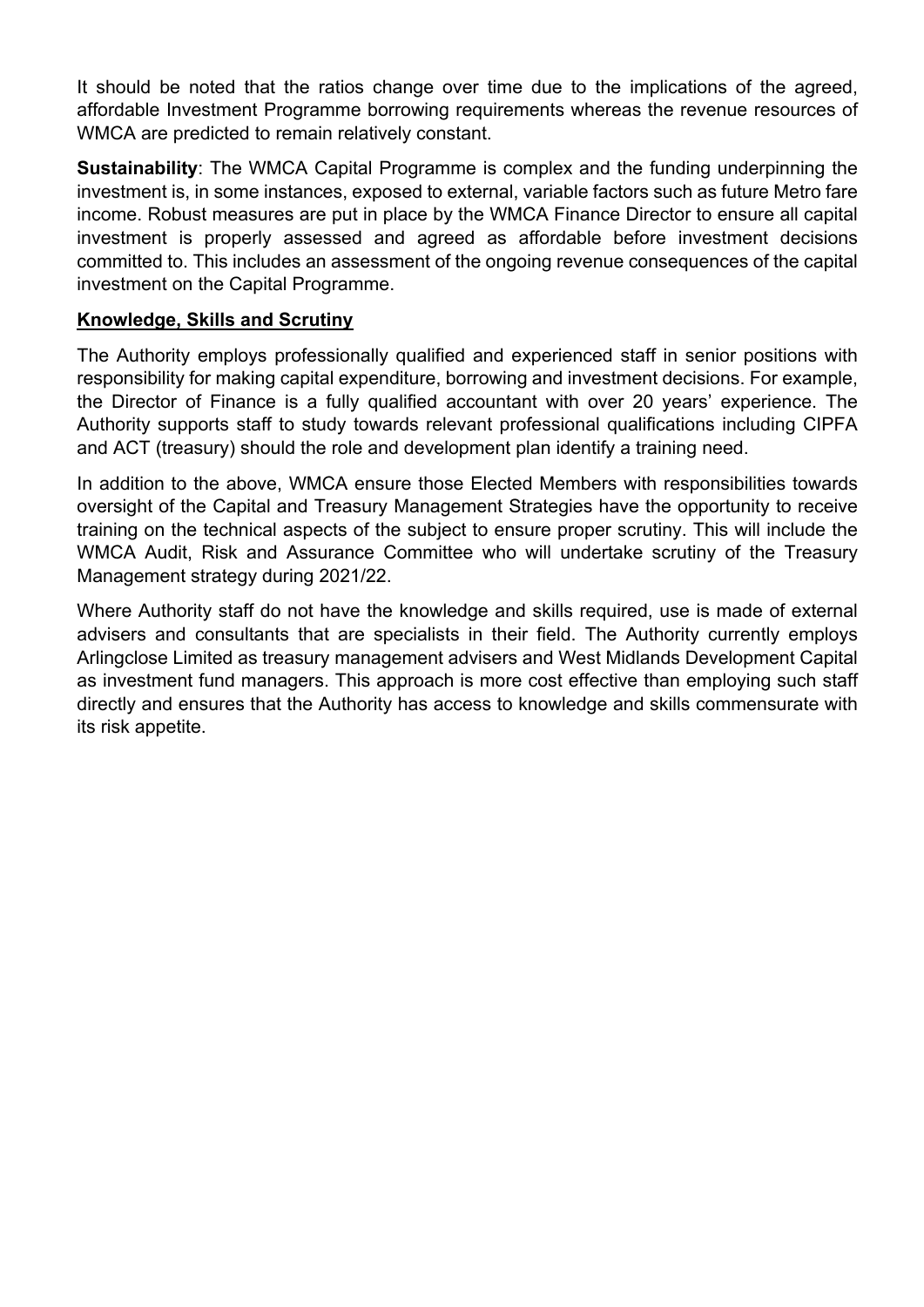It should be noted that the ratios change over time due to the implications of the agreed, affordable Investment Programme borrowing requirements whereas the revenue resources of WMCA are predicted to remain relatively constant.

**Sustainability**: The WMCA Capital Programme is complex and the funding underpinning the investment is, in some instances, exposed to external, variable factors such as future Metro fare income. Robust measures are put in place by the WMCA Finance Director to ensure all capital investment is properly assessed and agreed as affordable before investment decisions committed to. This includes an assessment of the ongoing revenue consequences of the capital investment on the Capital Programme.

**Knowledge, Skills and Scrutiny**

The Authority employs professionally qualified and experienced staff in senior positions with responsibility for making capital expenditure, borrowing and investment decisions. For example, the Director of Finance is a fully qualified accountant with over 20 years' experience. The Authority supports staff to study towards relevant professional qualifications including CIPFA and ACT (treasury) should the role and development plan identify a training need.

In addition to the above, WMCA ensure those Elected Members with responsibilities towards oversight of the Capital and Treasury Management Strategies have the opportunity to receive training on the technical aspects of the subject to ensure proper scrutiny. This will include the WMCA Audit, Risk and Assurance Committee who will undertake scrutiny of the Treasury Management strategy during 2021/22.

Where Authority staff do not have the knowledge and skills required, use is made of external advisers and consultants that are specialists in their field. The Authority currently employs Arlingclose Limited as treasury management advisers and West Midlands Development Capital as investment fund managers. This approach is more cost effective than employing such staff directly and ensures that the Authority has access to knowledge and skills commensurate with its risk appetite.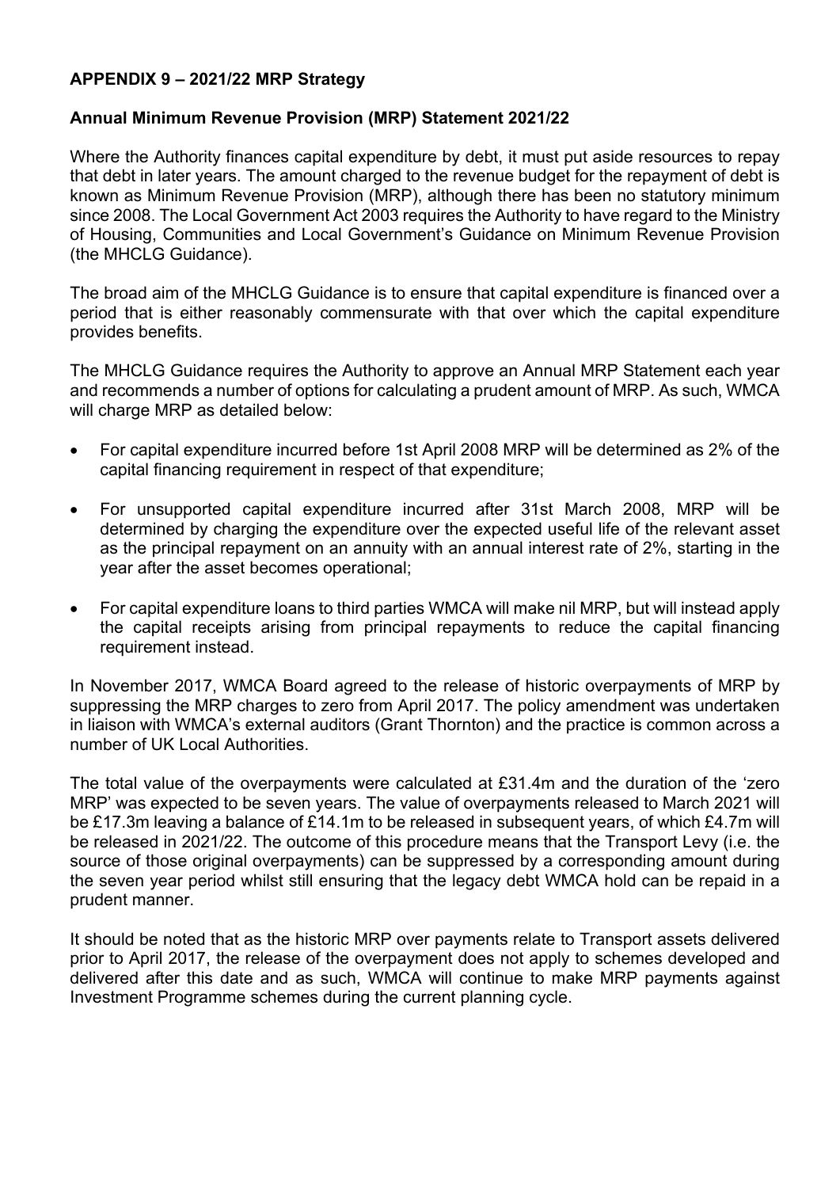**APPENDIX 9 – 2021/22 MRP Strategy**

**Annual Minimum Revenue Provision (MRP) Statement 2021/22**

Where the Authority finances capital expenditure by debt, it must put aside resources to repay that debt in later years. The amount charged to the revenue budget for the repayment of debt is known as Minimum Revenue Provision (MRP), although there has been no statutory minimum since 2008. The Local Government Act 2003 requires the Authority to have regard to the Ministry of Housing, Communities and Local Government's Guidance on Minimum Revenue Provision (the MHCLG Guidance).

The broad aim of the MHCLG Guidance is to ensure that capital expenditure is financed over a period that is either reasonably commensurate with that over which the capital expenditure provides benefits.

The MHCLG Guidance requires the Authority to approve an Annual MRP Statement each year and recommends a number of options for calculating a prudent amount of MRP. As such, WMCA will charge MRP as detailed below:

- For capital expenditure incurred before 1st April 2008 MRP will be determined as 2% of the capital financing requirement in respect of that expenditure;
- For unsupported capital expenditure incurred after 31st March 2008, MRP will be determined by charging the expenditure over the expected useful life of the relevant asset as the principal repayment on an annuity with an annual interest rate of 2%, starting in the year after the asset becomes operational;
- For capital expenditure loans to third parties WMCA will make nil MRP, but will instead apply the capital receipts arising from principal repayments to reduce the capital financing requirement instead.

In November 2017, WMCA Board agreed to the release of historic overpayments of MRP by suppressing the MRP charges to zero from April 2017. The policy amendment was undertaken in liaison with WMCA's external auditors (Grant Thornton) and the practice is common across a number of UK Local Authorities.

The total value of the overpayments were calculated at £31.4m and the duration of the 'zero MRP' was expected to be seven years. The value of overpayments released to March 2021 will be £17.3m leaving a balance of £14.1m to be released in subsequent years, of which £4.7m will be released in 2021/22. The outcome of this procedure means that the Transport Levy (i.e. the source of those original overpayments) can be suppressed by a corresponding amount during the seven year period whilst still ensuring that the legacy debt WMCA hold can be repaid in a prudent manner.

It should be noted that as the historic MRP over payments relate to Transport assets delivered prior to April 2017, the release of the overpayment does not apply to schemes developed and delivered after this date and as such, WMCA will continue to make MRP payments against Investment Programme schemes during the current planning cycle.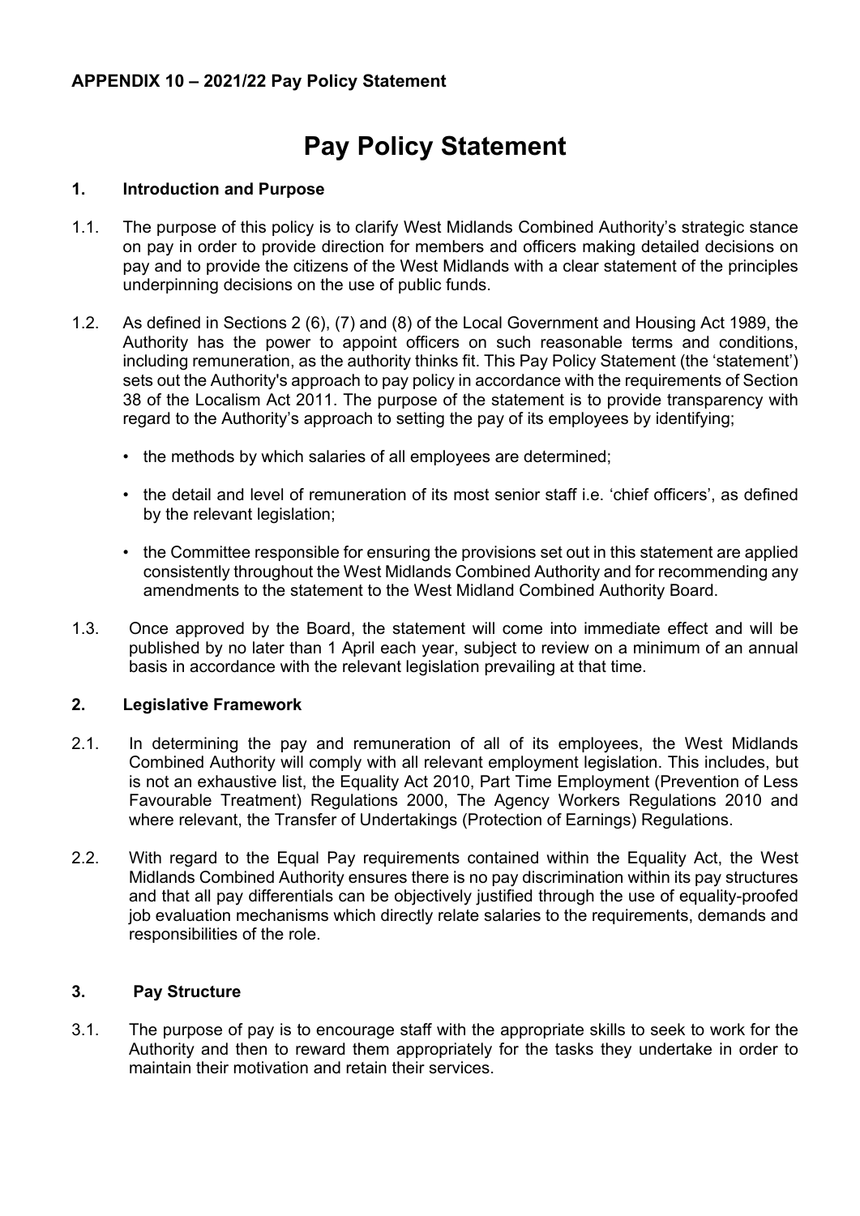**APPENDIX 10 – 2021/22 Pay Policy Statement**

# Pay Policy Statement

## 1. Introduction and Purpose

1.1. The purpose of this policy is to clarify West Midlands Combined Authority's strategic stance on pay in order to provide direction for members and officers making detailed decisions on pay and to provide the citizens of the West Midlands with a clear statement of the principles underpinning decisions on the use of public funds.

1.2. As defined in Sections 2 (6), (7) and (8) of the Local Government and Housing Act 1989, the Authority has the power to appoint officers on such reasonable terms and conditions, including remuneration, as the authority thinks fit. This Pay Policy Statement (the 'statement') sets out the Authority's approach to pay policy in accordance with the requirements of Section 38 of the Localism Act 2011. The purpose of the statement is to provide transparency with regard to the Authority's approach to setting the pay of its employees by identifying;

- the methods by which salaries of all employees are determined;
- the detail and level of remuneration of its most senior staff i.e. 'chief officers', as defined by the relevant legislation;
- the Committee responsible for ensuring the provisions set out in this statement are applied consistently throughout the West Midlands Combined Authority and for recommending any amendments to the statement to the West Midland Combined Authority Board.

1.3. Once approved by the Board, the statement will come into immediate effect and will be published by no later than 1 April each year, subject to review on a minimum of an annual basis in accordance with the relevant legislation prevailing at that time.

## 2. Legislative Framework

2.1. In determining the pay and remuneration of all of its employees, the West Midlands Combined Authority will comply with all relevant employment legislation. This includes, but is not an exhaustive list, the Equality Act 2010, Part Time Employment (Prevention of Less Favourable Treatment) Regulations 2000, The Agency Workers Regulations 2010 and where relevant, the Transfer of Undertakings (Protection of Earnings) Regulations.

2.2. With regard to the Equal Pay requirements contained within the Equality Act, the West Midlands Combined Authority ensures there is no pay discrimination within its pay structures and that all pay differentials can be objectively justified through the use of equality-proofed job evaluation mechanisms which directly relate salaries to the requirements, demands and responsibilities of the role.

## 3. Pay Structure

3.1. The purpose of pay is to encourage staff with the appropriate skills to seek to work for the Authority and then to reward them appropriately for the tasks they undertake in order to maintain their motivation and retain their services.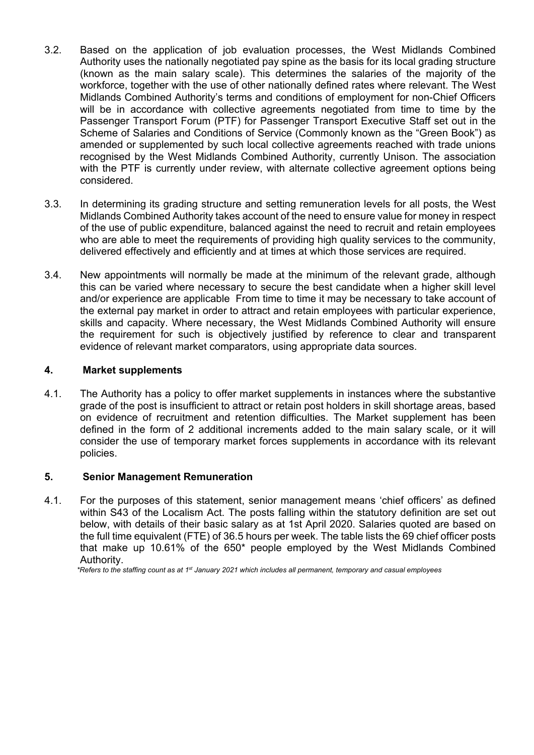3.2. Based on the application of job evaluation processes, the West Midlands Combined Authority uses the nationally negotiated pay spine as the basis for its local grading structure (known as the main salary scale). This determines the salaries of the majority of the workforce, together with the use of other nationally defined rates where relevant. The West Midlands Combined Authority's terms and conditions of employment for non-Chief Officers will be in accordance with collective agreements negotiated from time to time by the Passenger Transport Forum (PTF) for Passenger Transport Executive Staff set out in the Scheme of Salaries and Conditions of Service (Commonly known as the "Green Book") as amended or supplemented by such local collective agreements reached with trade unions recognised by the West Midlands Combined Authority, currently Unison. The association with the PTF is currently under review, with alternate collective agreement options being considered.

3.3. In determining its grading structure and setting remuneration levels for all posts, the West Midlands Combined Authority takes account of the need to ensure value for money in respect of the use of public expenditure, balanced against the need to recruit and retain employees who are able to meet the requirements of providing high quality services to the community, delivered effectively and efficiently and at times at which those services are required.

3.4. New appointments will normally be made at the minimum of the relevant grade, although this can be varied where necessary to secure the best candidate when a higher skill level and/or experience are applicable From time to time it may be necessary to take account of the external pay market in order to attract and retain employees with particular experience, skills and capacity. Where necessary, the West Midlands Combined Authority will ensure the requirement for such is objectively justified by reference to clear and transparent evidence of relevant market comparators, using appropriate data sources.

## 4. Market supplements

4.1. The Authority has a policy to offer market supplements in instances where the substantive grade of the post is insufficient to attract or retain post holders in skill shortage areas, based on evidence of recruitment and retention difficulties. The Market supplement has been defined in the form of 2 additional increments added to the main salary scale, or it will consider the use of temporary market forces supplements in accordance with its relevant policies.

## 5. Senior Management Remuneration

4.1. For the purposes of this statement, senior management means 'chief officers' as defined within S43 of the Localism Act. The posts falling within the statutory definition are set out below, with details of their basic salary as at 1st April 2020. Salaries quoted are based on the full time equivalent (FTE) of 36.5 hours per week. The table lists the 69 chief officer posts that make up 10.61% of the 650* people employed by the West Midlands Combined Authority.

*\*Refers to the staffing count as at 1st January 2021 which includes all permanent, temporary and casual employees*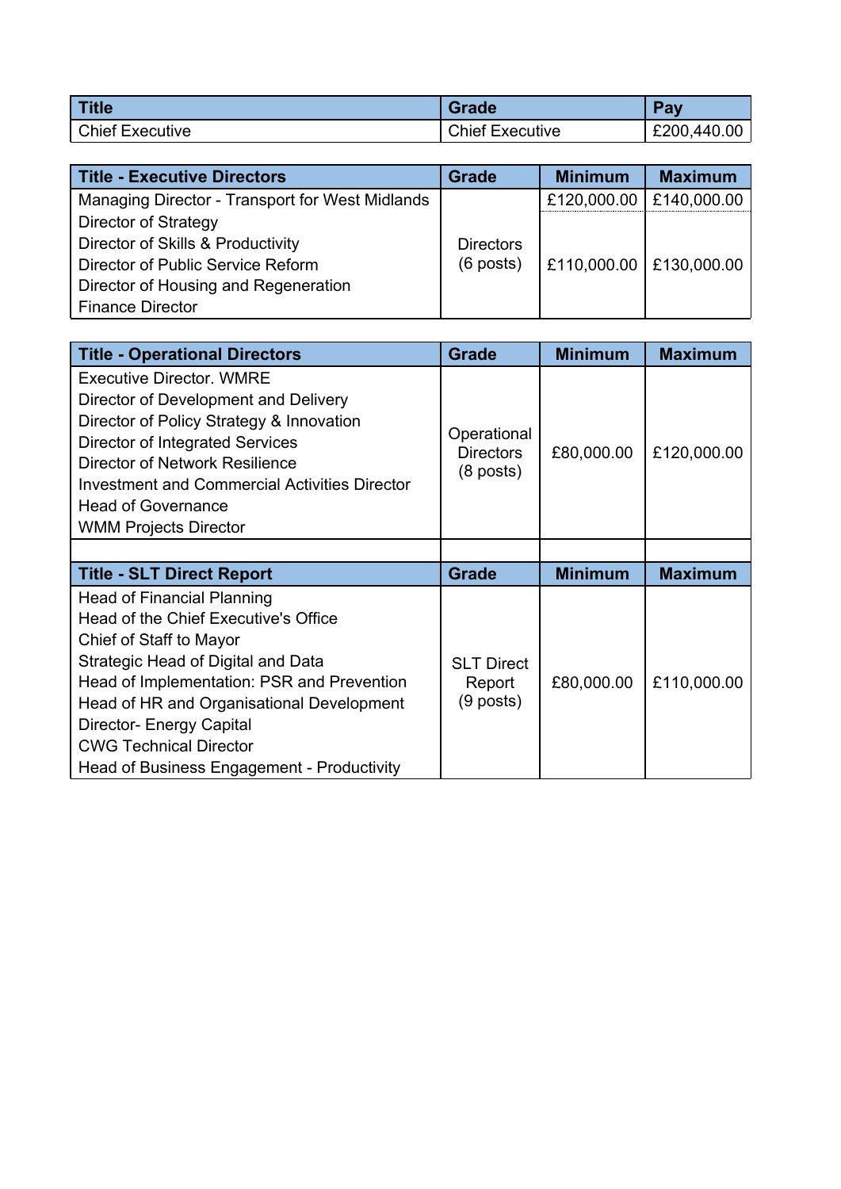| Title | Grade | Pay |
|---|---|---|
| Chief Executive | Chief Executive | £200,440.00 |

| Title - Executive Directors | Grade | Minimum | Maximum |
|---|---|---|---|
| Managing Director - Transport for West Midlands | Directors (6 posts) | £120,000.00 | £140,000.00 |
| Director of Strategy<br>Director of Skills & Productivity<br>Director of Public Service Reform<br>Director of Housing and Regeneration<br>Finance Director | | £110,000.00 | £130,000.00 |

| Title - Operational Directors | Grade | Minimum | Maximum |
|---|---|---|---|
| Executive Director. WMRE<br>Director of Development and Delivery<br>Director of Policy Strategy & Innovation<br>Director of Integrated Services<br>Director of Network Resilience<br>Investment and Commercial Activities Director<br>Head of Governance<br>WMM Projects Director | Operational Directors (8 posts) | £80,000.00 | £120,000.00 |

| Title - SLT Direct Report | Grade | Minimum | Maximum |
|---|---|---|---|
| Head of Financial Planning<br>Head of the Chief Executive's Office<br>Chief of Staff to Mayor<br>Strategic Head of Digital and Data<br>Head of Implementation: PSR and Prevention<br>Head of HR and Organisational Development<br>Director- Energy Capital<br>CWG Technical Director<br>Head of Business Engagement - Productivity | SLT Direct Report (9 posts) | £80,000.00 | £110,000.00 |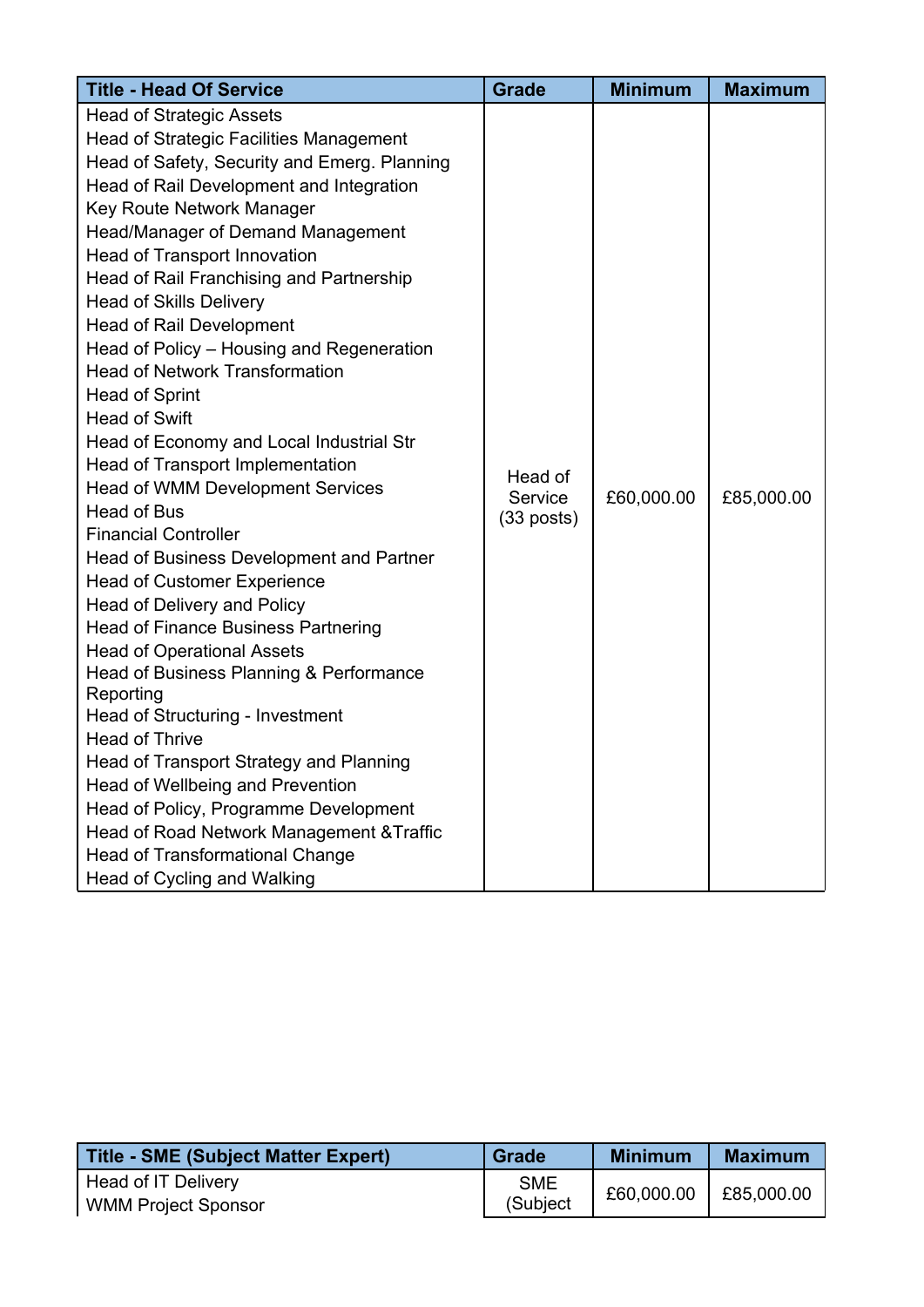| Title - Head Of Service | Grade | Minimum | Maximum |
| --- | --- | --- | --- |
| Head of Strategic Assets<br>Head of Strategic Facilities Management<br>Head of Safety, Security and Emerg. Planning<br>Head of Rail Development and Integration<br>Key Route Network Manager<br>Head/Manager of Demand Management<br>Head of Transport Innovation<br>Head of Rail Franchising and Partnership<br>Head of Skills Delivery<br>Head of Rail Development<br>Head of Policy – Housing and Regeneration<br>Head of Network Transformation<br>Head of Sprint<br>Head of Swift<br>Head of Economy and Local Industrial Str<br>Head of Transport Implementation<br>Head of WMM Development Services<br>Head of Bus<br>Financial Controller<br>Head of Business Development and Partner<br>Head of Customer Experience<br>Head of Delivery and Policy<br>Head of Finance Business Partnering<br>Head of Operational Assets<br>Head of Business Planning & Performance Reporting<br>Head of Structuring - Investment<br>Head of Thrive<br>Head of Transport Strategy and Planning<br>Head of Wellbeing and Prevention<br>Head of Policy, Programme Development<br>Head of Road Network Management &Traffic<br>Head of Transformational Change<br>Head of Cycling and Walking | Head of Service (33 posts) | £60,000.00 | £85,000.00 |

| Title - SME (Subject Matter Expert) | Grade | Minimum | Maximum |
| --- | --- | --- | --- |
| Head of IT Delivery<br>WMM Project Sponsor | SME (Subject | £60,000.00 | £85,000.00 |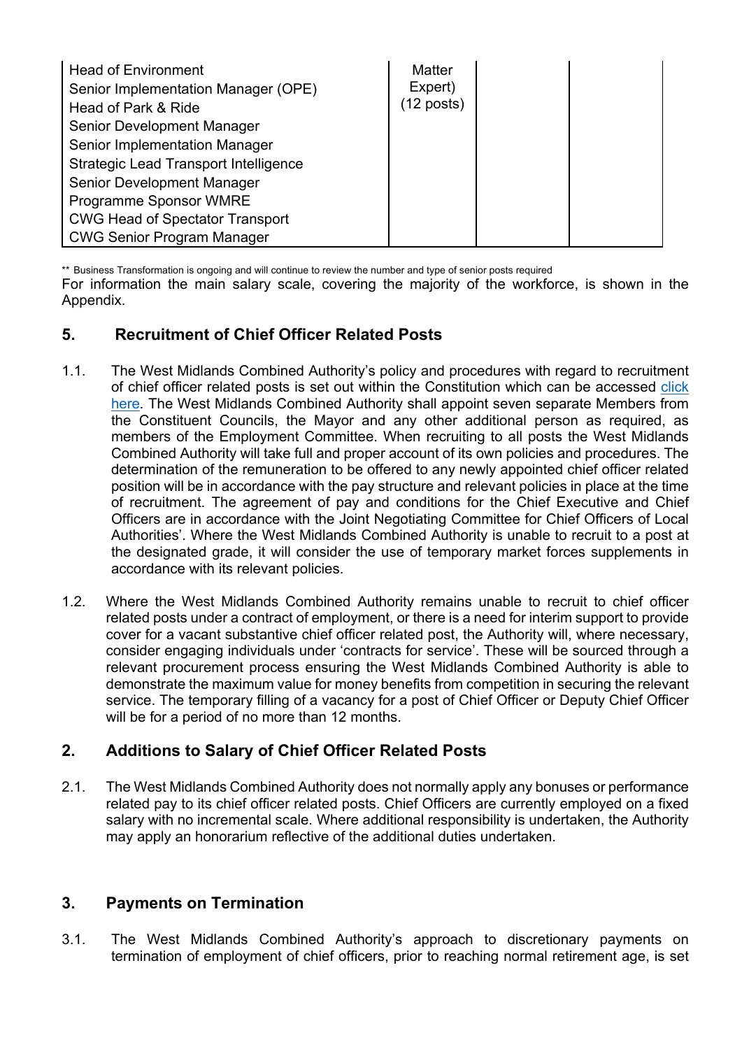| | | | |
|---|---|---|---|
| Head of Environment<br>Senior Implementation Manager (OPE)<br>Head of Park & Ride<br>Senior Development Manager<br>Senior Implementation Manager<br>Strategic Lead Transport Intelligence<br>Senior Development Manager<br>Programme Sponsor WMRE<br>CWG Head of Spectator Transport<br>CWG Senior Program Manager | Matter Expert)<br>(12 posts) | | |

** Business Transformation is ongoing and will continue to review the number and type of senior posts required

For information the main salary scale, covering the majority of the workforce, is shown in the Appendix.

## 5. Recruitment of Chief Officer Related Posts

1.1. The West Midlands Combined Authority's policy and procedures with regard to recruitment of chief officer related posts is set out within the Constitution which can be accessed click here. The West Midlands Combined Authority shall appoint seven separate Members from the Constituent Councils, the Mayor and any other additional person as required, as members of the Employment Committee. When recruiting to all posts the West Midlands Combined Authority will take full and proper account of its own policies and procedures. The determination of the remuneration to be offered to any newly appointed chief officer related position will be in accordance with the pay structure and relevant policies in place at the time of recruitment. The agreement of pay and conditions for the Chief Executive and Chief Officers are in accordance with the Joint Negotiating Committee for Chief Officers of Local Authorities'. Where the West Midlands Combined Authority is unable to recruit to a post at the designated grade, it will consider the use of temporary market forces supplements in accordance with its relevant policies.

1.2. Where the West Midlands Combined Authority remains unable to recruit to chief officer related posts under a contract of employment, or there is a need for interim support to provide cover for a vacant substantive chief officer related post, the Authority will, where necessary, consider engaging individuals under 'contracts for service'. These will be sourced through a relevant procurement process ensuring the West Midlands Combined Authority is able to demonstrate the maximum value for money benefits from competition in securing the relevant service. The temporary filling of a vacancy for a post of Chief Officer or Deputy Chief Officer will be for a period of no more than 12 months.

## 2. Additions to Salary of Chief Officer Related Posts

2.1. The West Midlands Combined Authority does not normally apply any bonuses or performance related pay to its chief officer related posts. Chief Officers are currently employed on a fixed salary with no incremental scale. Where additional responsibility is undertaken, the Authority may apply an honorarium reflective of the additional duties undertaken.

## 3. Payments on Termination

3.1. The West Midlands Combined Authority's approach to discretionary payments on termination of employment of chief officers, prior to reaching normal retirement age, is set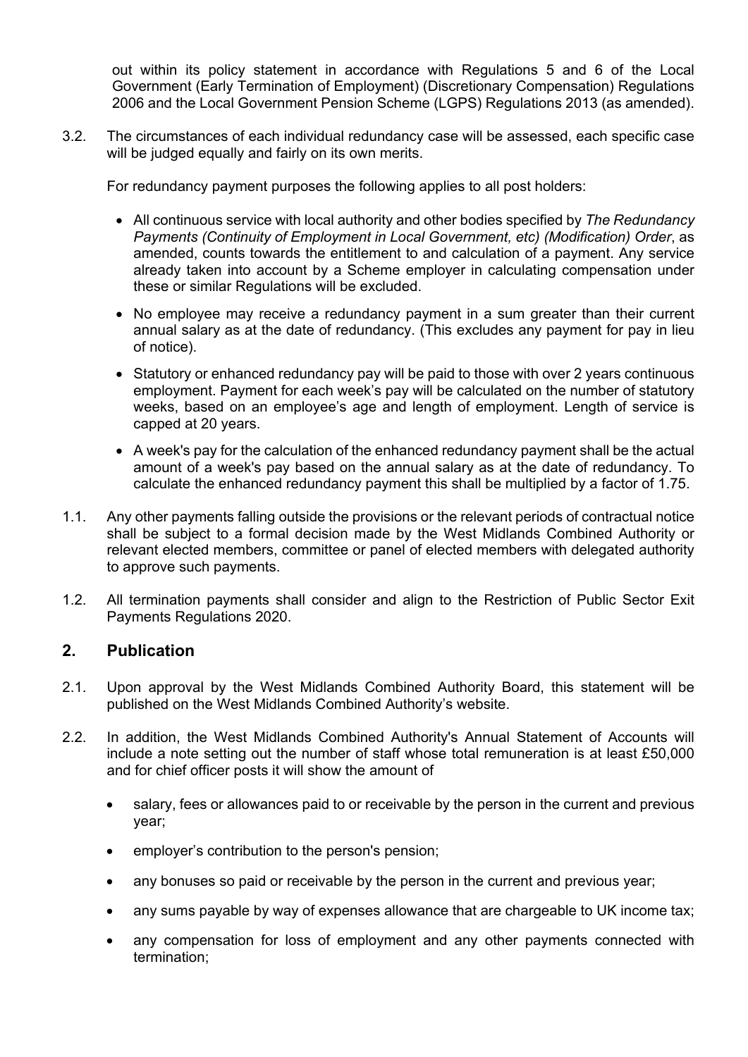out within its policy statement in accordance with Regulations 5 and 6 of the Local Government (Early Termination of Employment) (Discretionary Compensation) Regulations 2006 and the Local Government Pension Scheme (LGPS) Regulations 2013 (as amended).

3.2. The circumstances of each individual redundancy case will be assessed, each specific case will be judged equally and fairly on its own merits.

For redundancy payment purposes the following applies to all post holders:

- All continuous service with local authority and other bodies specified by *The Redundancy Payments (Continuity of Employment in Local Government, etc) (Modification) Order*, as amended, counts towards the entitlement to and calculation of a payment. Any service already taken into account by a Scheme employer in calculating compensation under these or similar Regulations will be excluded.
- No employee may receive a redundancy payment in a sum greater than their current annual salary as at the date of redundancy. (This excludes any payment for pay in lieu of notice).
- Statutory or enhanced redundancy pay will be paid to those with over 2 years continuous employment. Payment for each week's pay will be calculated on the number of statutory weeks, based on an employee's age and length of employment. Length of service is capped at 20 years.
- A week's pay for the calculation of the enhanced redundancy payment shall be the actual amount of a week's pay based on the annual salary as at the date of redundancy. To calculate the enhanced redundancy payment this shall be multiplied by a factor of 1.75.

1.1. Any other payments falling outside the provisions or the relevant periods of contractual notice shall be subject to a formal decision made by the West Midlands Combined Authority or relevant elected members, committee or panel of elected members with delegated authority to approve such payments.

1.2. All termination payments shall consider and align to the Restriction of Public Sector Exit Payments Regulations 2020.

## 2. Publication

2.1. Upon approval by the West Midlands Combined Authority Board, this statement will be published on the West Midlands Combined Authority's website.

2.2. In addition, the West Midlands Combined Authority's Annual Statement of Accounts will include a note setting out the number of staff whose total remuneration is at least £50,000 and for chief officer posts it will show the amount of

- salary, fees or allowances paid to or receivable by the person in the current and previous year;
- employer's contribution to the person's pension;
- any bonuses so paid or receivable by the person in the current and previous year;
- any sums payable by way of expenses allowance that are chargeable to UK income tax;
- any compensation for loss of employment and any other payments connected with termination;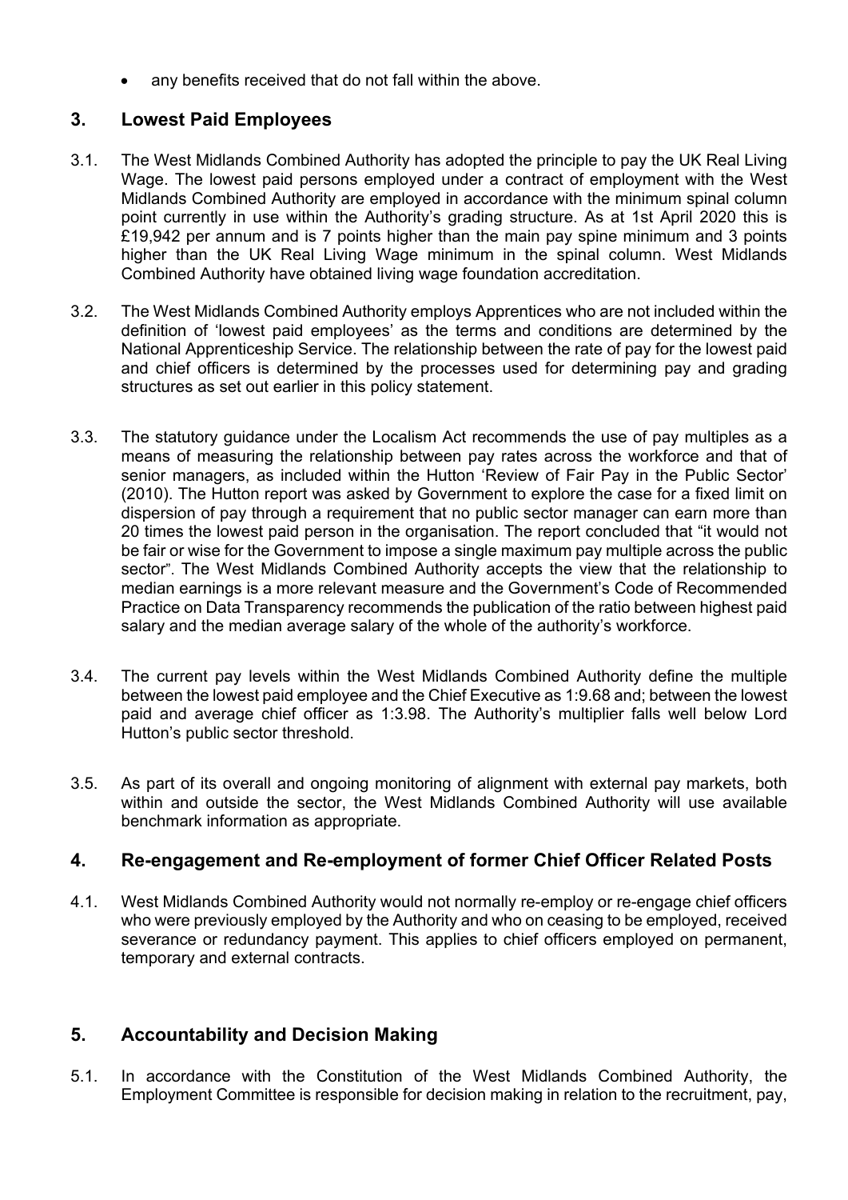- any benefits received that do not fall within the above.

## 3. Lowest Paid Employees

3.1. The West Midlands Combined Authority has adopted the principle to pay the UK Real Living Wage. The lowest paid persons employed under a contract of employment with the West Midlands Combined Authority are employed in accordance with the minimum spinal column point currently in use within the Authority's grading structure. As at 1st April 2020 this is £19,942 per annum and is 7 points higher than the main pay spine minimum and 3 points higher than the UK Real Living Wage minimum in the spinal column. West Midlands Combined Authority have obtained living wage foundation accreditation.

3.2. The West Midlands Combined Authority employs Apprentices who are not included within the definition of 'lowest paid employees' as the terms and conditions are determined by the National Apprenticeship Service. The relationship between the rate of pay for the lowest paid and chief officers is determined by the processes used for determining pay and grading structures as set out earlier in this policy statement.

3.3. The statutory guidance under the Localism Act recommends the use of pay multiples as a means of measuring the relationship between pay rates across the workforce and that of senior managers, as included within the Hutton 'Review of Fair Pay in the Public Sector' (2010). The Hutton report was asked by Government to explore the case for a fixed limit on dispersion of pay through a requirement that no public sector manager can earn more than 20 times the lowest paid person in the organisation. The report concluded that "it would not be fair or wise for the Government to impose a single maximum pay multiple across the public sector". The West Midlands Combined Authority accepts the view that the relationship to median earnings is a more relevant measure and the Government's Code of Recommended Practice on Data Transparency recommends the publication of the ratio between highest paid salary and the median average salary of the whole of the authority's workforce.

3.4. The current pay levels within the West Midlands Combined Authority define the multiple between the lowest paid employee and the Chief Executive as 1:9.68 and; between the lowest paid and average chief officer as 1:3.98. The Authority's multiplier falls well below Lord Hutton's public sector threshold.

3.5. As part of its overall and ongoing monitoring of alignment with external pay markets, both within and outside the sector, the West Midlands Combined Authority will use available benchmark information as appropriate.

## 4. Re-engagement and Re-employment of former Chief Officer Related Posts

4.1. West Midlands Combined Authority would not normally re-employ or re-engage chief officers who were previously employed by the Authority and who on ceasing to be employed, received severance or redundancy payment. This applies to chief officers employed on permanent, temporary and external contracts.

## 5. Accountability and Decision Making

5.1. In accordance with the Constitution of the West Midlands Combined Authority, the Employment Committee is responsible for decision making in relation to the recruitment, pay,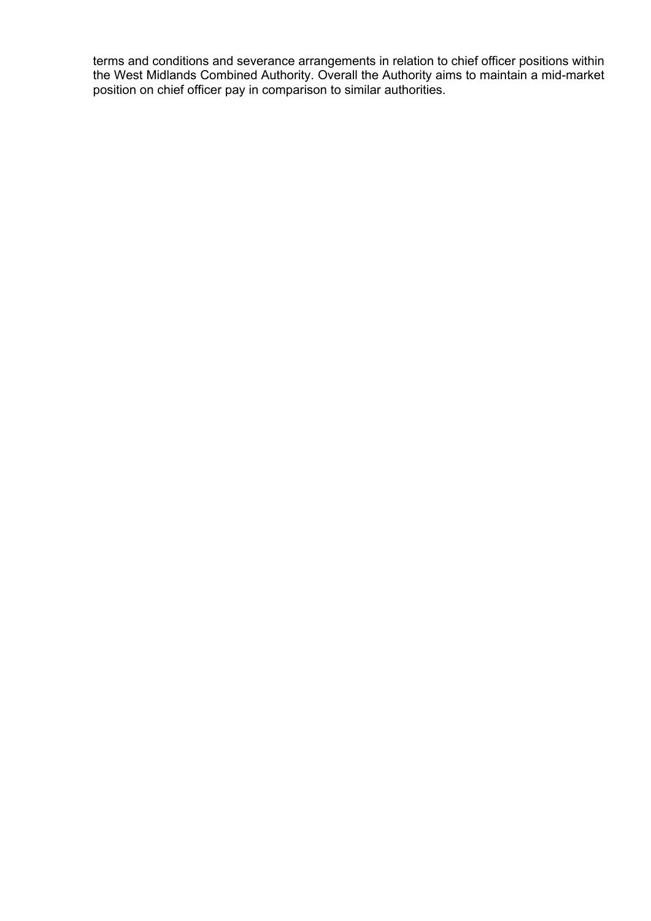terms and conditions and severance arrangements in relation to chief officer positions within the West Midlands Combined Authority. Overall the Authority aims to maintain a mid-market position on chief officer pay in comparison to similar authorities.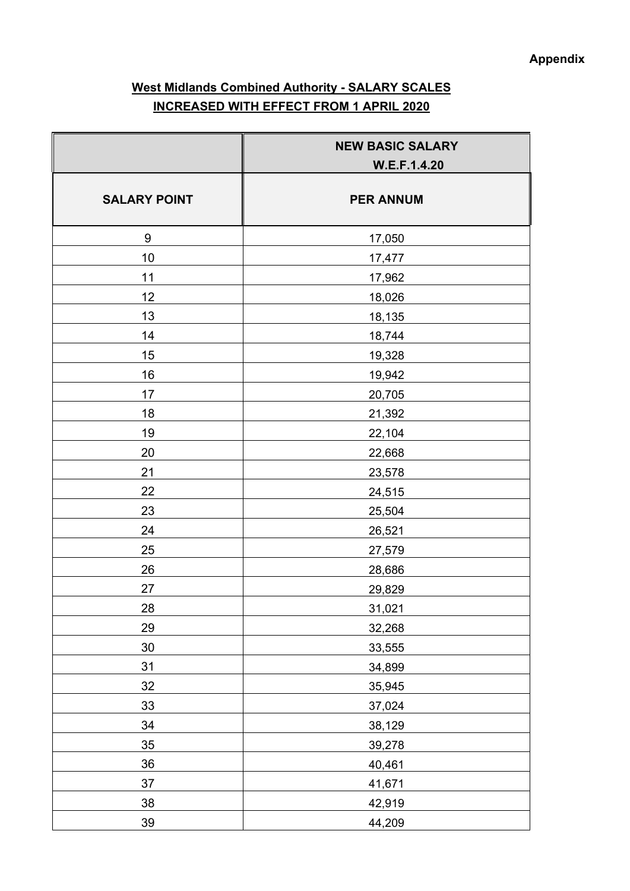**Appendix**

## West Midlands Combined Authority - SALARY SCALES
## INCREASED WITH EFFECT FROM 1 APRIL 2020

| | NEW BASIC SALARY W.E.F.1.4.20 |
|---|---|
| **SALARY POINT** | **PER ANNUM** |
| 9 | 17,050 |
| 10 | 17,477 |
| 11 | 17,962 |
| 12 | 18,026 |
| 13 | 18,135 |
| 14 | 18,744 |
| 15 | 19,328 |
| 16 | 19,942 |
| 17 | 20,705 |
| 18 | 21,392 |
| 19 | 22,104 |
| 20 | 22,668 |
| 21 | 23,578 |
| 22 | 24,515 |
| 23 | 25,504 |
| 24 | 26,521 |
| 25 | 27,579 |
| 26 | 28,686 |
| 27 | 29,829 |
| 28 | 31,021 |
| 29 | 32,268 |
| 30 | 33,555 |
| 31 | 34,899 |
| 32 | 35,945 |
| 33 | 37,024 |
| 34 | 38,129 |
| 35 | 39,278 |
| 36 | 40,461 |
| 37 | 41,671 |
| 38 | 42,919 |
| 39 | 44,209 |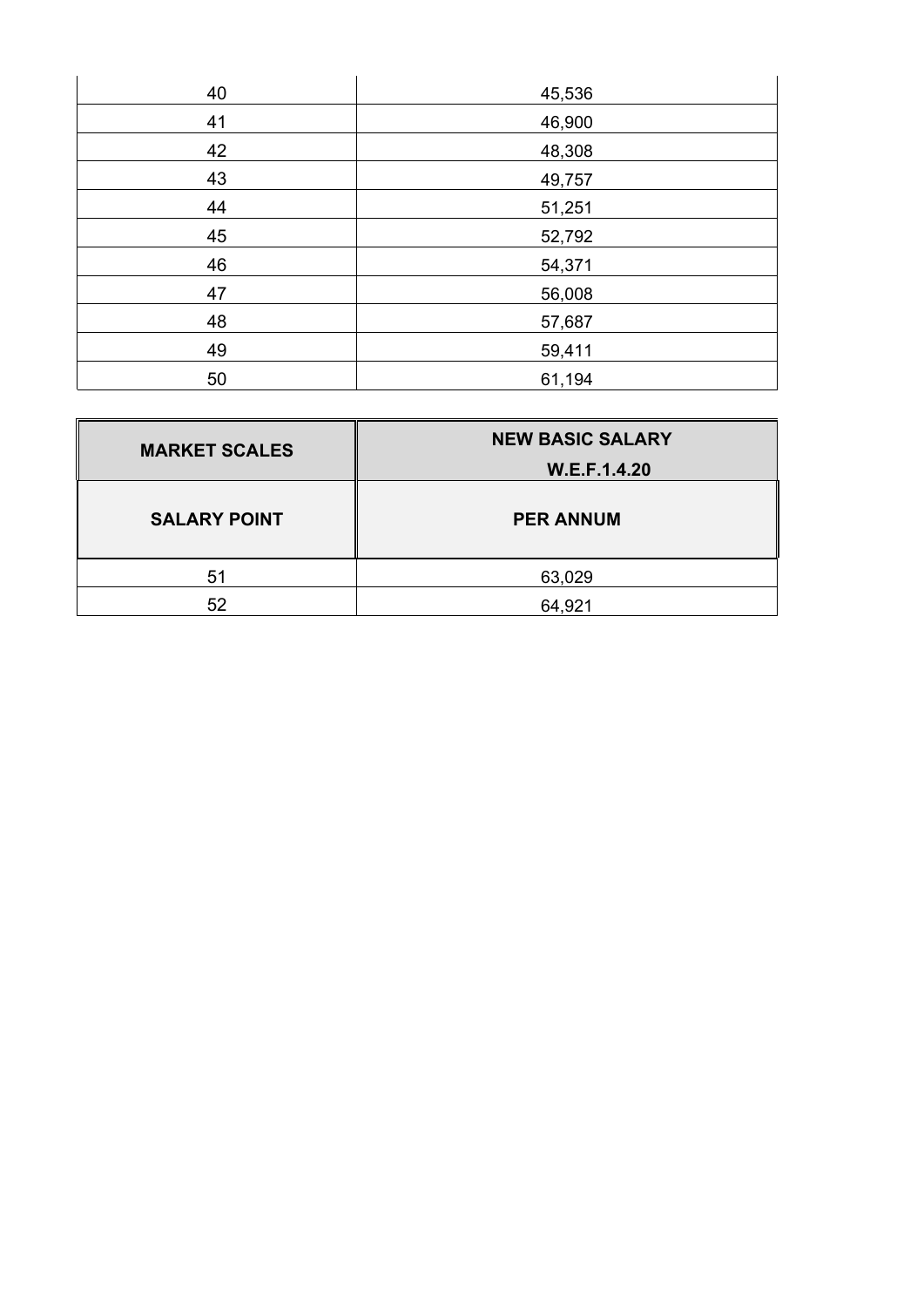| | |
|---|---|
| 40 | 45,536 |
| 41 | 46,900 |
| 42 | 48,308 |
| 43 | 49,757 |
| 44 | 51,251 |
| 45 | 52,792 |
| 46 | 54,371 |
| 47 | 56,008 |
| 48 | 57,687 |
| 49 | 59,411 |
| 50 | 61,194 |

| MARKET SCALES | NEW BASIC SALARY W.E.F.1.4.20 |
|---|---|
| **SALARY POINT** | **PER ANNUM** |
| 51 | 63,029 |
| 52 | 64,921 |